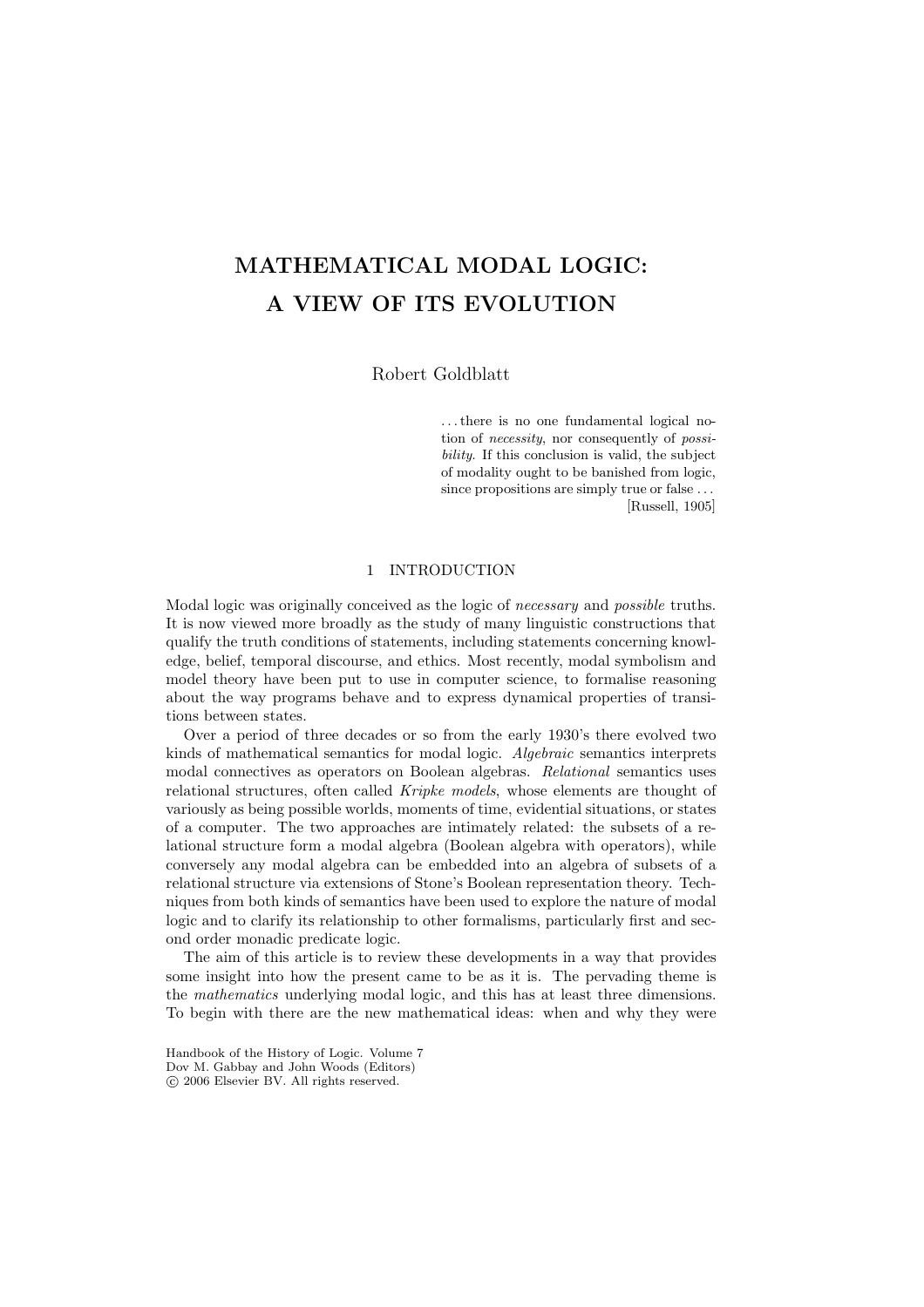# MATHEMATICAL MODAL LOGIC: A VIEW OF ITS EVOLUTION

Robert Goldblatt

> ...there is no one fundamental logical notion of *necessity*, nor consequently of *possibility*. If this conclusion is valid, the subject of modality ought to be banished from logic, since propositions are simply true or false ...
> [Russell, 1905]

## 1 INTRODUCTION

Modal logic was originally conceived as the logic of *necessary* and *possible* truths. It is now viewed more broadly as the study of many linguistic constructions that qualify the truth conditions of statements, including statements concerning knowledge, belief, temporal discourse, and ethics. Most recently, modal symbolism and model theory have been put to use in computer science, to formalise reasoning about the way programs behave and to express dynamical properties of transitions between states.

Over a period of three decades or so from the early 1930's there evolved two kinds of mathematical semantics for modal logic. *Algebraic* semantics interprets modal connectives as operators on Boolean algebras. *Relational* semantics uses relational structures, often called *Kripke models*, whose elements are thought of variously as being possible worlds, moments of time, evidential situations, or states of a computer. The two approaches are intimately related: the subsets of a relational structure form a modal algebra (Boolean algebra with operators), while conversely any modal algebra can be embedded into an algebra of subsets of a relational structure via extensions of Stone's Boolean representation theory. Techniques from both kinds of semantics have been used to explore the nature of modal logic and to clarify its relationship to other formalisms, particularly first and second order monadic predicate logic.

The aim of this article is to review these developments in a way that provides some insight into how the present came to be as it is. The pervading theme is the *mathematics* underlying modal logic, and this has at least three dimensions. To begin with there are the new mathematical ideas: when and why they were

Handbook of the History of Logic. Volume 7
Dov M. Gabbay and John Woods (Editors)
© 2006 Elsevier BV. All rights reserved.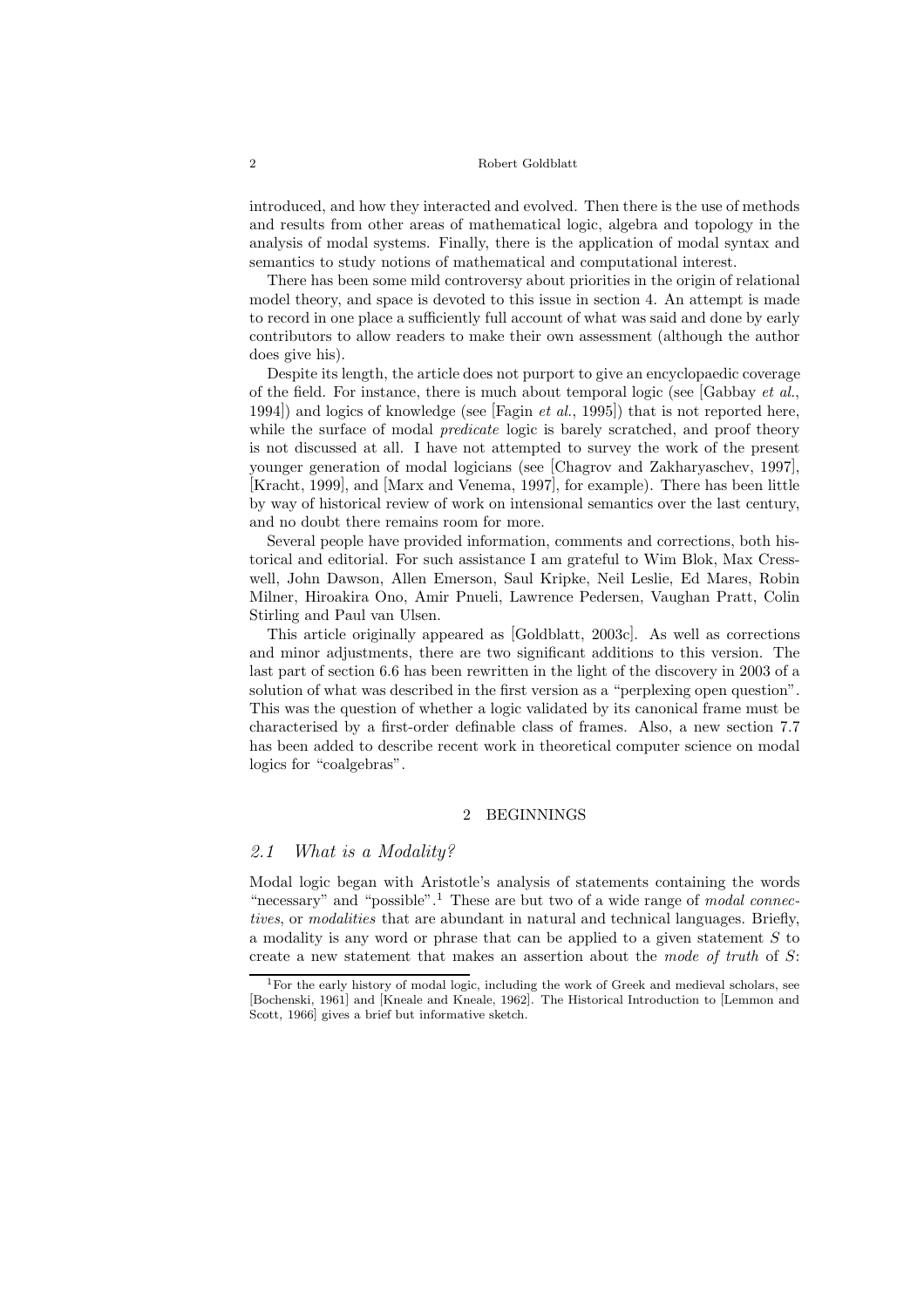introduced, and how they interacted and evolved. Then there is the use of methods and results from other areas of mathematical logic, algebra and topology in the analysis of modal systems. Finally, there is the application of modal syntax and semantics to study notions of mathematical and computational interest.

There has been some mild controversy about priorities in the origin of relational model theory, and space is devoted to this issue in section 4. An attempt is made to record in one place a sufficiently full account of what was said and done by early contributors to allow readers to make their own assessment (although the author does give his).

Despite its length, the article does not purport to give an encyclopaedic coverage of the field. For instance, there is much about temporal logic (see [Gabbay *et al.*, 1994]) and logics of knowledge (see [Fagin *et al.*, 1995]) that is not reported here, while the surface of modal *predicate* logic is barely scratched, and proof theory is not discussed at all. I have not attempted to survey the work of the present younger generation of modal logicians (see [Chagrov and Zakharyaschev, 1997], [Kracht, 1999], and [Marx and Venema, 1997], for example). There has been little by way of historical review of work on intensional semantics over the last century, and no doubt there remains room for more.

Several people have provided information, comments and corrections, both historical and editorial. For such assistance I am grateful to Wim Blok, Max Cresswell, John Dawson, Allen Emerson, Saul Kripke, Neil Leslie, Ed Mares, Robin Milner, Hiroakira Ono, Amir Pnueli, Lawrence Pedersen, Vaughan Pratt, Colin Stirling and Paul van Ulsen.

This article originally appeared as [Goldblatt, 2003c]. As well as corrections and minor adjustments, there are two significant additions to this version. The last part of section 6.6 has been rewritten in the light of the discovery in 2003 of a solution of what was described in the first version as a "perplexing open question". This was the question of whether a logic validated by its canonical frame must be characterised by a first-order definable class of frames. Also, a new section 7.7 has been added to describe recent work in theoretical computer science on modal logics for "coalgebras".

## 2 BEGINNINGS

### *2.1 What is a Modality?*

Modal logic began with Aristotle's analysis of statements containing the words "necessary" and "possible".[1] These are but two of a wide range of *modal connectives*, or *modalities* that are abundant in natural and technical languages. Briefly, a modality is any word or phrase that can be applied to a given statement $S$ to create a new statement that makes an assertion about the *mode of truth* of $S$:

[1] For the early history of modal logic, including the work of Greek and medieval scholars, see [Bochenski, 1961] and [Kneale and Kneale, 1962]. The Historical Introduction to [Lemmon and Scott, 1966] gives a brief but informative sketch.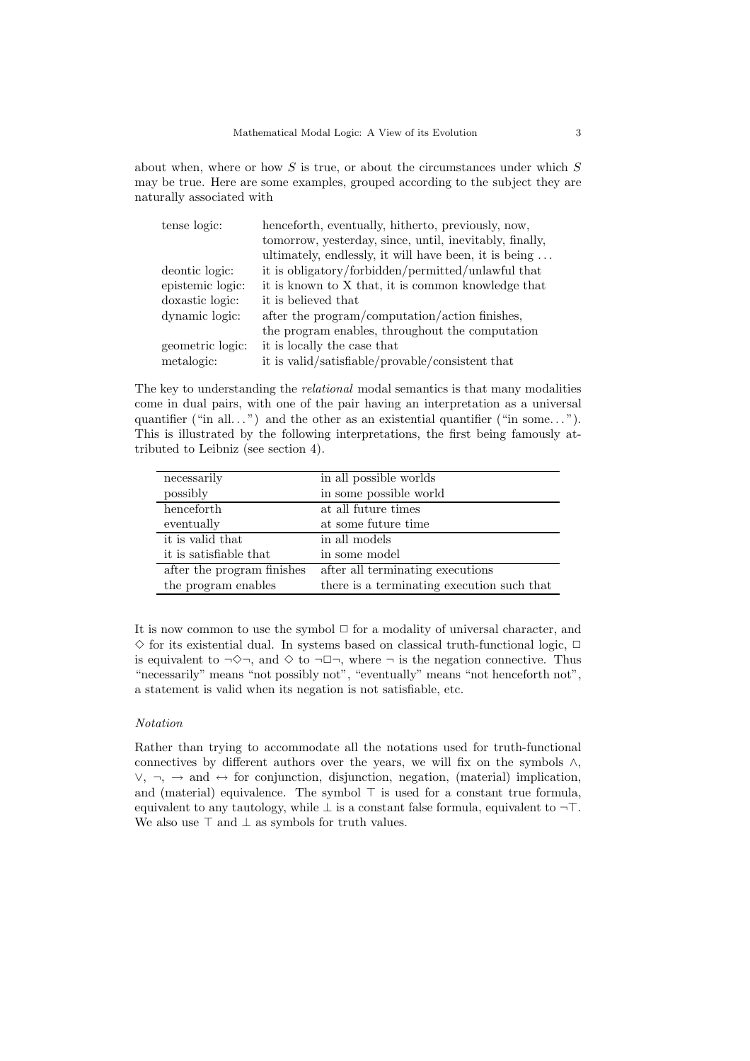about when, where or how $S$ is true, or about the circumstances under which $S$ may be true. Here are some examples, grouped according to the subject they are naturally associated with

| | |
|---|---|
| tense logic: | henceforth, eventually, hitherto, previously, now, tomorrow, yesterday, since, until, inevitably, finally, ultimately, endlessly, it will have been, it is being ... |
| deontic logic: | it is obligatory/forbidden/permitted/unlawful that |
| epistemic logic: | it is known to X that, it is common knowledge that |
| doxastic logic: | it is believed that |
| dynamic logic: | after the program/computation/action finishes, the program enables, throughout the computation |
| geometric logic: | it is locally the case that |
| metalogic: | it is valid/satisfiable/provable/consistent that |

The key to understanding the *relational* modal semantics is that many modalities come in dual pairs, with one of the pair having an interpretation as a universal quantifier ("in all...") and the other as an existential quantifier ("in some..."). This is illustrated by the following interpretations, the first being famously attributed to Leibniz (see section 4).

| | |
|---|---|
| necessarily | in all possible worlds |
| possibly | in some possible world |
| henceforth | at all future times |
| eventually | at some future time |
| it is valid that | in all models |
| it is satisfiable that | in some model |
| after the program finishes | after all terminating executions |
| the program enables | there is a terminating execution such that |

It is now common to use the symbol $\Box$ for a modality of universal character, and $\Diamond$ for its existential dual. In systems based on classical truth-functional logic, $\Box$ is equivalent to $\neg\Diamond\neg$, and $\Diamond$ to $\neg\Box\neg$, where $\neg$ is the negation connective. Thus "necessarily" means "not possibly not", "eventually" means "not henceforth not", a statement is valid when its negation is not satisfiable, etc.

*Notation*

Rather than trying to accommodate all the notations used for truth-functional connectives by different authors over the years, we will fix on the symbols $\wedge$, $\vee$, $\neg$, $\rightarrow$ and $\leftrightarrow$ for conjunction, disjunction, negation, (material) implication, and (material) equivalence. The symbol $\top$ is used for a constant true formula, equivalent to any tautology, while $\bot$ is a constant false formula, equivalent to $\neg\top$. We also use $\top$ and $\bot$ as symbols for truth values.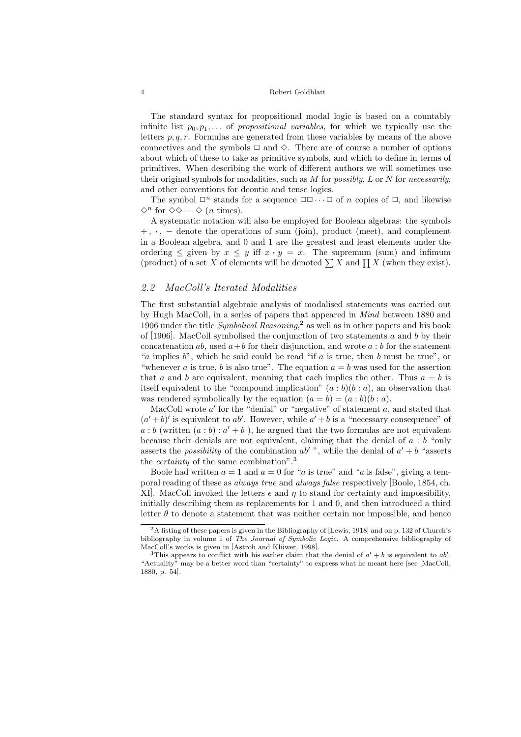The standard syntax for propositional modal logic is based on a countably infinite list $p_0, p_1, \ldots$ of *propositional variables*, for which we typically use the letters $p, q, r$. Formulas are generated from these variables by means of the above connectives and the symbols $\Box$ and $\Diamond$. There are of course a number of options about which of these to take as primitive symbols, and which to define in terms of primitives. When describing the work of different authors we will sometimes use their original symbols for modalities, such as $M$ for *possibly*, $L$ or $N$ for *necessarily*, and other conventions for deontic and tense logics.

The symbol $\Box^n$ stands for a sequence $\Box\Box\cdots\Box$ of $n$ copies of $\Box$, and likewise $\Diamond^n$ for $\Diamond\Diamond\cdots\Diamond$ ($n$ times).

A systematic notation will also be employed for Boolean algebras: the symbols $+$, $\cdot$, $-$ denote the operations of sum (join), product (meet), and complement in a Boolean algebra, and 0 and 1 are the greatest and least elements under the ordering $\leq$ given by $x \leq y$ iff $x \cdot y = x$. The supremum (sum) and infimum (product) of a set $X$ of elements will be denoted $\sum X$ and $\prod X$ (when they exist).

## *2.2 MacColl's Iterated Modalities*

The first substantial algebraic analysis of modalised statements was carried out by Hugh MacColl, in a series of papers that appeared in *Mind* between 1880 and 1906 under the title *Symbolical Reasoning*,[2] as well as in other papers and his book of [1906]. MacColl symbolised the conjunction of two statements $a$ and $b$ by their concatenation $ab$, used $a+b$ for their disjunction, and wrote $a : b$ for the statement "$a$ implies $b$", which he said could be read "if $a$ is true, then $b$ must be true", or "whenever $a$ is true, $b$ is also true". The equation $a = b$ was used for the assertion that $a$ and $b$ are equivalent, meaning that each implies the other. Thus $a = b$ is itself equivalent to the "compound implication" $(a : b)(b : a)$, an observation that was rendered symbolically by the equation $(a = b) = (a : b)(b : a)$.

MacColl wrote $a'$ for the "denial" or "negative" of statement $a$, and stated that $(a' + b)'$ is equivalent to $ab'$. However, while $a' + b$ is a "necessary consequence" of $a : b$ (written $(a : b) : a' + b$ ), he argued that the two formulas are not equivalent because their denials are not equivalent, claiming that the denial of $a : b$ "only asserts the *possibility* of the combination $ab'$ ", while the denial of $a' + b$ "asserts the *certainty* of the same combination".[3]

Boole had written $a = 1$ and $a = 0$ for "$a$ is true" and "$a$ is false", giving a temporal reading of these as *always true* and *always false* respectively [Boole, 1854, ch. XI]. MacColl invoked the letters $\epsilon$ and $\eta$ to stand for certainty and impossibility, initially describing them as replacements for 1 and 0, and then introduced a third letter $\theta$ to denote a statement that was neither certain nor impossible, and hence

---

[2] A listing of these papers is given in the Bibliography of [Lewis, 1918] and on p. 132 of Church's bibliography in volume 1 of *The Journal of Symbolic Logic*. A comprehensive bibliography of MacColl's works is given in [Astroh and Klüwer, 1998].

[3] This appears to conflict with his earlier claim that the denial of $a' + b$ is equivalent to $ab'$. "Actuality" may be a better word than "certainty" to express what he meant here (see [MacColl, 1880, p. 54].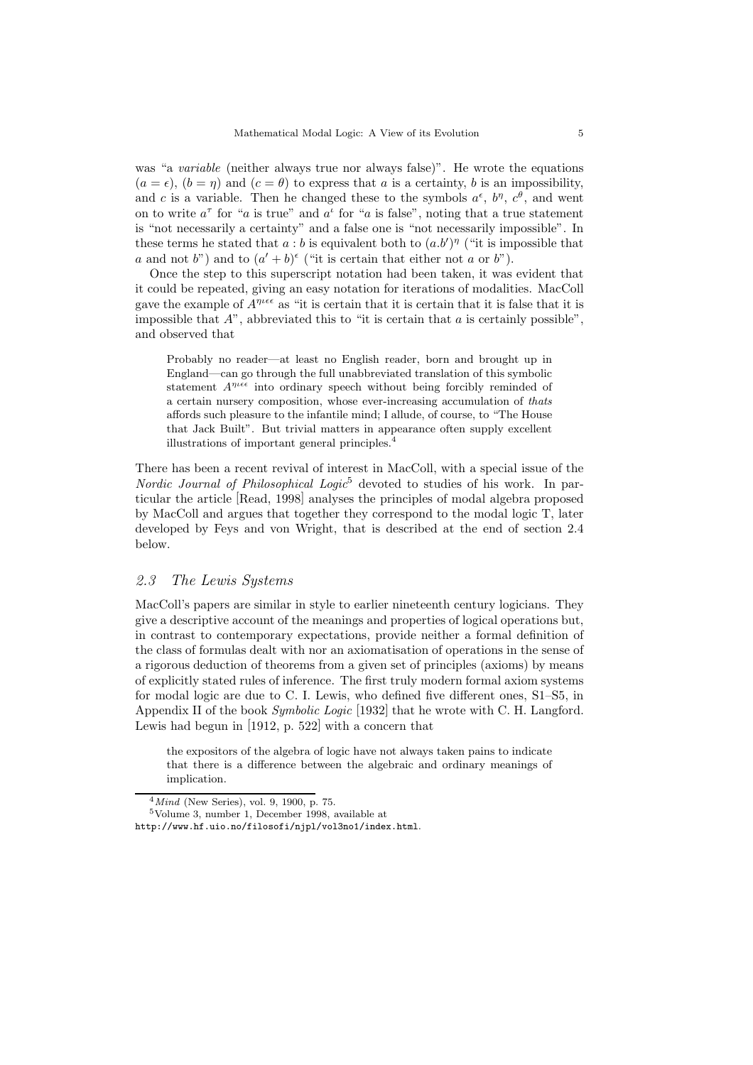was "a *variable* (neither always true nor always false)". He wrote the equations $(a = \epsilon)$, $(b = \eta)$ and $(c = \theta)$ to express that $a$ is a certainty, $b$ is an impossibility, and $c$ is a variable. Then he changed these to the symbols $a^\epsilon$, $b^\eta$, $c^\theta$, and went on to write $a^\tau$ for "$a$ is true" and $a^\iota$ for "$a$ is false", noting that a true statement is "not necessarily a certainty" and a false one is "not necessarily impossible". In these terms he stated that $a : b$ is equivalent both to $(a.b')^\eta$ ("it is impossible that $a$ and not $b$") and to $(a' + b)^\epsilon$ ("it is certain that either not $a$ or $b$").

Once the step to this superscript notation had been taken, it was evident that it could be repeated, giving an easy notation for iterations of modalities. MacColl gave the example of $A^{\eta\iota\epsilon\epsilon}$ as "it is certain that it is certain that it is false that it is impossible that $A$", abbreviated this to "it is certain that $a$ is certainly possible", and observed that

> Probably no reader—at least no English reader, born and brought up in England—can go through the full unabbreviated translation of this symbolic statement $A^{\eta\iota\epsilon\epsilon}$ into ordinary speech without being forcibly reminded of a certain nursery composition, whose ever-increasing accumulation of *thats* affords such pleasure to the infantile mind; I allude, of course, to "The House that Jack Built". But trivial matters in appearance often supply excellent illustrations of important general principles.[4]

There has been a recent revival of interest in MacColl, with a special issue of the *Nordic Journal of Philosophical Logic*[5] devoted to studies of his work. In particular the article [Read, 1998] analyses the principles of modal algebra proposed by MacColl and argues that together they correspond to the modal logic T, later developed by Feys and von Wright, that is described at the end of section 2.4 below.

### *2.3 The Lewis Systems*

MacColl's papers are similar in style to earlier nineteenth century logicians. They give a descriptive account of the meanings and properties of logical operations but, in contrast to contemporary expectations, provide neither a formal definition of the class of formulas dealt with nor an axiomatisation of operations in the sense of a rigorous deduction of theorems from a given set of principles (axioms) by means of explicitly stated rules of inference. The first truly modern formal axiom systems for modal logic are due to C. I. Lewis, who defined five different ones, S1–S5, in Appendix II of the book *Symbolic Logic* [1932] that he wrote with C. H. Langford. Lewis had begun in [1912, p. 522] with a concern that

> the expositors of the algebra of logic have not always taken pains to indicate that there is a difference between the algebraic and ordinary meanings of implication.

---

[4] *Mind* (New Series), vol. 9, 1900, p. 75.

[5] Volume 3, number 1, December 1998, available at `http://www.hf.uio.no/filosofi/njpl/vol3no1/index.html`.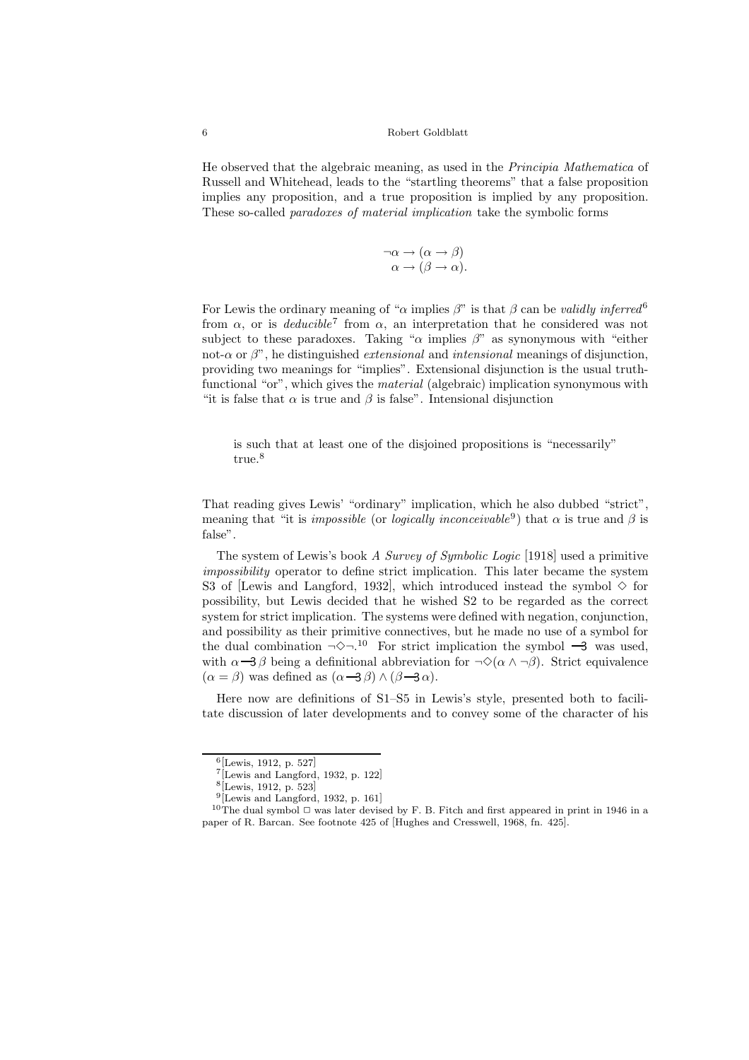He observed that the algebraic meaning, as used in the *Principia Mathematica* of Russell and Whitehead, leads to the "startling theorems" that a false proposition implies any proposition, and a true proposition is implied by any proposition. These so-called *paradoxes of material implication* take the symbolic forms

$$\neg\alpha \to (\alpha \to \beta)$$
$$\alpha \to (\beta \to \alpha).$$

For Lewis the ordinary meaning of "$\alpha$ implies $\beta$" is that $\beta$ can be *validly inferred*[6] from $\alpha$, or is *deducible*[7] from $\alpha$, an interpretation that he considered was not subject to these paradoxes. Taking "$\alpha$ implies $\beta$" as synonymous with "either not-$\alpha$ or $\beta$", he distinguished *extensional* and *intensional* meanings of disjunction, providing two meanings for "implies". Extensional disjunction is the usual truth-functional "or", which gives the *material* (algebraic) implication synonymous with "it is false that $\alpha$ is true and $\beta$ is false". Intensional disjunction

> is such that at least one of the disjoined propositions is "necessarily" true.[8]

That reading gives Lewis' "ordinary" implication, which he also dubbed "strict", meaning that "it is *impossible* (or *logically inconceivable*[9]) that $\alpha$ is true and $\beta$ is false".

The system of Lewis's book *A Survey of Symbolic Logic* [1918] used a primitive *impossibility* operator to define strict implication. This later became the system S3 of [Lewis and Langford, 1932], which introduced instead the symbol $\Diamond$ for possibility, but Lewis decided that he wished S2 to be regarded as the correct system for strict implication. The systems were defined with negation, conjunction, and possibility as their primitive connectives, but he made no use of a symbol for the dual combination $\neg\Diamond\neg$.[10] For strict implication the symbol $\prec$ was used, with $\alpha \prec \beta$ being a definitional abbreviation for $\neg\Diamond(\alpha \land \neg\beta)$. Strict equivalence $(\alpha = \beta)$ was defined as $(\alpha \prec \beta) \land (\beta \prec \alpha)$.

Here now are definitions of S1–S5 in Lewis's style, presented both to facilitate discussion of later developments and to convey some of the character of his

---

[6] [Lewis, 1912, p. 527]

[7] [Lewis and Langford, 1932, p. 122]

[8] [Lewis, 1912, p. 523]

[9] [Lewis and Langford, 1932, p. 161]

[10] The dual symbol $\Box$ was later devised by F. B. Fitch and first appeared in print in 1946 in a paper of R. Barcan. See footnote 425 of [Hughes and Cresswell, 1968, fn. 425].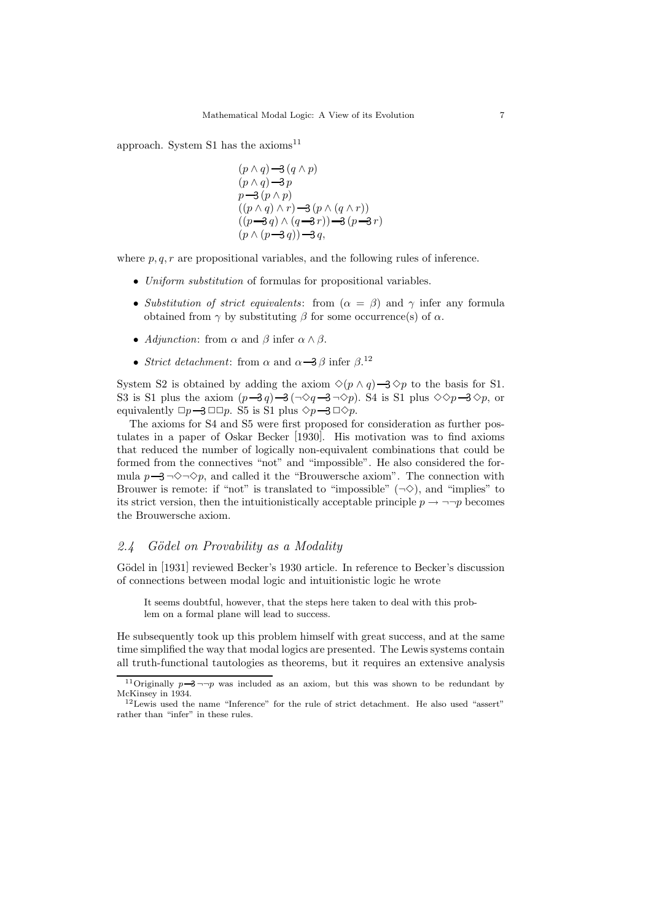approach. System S1 has the axioms[11]

$$
\begin{array}{l}
(p \wedge q) \multimap (q \wedge p) \\
(p \wedge q) \multimap p \\
p \multimap (p \wedge p) \\
((p \wedge q) \wedge r) \multimap (p \wedge (q \wedge r)) \\
((p \multimap q) \wedge (q \multimap r)) \multimap (p \multimap r) \\
(p \wedge (p \multimap q)) \multimap q,
\end{array}
$$

where $p, q, r$ are propositional variables, and the following rules of inference.

- *Uniform substitution* of formulas for propositional variables.
- *Substitution of strict equivalents*: from $(\alpha = \beta)$ and $\gamma$ infer any formula obtained from $\gamma$ by substituting $\beta$ for some occurrence(s) of $\alpha$.
- *Adjunction*: from $\alpha$ and $\beta$ infer $\alpha \wedge \beta$.
- *Strict detachment*: from $\alpha$ and $\alpha \multimap \beta$ infer $\beta$.[12]

System S2 is obtained by adding the axiom $\Diamond(p \wedge q) \multimap \Diamond p$ to the basis for S1. S3 is S1 plus the axiom $(p \multimap q) \multimap (\neg\Diamond q \multimap \neg\Diamond p)$. S4 is S1 plus $\Diamond\Diamond p \multimap \Diamond p$, or equivalently $\Box p \multimap \Box\Box p$. S5 is S1 plus $\Diamond p \multimap \Box\Diamond p$.

The axioms for S4 and S5 were first proposed for consideration as further postulates in a paper of Oskar Becker [1930]. His motivation was to find axioms that reduced the number of logically non-equivalent combinations that could be formed from the connectives "not" and "impossible". He also considered the formula $p \multimap \neg\Diamond\neg\Diamond p$, and called it the "Brouwersche axiom". The connection with Brouwer is remote: if "not" is translated to "impossible" $(\neg\Diamond)$, and "implies" to its strict version, then the intuitionistically acceptable principle $p \to \neg\neg p$ becomes the Brouwersche axiom.

## 2.4 Gödel on Provability as a Modality

Gödel in [1931] reviewed Becker's 1930 article. In reference to Becker's discussion of connections between modal logic and intuitionistic logic he wrote

> It seems doubtful, however, that the steps here taken to deal with this problem on a formal plane will lead to success.

He subsequently took up this problem himself with great success, and at the same time simplified the way that modal logics are presented. The Lewis systems contain all truth-functional tautologies as theorems, but it requires an extensive analysis

[11] Originally $p \multimap \neg\neg p$ was included as an axiom, but this was shown to be redundant by McKinsey in 1934.

[12] Lewis used the name "Inference" for the rule of strict detachment. He also used "assert" rather than "infer" in these rules.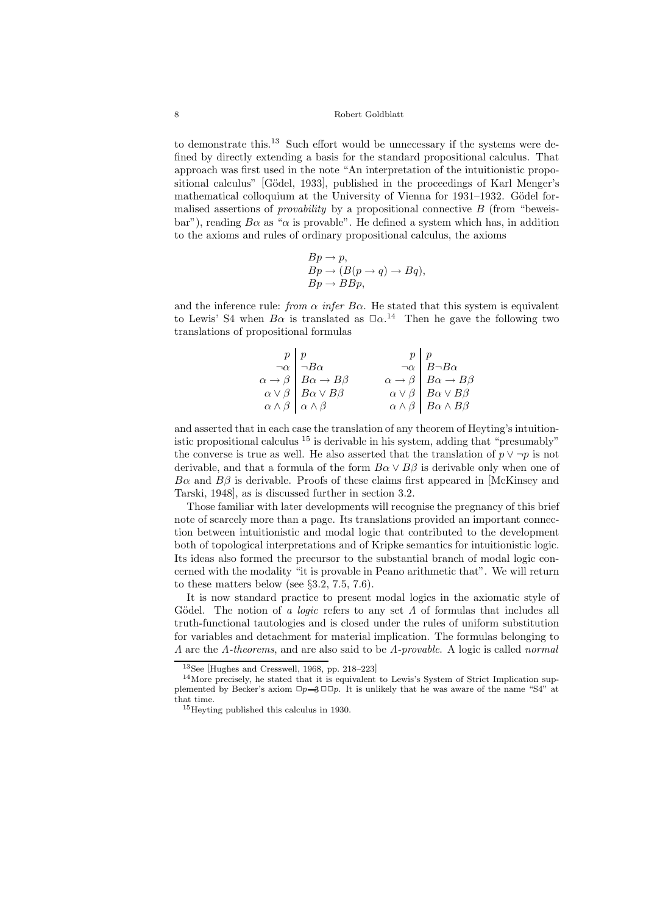to demonstrate this.[13] Such effort would be unnecessary if the systems were defined by directly extending a basis for the standard propositional calculus. That approach was first used in the note "An interpretation of the intuitionistic propositional calculus" [Gödel, 1933], published in the proceedings of Karl Menger's mathematical colloquium at the University of Vienna for 1931–1932. Gödel formalised assertions of *provability* by a propositional connective $B$ (from "beweisbar"), reading $B\alpha$ as "$\alpha$ is provable". He defined a system which has, in addition to the axioms and rules of ordinary propositional calculus, the axioms

$$
\begin{aligned}
&Bp \to p,\\
&Bp \to (B(p \to q) \to Bq),\\
&Bp \to BBp,
\end{aligned}
$$

and the inference rule: *from $\alpha$ infer $B\alpha$*. He stated that this system is equivalent to Lewis' S4 when $B\alpha$ is translated as $\Box\alpha$.[14] Then he gave the following two translations of propositional formulas

$$
\begin{array}{r|l}
p & p\\
\neg\alpha & \neg B\alpha\\
\alpha \to \beta & B\alpha \to B\beta\\
\alpha \vee \beta & B\alpha \vee B\beta\\
\alpha \wedge \beta & \alpha \wedge \beta
\end{array}
\qquad\qquad
\begin{array}{r|l}
p & p\\
\neg\alpha & B\neg B\alpha\\
\alpha \to \beta & B\alpha \to B\beta\\
\alpha \vee \beta & B\alpha \vee B\beta\\
\alpha \wedge \beta & B\alpha \wedge B\beta
\end{array}
$$

and asserted that in each case the translation of any theorem of Heyting's intuitionistic propositional calculus [15] is derivable in his system, adding that "presumably" the converse is true as well. He also asserted that the translation of $p \vee \neg p$ is not derivable, and that a formula of the form $B\alpha \vee B\beta$ is derivable only when one of $B\alpha$ and $B\beta$ is derivable. Proofs of these claims first appeared in [McKinsey and Tarski, 1948], as is discussed further in section 3.2.

Those familiar with later developments will recognise the pregnancy of this brief note of scarcely more than a page. Its translations provided an important connection between intuitionistic and modal logic that contributed to the development both of topological interpretations and of Kripke semantics for intuitionistic logic. Its ideas also formed the precursor to the substantial branch of modal logic concerned with the modality "it is provable in Peano arithmetic that". We will return to these matters below (see §3.2, 7.5, 7.6).

It is now standard practice to present modal logics in the axiomatic style of Gödel. The notion of *a logic* refers to any set $\Lambda$ of formulas that includes all truth-functional tautologies and is closed under the rules of uniform substitution for variables and detachment for material implication. The formulas belonging to $\Lambda$ are the *$\Lambda$-theorems*, and are also said to be *$\Lambda$-provable*. A logic is called *normal*

---

[13] See [Hughes and Cresswell, 1968, pp. 218–223]

[14] More precisely, he stated that it is equivalent to Lewis's System of Strict Implication supplemented by Becker's axiom $\Box p \,⥽\, \Box\Box p$. It is unlikely that he was aware of the name "S4" at that time.

[15] Heyting published this calculus in 1930.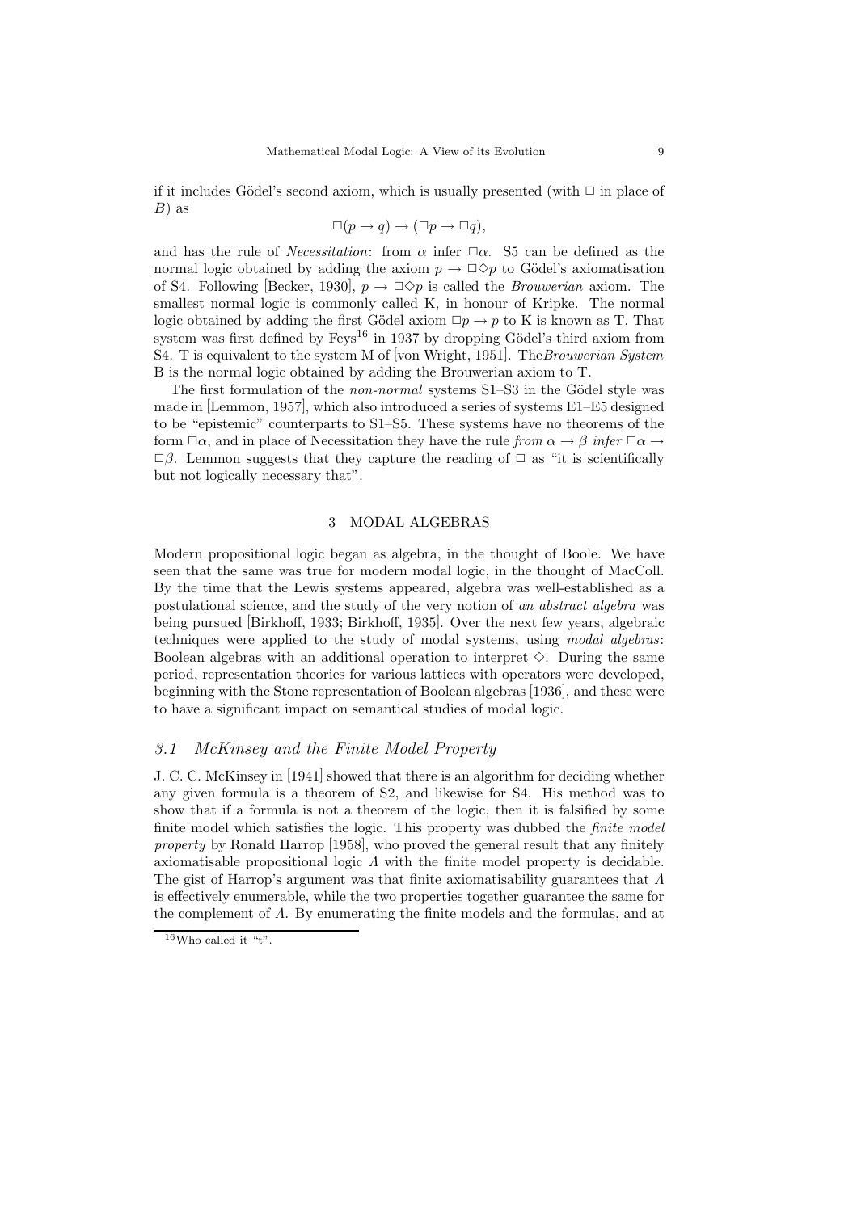if it includes Gödel's second axiom, which is usually presented (with $\Box$ in place of $B$) as

$$\Box(p \to q) \to (\Box p \to \Box q),$$

and has the rule of *Necessitation*: from $\alpha$ infer $\Box\alpha$. S5 can be defined as the normal logic obtained by adding the axiom $p \to \Box\Diamond p$ to Gödel's axiomatisation of S4. Following [Becker, 1930], $p \to \Box\Diamond p$ is called the *Brouwerian* axiom. The smallest normal logic is commonly called K, in honour of Kripke. The normal logic obtained by adding the first Gödel axiom $\Box p \to p$ to K is known as T. That system was first defined by Feys[16] in 1937 by dropping Gödel's third axiom from S4. T is equivalent to the system M of [von Wright, 1951]. The *Brouwerian System* B is the normal logic obtained by adding the Brouwerian axiom to T.

The first formulation of the *non-normal* systems S1–S3 in the Gödel style was made in [Lemmon, 1957], which also introduced a series of systems E1–E5 designed to be "epistemic" counterparts to S1–S5. These systems have no theorems of the form $\Box\alpha$, and in place of Necessitation they have the rule *from* $\alpha \to \beta$ *infer* $\Box\alpha \to \Box\beta$. Lemmon suggests that they capture the reading of $\Box$ as "it is scientifically but not logically necessary that".

## 3 MODAL ALGEBRAS

Modern propositional logic began as algebra, in the thought of Boole. We have seen that the same was true for modern modal logic, in the thought of MacColl. By the time that the Lewis systems appeared, algebra was well-established as a postulational science, and the study of the very notion of *an abstract algebra* was being pursued [Birkhoff, 1933; Birkhoff, 1935]. Over the next few years, algebraic techniques were applied to the study of modal systems, using *modal algebras*: Boolean algebras with an additional operation to interpret $\Diamond$. During the same period, representation theories for various lattices with operators were developed, beginning with the Stone representation of Boolean algebras [1936], and these were to have a significant impact on semantical studies of modal logic.

### 3.1 McKinsey and the Finite Model Property

J. C. C. McKinsey in [1941] showed that there is an algorithm for deciding whether any given formula is a theorem of S2, and likewise for S4. His method was to show that if a formula is not a theorem of the logic, then it is falsified by some finite model which satisfies the logic. This property was dubbed the *finite model property* by Ronald Harrop [1958], who proved the general result that any finitely axiomatisable propositional logic $\Lambda$ with the finite model property is decidable. The gist of Harrop's argument was that finite axiomatisability guarantees that $\Lambda$ is effectively enumerable, while the two properties together guarantee the same for the complement of $\Lambda$. By enumerating the finite models and the formulas, and at

[16] Who called it "t".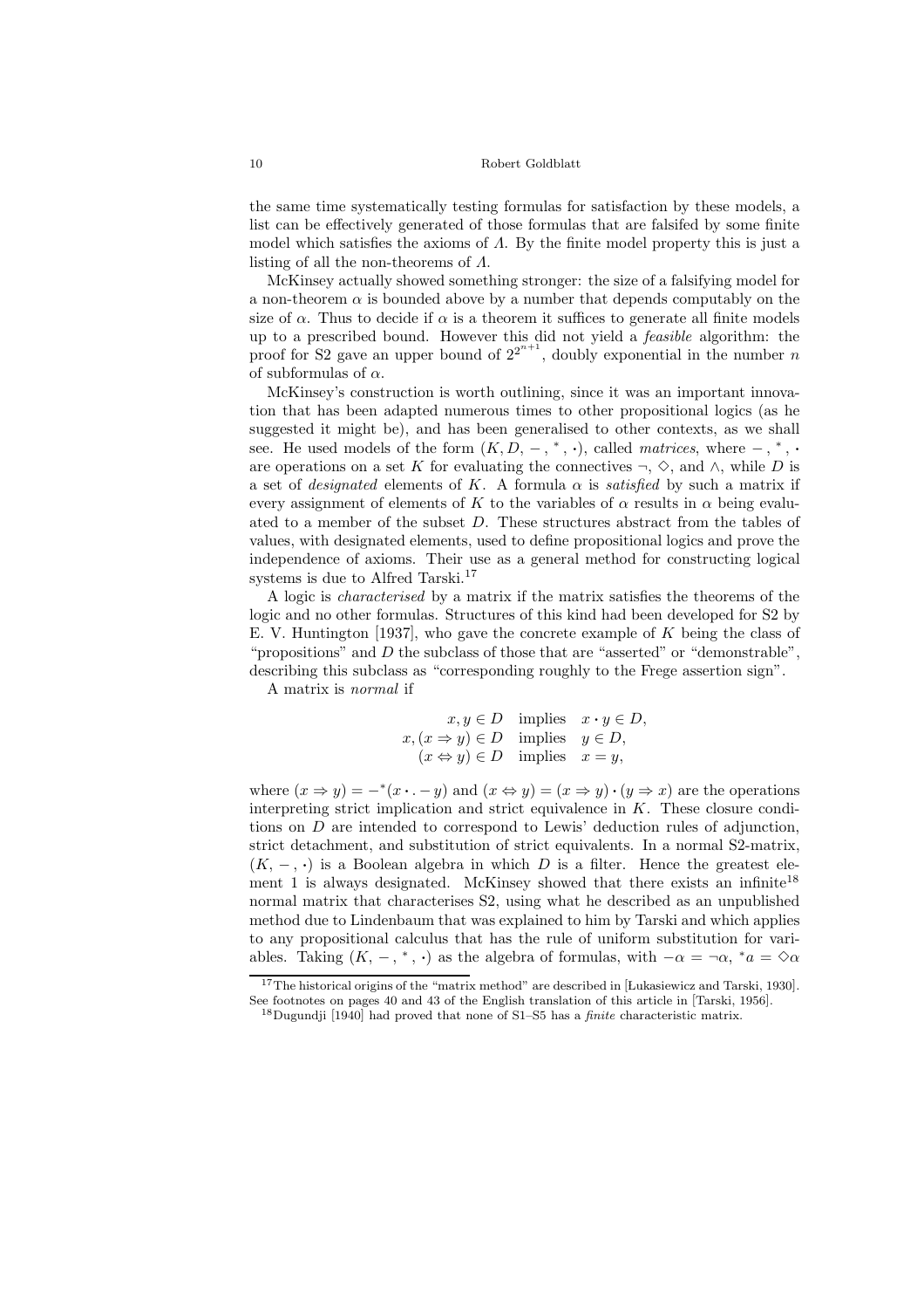the same time systematically testing formulas for satisfaction by these models, a list can be effectively generated of those formulas that are falsifed by some finite model which satisfies the axioms of $\Lambda$. By the finite model property this is just a listing of all the non-theorems of $\Lambda$.

McKinsey actually showed something stronger: the size of a falsifying model for a non-theorem $\alpha$ is bounded above by a number that depends computably on the size of $\alpha$. Thus to decide if $\alpha$ is a theorem it suffices to generate all finite models up to a prescribed bound. However this did not yield a *feasible* algorithm: the proof for S2 gave an upper bound of $2^{2^{n+1}}$, doubly exponential in the number $n$ of subformulas of $\alpha$.

McKinsey's construction is worth outlining, since it was an important innovation that has been adapted numerous times to other propositional logics (as he suggested it might be), and has been generalised to other contexts, as we shall see. He used models of the form $(K, D, -, {}^*, \cdot)$, called *matrices*, where $-, {}^*, \cdot$ are operations on a set $K$ for evaluating the connectives $\neg$, $\Diamond$, and $\wedge$, while $D$ is a set of *designated* elements of $K$. A formula $\alpha$ is *satisfied* by such a matrix if every assignment of elements of $K$ to the variables of $\alpha$ results in $\alpha$ being evaluated to a member of the subset $D$. These structures abstract from the tables of values, with designated elements, used to define propositional logics and prove the independence of axioms. Their use as a general method for constructing logical systems is due to Alfred Tarski.[17]

A logic is *characterised* by a matrix if the matrix satisfies the theorems of the logic and no other formulas. Structures of this kind had been developed for S2 by E. V. Huntington [1937], who gave the concrete example of $K$ being the class of "propositions" and $D$ the subclass of those that are "asserted" or "demonstrable", describing this subclass as "corresponding roughly to the Frege assertion sign".

A matrix is *normal* if

$$
\begin{array}{rcl}
x, y \in D & \text{implies} & x \cdot y \in D, \\
x, (x \Rightarrow y) \in D & \text{implies} & y \in D, \\
(x \Leftrightarrow y) \in D & \text{implies} & x = y,
\end{array}
$$

where $(x \Rightarrow y) = -^*(x \cdot -y)$ and $(x \Leftrightarrow y) = (x \Rightarrow y) \cdot (y \Rightarrow x)$ are the operations interpreting strict implication and strict equivalence in $K$. These closure conditions on $D$ are intended to correspond to Lewis' deduction rules of adjunction, strict detachment, and substitution of strict equivalents. In a normal S2-matrix, $(K, -, \cdot)$ is a Boolean algebra in which $D$ is a filter. Hence the greatest element 1 is always designated. McKinsey showed that there exists an infinite[18] normal matrix that characterises S2, using what he described as an unpublished method due to Lindenbaum that was explained to him by Tarski and which applies to any propositional calculus that has the rule of uniform substitution for variables. Taking $(K, -, {}^*, \cdot)$ as the algebra of formulas, with $-\alpha = \neg\alpha$, ${}^*a = \Diamond\alpha$

---

[17] The historical origins of the "matrix method" are described in [Łukasiewicz and Tarski, 1930]. See footnotes on pages 40 and 43 of the English translation of this article in [Tarski, 1956].

[18] Dugundji [1940] had proved that none of S1–S5 has a *finite* characteristic matrix.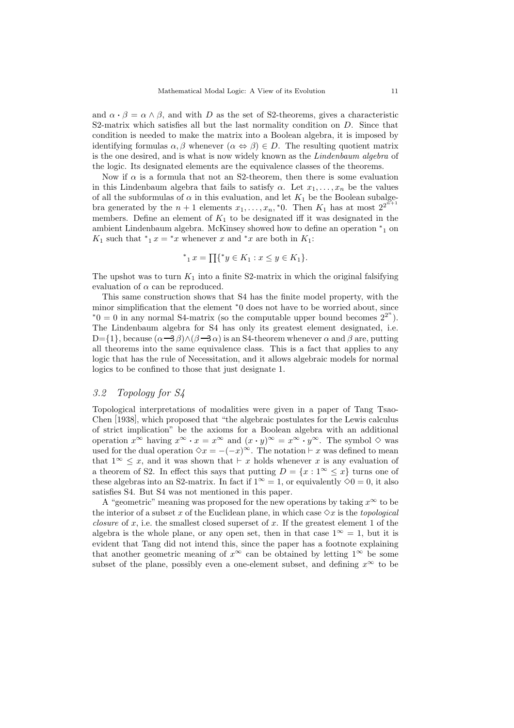and $\alpha \cdot \beta = \alpha \wedge \beta$, and with $D$ as the set of S2-theorems, gives a characteristic S2-matrix which satisfies all but the last normality condition on $D$. Since that condition is needed to make the matrix into a Boolean algebra, it is imposed by identifying formulas $\alpha, \beta$ whenever $(\alpha \Leftrightarrow \beta) \in D$. The resulting quotient matrix is the one desired, and is what is now widely known as the *Lindenbaum algebra* of the logic. Its designated elements are the equivalence classes of the theorems.

Now if $\alpha$ is a formula that not an S2-theorem, then there is some evaluation in this Lindenbaum algebra that fails to satisfy $\alpha$. Let $x_1, \ldots, x_n$ be the values of all the subformulas of $\alpha$ in this evaluation, and let $K_1$ be the Boolean subalgebra generated by the $n+1$ elements $x_1, \ldots, x_n, {}^*0$. Then $K_1$ has at most $2^{2^{n+1}}$ members. Define an element of $K_1$ to be designated iff it was designated in the ambient Lindenbaum algebra. McKinsey showed how to define an operation ${}^*{}_1$ on $K_1$ such that ${}^*{}_1\, x = {}^*x$ whenever $x$ and ${}^*x$ are both in $K_1$:

$$ {}^*{}_1\, x = \prod \{ {}^*y \in K_1 : x \leq y \in K_1 \}. $$

The upshot was to turn $K_1$ into a finite S2-matrix in which the original falsifying evaluation of $\alpha$ can be reproduced.

This same construction shows that S4 has the finite model property, with the minor simplification that the element ${}^*0$ does not have to be worried about, since ${}^*0 = 0$ in any normal S4-matrix (so the computable upper bound becomes $2^{2^n}$). The Lindenbaum algebra for S4 has only its greatest element designated, i.e. D=$\{1\}$, because $(\alpha \multimap \beta) \wedge (\beta \multimap \alpha)$ is an S4-theorem whenever $\alpha$ and $\beta$ are, putting all theorems into the same equivalence class. This is a fact that applies to any logic that has the rule of Necessitation, and it allows algebraic models for normal logics to be confined to those that just designate 1.

### *3.2 Topology for S4*

Topological interpretations of modalities were given in a paper of Tang Tsao-Chen [1938], which proposed that "the algebraic postulates for the Lewis calculus of strict implication" be the axioms for a Boolean algebra with an additional operation $x^\infty$ having $x^\infty \cdot x = x^\infty$ and $(x \cdot y)^\infty = x^\infty \cdot y^\infty$. The symbol $\Diamond$ was used for the dual operation $\Diamond x = -(-x)^\infty$. The notation $\vdash x$ was defined to mean that $1^\infty \leq x$, and it was shown that $\vdash x$ holds whenever $x$ is any evaluation of a theorem of S2. In effect this says that putting $D = \{x : 1^\infty \leq x\}$ turns one of these algebras into an S2-matrix. In fact if $1^\infty = 1$, or equivalently $\Diamond 0 = 0$, it also satisfies S4. But S4 was not mentioned in this paper.

A "geometric" meaning was proposed for the new operations by taking $x^\infty$ to be the interior of a subset $x$ of the Euclidean plane, in which case $\Diamond x$ is the *topological closure* of $x$, i.e. the smallest closed superset of $x$. If the greatest element 1 of the algebra is the whole plane, or any open set, then in that case $1^\infty = 1$, but it is evident that Tang did not intend this, since the paper has a footnote explaining that another geometric meaning of $x^\infty$ can be obtained by letting $1^\infty$ be some subset of the plane, possibly even a one-element subset, and defining $x^\infty$ to be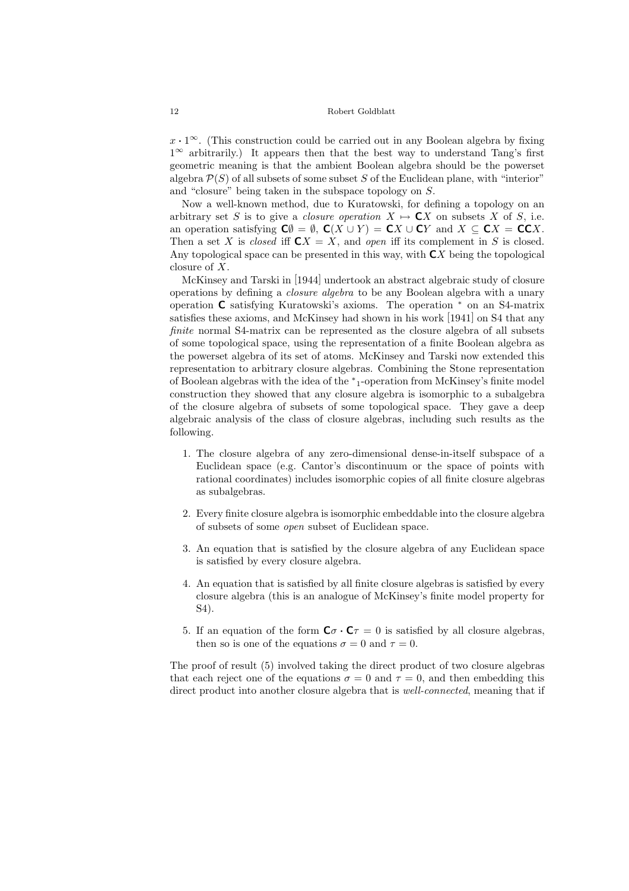$x \cdot 1^\infty$. (This construction could be carried out in any Boolean algebra by fixing $1^\infty$ arbitrarily.) It appears then that the best way to understand Tang's first geometric meaning is that the ambient Boolean algebra should be the powerset algebra $\mathcal{P}(S)$ of all subsets of some subset $S$ of the Euclidean plane, with "interior" and "closure" being taken in the subspace topology on $S$.

Now a well-known method, due to Kuratowski, for defining a topology on an arbitrary set $S$ is to give a *closure operation* $X \mapsto \mathbf{C}X$ on subsets $X$ of $S$, i.e. an operation satisfying $\mathbf{C}\emptyset = \emptyset$, $\mathbf{C}(X \cup Y) = \mathbf{C}X \cup \mathbf{C}Y$ and $X \subseteq \mathbf{C}X = \mathbf{C}\mathbf{C}X$. Then a set $X$ is *closed* iff $\mathbf{C}X = X$, and *open* iff its complement in $S$ is closed. Any topological space can be presented in this way, with $\mathbf{C}X$ being the topological closure of $X$.

McKinsey and Tarski in [1944] undertook an abstract algebraic study of closure operations by defining a *closure algebra* to be any Boolean algebra with a unary operation $\mathbf{C}$ satisfying Kuratowski's axioms. The operation $^*$ on an S4-matrix satisfies these axioms, and McKinsey had shown in his work [1941] on S4 that any *finite* normal S4-matrix can be represented as the closure algebra of all subsets of some topological space, using the representation of a finite Boolean algebra as the powerset algebra of its set of atoms. McKinsey and Tarski now extended this representation to arbitrary closure algebras. Combining the Stone representation of Boolean algebras with the idea of the $^*{}_1$-operation from McKinsey's finite model construction they showed that any closure algebra is isomorphic to a subalgebra of the closure algebra of subsets of some topological space. They gave a deep algebraic analysis of the class of closure algebras, including such results as the following.

1. The closure algebra of any zero-dimensional dense-in-itself subspace of a Euclidean space (e.g. Cantor's discontinuum or the space of points with rational coordinates) includes isomorphic copies of all finite closure algebras as subalgebras.
2. Every finite closure algebra is isomorphic embeddable into the closure algebra of subsets of some *open* subset of Euclidean space.
3. An equation that is satisfied by the closure algebra of any Euclidean space is satisfied by every closure algebra.
4. An equation that is satisfied by all finite closure algebras is satisfied by every closure algebra (this is an analogue of McKinsey's finite model property for S4).
5. If an equation of the form $\mathbf{C}\sigma \cdot \mathbf{C}\tau = 0$ is satisfied by all closure algebras, then so is one of the equations $\sigma = 0$ and $\tau = 0$.

The proof of result (5) involved taking the direct product of two closure algebras that each reject one of the equations $\sigma = 0$ and $\tau = 0$, and then embedding this direct product into another closure algebra that is *well-connected*, meaning that if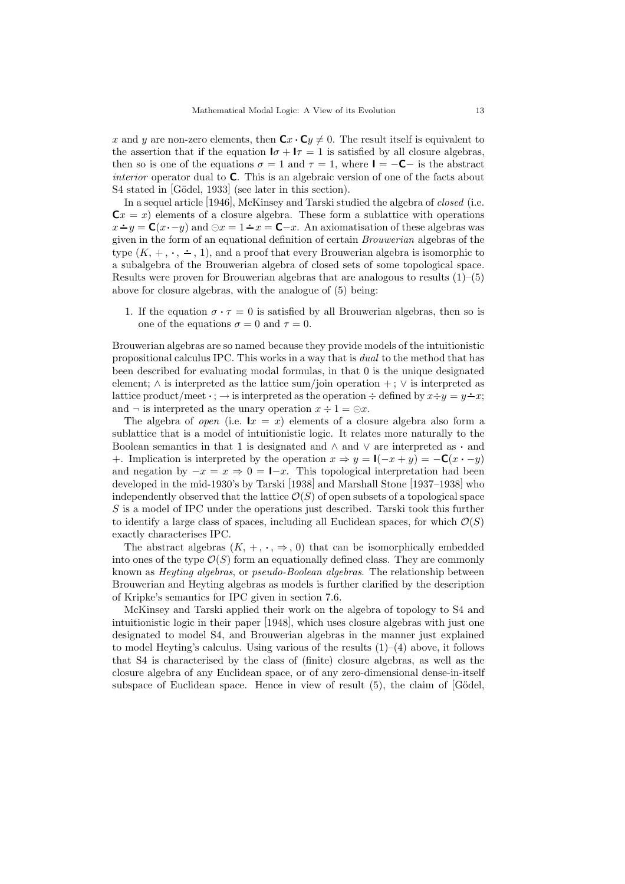$x$ and $y$ are non-zero elements, then $\mathsf{C}x \cdot \mathsf{C}y \neq 0$. The result itself is equivalent to the assertion that if the equation $\mathsf{I}\sigma + \mathsf{I}\tau = 1$ is satisfied by all closure algebras, then so is one of the equations $\sigma = 1$ and $\tau = 1$, where $\mathsf{I} = -\mathsf{C}-$ is the abstract *interior* operator dual to $\mathsf{C}$. This is an algebraic version of one of the facts about S4 stated in [Gödel, 1933] (see later in this section).

In a sequel article [1946], McKinsey and Tarski studied the algebra of *closed* (i.e. $\mathsf{C}x = x$) elements of a closure algebra. These form a sublattice with operations $x \dot{-} y = \mathsf{C}(x \cdot -y)$ and $\ominus x = 1 \dot{-} x = \mathsf{C}-x$. An axiomatisation of these algebras was given in the form of an equational definition of certain *Brouwerian* algebras of the type $(K, +, \cdot, \dot{-}, 1)$, and a proof that every Brouwerian algebra is isomorphic to a subalgebra of the Brouwerian algebra of closed sets of some topological space. Results were proven for Brouwerian algebras that are analogous to results (1)–(5) above for closure algebras, with the analogue of (5) being:

1. If the equation $\sigma \cdot \tau = 0$ is satisfied by all Brouwerian algebras, then so is one of the equations $\sigma = 0$ and $\tau = 0$.

Brouwerian algebras are so named because they provide models of the intuitionistic propositional calculus IPC. This works in a way that is *dual* to the method that has been described for evaluating modal formulas, in that 0 is the unique designated element; $\wedge$ is interpreted as the lattice sum/join operation $+$; $\vee$ is interpreted as lattice product/meet $\cdot$; $\to$ is interpreted as the operation $\div$ defined by $x \div y = y \dot{-} x$; and $\neg$ is interpreted as the unary operation $x \div 1 = \ominus x$.

The algebra of *open* (i.e. $\mathsf{I}x = x$) elements of a closure algebra also form a sublattice that is a model of intuitionistic logic. It relates more naturally to the Boolean semantics in that 1 is designated and $\wedge$ and $\vee$ are interpreted as $\cdot$ and $+$. Implication is interpreted by the operation $x \Rightarrow y = \mathsf{I}(-x + y) = -\mathsf{C}(x \cdot -y)$ and negation by $-x = x \Rightarrow 0 = \mathsf{I}-x$. This topological interpretation had been developed in the mid-1930's by Tarski [1938] and Marshall Stone [1937–1938] who independently observed that the lattice $\mathcal{O}(S)$ of open subsets of a topological space $S$ is a model of IPC under the operations just described. Tarski took this further to identify a large class of spaces, including all Euclidean spaces, for which $\mathcal{O}(S)$ exactly characterises IPC.

The abstract algebras $(K, +, \cdot, \Rightarrow, 0)$ that can be isomorphically embedded into ones of the type $\mathcal{O}(S)$ form an equationally defined class. They are commonly known as *Heyting algebras*, or *pseudo-Boolean algebras*. The relationship between Brouwerian and Heyting algebras as models is further clarified by the description of Kripke's semantics for IPC given in section 7.6.

McKinsey and Tarski applied their work on the algebra of topology to S4 and intuitionistic logic in their paper [1948], which uses closure algebras with just one designated to model S4, and Brouwerian algebras in the manner just explained to model Heyting's calculus. Using various of the results (1)–(4) above, it follows that S4 is characterised by the class of (finite) closure algebras, as well as the closure algebra of any Euclidean space, or of any zero-dimensional dense-in-itself subspace of Euclidean space. Hence in view of result (5), the claim of [Gödel,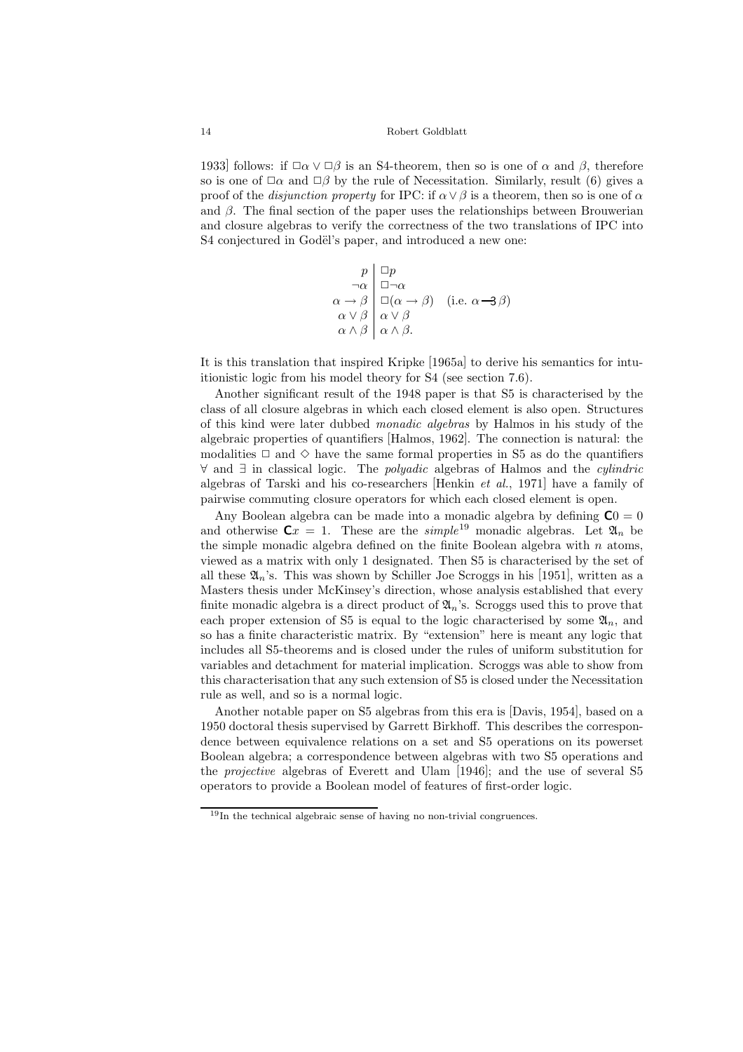1933] follows: if $\Box\alpha \vee \Box\beta$ is an S4-theorem, then so is one of $\alpha$ and $\beta$, therefore so is one of $\Box\alpha$ and $\Box\beta$ by the rule of Necessitation. Similarly, result (6) gives a proof of the *disjunction property* for IPC: if $\alpha \vee \beta$ is a theorem, then so is one of $\alpha$ and $\beta$. The final section of the paper uses the relationships between Brouwerian and closure algebras to verify the correctness of the two translations of IPC into S4 conjectured in Godël's paper, and introduced a new one:

$$\begin{array}{r|l} p & \Box p \\ \neg\alpha & \Box\neg\alpha \\ \alpha \to \beta & \Box(\alpha \to \beta) \quad \text{(i.e. } \alpha \mathbin{-\!\!\!3} \beta\text{)} \\ \alpha \vee \beta & \alpha \vee \beta \\ \alpha \wedge \beta & \alpha \wedge \beta. \end{array}$$

It is this translation that inspired Kripke [1965a] to derive his semantics for intuitionistic logic from his model theory for S4 (see section 7.6).

Another significant result of the 1948 paper is that S5 is characterised by the class of all closure algebras in which each closed element is also open. Structures of this kind were later dubbed *monadic algebras* by Halmos in his study of the algebraic properties of quantifiers [Halmos, 1962]. The connection is natural: the modalities $\Box$ and $\Diamond$ have the same formal properties in S5 as do the quantifiers $\forall$ and $\exists$ in classical logic. The *polyadic* algebras of Halmos and the *cylindric* algebras of Tarski and his co-researchers [Henkin *et al.*, 1971] have a family of pairwise commuting closure operators for which each closed element is open.

Any Boolean algebra can be made into a monadic algebra by defining $\mathsf{C}0 = 0$ and otherwise $\mathsf{C}x = 1$. These are the *simple*[19] monadic algebras. Let $\mathfrak{A}_n$ be the simple monadic algebra defined on the finite Boolean algebra with $n$ atoms, viewed as a matrix with only 1 designated. Then S5 is characterised by the set of all these $\mathfrak{A}_n$'s. This was shown by Schiller Joe Scroggs in his [1951], written as a Masters thesis under McKinsey's direction, whose analysis established that every finite monadic algebra is a direct product of $\mathfrak{A}_n$'s. Scroggs used this to prove that each proper extension of S5 is equal to the logic characterised by some $\mathfrak{A}_n$, and so has a finite characteristic matrix. By "extension" here is meant any logic that includes all S5-theorems and is closed under the rules of uniform substitution for variables and detachment for material implication. Scroggs was able to show from this characterisation that any such extension of S5 is closed under the Necessitation rule as well, and so is a normal logic.

Another notable paper on S5 algebras from this era is [Davis, 1954], based on a 1950 doctoral thesis supervised by Garrett Birkhoff. This describes the correspondence between equivalence relations on a set and S5 operations on its powerset Boolean algebra; a correspondence between algebras with two S5 operations and the *projective* algebras of Everett and Ulam [1946]; and the use of several S5 operators to provide a Boolean model of features of first-order logic.

[19] In the technical algebraic sense of having no non-trivial congruences.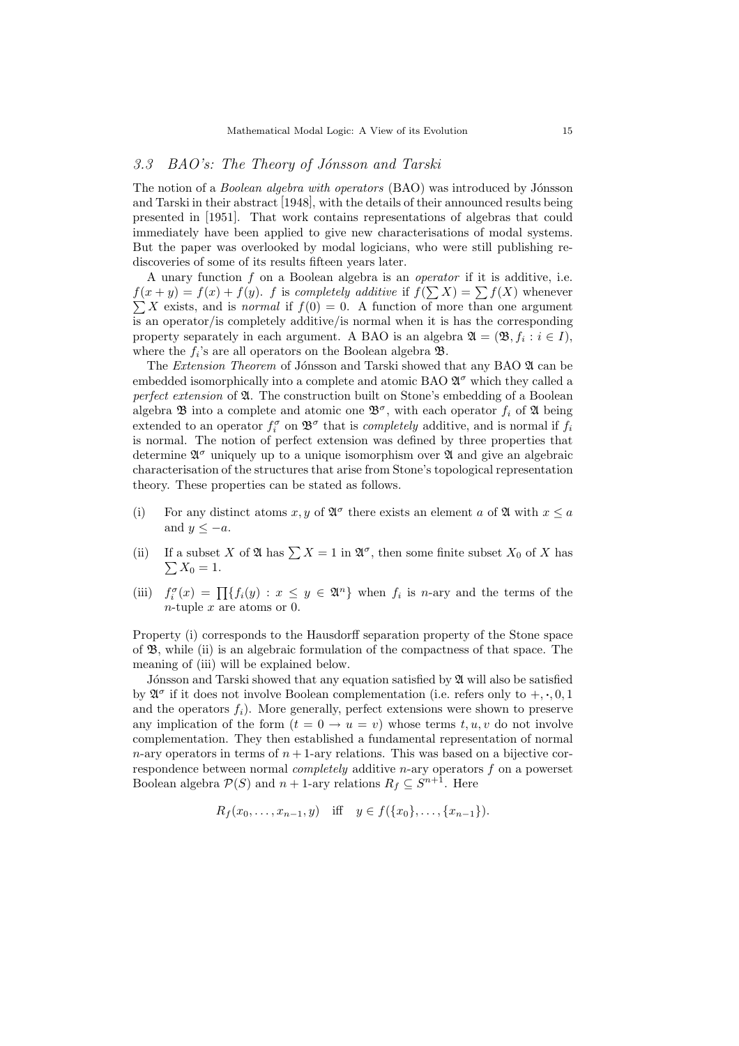### *3.3 BAO's: The Theory of Jónsson and Tarski*

The notion of a *Boolean algebra with operators* (BAO) was introduced by Jónsson and Tarski in their abstract [1948], with the details of their announced results being presented in [1951]. That work contains representations of algebras that could immediately have been applied to give new characterisations of modal systems. But the paper was overlooked by modal logicians, who were still publishing rediscoveries of some of its results fifteen years later.

A unary function $f$ on a Boolean algebra is an *operator* if it is additive, i.e. $f(x+y) = f(x) + f(y)$. $f$ is *completely additive* if $f(\sum X) = \sum f(X)$ whenever $\sum X$ exists, and is *normal* if $f(0) = 0$. A function of more than one argument is an operator/is completely additive/is normal when it is has the corresponding property separately in each argument. A BAO is an algebra $\mathfrak{A} = (\mathfrak{B}, f_i : i \in I)$, where the $f_i$'s are all operators on the Boolean algebra $\mathfrak{B}$.

The *Extension Theorem* of Jónsson and Tarski showed that any BAO $\mathfrak{A}$ can be embedded isomorphically into a complete and atomic BAO $\mathfrak{A}^\sigma$ which they called a *perfect extension* of $\mathfrak{A}$. The construction built on Stone's embedding of a Boolean algebra $\mathfrak{B}$ into a complete and atomic one $\mathfrak{B}^\sigma$, with each operator $f_i$ of $\mathfrak{A}$ being extended to an operator $f_i^\sigma$ on $\mathfrak{B}^\sigma$ that is *completely* additive, and is normal if $f_i$ is normal. The notion of perfect extension was defined by three properties that determine $\mathfrak{A}^\sigma$ uniquely up to a unique isomorphism over $\mathfrak{A}$ and give an algebraic characterisation of the structures that arise from Stone's topological representation theory. These properties can be stated as follows.

(i) For any distinct atoms $x, y$ of $\mathfrak{A}^\sigma$ there exists an element $a$ of $\mathfrak{A}$ with $x \leq a$ and $y \leq -a$.

(ii) If a subset $X$ of $\mathfrak{A}$ has $\sum X = 1$ in $\mathfrak{A}^\sigma$, then some finite subset $X_0$ of $X$ has $\sum X_0 = 1$.

(iii) $f_i^\sigma(x) = \prod\{f_i(y) : x \leq y \in \mathfrak{A}^n\}$ when $f_i$ is $n$-ary and the terms of the $n$-tuple $x$ are atoms or 0.

Property (i) corresponds to the Hausdorff separation property of the Stone space of $\mathfrak{B}$, while (ii) is an algebraic formulation of the compactness of that space. The meaning of (iii) will be explained below.

Jónsson and Tarski showed that any equation satisfied by $\mathfrak{A}$ will also be satisfied by $\mathfrak{A}^\sigma$ if it does not involve Boolean complementation (i.e. refers only to $+, \cdot, 0, 1$ and the operators $f_i$). More generally, perfect extensions were shown to preserve any implication of the form $(t = 0 \to u = v)$ whose terms $t, u, v$ do not involve complementation. They then established a fundamental representation of normal $n$-ary operators in terms of $n+1$-ary relations. This was based on a bijective correspondence between normal *completely* additive $n$-ary operators $f$ on a powerset Boolean algebra $\mathcal{P}(S)$ and $n+1$-ary relations $R_f \subseteq S^{n+1}$. Here

$$R_f(x_0, \ldots, x_{n-1}, y) \quad \text{iff} \quad y \in f(\{x_0\}, \ldots, \{x_{n-1}\}).$$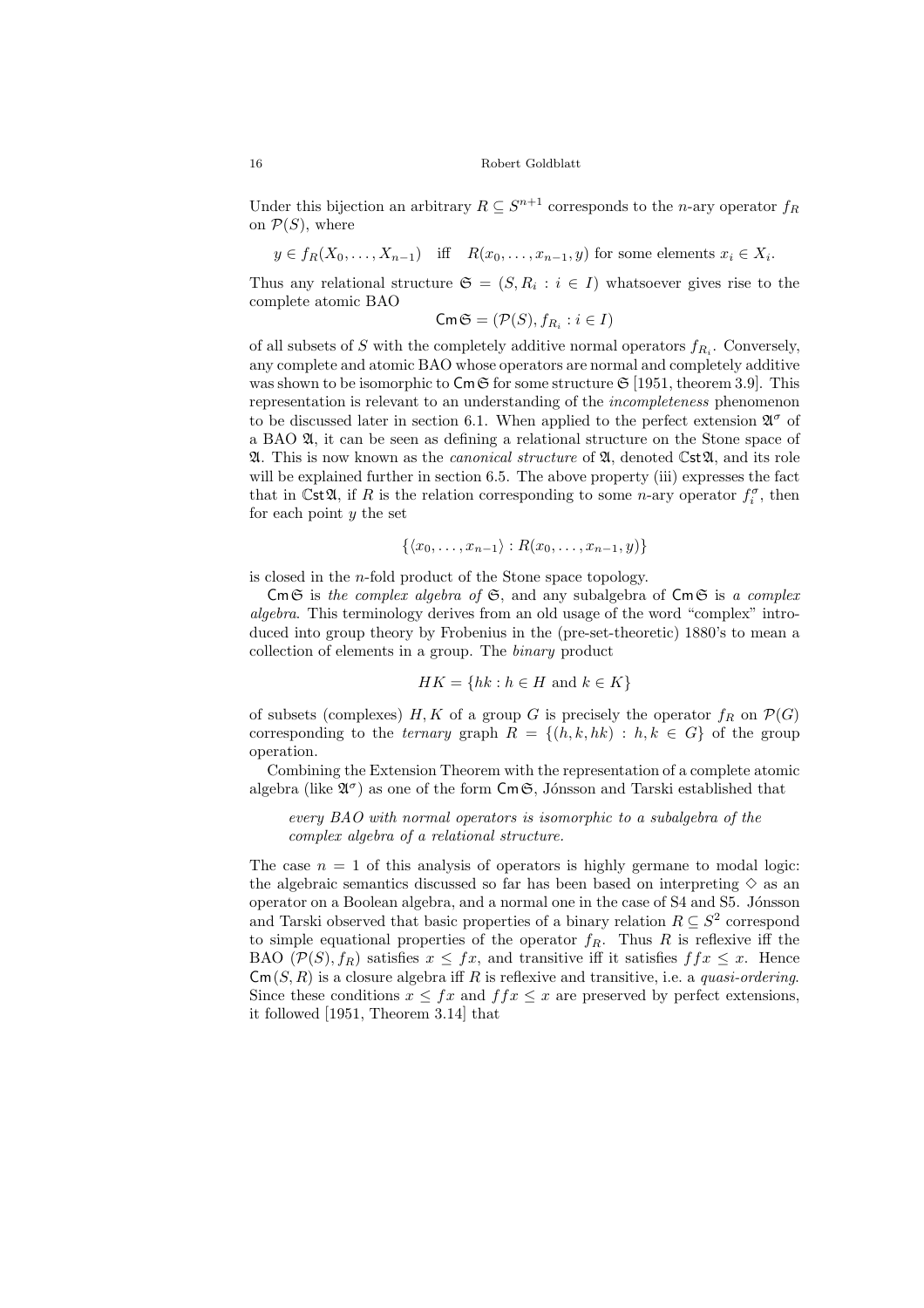Under this bijection an arbitrary $R \subseteq S^{n+1}$ corresponds to the $n$-ary operator $f_R$ on $\mathcal{P}(S)$, where

$$y \in f_R(X_0, \ldots, X_{n-1}) \quad \text{iff} \quad R(x_0, \ldots, x_{n-1}, y) \text{ for some elements } x_i \in X_i.$$

Thus any relational structure $\mathfrak{S} = (S, R_i : i \in I)$ whatsoever gives rise to the complete atomic BAO

$$\mathsf{Cm}\,\mathfrak{S} = (\mathcal{P}(S), f_{R_i} : i \in I)$$

of all subsets of $S$ with the completely additive normal operators $f_{R_i}$. Conversely, any complete and atomic BAO whose operators are normal and completely additive was shown to be isomorphic to $\mathsf{Cm}\,\mathfrak{S}$ for some structure $\mathfrak{S}$ [1951, theorem 3.9]. This representation is relevant to an understanding of the *incompleteness* phenomenon to be discussed later in section 6.1. When applied to the perfect extension $\mathfrak{A}^\sigma$ of a BAO $\mathfrak{A}$, it can be seen as defining a relational structure on the Stone space of $\mathfrak{A}$. This is now known as the *canonical structure* of $\mathfrak{A}$, denoted $\mathbb{C}\mathsf{st}\,\mathfrak{A}$, and its role will be explained further in section 6.5. The above property (iii) expresses the fact that in $\mathbb{C}\mathsf{st}\,\mathfrak{A}$, if $R$ is the relation corresponding to some $n$-ary operator $f_i^\sigma$, then for each point $y$ the set

$$\{\langle x_0, \ldots, x_{n-1}\rangle : R(x_0, \ldots, x_{n-1}, y)\}$$

is closed in the $n$-fold product of the Stone space topology.

$\mathsf{Cm}\,\mathfrak{S}$ is *the complex algebra of* $\mathfrak{S}$, and any subalgebra of $\mathsf{Cm}\,\mathfrak{S}$ is *a complex algebra*. This terminology derives from an old usage of the word "complex" introduced into group theory by Frobenius in the (pre-set-theoretic) 1880's to mean a collection of elements in a group. The *binary* product

$$HK = \{hk : h \in H \text{ and } k \in K\}$$

of subsets (complexes) $H, K$ of a group $G$ is precisely the operator $f_R$ on $\mathcal{P}(G)$ corresponding to the *ternary* graph $R = \{(h, k, hk) : h, k \in G\}$ of the group operation.

Combining the Extension Theorem with the representation of a complete atomic algebra (like $\mathfrak{A}^\sigma$) as one of the form $\mathsf{Cm}\,\mathfrak{S}$, Jónsson and Tarski established that

> *every BAO with normal operators is isomorphic to a subalgebra of the complex algebra of a relational structure.*

The case $n = 1$ of this analysis of operators is highly germane to modal logic: the algebraic semantics discussed so far has been based on interpreting $\diamond$ as an operator on a Boolean algebra, and a normal one in the case of S4 and S5. Jónsson and Tarski observed that basic properties of a binary relation $R \subseteq S^2$ correspond to simple equational properties of the operator $f_R$. Thus $R$ is reflexive iff the BAO $(\mathcal{P}(S), f_R)$ satisfies $x \leq fx$, and transitive iff it satisfies $ffx \leq x$. Hence $\mathsf{Cm}\,(S, R)$ is a closure algebra iff $R$ is reflexive and transitive, i.e. a *quasi-ordering*. Since these conditions $x \leq fx$ and $ffx \leq x$ are preserved by perfect extensions, it followed [1951, Theorem 3.14] that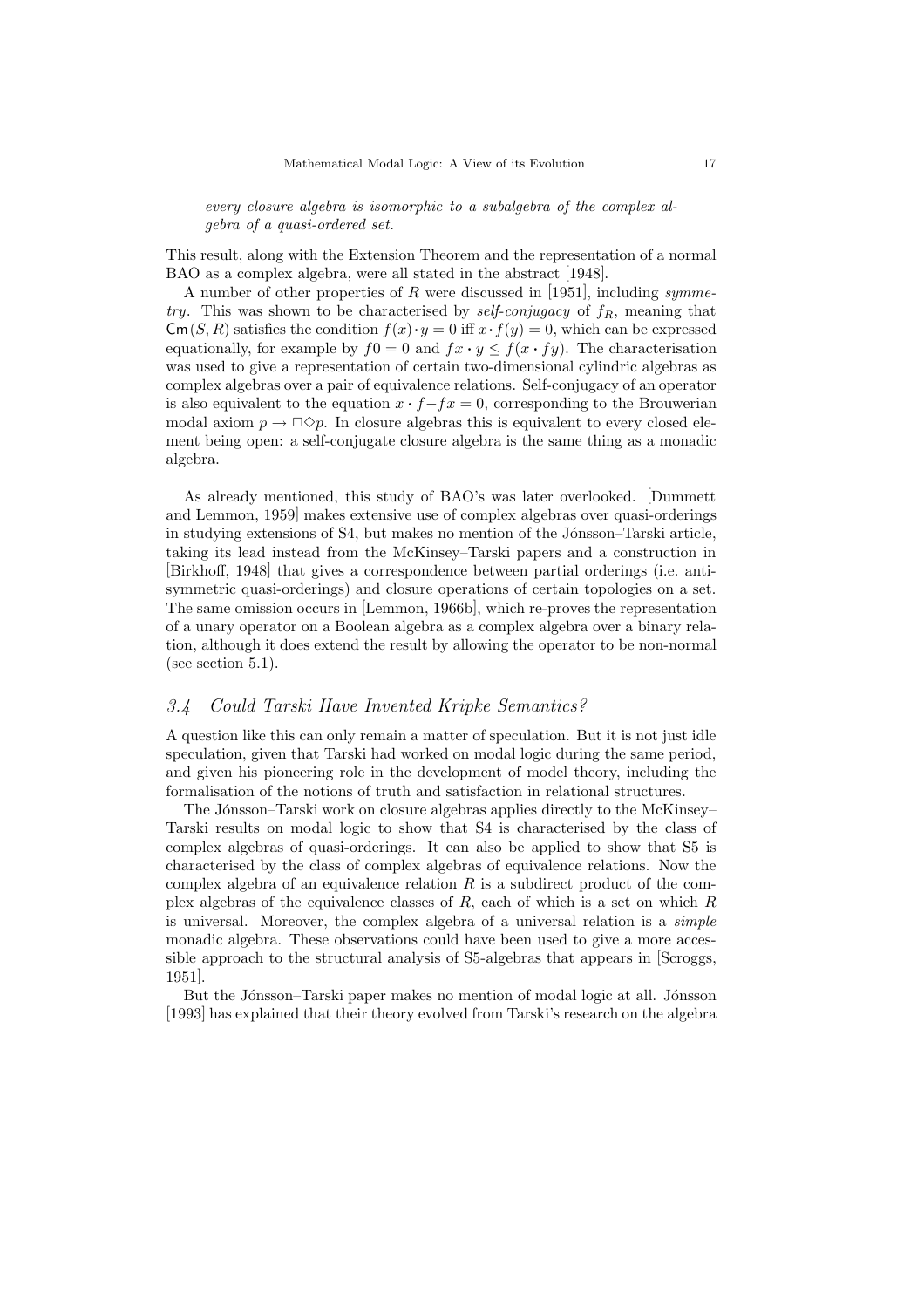*every closure algebra is isomorphic to a subalgebra of the complex algebra of a quasi-ordered set.*

This result, along with the Extension Theorem and the representation of a normal BAO as a complex algebra, were all stated in the abstract [1948].

A number of other properties of $R$ were discussed in [1951], including *symmetry*. This was shown to be characterised by *self-conjugacy* of $f_R$, meaning that $\mathsf{Cm}(S, R)$ satisfies the condition $f(x) \cdot y = 0$ iff $x \cdot f(y) = 0$, which can be expressed equationally, for example by $f0 = 0$ and $fx \cdot y \leq f(x \cdot fy)$. The characterisation was used to give a representation of certain two-dimensional cylindric algebras as complex algebras over a pair of equivalence relations. Self-conjugacy of an operator is also equivalent to the equation $x \cdot f{-}fx = 0$, corresponding to the Brouwerian modal axiom $p \to \Box\Diamond p$. In closure algebras this is equivalent to every closed element being open: a self-conjugate closure algebra is the same thing as a monadic algebra.

As already mentioned, this study of BAO's was later overlooked. [Dummett and Lemmon, 1959] makes extensive use of complex algebras over quasi-orderings in studying extensions of S4, but makes no mention of the Jónsson–Tarski article, taking its lead instead from the McKinsey–Tarski papers and a construction in [Birkhoff, 1948] that gives a correspondence between partial orderings (i.e. anti-symmetric quasi-orderings) and closure operations of certain topologies on a set. The same omission occurs in [Lemmon, 1966b], which re-proves the representation of a unary operator on a Boolean algebra as a complex algebra over a binary relation, although it does extend the result by allowing the operator to be non-normal (see section 5.1).

### *3.4 Could Tarski Have Invented Kripke Semantics?*

A question like this can only remain a matter of speculation. But it is not just idle speculation, given that Tarski had worked on modal logic during the same period, and given his pioneering role in the development of model theory, including the formalisation of the notions of truth and satisfaction in relational structures.

The Jónsson–Tarski work on closure algebras applies directly to the McKinsey–Tarski results on modal logic to show that S4 is characterised by the class of complex algebras of quasi-orderings. It can also be applied to show that S5 is characterised by the class of complex algebras of equivalence relations. Now the complex algebra of an equivalence relation $R$ is a subdirect product of the complex algebras of the equivalence classes of $R$, each of which is a set on which $R$ is universal. Moreover, the complex algebra of a universal relation is a *simple* monadic algebra. These observations could have been used to give a more accessible approach to the structural analysis of S5-algebras that appears in [Scroggs, 1951].

But the Jónsson–Tarski paper makes no mention of modal logic at all. Jónsson [1993] has explained that their theory evolved from Tarski's research on the algebra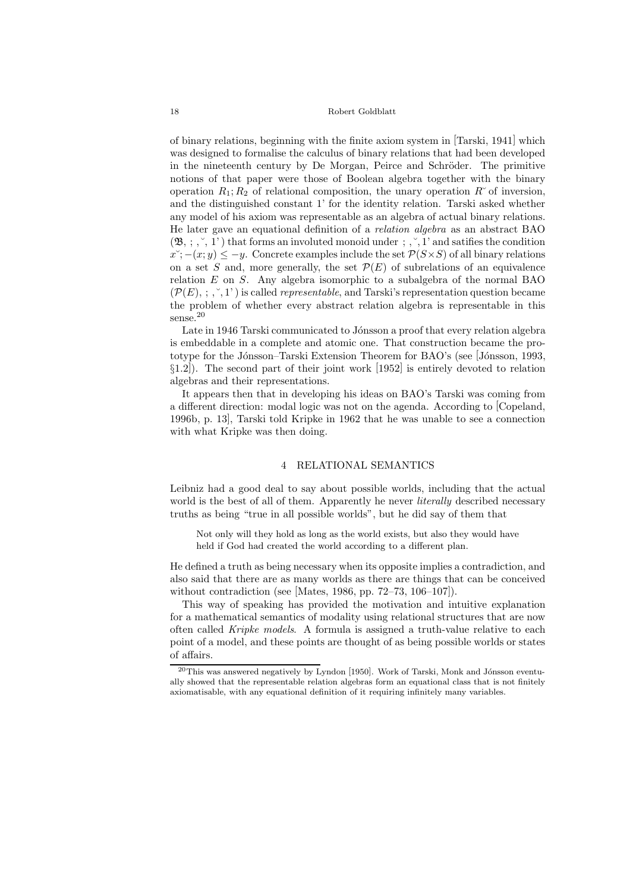of binary relations, beginning with the finite axiom system in [Tarski, 1941] which was designed to formalise the calculus of binary relations that had been developed in the nineteenth century by De Morgan, Peirce and Schröder. The primitive notions of that paper were those of Boolean algebra together with the binary operation $R_1; R_2$ of relational composition, the unary operation $R^{\smile}$ of inversion, and the distinguished constant 1' for the identity relation. Tarski asked whether any model of his axiom was representable as an algebra of actual binary relations. He later gave an equational definition of a *relation algebra* as an abstract BAO $(\mathfrak{B}, ;, ^{\smile}, 1')$ that forms an involuted monoid under $;, ^{\smile}, 1'$ and satifies the condition $x^{\smile}; -(x; y) \leq -y$. Concrete examples include the set $\mathcal{P}(S \times S)$ of all binary relations on a set $S$ and, more generally, the set $\mathcal{P}(E)$ of subrelations of an equivalence relation $E$ on $S$. Any algebra isomorphic to a subalgebra of the normal BAO $(\mathcal{P}(E), ;, ^{\smile}, 1')$ is called *representable*, and Tarski's representation question became the problem of whether every abstract relation algebra is representable in this sense.[20]

Late in 1946 Tarski communicated to Jónsson a proof that every relation algebra is embeddable in a complete and atomic one. That construction became the prototype for the Jónsson–Tarski Extension Theorem for BAO's (see [Jónsson, 1993, §1.2]). The second part of their joint work [1952] is entirely devoted to relation algebras and their representations.

It appears then that in developing his ideas on BAO's Tarski was coming from a different direction: modal logic was not on the agenda. According to [Copeland, 1996b, p. 13], Tarski told Kripke in 1962 that he was unable to see a connection with what Kripke was then doing.

## 4 RELATIONAL SEMANTICS

Leibniz had a good deal to say about possible worlds, including that the actual world is the best of all of them. Apparently he never *literally* described necessary truths as being "true in all possible worlds", but he did say of them that

> Not only will they hold as long as the world exists, but also they would have held if God had created the world according to a different plan.

He defined a truth as being necessary when its opposite implies a contradiction, and also said that there are as many worlds as there are things that can be conceived without contradiction (see [Mates, 1986, pp. 72–73, 106–107]).

This way of speaking has provided the motivation and intuitive explanation for a mathematical semantics of modality using relational structures that are now often called *Kripke models*. A formula is assigned a truth-value relative to each point of a model, and these points are thought of as being possible worlds or states of affairs.

[20] This was answered negatively by Lyndon [1950]. Work of Tarski, Monk and Jónsson eventually showed that the representable relation algebras form an equational class that is not finitely axiomatisable, with any equational definition of it requiring infinitely many variables.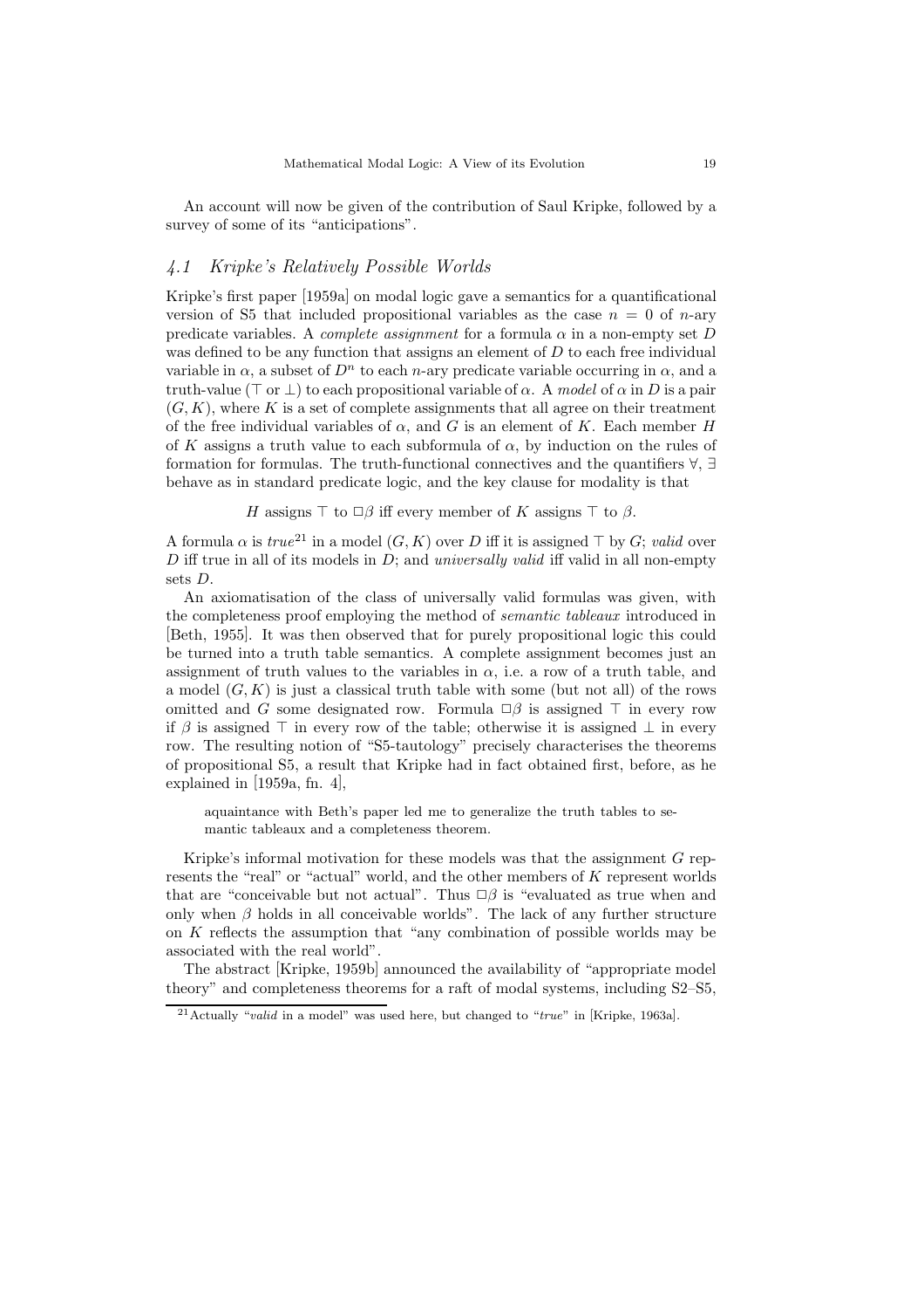An account will now be given of the contribution of Saul Kripke, followed by a survey of some of its "anticipations".

## 4.1 Kripke's Relatively Possible Worlds

Kripke's first paper [1959a] on modal logic gave a semantics for a quantificational version of S5 that included propositional variables as the case $n = 0$ of $n$-ary predicate variables. A *complete assignment* for a formula $\alpha$ in a non-empty set $D$ was defined to be any function that assigns an element of $D$ to each free individual variable in $\alpha$, a subset of $D^n$ to each $n$-ary predicate variable occurring in $\alpha$, and a truth-value ($\top$ or $\bot$) to each propositional variable of $\alpha$. A *model* of $\alpha$ in $D$ is a pair $(G, K)$, where $K$ is a set of complete assignments that all agree on their treatment of the free individual variables of $\alpha$, and $G$ is an element of $K$. Each member $H$ of $K$ assigns a truth value to each subformula of $\alpha$, by induction on the rules of formation for formulas. The truth-functional connectives and the quantifiers $\forall$, $\exists$ behave as in standard predicate logic, and the key clause for modality is that

$$H \text{ assigns } \top \text{ to } \Box\beta \text{ iff every member of } K \text{ assigns } \top \text{ to } \beta.$$

A formula $\alpha$ is *true*[21] in a model $(G, K)$ over $D$ iff it is assigned $\top$ by $G$; *valid* over $D$ iff true in all of its models in $D$; and *universally valid* iff valid in all non-empty sets $D$.

An axiomatisation of the class of universally valid formulas was given, with the completeness proof employing the method of *semantic tableaux* introduced in [Beth, 1955]. It was then observed that for purely propositional logic this could be turned into a truth table semantics. A complete assignment becomes just an assignment of truth values to the variables in $\alpha$, i.e. a row of a truth table, and a model $(G, K)$ is just a classical truth table with some (but not all) of the rows omitted and $G$ some designated row. Formula $\Box\beta$ is assigned $\top$ in every row if $\beta$ is assigned $\top$ in every row of the table; otherwise it is assigned $\bot$ in every row. The resulting notion of "S5-tautology" precisely characterises the theorems of propositional S5, a result that Kripke had in fact obtained first, before, as he explained in [1959a, fn. 4],

> aquaintance with Beth's paper led me to generalize the truth tables to semantic tableaux and a completeness theorem.

Kripke's informal motivation for these models was that the assignment $G$ represents the "real" or "actual" world, and the other members of $K$ represent worlds that are "conceivable but not actual". Thus $\Box\beta$ is "evaluated as true when and only when $\beta$ holds in all conceivable worlds". The lack of any further structure on $K$ reflects the assumption that "any combination of possible worlds may be associated with the real world".

The abstract [Kripke, 1959b] announced the availability of "appropriate model theory" and completeness theorems for a raft of modal systems, including S2–S5,

---

[21] Actually "*valid* in a model" was used here, but changed to "*true*" in [Kripke, 1963a].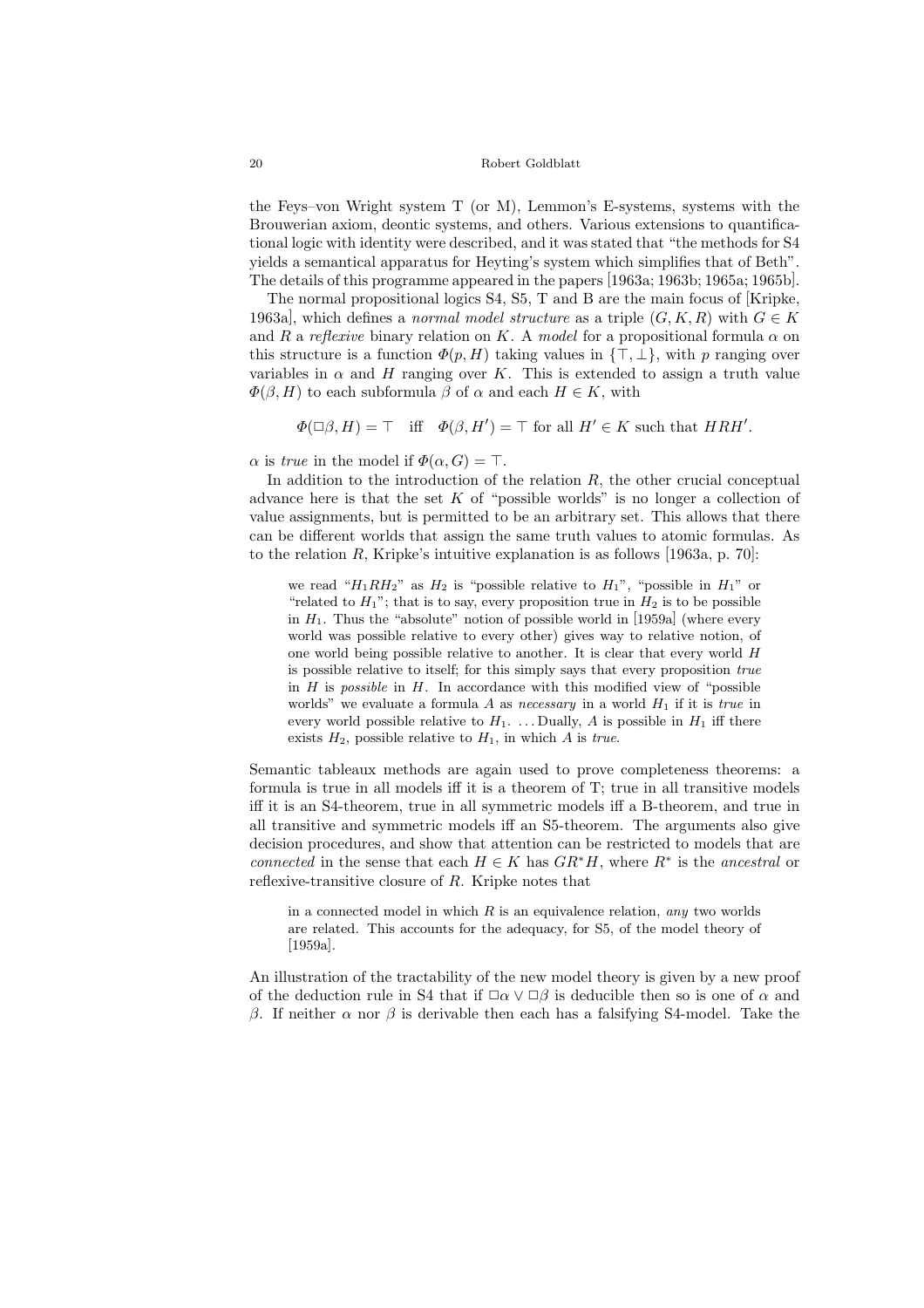the Feys–von Wright system T (or M), Lemmon's E-systems, systems with the Brouwerian axiom, deontic systems, and others. Various extensions to quantificational logic with identity were described, and it was stated that "the methods for S4 yields a semantical apparatus for Heyting's system which simplifies that of Beth". The details of this programme appeared in the papers [1963a; 1963b; 1965a; 1965b].

The normal propositional logics S4, S5, T and B are the main focus of [Kripke, 1963a], which defines a *normal model structure* as a triple $(G, K, R)$ with $G \in K$ and $R$ a *reflexive* binary relation on $K$. A *model* for a propositional formula $\alpha$ on this structure is a function $\Phi(p, H)$ taking values in $\{\top, \bot\}$, with $p$ ranging over variables in $\alpha$ and $H$ ranging over $K$. This is extended to assign a truth value $\Phi(\beta, H)$ to each subformula $\beta$ of $\alpha$ and each $H \in K$, with

$$\Phi(\Box\beta, H) = \top \quad \text{iff} \quad \Phi(\beta, H') = \top \text{ for all } H' \in K \text{ such that } HRH'.$$

$\alpha$ is *true* in the model if $\Phi(\alpha, G) = \top$.

In addition to the introduction of the relation $R$, the other crucial conceptual advance here is that the set $K$ of "possible worlds" is no longer a collection of value assignments, but is permitted to be an arbitrary set. This allows that there can be different worlds that assign the same truth values to atomic formulas. As to the relation $R$, Kripke's intuitive explanation is as follows [1963a, p. 70]:

> we read "$H_1RH_2$" as $H_2$ is "possible relative to $H_1$", "possible in $H_1$" or "related to $H_1$"; that is to say, every proposition true in $H_2$ is to be possible in $H_1$. Thus the "absolute" notion of possible world in [1959a] (where every world was possible relative to every other) gives way to relative notion, of one world being possible relative to another. It is clear that every world $H$ is possible relative to itself; for this simply says that every proposition *true* in $H$ is *possible* in $H$. In accordance with this modified view of "possible worlds" we evaluate a formula $A$ as *necessary* in a world $H_1$ if it is *true* in every world possible relative to $H_1$. ... Dually, $A$ is possible in $H_1$ iff there exists $H_2$, possible relative to $H_1$, in which $A$ is *true*.

Semantic tableaux methods are again used to prove completeness theorems: a formula is true in all models iff it is a theorem of T; true in all transitive models iff it is an S4-theorem, true in all symmetric models iff a B-theorem, and true in all transitive and symmetric models iff an S5-theorem. The arguments also give decision procedures, and show that attention can be restricted to models that are *connected* in the sense that each $H \in K$ has $GR^*H$, where $R^*$ is the *ancestral* or reflexive-transitive closure of $R$. Kripke notes that

> in a connected model in which $R$ is an equivalence relation, *any* two worlds are related. This accounts for the adequacy, for S5, of the model theory of [1959a].

An illustration of the tractability of the new model theory is given by a new proof of the deduction rule in S4 that if $\Box\alpha \vee \Box\beta$ is deducible then so is one of $\alpha$ and $\beta$. If neither $\alpha$ nor $\beta$ is derivable then each has a falsifying S4-model. Take the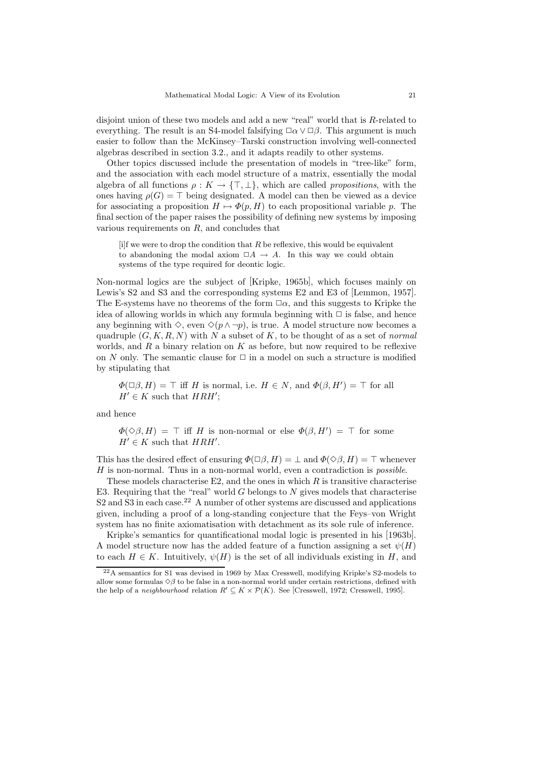disjoint union of these two models and add a new "real" world that is $R$-related to everything. The result is an S4-model falsifying $\Box\alpha \vee \Box\beta$. This argument is much easier to follow than the McKinsey–Tarski construction involving well-connected algebras described in section 3.2., and it adapts readily to other systems.

Other topics discussed include the presentation of models in "tree-like" form, and the association with each model structure of a matrix, essentially the modal algebra of all functions $\rho : K \to \{\top, \bot\}$, which are called *propositions*, with the ones having $\rho(G) = \top$ being designated. A model can then be viewed as a device for associating a proposition $H \mapsto \Phi(p, H)$ to each propositional variable $p$. The final section of the paper raises the possibility of defining new systems by imposing various requirements on $R$, and concludes that

> [i]f we were to drop the condition that $R$ be reflexive, this would be equivalent to abandoning the modal axiom $\Box A \to A$. In this way we could obtain systems of the type required for deontic logic.

Non-normal logics are the subject of [Kripke, 1965b], which focuses mainly on Lewis's S2 and S3 and the corresponding systems E2 and E3 of [Lemmon, 1957]. The E-systems have no theorems of the form $\Box\alpha$, and this suggests to Kripke the idea of allowing worlds in which any formula beginning with $\Box$ is false, and hence any beginning with $\Diamond$, even $\Diamond(p \wedge \neg p)$, is true. A model structure now becomes a quadruple $(G, K, R, N)$ with $N$ a subset of $K$, to be thought of as a set of *normal* worlds, and $R$ a binary relation on $K$ as before, but now required to be reflexive on $N$ only. The semantic clause for $\Box$ in a model on such a structure is modified by stipulating that

> $\Phi(\Box\beta, H) = \top$ iff $H$ is normal, i.e. $H \in N$, and $\Phi(\beta, H') = \top$ for all $H' \in K$ such that $HRH'$;

and hence

> $\Phi(\Diamond\beta, H) = \top$ iff $H$ is non-normal or else $\Phi(\beta, H') = \top$ for some $H' \in K$ such that $HRH'$.

This has the desired effect of ensuring $\Phi(\Box\beta, H) = \bot$ and $\Phi(\Diamond\beta, H) = \top$ whenever $H$ is non-normal. Thus in a non-normal world, even a contradiction is *possible*.

These models characterise E2, and the ones in which $R$ is transitive characterise E3. Requiring that the "real" world $G$ belongs to $N$ gives models that characterise S2 and S3 in each case.[22] A number of other systems are discussed and applications given, including a proof of a long-standing conjecture that the Feys–von Wright system has no finite axiomatisation with detachment as its sole rule of inference.

Kripke's semantics for quantificational modal logic is presented in his [1963b]. A model structure now has the added feature of a function assigning a set $\psi(H)$ to each $H \in K$. Intuitively, $\psi(H)$ is the set of all individuals existing in $H$, and

[22] A semantics for S1 was devised in 1969 by Max Cresswell, modifying Kripke's S2-models to allow some formulas $\Diamond\beta$ to be false in a non-normal world under certain restrictions, defined with the help of a *neighbourhood* relation $R' \subseteq K \times \mathcal{P}(K)$. See [Cresswell, 1972; Cresswell, 1995].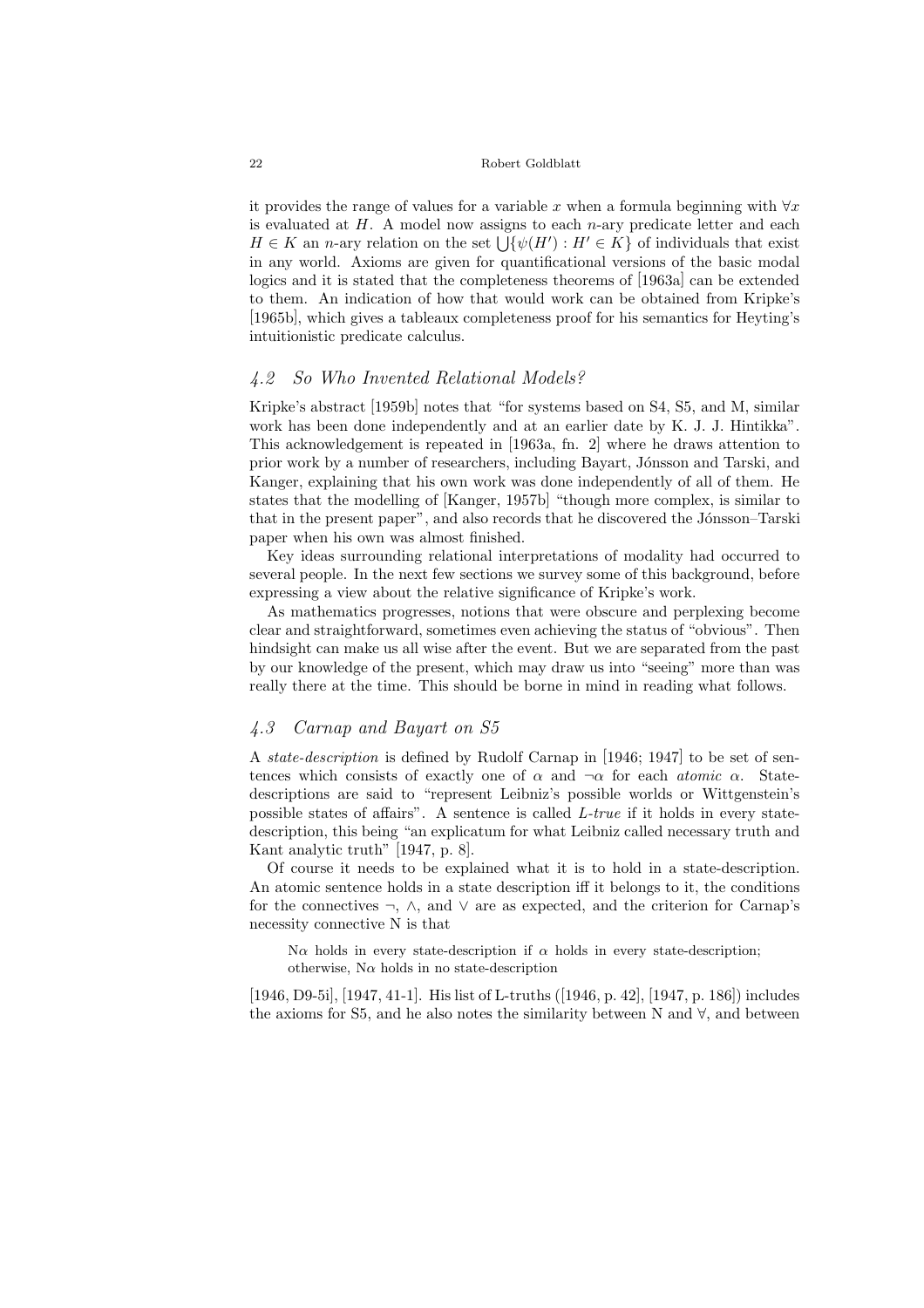it provides the range of values for a variable $x$ when a formula beginning with $\forall x$ is evaluated at $H$. A model now assigns to each $n$-ary predicate letter and each $H \in K$ an $n$-ary relation on the set $\bigcup\{\psi(H') : H' \in K\}$ of individuals that exist in any world. Axioms are given for quantificational versions of the basic modal logics and it is stated that the completeness theorems of [1963a] can be extended to them. An indication of how that would work can be obtained from Kripke's [1965b], which gives a tableaux completeness proof for his semantics for Heyting's intuitionistic predicate calculus.

### *4.2 So Who Invented Relational Models?*

Kripke's abstract [1959b] notes that "for systems based on S4, S5, and M, similar work has been done independently and at an earlier date by K. J. J. Hintikka". This acknowledgement is repeated in [1963a, fn. 2] where he draws attention to prior work by a number of researchers, including Bayart, Jónsson and Tarski, and Kanger, explaining that his own work was done independently of all of them. He states that the modelling of [Kanger, 1957b] "though more complex, is similar to that in the present paper", and also records that he discovered the Jónsson–Tarski paper when his own was almost finished.

Key ideas surrounding relational interpretations of modality had occurred to several people. In the next few sections we survey some of this background, before expressing a view about the relative significance of Kripke's work.

As mathematics progresses, notions that were obscure and perplexing become clear and straightforward, sometimes even achieving the status of "obvious". Then hindsight can make us all wise after the event. But we are separated from the past by our knowledge of the present, which may draw us into "seeing" more than was really there at the time. This should be borne in mind in reading what follows.

### *4.3 Carnap and Bayart on S5*

A *state-description* is defined by Rudolf Carnap in [1946; 1947] to be set of sentences which consists of exactly one of $\alpha$ and $\neg\alpha$ for each *atomic* $\alpha$. State-descriptions are said to "represent Leibniz's possible worlds or Wittgenstein's possible states of affairs". A sentence is called *L-true* if it holds in every state-description, this being "an explicatum for what Leibniz called necessary truth and Kant analytic truth" [1947, p. 8].

Of course it needs to be explained what it is to hold in a state-description. An atomic sentence holds in a state description iff it belongs to it, the conditions for the connectives $\neg$, $\wedge$, and $\vee$ are as expected, and the criterion for Carnap's necessity connective N is that

> N$\alpha$ holds in every state-description if $\alpha$ holds in every state-description; otherwise, N$\alpha$ holds in no state-description

[1946, D9-5i], [1947, 41-1]. His list of L-truths ([1946, p. 42], [1947, p. 186]) includes the axioms for S5, and he also notes the similarity between N and $\forall$, and between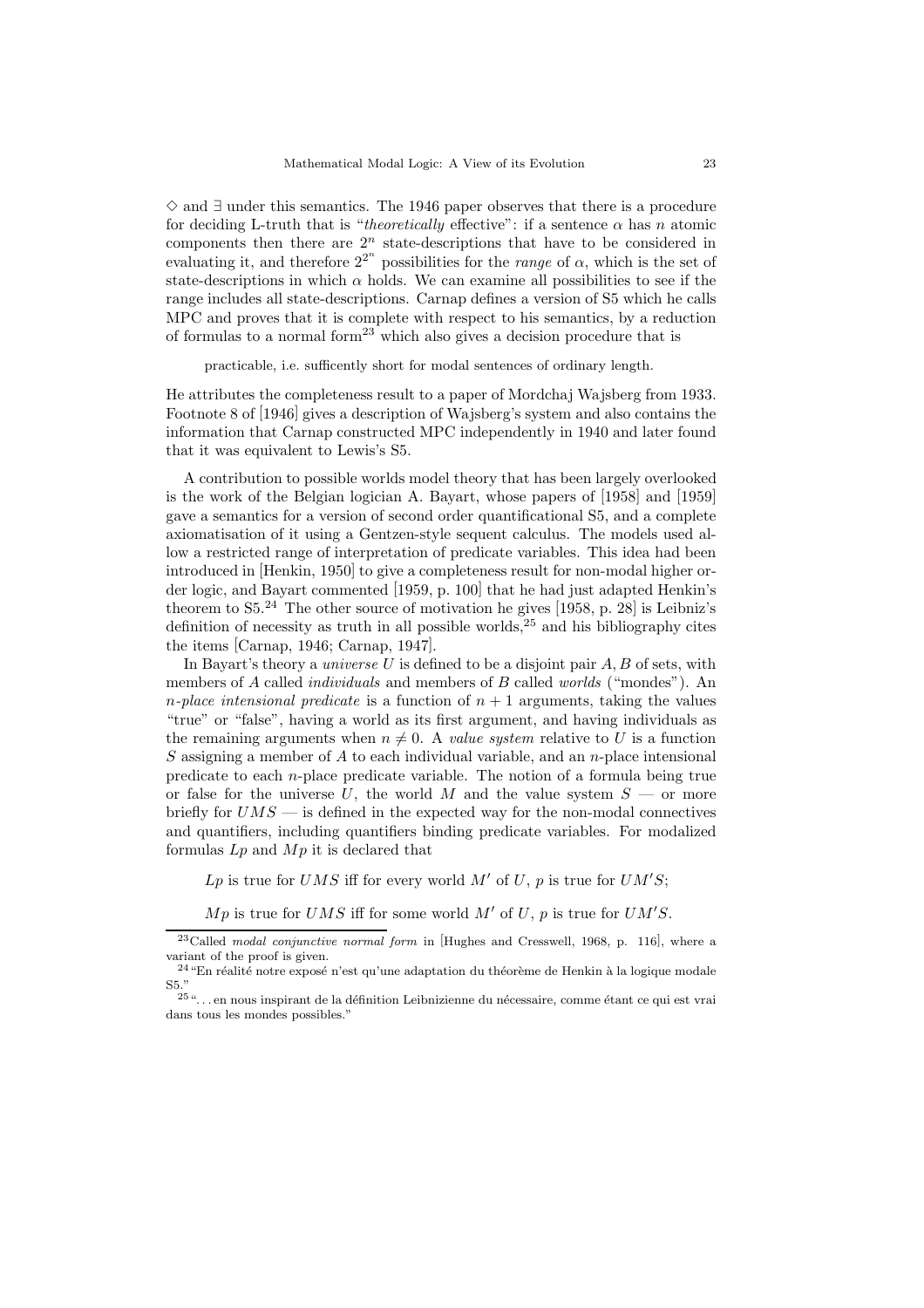$\Diamond$ and $\exists$ under this semantics. The 1946 paper observes that there is a procedure for deciding L-truth that is "*theoretically* effective": if a sentence $\alpha$ has $n$ atomic components then there are $2^n$ state-descriptions that have to be considered in evaluating it, and therefore $2^{2^n}$ possibilities for the *range* of $\alpha$, which is the set of state-descriptions in which $\alpha$ holds. We can examine all possibilities to see if the range includes all state-descriptions. Carnap defines a version of S5 which he calls MPC and proves that it is complete with respect to his semantics, by a reduction of formulas to a normal form[23] which also gives a decision procedure that is

> practicable, i.e. sufficently short for modal sentences of ordinary length.

He attributes the completeness result to a paper of Mordchaj Wajsberg from 1933. Footnote 8 of [1946] gives a description of Wajsberg's system and also contains the information that Carnap constructed MPC independently in 1940 and later found that it was equivalent to Lewis's S5.

A contribution to possible worlds model theory that has been largely overlooked is the work of the Belgian logician A. Bayart, whose papers of [1958] and [1959] gave a semantics for a version of second order quantificational S5, and a complete axiomatisation of it using a Gentzen-style sequent calculus. The models used allow a restricted range of interpretation of predicate variables. This idea had been introduced in [Henkin, 1950] to give a completeness result for non-modal higher order logic, and Bayart commented [1959, p. 100] that he had just adapted Henkin's theorem to S5.[24] The other source of motivation he gives [1958, p. 28] is Leibniz's definition of necessity as truth in all possible worlds,[25] and his bibliography cites the items [Carnap, 1946; Carnap, 1947].

In Bayart's theory a *universe* $U$ is defined to be a disjoint pair $A, B$ of sets, with members of $A$ called *individuals* and members of $B$ called *worlds* ("mondes"). An *$n$-place intensional predicate* is a function of $n+1$ arguments, taking the values "true" or "false", having a world as its first argument, and having individuals as the remaining arguments when $n \neq 0$. A *value system* relative to $U$ is a function $S$ assigning a member of $A$ to each individual variable, and an $n$-place intensional predicate to each $n$-place predicate variable. The notion of a formula being true or false for the universe $U$, the world $M$ and the value system $S$ — or more briefly for $UMS$ — is defined in the expected way for the non-modal connectives and quantifiers, including quantifiers binding predicate variables. For modalized formulas $Lp$ and $Mp$ it is declared that

> $Lp$ is true for $UMS$ iff for every world $M'$ of $U$, $p$ is true for $UM'S$;
>
> $Mp$ is true for $UMS$ iff for some world $M'$ of $U$, $p$ is true for $UM'S$.

---

[23] Called *modal conjunctive normal form* in [Hughes and Cresswell, 1968, p. 116], where a variant of the proof is given.

[24] "En réalité notre exposé n'est qu'une adaptation du théorème de Henkin à la logique modale S5."

[25] "...en nous inspirant de la définition Leibnizienne du nécessaire, comme étant ce qui est vrai dans tous les mondes possibles."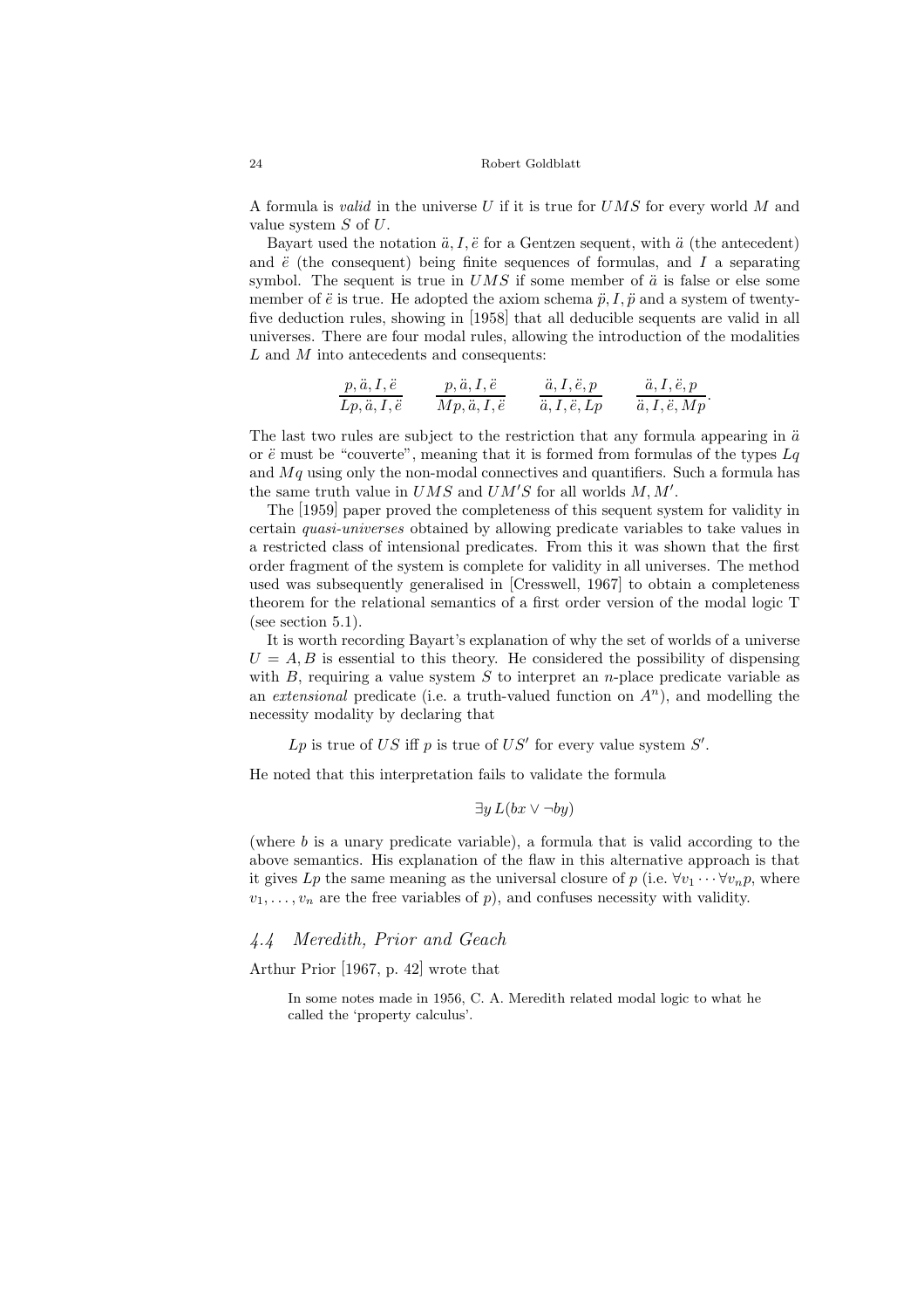A formula is *valid* in the universe $U$ if it is true for $UMS$ for every world $M$ and value system $S$ of $U$.

Bayart used the notation $\ddot{a}, I, \ddot{e}$ for a Gentzen sequent, with $\ddot{a}$ (the antecedent) and $\ddot{e}$ (the consequent) being finite sequences of formulas, and $I$ a separating symbol. The sequent is true in $UMS$ if some member of $\ddot{a}$ is false or else some member of $\ddot{e}$ is true. He adopted the axiom schema $\ddot{p}, I, \ddot{p}$ and a system of twenty-five deduction rules, showing in [1958] that all deducible sequents are valid in all universes. There are four modal rules, allowing the introduction of the modalities $L$ and $M$ into antecedents and consequents:

$$\frac{p, \ddot{a}, I, \ddot{e}}{Lp, \ddot{a}, I, \ddot{e}} \qquad \frac{p, \ddot{a}, I, \ddot{e}}{Mp, \ddot{a}, I, \ddot{e}} \qquad \frac{\ddot{a}, I, \ddot{e}, p}{\ddot{a}, I, \ddot{e}, Lp} \qquad \frac{\ddot{a}, I, \ddot{e}, p}{\ddot{a}, I, \ddot{e}, Mp}.$$

The last two rules are subject to the restriction that any formula appearing in $\ddot{a}$ or $\ddot{e}$ must be "couverte", meaning that it is formed from formulas of the types $Lq$ and $Mq$ using only the non-modal connectives and quantifiers. Such a formula has the same truth value in $UMS$ and $UM'S$ for all worlds $M, M'$.

The [1959] paper proved the completeness of this sequent system for validity in certain *quasi-universes* obtained by allowing predicate variables to take values in a restricted class of intensional predicates. From this it was shown that the first order fragment of the system is complete for validity in all universes. The method used was subsequently generalised in [Cresswell, 1967] to obtain a completeness theorem for the relational semantics of a first order version of the modal logic T (see section 5.1).

It is worth recording Bayart's explanation of why the set of worlds of a universe $U = A, B$ is essential to this theory. He considered the possibility of dispensing with $B$, requiring a value system $S$ to interpret an $n$-place predicate variable as an *extensional* predicate (i.e. a truth-valued function on $A^n$), and modelling the necessity modality by declaring that

> $Lp$ is true of $US$ iff $p$ is true of $US'$ for every value system $S'$.

He noted that this interpretation fails to validate the formula

$$\exists y\, L(bx \vee \neg by)$$

(where $b$ is a unary predicate variable), a formula that is valid according to the above semantics. His explanation of the flaw in this alternative approach is that it gives $Lp$ the same meaning as the universal closure of $p$ (i.e. $\forall v_1 \cdots \forall v_n p$, where $v_1, \ldots, v_n$ are the free variables of $p$), and confuses necessity with validity.

### *4.4 Meredith, Prior and Geach*

Arthur Prior [1967, p. 42] wrote that

> In some notes made in 1956, C. A. Meredith related modal logic to what he called the 'property calculus'.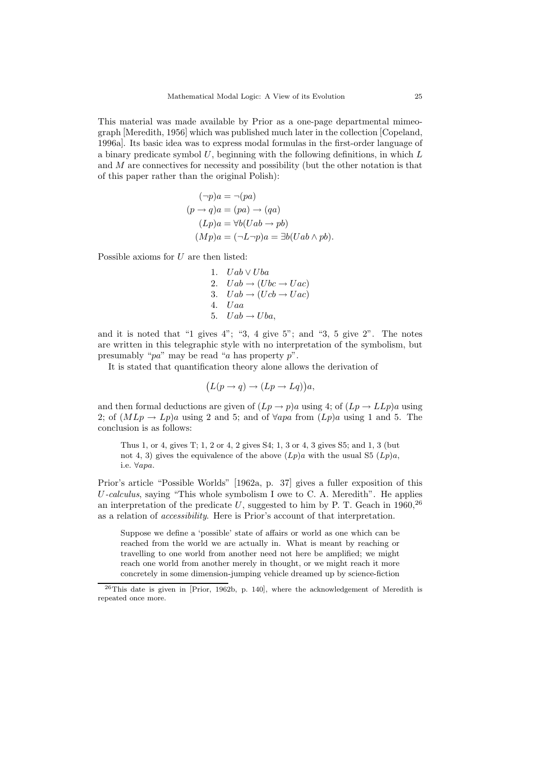This material was made available by Prior as a one-page departmental mimeograph [Meredith, 1956] which was published much later in the collection [Copeland, 1996a]. Its basic idea was to express modal formulas in the first-order language of a binary predicate symbol $U$, beginning with the following definitions, in which $L$ and $M$ are connectives for necessity and possibility (but the other notation is that of this paper rather than the original Polish):

$$\begin{aligned}
(\neg p)a &= \neg(pa) \\
(p \to q)a &= (pa) \to (qa) \\
(Lp)a &= \forall b(Uab \to pb) \\
(Mp)a &= (\neg L \neg p)a = \exists b(Uab \wedge pb).
\end{aligned}$$

Possible axioms for $U$ are then listed:

1. $Uab \vee Uba$
2. $Uab \to (Ubc \to Uac)$
3. $Uab \to (Ucb \to Uac)$
4. $Uaa$
5. $Uab \to Uba$,

and it is noted that "1 gives 4"; "3, 4 give 5"; and "3, 5 give 2". The notes are written in this telegraphic style with no interpretation of the symbolism, but presumably "$pa$" may be read "$a$ has property $p$".

It is stated that quantification theory alone allows the derivation of

$$\big(L(p \to q) \to (Lp \to Lq)\big)a,$$

and then formal deductions are given of $(Lp \to p)a$ using 4; of $(Lp \to LLp)a$ using 2; of $(MLp \to Lp)a$ using 2 and 5; and of $\forall apa$ from $(Lp)a$ using 1 and 5. The conclusion is as follows:

> Thus 1, or 4, gives T; 1, 2 or 4, 2 gives S4; 1, 3 or 4, 3 gives S5; and 1, 3 (but not 4, 3) gives the equivalence of the above $(Lp)a$ with the usual S5 $(Lp)a$, i.e. $\forall apa$.

Prior's article "Possible Worlds" [1962a, p. 37] gives a fuller exposition of this *U-calculus*, saying "This whole symbolism I owe to C. A. Meredith". He applies an interpretation of the predicate $U$, suggested to him by P. T. Geach in 1960,[26] as a relation of *accessibility*. Here is Prior's account of that interpretation.

> Suppose we define a 'possible' state of affairs or world as one which can be reached from the world we are actually in. What is meant by reaching or travelling to one world from another need not here be amplified; we might reach one world from another merely in thought, or we might reach it more concretely in some dimension-jumping vehicle dreamed up by science-fiction

[26] This date is given in [Prior, 1962b, p. 140], where the acknowledgement of Meredith is repeated once more.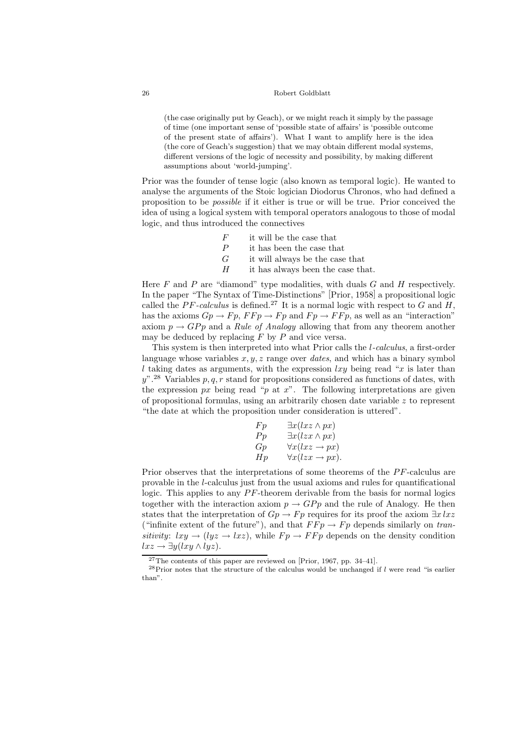> (the case originally put by Geach), or we might reach it simply by the passage of time (one important sense of 'possible state of affairs' is 'possible outcome of the present state of affairs'). What I want to amplify here is the idea (the core of Geach's suggestion) that we may obtain different modal systems, different versions of the logic of necessity and possibility, by making different assumptions about 'world-jumping'.

Prior was the founder of tense logic (also known as temporal logic). He wanted to analyse the arguments of the Stoic logician Diodorus Chronos, who had defined a proposition to be *possible* if it either is true or will be true. Prior conceived the idea of using a logical system with temporal operators analogous to those of modal logic, and thus introduced the connectives

| | |
|---|---|
| $F$ | it will be the case that |
| $P$ | it has been the case that |
| $G$ | it will always be the case that |
| $H$ | it has always been the case that. |

Here $F$ and $P$ are "diamond" type modalities, with duals $G$ and $H$ respectively. In the paper "The Syntax of Time-Distinctions" [Prior, 1958] a propositional logic called the *$PF$-calculus* is defined.[27] It is a normal logic with respect to $G$ and $H$, has the axioms $Gp \to Fp$, $FFp \to Fp$ and $Fp \to FFp$, as well as an "interaction" axiom $p \to GPp$ and a *Rule of Analogy* allowing that from any theorem another may be deduced by replacing $F$ by $P$ and vice versa.

This system is then interpreted into what Prior calls the *$l$-calculus*, a first-order language whose variables $x, y, z$ range over *dates*, and which has a binary symbol $l$ taking dates as arguments, with the expression $lxy$ being read "$x$ is later than $y$".[28] Variables $p, q, r$ stand for propositions considered as functions of dates, with the expression $px$ being read "$p$ at $x$". The following interpretations are given of propositional formulas, using an arbitrarily chosen date variable $z$ to represent "the date at which the proposition under consideration is uttered".

| | |
|---|---|
| $Fp$ | $\exists x(lxz \wedge px)$ |
| $Pp$ | $\exists x(lzx \wedge px)$ |
| $Gp$ | $\forall x(lxz \to px)$ |
| $Hp$ | $\forall x(lzx \to px)$. |

Prior observes that the interpretations of some theorems of the $PF$-calculus are provable in the $l$-calculus just from the usual axioms and rules for quantificational logic. This applies to any $PF$-theorem derivable from the basis for normal logics together with the interaction axiom $p \to GPp$ and the rule of Analogy. He then states that the interpretation of $Gp \to Fp$ requires for its proof the axiom $\exists x\, lxz$ ("infinite extent of the future"), and that $FFp \to Fp$ depends similarly on *transitivity*: $lxy \to (lyz \to lxz)$, while $Fp \to FFp$ depends on the density condition $lxz \to \exists y(lxy \wedge lyz)$.

---

[27] The contents of this paper are reviewed on [Prior, 1967, pp. 34–41].

[28] Prior notes that the structure of the calculus would be unchanged if $l$ were read "is earlier than".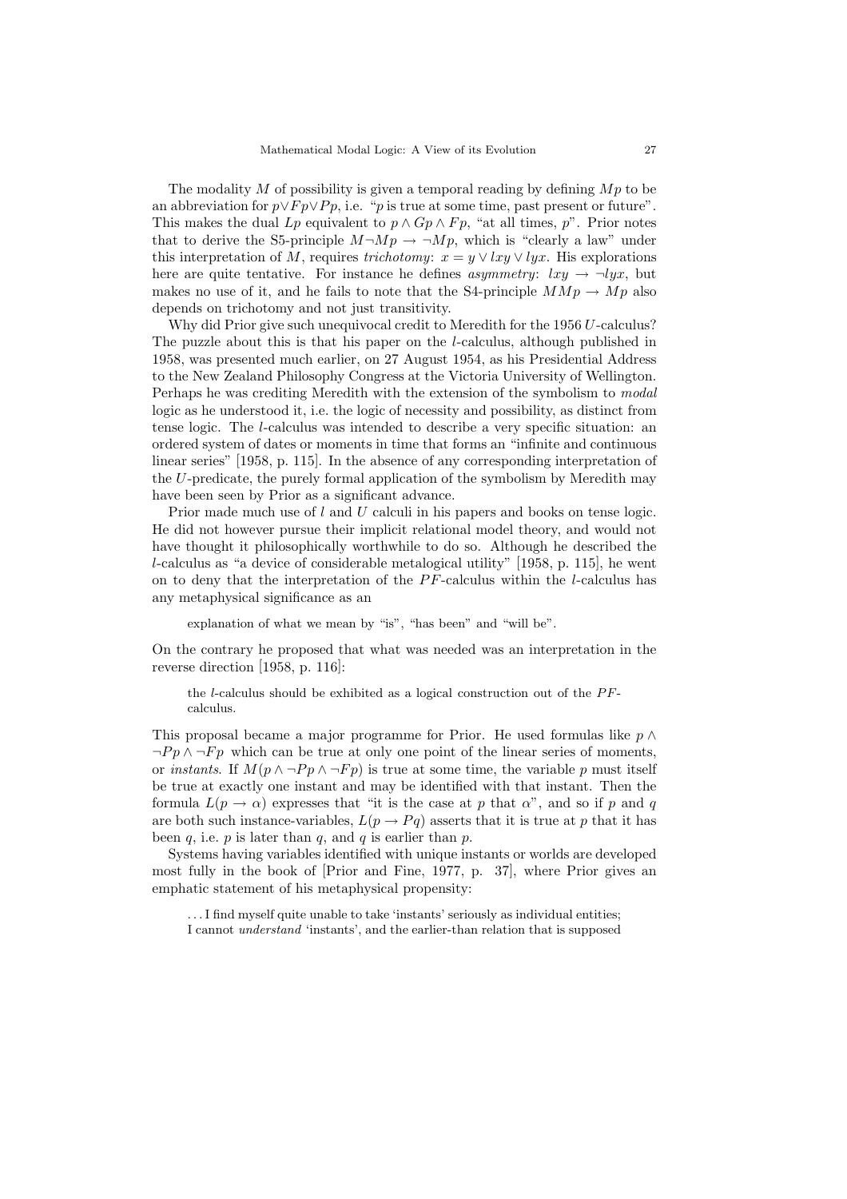The modality $M$ of possibility is given a temporal reading by defining $Mp$ to be an abbreviation for $p \vee Fp \vee Pp$, i.e. "$p$ is true at some time, past present or future". This makes the dual $Lp$ equivalent to $p \wedge Gp \wedge Fp$, "at all times, $p$". Prior notes that to derive the S5-principle $M\neg Mp \rightarrow \neg Mp$, which is "clearly a law" under this interpretation of $M$, requires *trichotomy*: $x = y \vee lxy \vee lyx$. His explorations here are quite tentative. For instance he defines *asymmetry*: $lxy \rightarrow \neg lyx$, but makes no use of it, and he fails to note that the S4-principle $MMp \rightarrow Mp$ also depends on trichotomy and not just transitivity.

Why did Prior give such unequivocal credit to Meredith for the 1956 $U$-calculus? The puzzle about this is that his paper on the $l$-calculus, although published in 1958, was presented much earlier, on 27 August 1954, as his Presidential Address to the New Zealand Philosophy Congress at the Victoria University of Wellington. Perhaps he was crediting Meredith with the extension of the symbolism to *modal* logic as he understood it, i.e. the logic of necessity and possibility, as distinct from tense logic. The $l$-calculus was intended to describe a very specific situation: an ordered system of dates or moments in time that forms an "infinite and continuous linear series" [1958, p. 115]. In the absence of any corresponding interpretation of the $U$-predicate, the purely formal application of the symbolism by Meredith may have been seen by Prior as a significant advance.

Prior made much use of $l$ and $U$ calculi in his papers and books on tense logic. He did not however pursue their implicit relational model theory, and would not have thought it philosophically worthwhile to do so. Although he described the $l$-calculus as "a device of considerable metalogical utility" [1958, p. 115], he went on to deny that the interpretation of the $PF$-calculus within the $l$-calculus has any metaphysical significance as an

> explanation of what we mean by "is", "has been" and "will be".

On the contrary he proposed that what was needed was an interpretation in the reverse direction [1958, p. 116]:

> the $l$-calculus should be exhibited as a logical construction out of the $PF$-calculus.

This proposal became a major programme for Prior. He used formulas like $p \wedge \neg Pp \wedge \neg Fp$ which can be true at only one point of the linear series of moments, or *instants*. If $M(p \wedge \neg Pp \wedge \neg Fp)$ is true at some time, the variable $p$ must itself be true at exactly one instant and may be identified with that instant. Then the formula $L(p \rightarrow \alpha)$ expresses that "it is the case at $p$ that $\alpha$", and so if $p$ and $q$ are both such instance-variables, $L(p \rightarrow Pq)$ asserts that it is true at $p$ that it has been $q$, i.e. $p$ is later than $q$, and $q$ is earlier than $p$.

Systems having variables identified with unique instants or worlds are developed most fully in the book of [Prior and Fine, 1977, p. 37], where Prior gives an emphatic statement of his metaphysical propensity:

> . . . I find myself quite unable to take 'instants' seriously as individual entities; I cannot *understand* 'instants', and the earlier-than relation that is supposed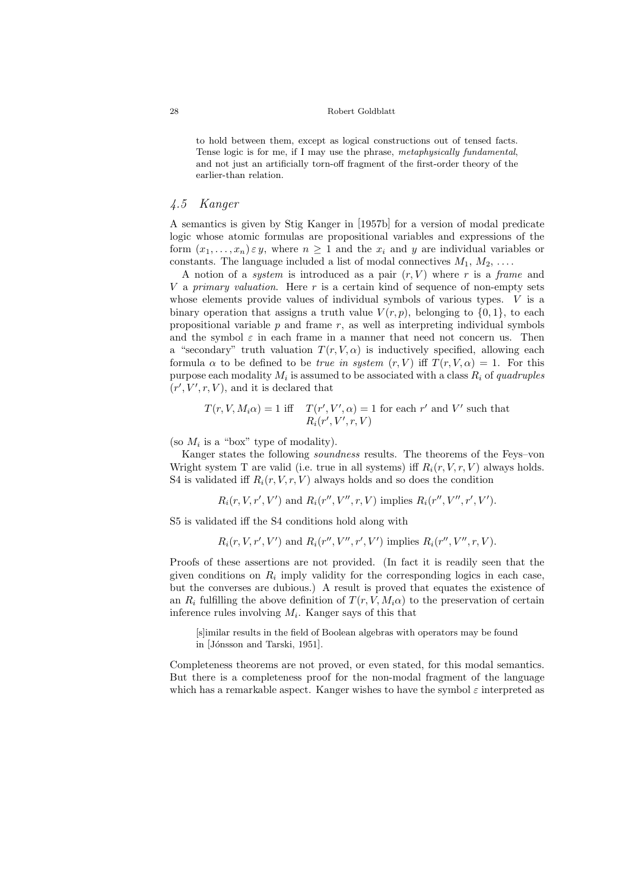> to hold between them, except as logical constructions out of tensed facts. Tense logic is for me, if I may use the phrase, *metaphysically fundamental*, and not just an artificially torn-off fragment of the first-order theory of the earlier-than relation.

### *4.5 Kanger*

A semantics is given by Stig Kanger in [1957b] for a version of modal predicate logic whose atomic formulas are propositional variables and expressions of the form $(x_1, \ldots, x_n) \, \varepsilon \, y$, where $n \geq 1$ and the $x_i$ and $y$ are individual variables or constants. The language included a list of modal connectives $M_1$, $M_2$, ... .

A notion of a *system* is introduced as a pair $(r, V)$ where $r$ is a *frame* and $V$ a *primary valuation*. Here $r$ is a certain kind of sequence of non-empty sets whose elements provide values of individual symbols of various types. $V$ is a binary operation that assigns a truth value $V(r, p)$, belonging to $\{0, 1\}$, to each propositional variable $p$ and frame $r$, as well as interpreting individual symbols and the symbol $\varepsilon$ in each frame in a manner that need not concern us. Then a "secondary" truth valuation $T(r, V, \alpha)$ is inductively specified, allowing each formula $\alpha$ to be defined to be *true in system* $(r, V)$ iff $T(r, V, \alpha) = 1$. For this purpose each modality $M_i$ is assumed to be associated with a class $R_i$ of *quadruples* $(r', V', r, V)$, and it is declared that

$$T(r, V, M_i\alpha) = 1 \text{ iff } \quad T(r', V', \alpha) = 1 \text{ for each } r' \text{ and } V' \text{ such that } R_i(r', V', r, V)$$

(so $M_i$ is a "box" type of modality).

Kanger states the following *soundness* results. The theorems of the Feys–von Wright system T are valid (i.e. true in all systems) iff $R_i(r, V, r, V)$ always holds. S4 is validated iff $R_i(r, V, r, V)$ always holds and so does the condition

$$R_i(r, V, r', V') \text{ and } R_i(r'', V'', r, V) \text{ implies } R_i(r'', V'', r', V').$$

S5 is validated iff the S4 conditions hold along with

$$R_i(r, V, r', V') \text{ and } R_i(r'', V'', r', V') \text{ implies } R_i(r'', V'', r, V).$$

Proofs of these assertions are not provided. (In fact it is readily seen that the given conditions on $R_i$ imply validity for the corresponding logics in each case, but the converses are dubious.) A result is proved that equates the existence of an $R_i$ fulfilling the above definition of $T(r, V, M_i\alpha)$ to the preservation of certain inference rules involving $M_i$. Kanger says of this that

> [s]imilar results in the field of Boolean algebras with operators may be found in [Jónsson and Tarski, 1951].

Completeness theorems are not proved, or even stated, for this modal semantics. But there is a completeness proof for the non-modal fragment of the language which has a remarkable aspect. Kanger wishes to have the symbol $\varepsilon$ interpreted as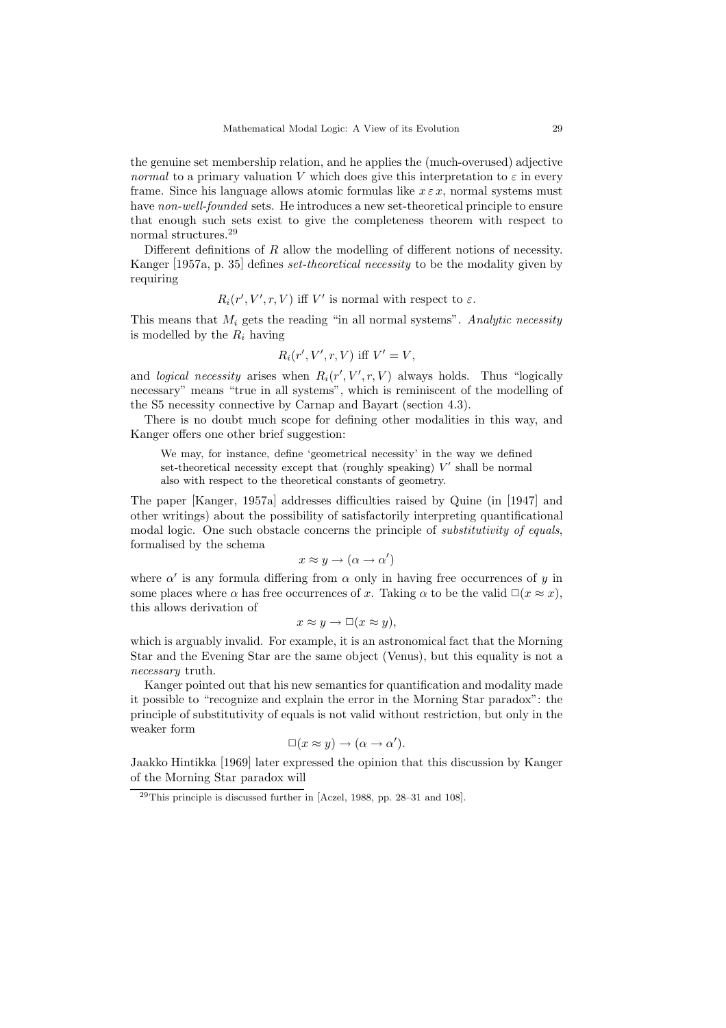the genuine set membership relation, and he applies the (much-overused) adjective *normal* to a primary valuation $V$ which does give this interpretation to $\varepsilon$ in every frame. Since his language allows atomic formulas like $x \varepsilon x$, normal systems must have *non-well-founded* sets. He introduces a new set-theoretical principle to ensure that enough such sets exist to give the completeness theorem with respect to normal structures.[29]

Different definitions of $R$ allow the modelling of different notions of necessity. Kanger [1957a, p. 35] defines *set-theoretical necessity* to be the modality given by requiring

$$R_i(r', V', r, V) \text{ iff } V' \text{ is normal with respect to } \varepsilon.$$

This means that $M_i$ gets the reading "in all normal systems". *Analytic necessity* is modelled by the $R_i$ having

$$R_i(r', V', r, V) \text{ iff } V' = V,$$

and *logical necessity* arises when $R_i(r', V', r, V)$ always holds. Thus "logically necessary" means "true in all systems", which is reminiscent of the modelling of the S5 necessity connective by Carnap and Bayart (section 4.3).

There is no doubt much scope for defining other modalities in this way, and Kanger offers one other brief suggestion:

> We may, for instance, define 'geometrical necessity' in the way we defined set-theoretical necessity except that (roughly speaking) $V'$ shall be normal also with respect to the theoretical constants of geometry.

The paper [Kanger, 1957a] addresses difficulties raised by Quine (in [1947] and other writings) about the possibility of satisfactorily interpreting quantificational modal logic. One such obstacle concerns the principle of *substitutivity of equals*, formalised by the schema

$$x \approx y \to (\alpha \to \alpha')$$

where $\alpha'$ is any formula differing from $\alpha$ only in having free occurrences of $y$ in some places where $\alpha$ has free occurrences of $x$. Taking $\alpha$ to be the valid $\Box(x \approx x)$, this allows derivation of

$$x \approx y \to \Box(x \approx y),$$

which is arguably invalid. For example, it is an astronomical fact that the Morning Star and the Evening Star are the same object (Venus), but this equality is not a *necessary* truth.

Kanger pointed out that his new semantics for quantification and modality made it possible to "recognize and explain the error in the Morning Star paradox": the principle of substitutivity of equals is not valid without restriction, but only in the weaker form

$$\Box(x \approx y) \to (\alpha \to \alpha').$$

Jaakko Hintikka [1969] later expressed the opinion that this discussion by Kanger of the Morning Star paradox will

[29] This principle is discussed further in [Aczel, 1988, pp. 28–31 and 108].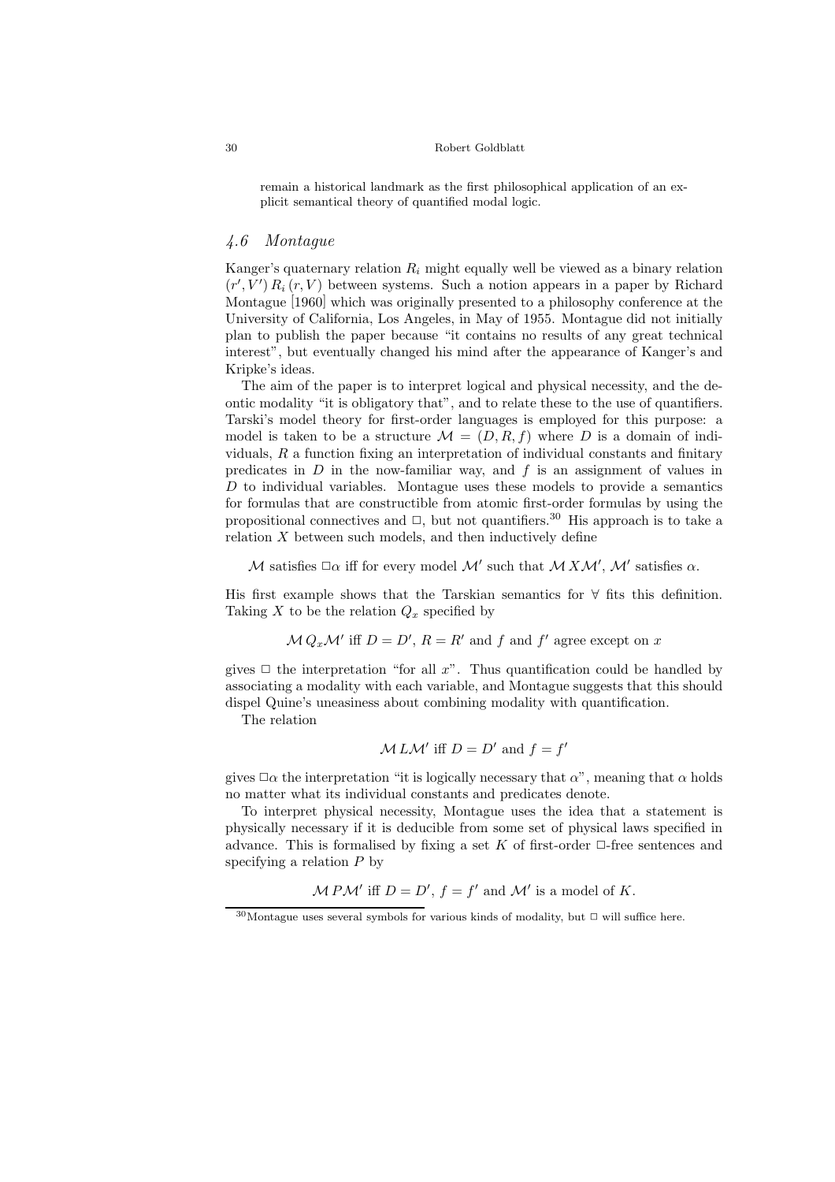remain a historical landmark as the first philosophical application of an explicit semantical theory of quantified modal logic.

### *4.6 Montague*

Kanger's quaternary relation $R_i$ might equally well be viewed as a binary relation $(r', V')\, R_i\, (r, V)$ between systems. Such a notion appears in a paper by Richard Montague [1960] which was originally presented to a philosophy conference at the University of California, Los Angeles, in May of 1955. Montague did not initially plan to publish the paper because "it contains no results of any great technical interest", but eventually changed his mind after the appearance of Kanger's and Kripke's ideas.

The aim of the paper is to interpret logical and physical necessity, and the deontic modality "it is obligatory that", and to relate these to the use of quantifiers. Tarski's model theory for first-order languages is employed for this purpose: a model is taken to be a structure $\mathcal{M} = (D, R, f)$ where $D$ is a domain of individuals, $R$ a function fixing an interpretation of individual constants and finitary predicates in $D$ in the now-familiar way, and $f$ is an assignment of values in $D$ to individual variables. Montague uses these models to provide a semantics for formulas that are constructible from atomic first-order formulas by using the propositional connectives and $\Box$, but not quantifiers.[30] His approach is to take a relation $X$ between such models, and then inductively define

$$\mathcal{M} \text{ satisfies } \Box\alpha \text{ iff for every model } \mathcal{M}' \text{ such that } \mathcal{M}\, X \mathcal{M}',\ \mathcal{M}' \text{ satisfies } \alpha.$$

His first example shows that the Tarskian semantics for $\forall$ fits this definition. Taking $X$ to be the relation $Q_x$ specified by

$$\mathcal{M}\, Q_x \mathcal{M}' \text{ iff } D = D',\ R = R' \text{ and } f \text{ and } f' \text{ agree except on } x$$

gives $\Box$ the interpretation "for all $x$". Thus quantification could be handled by associating a modality with each variable, and Montague suggests that this should dispel Quine's uneasiness about combining modality with quantification.

The relation

$$\mathcal{M}\, L \mathcal{M}' \text{ iff } D = D' \text{ and } f = f'$$

gives $\Box\alpha$ the interpretation "it is logically necessary that $\alpha$", meaning that $\alpha$ holds no matter what its individual constants and predicates denote.

To interpret physical necessity, Montague uses the idea that a statement is physically necessary if it is deducible from some set of physical laws specified in advance. This is formalised by fixing a set $K$ of first-order $\Box$-free sentences and specifying a relation $P$ by

$$\mathcal{M}\, P \mathcal{M}' \text{ iff } D = D',\ f = f' \text{ and } \mathcal{M}' \text{ is a model of } K.$$

[30] Montague uses several symbols for various kinds of modality, but $\Box$ will suffice here.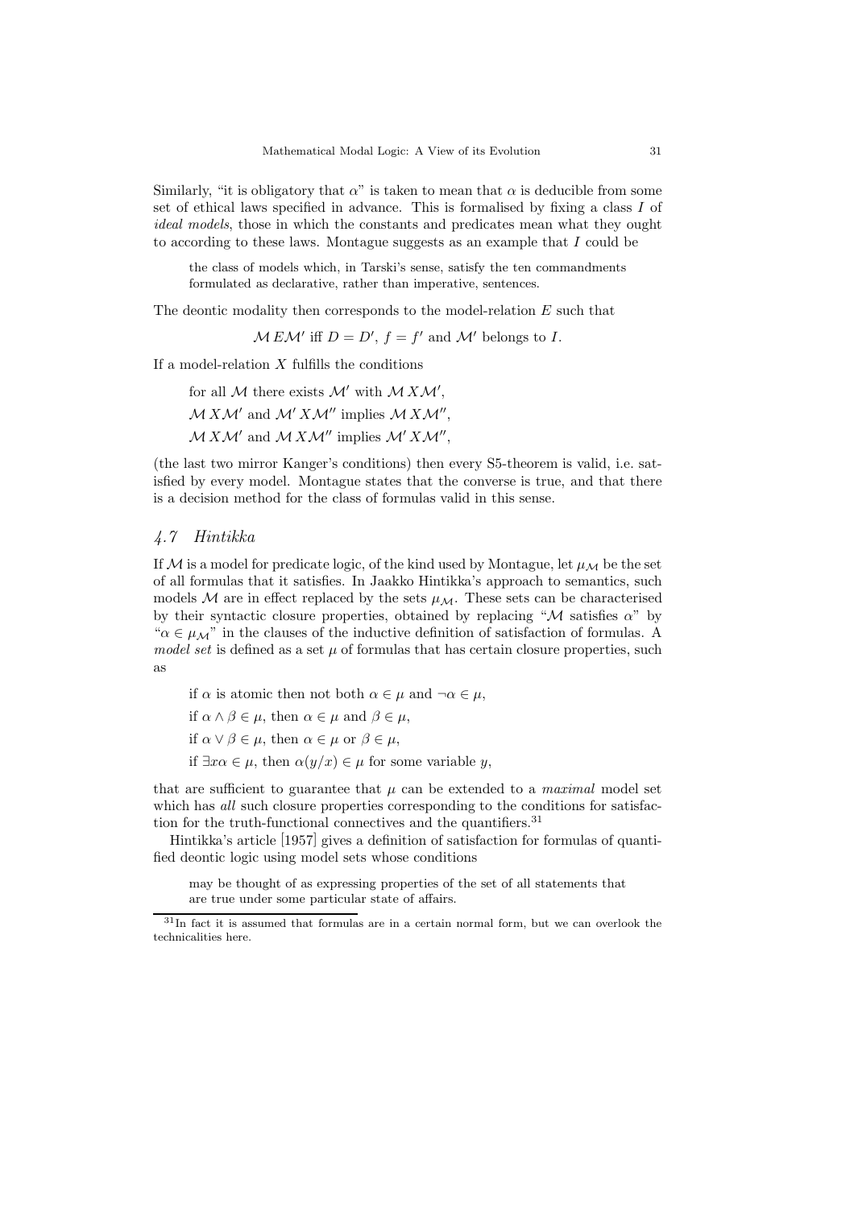Similarly, "it is obligatory that $\alpha$" is taken to mean that $\alpha$ is deducible from some set of ethical laws specified in advance. This is formalised by fixing a class $I$ of *ideal models*, those in which the constants and predicates mean what they ought to according to these laws. Montague suggests as an example that $I$ could be

> the class of models which, in Tarski's sense, satisfy the ten commandments formulated as declarative, rather than imperative, sentences.

The deontic modality then corresponds to the model-relation $E$ such that

$$\mathcal{M}\, E \mathcal{M}' \text{ iff } D = D',\ f = f' \text{ and } \mathcal{M}' \text{ belongs to } I.$$

If a model-relation $X$ fulfills the conditions

for all $\mathcal{M}$ there exists $\mathcal{M}'$ with $\mathcal{M}\, X \mathcal{M}'$,

$\mathcal{M}\, X \mathcal{M}'$ and $\mathcal{M}'\, X \mathcal{M}''$ implies $\mathcal{M}\, X \mathcal{M}''$,

$\mathcal{M}\, X \mathcal{M}'$ and $\mathcal{M}\, X \mathcal{M}''$ implies $\mathcal{M}'\, X \mathcal{M}''$,

(the last two mirror Kanger's conditions) then every S5-theorem is valid, i.e. satisfied by every model. Montague states that the converse is true, and that there is a decision method for the class of formulas valid in this sense.

### *4.7 Hintikka*

If $\mathcal{M}$ is a model for predicate logic, of the kind used by Montague, let $\mu_{\mathcal{M}}$ be the set of all formulas that it satisfies. In Jaakko Hintikka's approach to semantics, such models $\mathcal{M}$ are in effect replaced by the sets $\mu_{\mathcal{M}}$. These sets can be characterised by their syntactic closure properties, obtained by replacing "$\mathcal{M}$ satisfies $\alpha$" by "$\alpha \in \mu_{\mathcal{M}}$" in the clauses of the inductive definition of satisfaction of formulas. A *model set* is defined as a set $\mu$ of formulas that has certain closure properties, such as

if $\alpha$ is atomic then not both $\alpha \in \mu$ and $\neg\alpha \in \mu$,

if $\alpha \wedge \beta \in \mu$, then $\alpha \in \mu$ and $\beta \in \mu$,

if $\alpha \vee \beta \in \mu$, then $\alpha \in \mu$ or $\beta \in \mu$,

if $\exists x\alpha \in \mu$, then $\alpha(y/x) \in \mu$ for some variable $y$,

that are sufficient to guarantee that $\mu$ can be extended to a *maximal* model set which has *all* such closure properties corresponding to the conditions for satisfaction for the truth-functional connectives and the quantifiers.[31]

Hintikka's article [1957] gives a definition of satisfaction for formulas of quantified deontic logic using model sets whose conditions

> may be thought of as expressing properties of the set of all statements that are true under some particular state of affairs.

[31] In fact it is assumed that formulas are in a certain normal form, but we can overlook the technicalities here.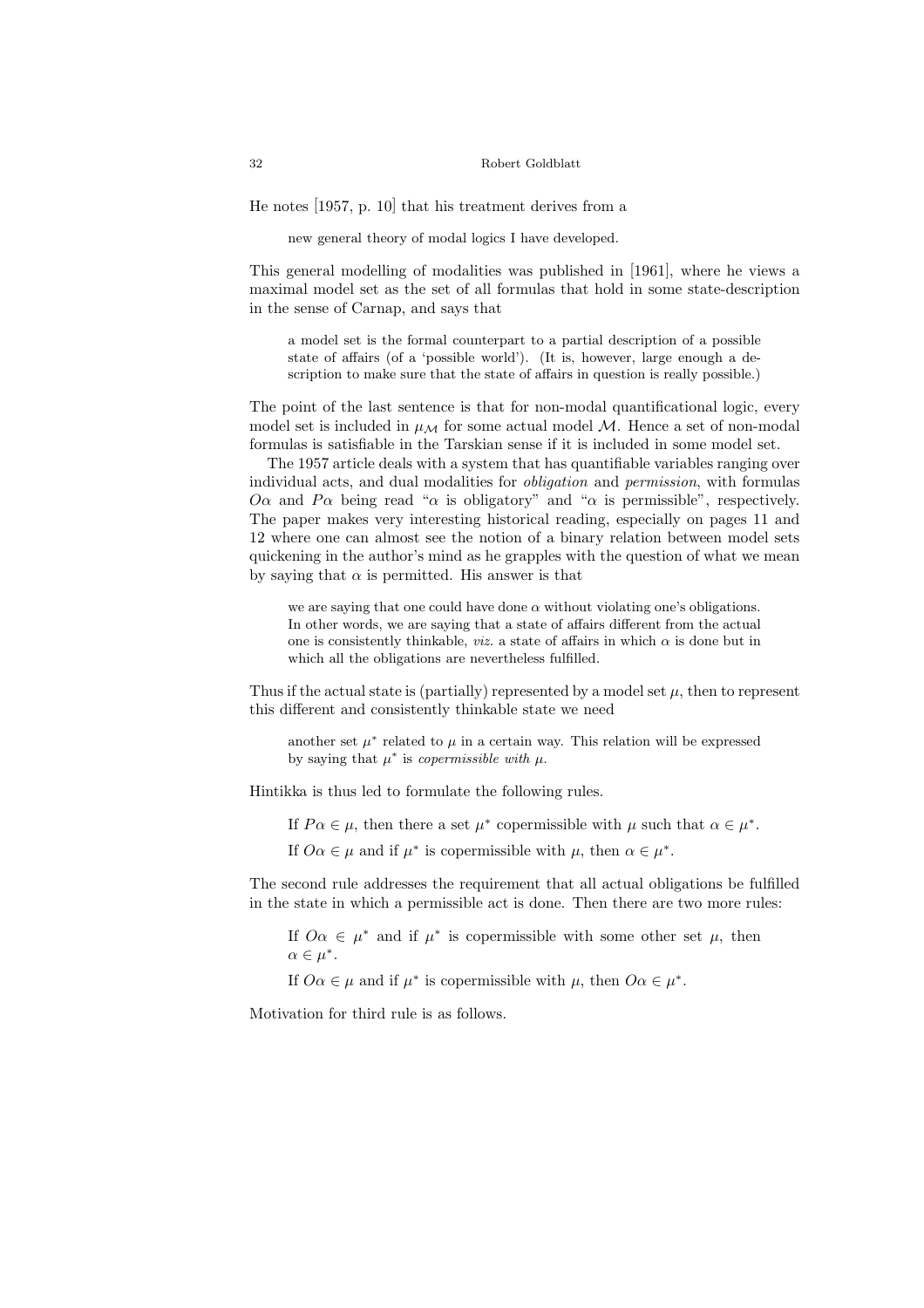He notes [1957, p. 10] that his treatment derives from a

> new general theory of modal logics I have developed.

This general modelling of modalities was published in [1961], where he views a maximal model set as the set of all formulas that hold in some state-description in the sense of Carnap, and says that

> a model set is the formal counterpart to a partial description of a possible state of affairs (of a 'possible world'). (It is, however, large enough a description to make sure that the state of affairs in question is really possible.)

The point of the last sentence is that for non-modal quantificational logic, every model set is included in $\mu_{\mathcal{M}}$ for some actual model $\mathcal{M}$. Hence a set of non-modal formulas is satisfiable in the Tarskian sense if it is included in some model set.

The 1957 article deals with a system that has quantifiable variables ranging over individual acts, and dual modalities for *obligation* and *permission*, with formulas $O\alpha$ and $P\alpha$ being read "$\alpha$ is obligatory" and "$\alpha$ is permissible", respectively. The paper makes very interesting historical reading, especially on pages 11 and 12 where one can almost see the notion of a binary relation between model sets quickening in the author's mind as he grapples with the question of what we mean by saying that $\alpha$ is permitted. His answer is that

> we are saying that one could have done $\alpha$ without violating one's obligations. In other words, we are saying that a state of affairs different from the actual one is consistently thinkable, *viz.* a state of affairs in which $\alpha$ is done but in which all the obligations are nevertheless fulfilled.

Thus if the actual state is (partially) represented by a model set $\mu$, then to represent this different and consistently thinkable state we need

> another set $\mu^*$ related to $\mu$ in a certain way. This relation will be expressed by saying that $\mu^*$ is *copermissible with* $\mu$.

Hintikka is thus led to formulate the following rules.

> If $P\alpha \in \mu$, then there a set $\mu^*$ copermissible with $\mu$ such that $\alpha \in \mu^*$.
>
> If $O\alpha \in \mu$ and if $\mu^*$ is copermissible with $\mu$, then $\alpha \in \mu^*$.

The second rule addresses the requirement that all actual obligations be fulfilled in the state in which a permissible act is done. Then there are two more rules:

> If $O\alpha \in \mu^*$ and if $\mu^*$ is copermissible with some other set $\mu$, then $\alpha \in \mu^*$.
>
> If $O\alpha \in \mu$ and if $\mu^*$ is copermissible with $\mu$, then $O\alpha \in \mu^*$.

Motivation for third rule is as follows.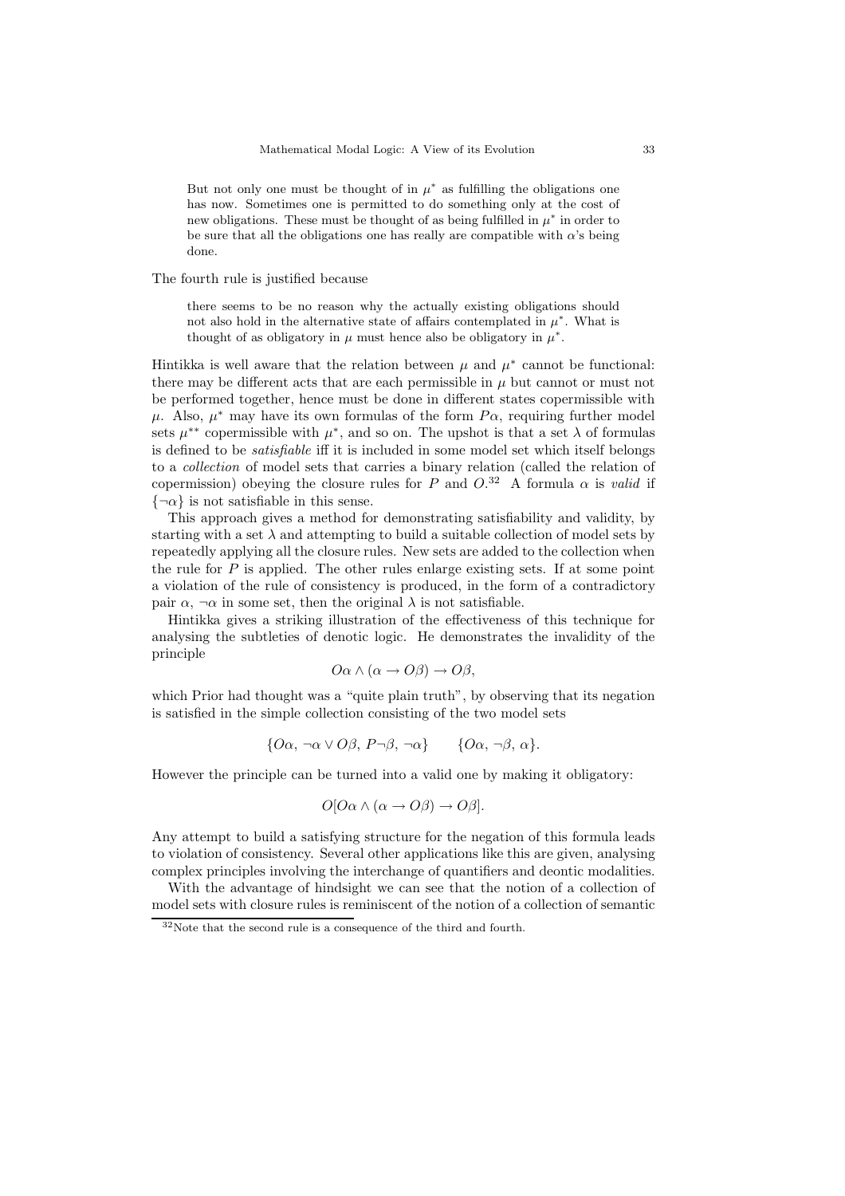> But not only one must be thought of in $\mu^*$ as fulfilling the obligations one has now. Sometimes one is permitted to do something only at the cost of new obligations. These must be thought of as being fulfilled in $\mu^*$ in order to be sure that all the obligations one has really are compatible with $\alpha$'s being done.

The fourth rule is justified because

> there seems to be no reason why the actually existing obligations should not also hold in the alternative state of affairs contemplated in $\mu^*$. What is thought of as obligatory in $\mu$ must hence also be obligatory in $\mu^*$.

Hintikka is well aware that the relation between $\mu$ and $\mu^*$ cannot be functional: there may be different acts that are each permissible in $\mu$ but cannot or must not be performed together, hence must be done in different states copermissible with $\mu$. Also, $\mu^*$ may have its own formulas of the form $P\alpha$, requiring further model sets $\mu^{**}$ copermissible with $\mu^*$, and so on. The upshot is that a set $\lambda$ of formulas is defined to be *satisfiable* iff it is included in some model set which itself belongs to a *collection* of model sets that carries a binary relation (called the relation of copermission) obeying the closure rules for $P$ and $O$.[32] A formula $\alpha$ is *valid* if $\{\neg\alpha\}$ is not satisfiable in this sense.

This approach gives a method for demonstrating satisfiability and validity, by starting with a set $\lambda$ and attempting to build a suitable collection of model sets by repeatedly applying all the closure rules. New sets are added to the collection when the rule for $P$ is applied. The other rules enlarge existing sets. If at some point a violation of the rule of consistency is produced, in the form of a contradictory pair $\alpha$, $\neg\alpha$ in some set, then the original $\lambda$ is not satisfiable.

Hintikka gives a striking illustration of the effectiveness of this technique for analysing the subtleties of denotic logic. He demonstrates the invalidity of the principle

$$O\alpha \wedge (\alpha \to O\beta) \to O\beta,$$

which Prior had thought was a "quite plain truth", by observing that its negation is satisfied in the simple collection consisting of the two model sets

$$\{O\alpha,\ \neg\alpha \vee O\beta,\ P\neg\beta,\ \neg\alpha\} \qquad \{O\alpha,\ \neg\beta,\ \alpha\}.$$

However the principle can be turned into a valid one by making it obligatory:

$$O[O\alpha \wedge (\alpha \to O\beta) \to O\beta].$$

Any attempt to build a satisfying structure for the negation of this formula leads to violation of consistency. Several other applications like this are given, analysing complex principles involving the interchange of quantifiers and deontic modalities.

With the advantage of hindsight we can see that the notion of a collection of model sets with closure rules is reminiscent of the notion of a collection of semantic

[32] Note that the second rule is a consequence of the third and fourth.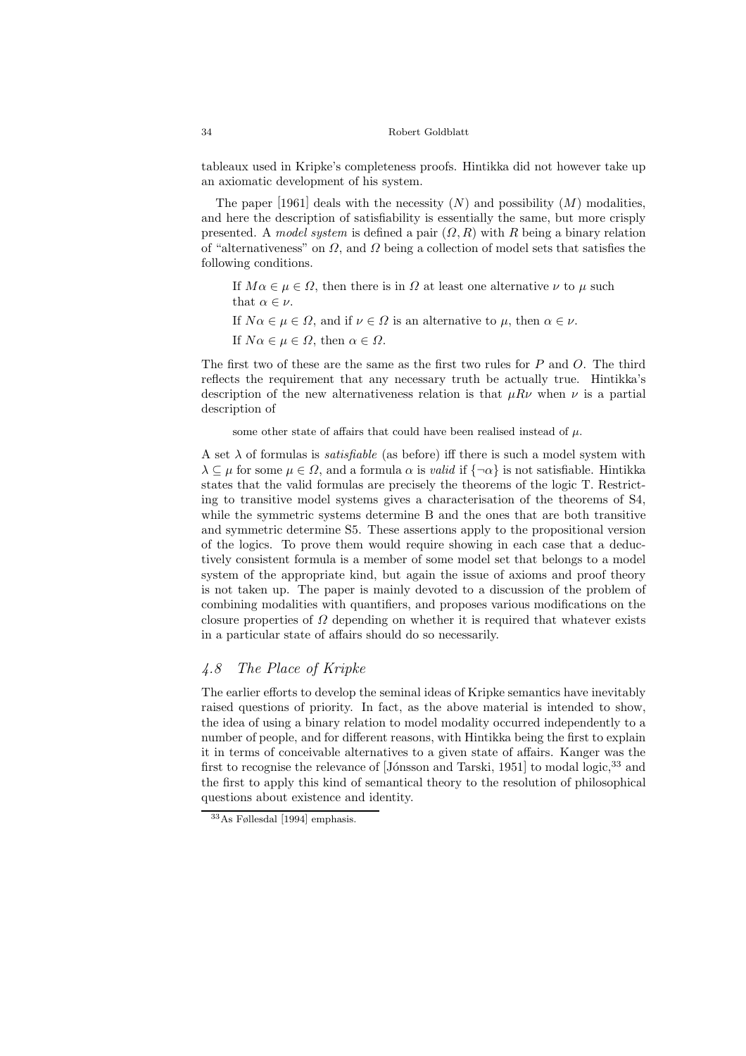tableaux used in Kripke's completeness proofs. Hintikka did not however take up an axiomatic development of his system.

The paper [1961] deals with the necessity ($N$) and possibility ($M$) modalities, and here the description of satisfiability is essentially the same, but more crisply presented. A *model system* is defined a pair $(\Omega, R)$ with $R$ being a binary relation of "alternativeness" on $\Omega$, and $\Omega$ being a collection of model sets that satisfies the following conditions.

> If $M\alpha \in \mu \in \Omega$, then there is in $\Omega$ at least one alternative $\nu$ to $\mu$ such that $\alpha \in \nu$.
>
> If $N\alpha \in \mu \in \Omega$, and if $\nu \in \Omega$ is an alternative to $\mu$, then $\alpha \in \nu$.
>
> If $N\alpha \in \mu \in \Omega$, then $\alpha \in \Omega$.

The first two of these are the same as the first two rules for $P$ and $O$. The third reflects the requirement that any necessary truth be actually true. Hintikka's description of the new alternativeness relation is that $\mu R \nu$ when $\nu$ is a partial description of

> some other state of affairs that could have been realised instead of $\mu$.

A set $\lambda$ of formulas is *satisfiable* (as before) iff there is such a model system with $\lambda \subseteq \mu$ for some $\mu \in \Omega$, and a formula $\alpha$ is *valid* if $\{\neg\alpha\}$ is not satisfiable. Hintikka states that the valid formulas are precisely the theorems of the logic T. Restricting to transitive model systems gives a characterisation of the theorems of S4, while the symmetric systems determine B and the ones that are both transitive and symmetric determine S5. These assertions apply to the propositional version of the logics. To prove them would require showing in each case that a deductively consistent formula is a member of some model set that belongs to a model system of the appropriate kind, but again the issue of axioms and proof theory is not taken up. The paper is mainly devoted to a discussion of the problem of combining modalities with quantifiers, and proposes various modifications on the closure properties of $\Omega$ depending on whether it is required that whatever exists in a particular state of affairs should do so necessarily.

## 4.8 The Place of Kripke

The earlier efforts to develop the seminal ideas of Kripke semantics have inevitably raised questions of priority. In fact, as the above material is intended to show, the idea of using a binary relation to model modality occurred independently to a number of people, and for different reasons, with Hintikka being the first to explain it in terms of conceivable alternatives to a given state of affairs. Kanger was the first to recognise the relevance of [Jónsson and Tarski, 1951] to modal logic,[33] and the first to apply this kind of semantical theory to the resolution of philosophical questions about existence and identity.

[33] As Føllesdal [1994] emphasis.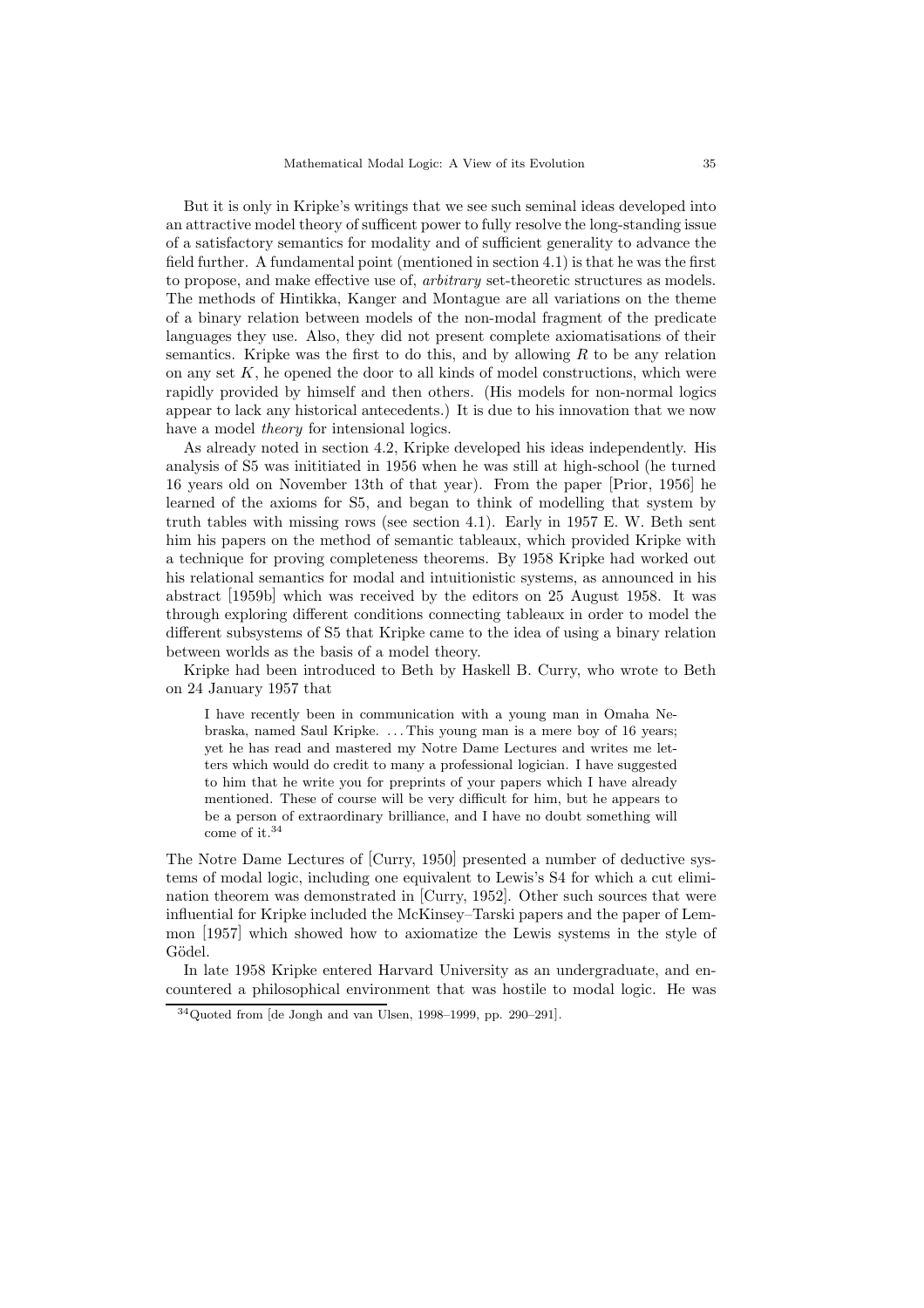But it is only in Kripke's writings that we see such seminal ideas developed into an attractive model theory of sufficent power to fully resolve the long-standing issue of a satisfactory semantics for modality and of sufficient generality to advance the field further. A fundamental point (mentioned in section 4.1) is that he was the first to propose, and make effective use of, *arbitrary* set-theoretic structures as models. The methods of Hintikka, Kanger and Montague are all variations on the theme of a binary relation between models of the non-modal fragment of the predicate languages they use. Also, they did not present complete axiomatisations of their semantics. Kripke was the first to do this, and by allowing $R$ to be any relation on any set $K$, he opened the door to all kinds of model constructions, which were rapidly provided by himself and then others. (His models for non-normal logics appear to lack any historical antecedents.) It is due to his innovation that we now have a model *theory* for intensional logics.

As already noted in section 4.2, Kripke developed his ideas independently. His analysis of S5 was inititiated in 1956 when he was still at high-school (he turned 16 years old on November 13th of that year). From the paper [Prior, 1956] he learned of the axioms for S5, and began to think of modelling that system by truth tables with missing rows (see section 4.1). Early in 1957 E. W. Beth sent him his papers on the method of semantic tableaux, which provided Kripke with a technique for proving completeness theorems. By 1958 Kripke had worked out his relational semantics for modal and intuitionistic systems, as announced in his abstract [1959b] which was received by the editors on 25 August 1958. It was through exploring different conditions connecting tableaux in order to model the different subsystems of S5 that Kripke came to the idea of using a binary relation between worlds as the basis of a model theory.

Kripke had been introduced to Beth by Haskell B. Curry, who wrote to Beth on 24 January 1957 that

> I have recently been in communication with a young man in Omaha Nebraska, named Saul Kripke. ... This young man is a mere boy of 16 years; yet he has read and mastered my Notre Dame Lectures and writes me letters which would do credit to many a professional logician. I have suggested to him that he write you for preprints of your papers which I have already mentioned. These of course will be very difficult for him, but he appears to be a person of extraordinary brilliance, and I have no doubt something will come of it.[34]

The Notre Dame Lectures of [Curry, 1950] presented a number of deductive systems of modal logic, including one equivalent to Lewis's S4 for which a cut elimination theorem was demonstrated in [Curry, 1952]. Other such sources that were influential for Kripke included the McKinsey–Tarski papers and the paper of Lemmon [1957] which showed how to axiomatize the Lewis systems in the style of Gödel.

In late 1958 Kripke entered Harvard University as an undergraduate, and encountered a philosophical environment that was hostile to modal logic. He was

[34] Quoted from [de Jongh and van Ulsen, 1998–1999, pp. 290–291].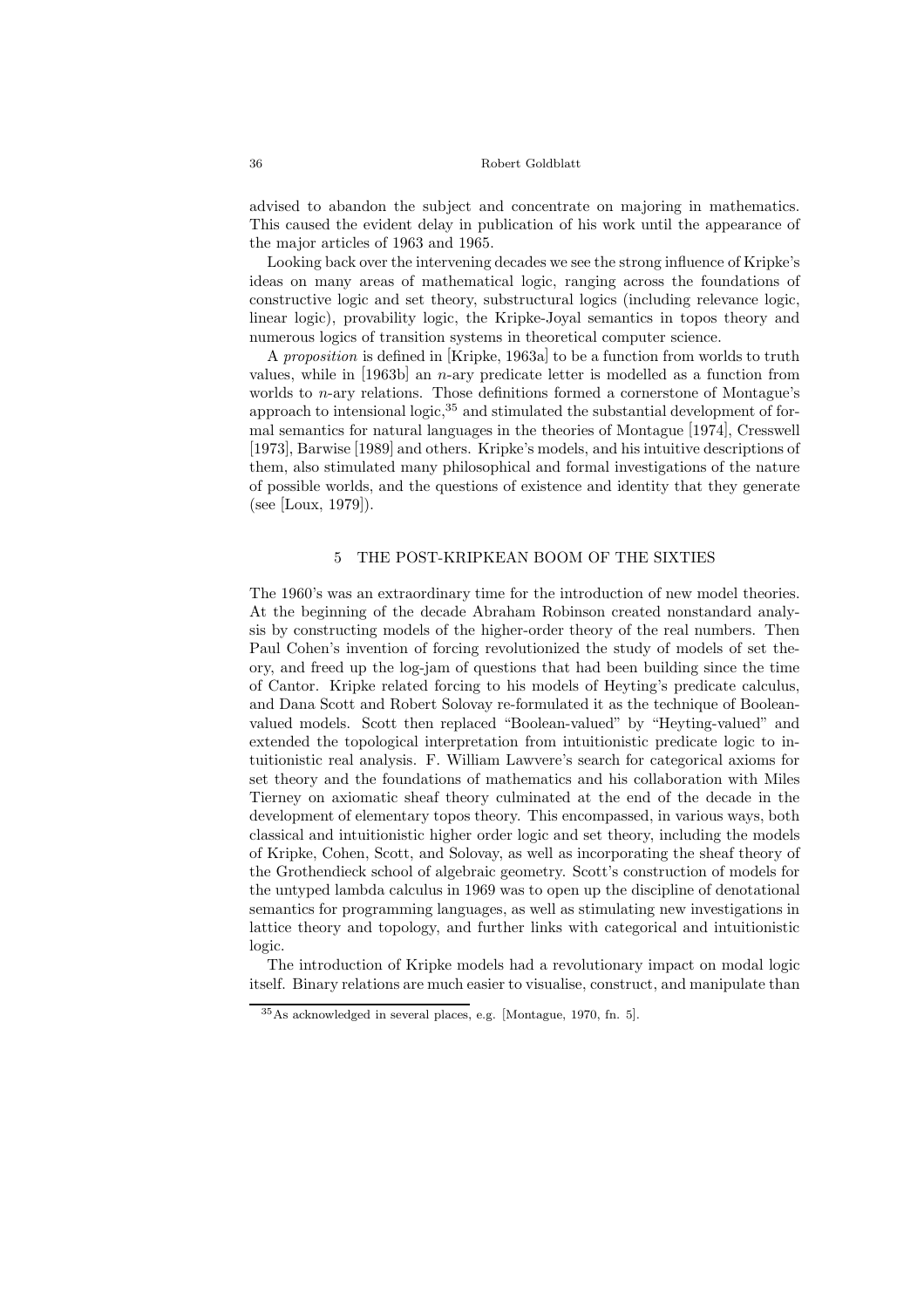advised to abandon the subject and concentrate on majoring in mathematics. This caused the evident delay in publication of his work until the appearance of the major articles of 1963 and 1965.

Looking back over the intervening decades we see the strong influence of Kripke's ideas on many areas of mathematical logic, ranging across the foundations of constructive logic and set theory, substructural logics (including relevance logic, linear logic), provability logic, the Kripke-Joyal semantics in topos theory and numerous logics of transition systems in theoretical computer science.

A *proposition* is defined in [Kripke, 1963a] to be a function from worlds to truth values, while in [1963b] an $n$-ary predicate letter is modelled as a function from worlds to $n$-ary relations. Those definitions formed a cornerstone of Montague's approach to intensional logic,[35] and stimulated the substantial development of formal semantics for natural languages in the theories of Montague [1974], Cresswell [1973], Barwise [1989] and others. Kripke's models, and his intuitive descriptions of them, also stimulated many philosophical and formal investigations of the nature of possible worlds, and the questions of existence and identity that they generate (see [Loux, 1979]).

## 5 THE POST-KRIPKEAN BOOM OF THE SIXTIES

The 1960's was an extraordinary time for the introduction of new model theories. At the beginning of the decade Abraham Robinson created nonstandard analysis by constructing models of the higher-order theory of the real numbers. Then Paul Cohen's invention of forcing revolutionized the study of models of set theory, and freed up the log-jam of questions that had been building since the time of Cantor. Kripke related forcing to his models of Heyting's predicate calculus, and Dana Scott and Robert Solovay re-formulated it as the technique of Boolean-valued models. Scott then replaced "Boolean-valued" by "Heyting-valued" and extended the topological interpretation from intuitionistic predicate logic to intuitionistic real analysis. F. William Lawvere's search for categorical axioms for set theory and the foundations of mathematics and his collaboration with Miles Tierney on axiomatic sheaf theory culminated at the end of the decade in the development of elementary topos theory. This encompassed, in various ways, both classical and intuitionistic higher order logic and set theory, including the models of Kripke, Cohen, Scott, and Solovay, as well as incorporating the sheaf theory of the Grothendieck school of algebraic geometry. Scott's construction of models for the untyped lambda calculus in 1969 was to open up the discipline of denotational semantics for programming languages, as well as stimulating new investigations in lattice theory and topology, and further links with categorical and intuitionistic logic.

The introduction of Kripke models had a revolutionary impact on modal logic itself. Binary relations are much easier to visualise, construct, and manipulate than

[35] As acknowledged in several places, e.g. [Montague, 1970, fn. 5].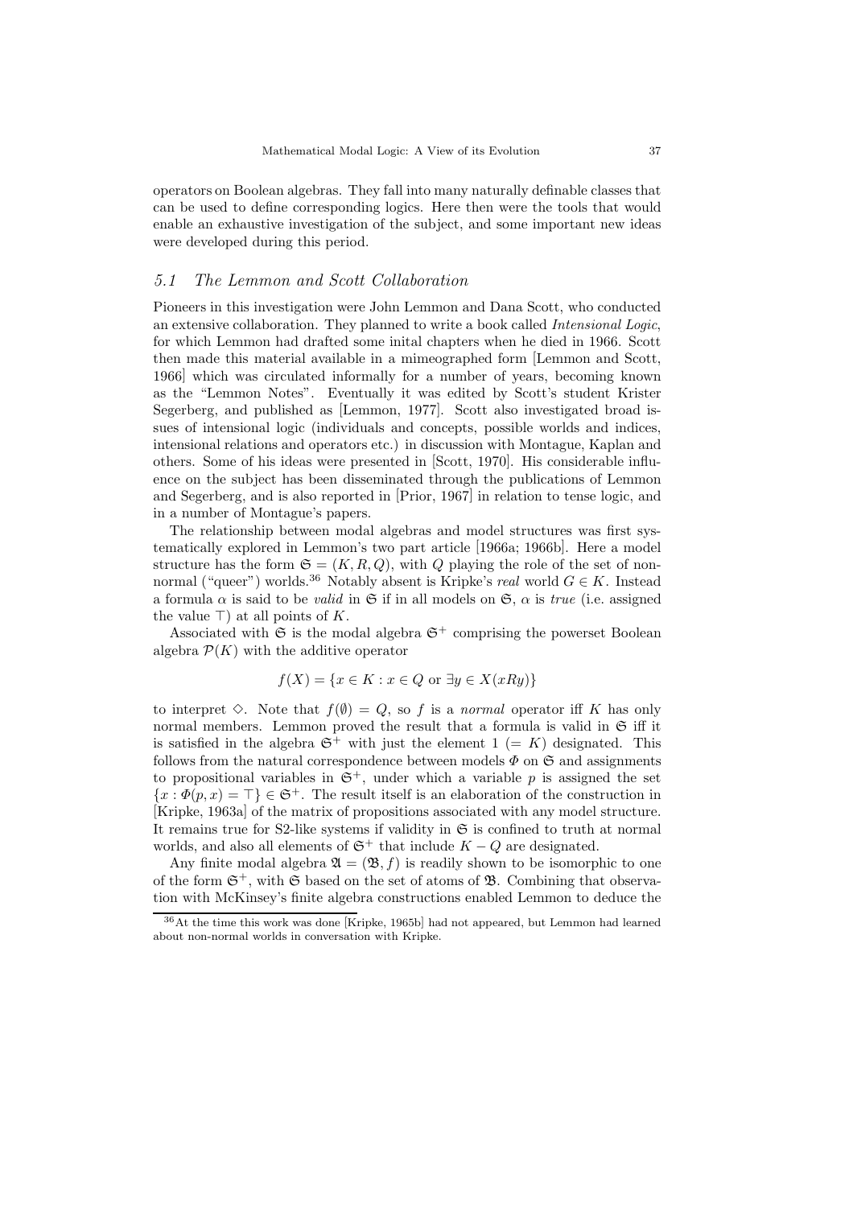operators on Boolean algebras. They fall into many naturally definable classes that can be used to define corresponding logics. Here then were the tools that would enable an exhaustive investigation of the subject, and some important new ideas were developed during this period.

### *5.1 The Lemmon and Scott Collaboration*

Pioneers in this investigation were John Lemmon and Dana Scott, who conducted an extensive collaboration. They planned to write a book called *Intensional Logic*, for which Lemmon had drafted some inital chapters when he died in 1966. Scott then made this material available in a mimeographed form [Lemmon and Scott, 1966] which was circulated informally for a number of years, becoming known as the "Lemmon Notes". Eventually it was edited by Scott's student Krister Segerberg, and published as [Lemmon, 1977]. Scott also investigated broad issues of intensional logic (individuals and concepts, possible worlds and indices, intensional relations and operators etc.) in discussion with Montague, Kaplan and others. Some of his ideas were presented in [Scott, 1970]. His considerable influence on the subject has been disseminated through the publications of Lemmon and Segerberg, and is also reported in [Prior, 1967] in relation to tense logic, and in a number of Montague's papers.

The relationship between modal algebras and model structures was first systematically explored in Lemmon's two part article [1966a; 1966b]. Here a model structure has the form $\mathfrak{S} = (K, R, Q)$, with $Q$ playing the role of the set of non-normal ("queer") worlds.[36] Notably absent is Kripke's *real* world $G \in K$. Instead a formula $\alpha$ is said to be *valid* in $\mathfrak{S}$ if in all models on $\mathfrak{S}$, $\alpha$ is *true* (i.e. assigned the value $\top$) at all points of $K$.

Associated with $\mathfrak{S}$ is the modal algebra $\mathfrak{S}^+$ comprising the powerset Boolean algebra $\mathcal{P}(K)$ with the additive operator

$$f(X) = \{x \in K : x \in Q \text{ or } \exists y \in X(xRy)\}$$

to interpret $\Diamond$. Note that $f(\emptyset) = Q$, so $f$ is a *normal* operator iff $K$ has only normal members. Lemmon proved the result that a formula is valid in $\mathfrak{S}$ iff it is satisfied in the algebra $\mathfrak{S}^+$ with just the element $1$ $(= K)$ designated. This follows from the natural correspondence between models $\Phi$ on $\mathfrak{S}$ and assignments to propositional variables in $\mathfrak{S}^+$, under which a variable $p$ is assigned the set $\{x : \Phi(p, x) = \top\} \in \mathfrak{S}^+$. The result itself is an elaboration of the construction in [Kripke, 1963a] of the matrix of propositions associated with any model structure. It remains true for S2-like systems if validity in $\mathfrak{S}$ is confined to truth at normal worlds, and also all elements of $\mathfrak{S}^+$ that include $K - Q$ are designated.

Any finite modal algebra $\mathfrak{A} = (\mathfrak{B}, f)$ is readily shown to be isomorphic to one of the form $\mathfrak{S}^+$, with $\mathfrak{S}$ based on the set of atoms of $\mathfrak{B}$. Combining that observation with McKinsey's finite algebra constructions enabled Lemmon to deduce the

[36] At the time this work was done [Kripke, 1965b] had not appeared, but Lemmon had learned about non-normal worlds in conversation with Kripke.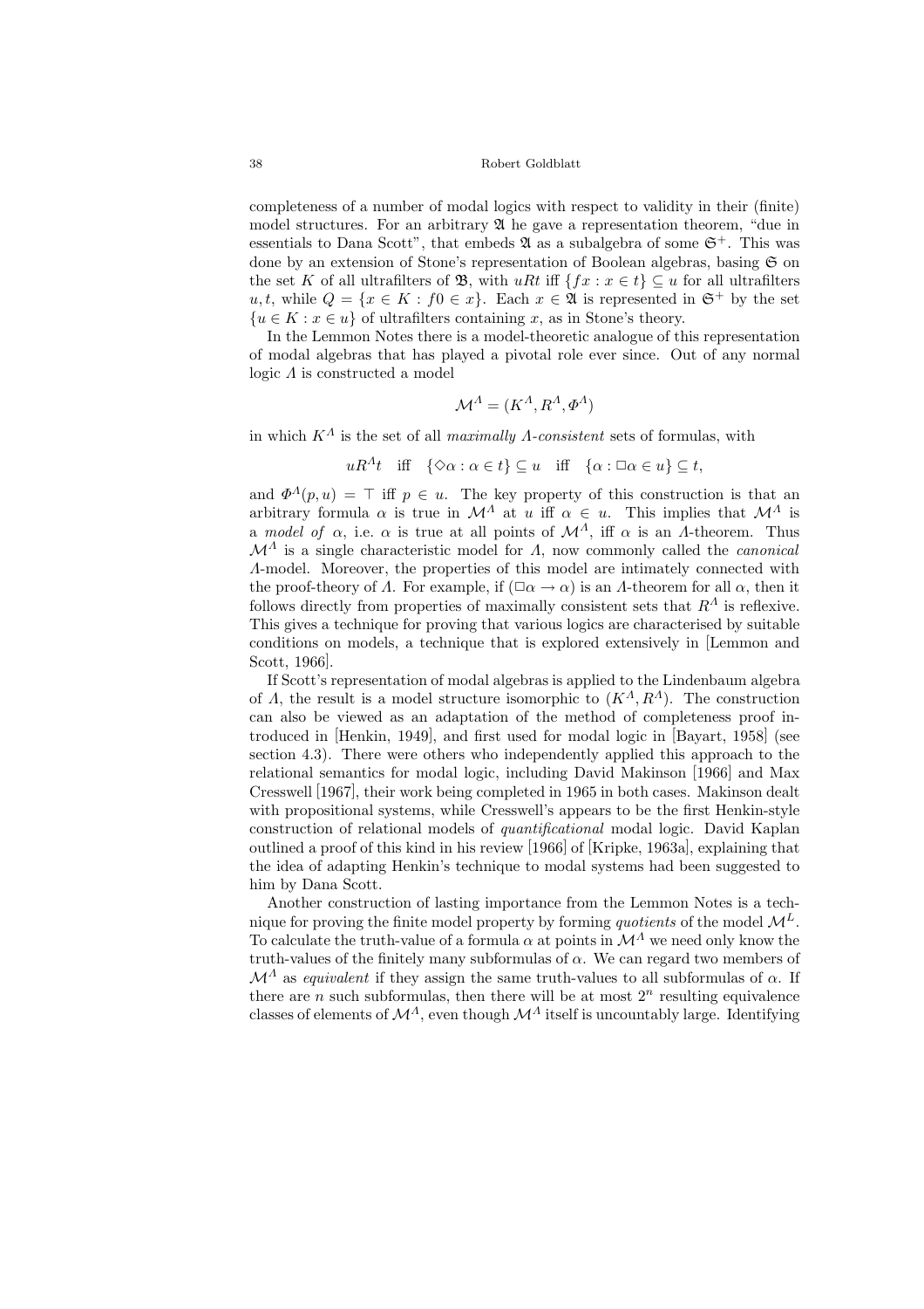completeness of a number of modal logics with respect to validity in their (finite) model structures. For an arbitrary $\mathfrak{A}$ he gave a representation theorem, "due in essentials to Dana Scott", that embeds $\mathfrak{A}$ as a subalgebra of some $\mathfrak{S}^+$. This was done by an extension of Stone's representation of Boolean algebras, basing $\mathfrak{S}$ on the set $K$ of all ultrafilters of $\mathfrak{B}$, with $uRt$ iff $\{fx : x \in t\} \subseteq u$ for all ultrafilters $u, t$, while $Q = \{x \in K : f0 \in x\}$. Each $x \in \mathfrak{A}$ is represented in $\mathfrak{S}^+$ by the set $\{u \in K : x \in u\}$ of ultrafilters containing $x$, as in Stone's theory.

In the Lemmon Notes there is a model-theoretic analogue of this representation of modal algebras that has played a pivotal role ever since. Out of any normal logic $\Lambda$ is constructed a model

$$\mathcal{M}^\Lambda = (K^\Lambda, R^\Lambda, \Phi^\Lambda)$$

in which $K^\Lambda$ is the set of all *maximally $\Lambda$-consistent* sets of formulas, with

$$uR^\Lambda t \quad \text{iff} \quad \{\Diamond\alpha : \alpha \in t\} \subseteq u \quad \text{iff} \quad \{\alpha : \Box\alpha \in u\} \subseteq t,$$

and $\Phi^\Lambda(p, u) = \top$ iff $p \in u$. The key property of this construction is that an arbitrary formula $\alpha$ is true in $\mathcal{M}^\Lambda$ at $u$ iff $\alpha \in u$. This implies that $\mathcal{M}^\Lambda$ is a *model of* $\alpha$, i.e. $\alpha$ is true at all points of $\mathcal{M}^\Lambda$, iff $\alpha$ is an $\Lambda$-theorem. Thus $\mathcal{M}^\Lambda$ is a single characteristic model for $\Lambda$, now commonly called the *canonical* $\Lambda$-model. Moreover, the properties of this model are intimately connected with the proof-theory of $\Lambda$. For example, if $(\Box\alpha \to \alpha)$ is an $\Lambda$-theorem for all $\alpha$, then it follows directly from properties of maximally consistent sets that $R^\Lambda$ is reflexive. This gives a technique for proving that various logics are characterised by suitable conditions on models, a technique that is explored extensively in [Lemmon and Scott, 1966].

If Scott's representation of modal algebras is applied to the Lindenbaum algebra of $\Lambda$, the result is a model structure isomorphic to $(K^\Lambda, R^\Lambda)$. The construction can also be viewed as an adaptation of the method of completeness proof introduced in [Henkin, 1949], and first used for modal logic in [Bayart, 1958] (see section 4.3). There were others who independently applied this approach to the relational semantics for modal logic, including David Makinson [1966] and Max Cresswell [1967], their work being completed in 1965 in both cases. Makinson dealt with propositional systems, while Cresswell's appears to be the first Henkin-style construction of relational models of *quantificational* modal logic. David Kaplan outlined a proof of this kind in his review [1966] of [Kripke, 1963a], explaining that the idea of adapting Henkin's technique to modal systems had been suggested to him by Dana Scott.

Another construction of lasting importance from the Lemmon Notes is a technique for proving the finite model property by forming *quotients* of the model $\mathcal{M}^L$. To calculate the truth-value of a formula $\alpha$ at points in $\mathcal{M}^\Lambda$ we need only know the truth-values of the finitely many subformulas of $\alpha$. We can regard two members of $\mathcal{M}^\Lambda$ as *equivalent* if they assign the same truth-values to all subformulas of $\alpha$. If there are $n$ such subformulas, then there will be at most $2^n$ resulting equivalence classes of elements of $\mathcal{M}^\Lambda$, even though $\mathcal{M}^\Lambda$ itself is uncountably large. Identifying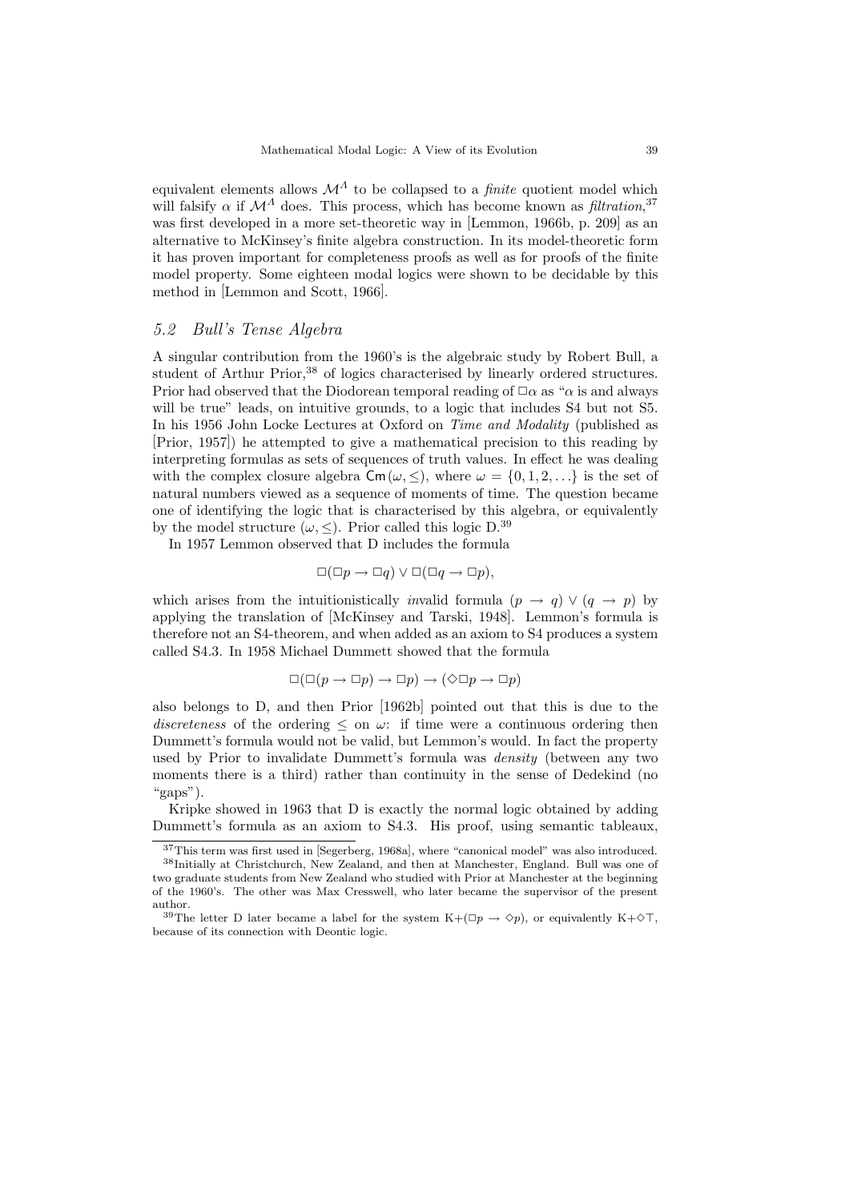equivalent elements allows $\mathcal{M}^\Lambda$ to be collapsed to a *finite* quotient model which will falsify $\alpha$ if $\mathcal{M}^\Lambda$ does. This process, which has become known as *filtration*,[37] was first developed in a more set-theoretic way in [Lemmon, 1966b, p. 209] as an alternative to McKinsey's finite algebra construction. In its model-theoretic form it has proven important for completeness proofs as well as for proofs of the finite model property. Some eighteen modal logics were shown to be decidable by this method in [Lemmon and Scott, 1966].

### *5.2 Bull's Tense Algebra*

A singular contribution from the 1960's is the algebraic study by Robert Bull, a student of Arthur Prior,[38] of logics characterised by linearly ordered structures. Prior had observed that the Diodorean temporal reading of $\Box\alpha$ as "$\alpha$ is and always will be true" leads, on intuitive grounds, to a logic that includes S4 but not S5. In his 1956 John Locke Lectures at Oxford on *Time and Modality* (published as [Prior, 1957]) he attempted to give a mathematical precision to this reading by interpreting formulas as sets of sequences of truth values. In effect he was dealing with the complex closure algebra $\mathsf{Cm}(\omega, \leq)$, where $\omega = \{0, 1, 2, \ldots\}$ is the set of natural numbers viewed as a sequence of moments of time. The question became one of identifying the logic that is characterised by this algebra, or equivalently by the model structure $(\omega, \leq)$. Prior called this logic D.[39]

In 1957 Lemmon observed that D includes the formula

$$\Box(\Box p \to \Box q) \vee \Box(\Box q \to \Box p),$$

which arises from the intuitionistically *in*valid formula $(p \to q) \vee (q \to p)$ by applying the translation of [McKinsey and Tarski, 1948]. Lemmon's formula is therefore not an S4-theorem, and when added as an axiom to S4 produces a system called S4.3. In 1958 Michael Dummett showed that the formula

$$\Box(\Box(p \to \Box p) \to \Box p) \to (\Diamond\Box p \to \Box p)$$

also belongs to D, and then Prior [1962b] pointed out that this is due to the *discreteness* of the ordering $\leq$ on $\omega$: if time were a continuous ordering then Dummett's formula would not be valid, but Lemmon's would. In fact the property used by Prior to invalidate Dummett's formula was *density* (between any two moments there is a third) rather than continuity in the sense of Dedekind (no "gaps").

Kripke showed in 1963 that D is exactly the normal logic obtained by adding Dummett's formula as an axiom to S4.3. His proof, using semantic tableaux,

---

[37] This term was first used in [Segerberg, 1968a], where "canonical model" was also introduced.

[38] Initially at Christchurch, New Zealand, and then at Manchester, England. Bull was one of two graduate students from New Zealand who studied with Prior at Manchester at the beginning of the 1960's. The other was Max Cresswell, who later became the supervisor of the present author.

[39] The letter D later became a label for the system K+$(\Box p \to \Diamond p)$, or equivalently K+$\Diamond\top$, because of its connection with Deontic logic.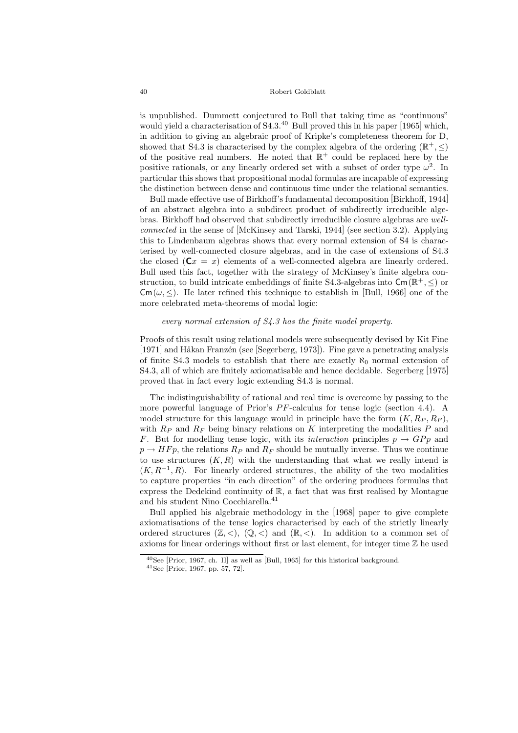is unpublished. Dummett conjectured to Bull that taking time as "continuous" would yield a characterisation of S4.3.[40] Bull proved this in his paper [1965] which, in addition to giving an algebraic proof of Kripke's completeness theorem for D, showed that S4.3 is characterised by the complex algebra of the ordering $(\mathbb{R}^+, \leq)$ of the positive real numbers. He noted that $\mathbb{R}^+$ could be replaced here by the positive rationals, or any linearly ordered set with a subset of order type $\omega^2$. In particular this shows that propositional modal formulas are incapable of expressing the distinction between dense and continuous time under the relational semantics.

Bull made effective use of Birkhoff's fundamental decomposition [Birkhoff, 1944] of an abstract algebra into a subdirect product of subdirectly irreducible algebras. Birkhoff had observed that subdirectly irreducible closure algebras are *well-connected* in the sense of [McKinsey and Tarski, 1944] (see section 3.2). Applying this to Lindenbaum algebras shows that every normal extension of S4 is characterised by well-connected closure algebras, and in the case of extensions of S4.3 the closed ($\mathbf{C}x = x$) elements of a well-connected algebra are linearly ordered. Bull used this fact, together with the strategy of McKinsey's finite algebra construction, to build intricate embeddings of finite S4.3-algebras into $\mathsf{Cm}(\mathbb{R}^+, \leq)$ or $\mathsf{Cm}(\omega, \leq)$. He later refined this technique to establish in [Bull, 1966] one of the more celebrated meta-theorems of modal logic:

*every normal extension of S4.3 has the finite model property.*

Proofs of this result using relational models were subsequently devised by Kit Fine [1971] and Håkan Franzén (see [Segerberg, 1973]). Fine gave a penetrating analysis of finite S4.3 models to establish that there are exactly $\aleph_0$ normal extension of S4.3, all of which are finitely axiomatisable and hence decidable. Segerberg [1975] proved that in fact every logic extending S4.3 is normal.

The indistinguishability of rational and real time is overcome by passing to the more powerful language of Prior's $PF$-calculus for tense logic (section 4.4). A model structure for this language would in principle have the form $(K, R_P, R_F)$, with $R_P$ and $R_F$ being binary relations on $K$ interpreting the modalities $P$ and $F$. But for modelling tense logic, with its *interaction* principles $p \to GPp$ and $p \to HFp$, the relations $R_P$ and $R_F$ should be mutually inverse. Thus we continue to use structures $(K, R)$ with the understanding that what we really intend is $(K, R^{-1}, R)$. For linearly ordered structures, the ability of the two modalities to capture properties "in each direction" of the ordering produces formulas that express the Dedekind continuity of $\mathbb{R}$, a fact that was first realised by Montague and his student Nino Cocchiarella.[41]

Bull applied his algebraic methodology in the [1968] paper to give complete axiomatisations of the tense logics characterised by each of the strictly linearly ordered structures $(\mathbb{Z}, <)$, $(\mathbb{Q}, <)$ and $(\mathbb{R}, <)$. In addition to a common set of axioms for linear orderings without first or last element, for integer time $\mathbb{Z}$ he used

[40] See [Prior, 1967, ch. II] as well as [Bull, 1965] for this historical background.

[41] See [Prior, 1967, pp. 57, 72].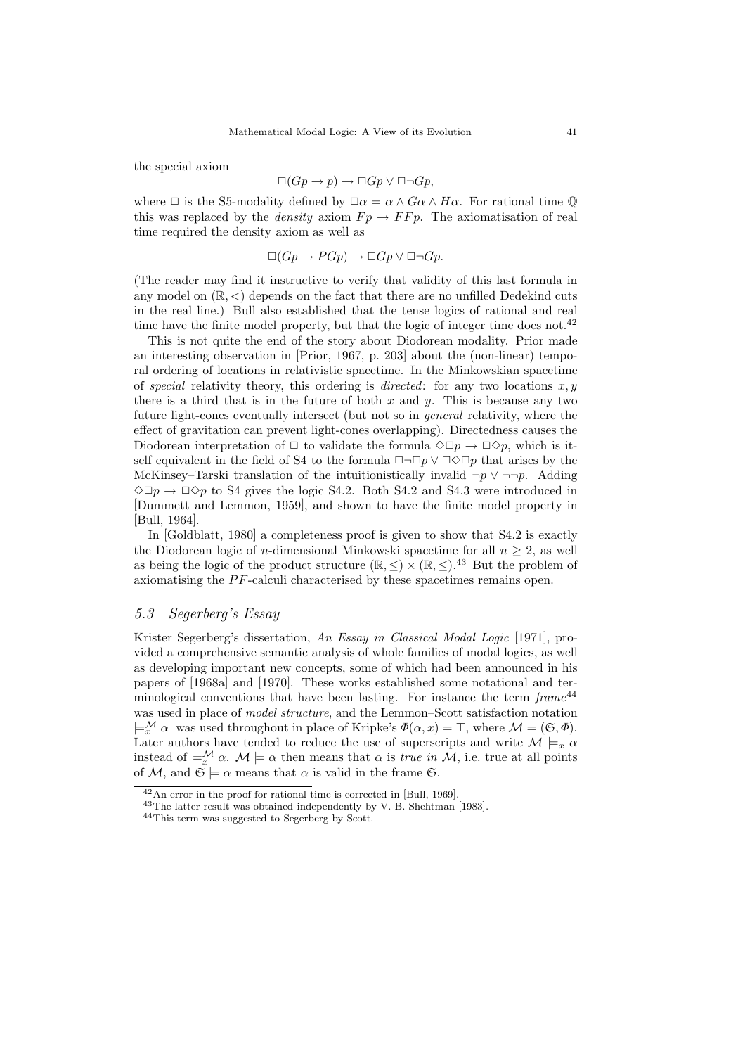the special axiom

$$\Box(Gp \to p) \to \Box Gp \vee \Box\neg Gp,$$

where $\Box$ is the S5-modality defined by $\Box\alpha = \alpha \wedge G\alpha \wedge H\alpha$. For rational time $\mathbb{Q}$ this was replaced by the *density* axiom $Fp \to FFp$. The axiomatisation of real time required the density axiom as well as

$$\Box(Gp \to PGp) \to \Box Gp \vee \Box\neg Gp.$$

(The reader may find it instructive to verify that validity of this last formula in any model on $(\mathbb{R}, <)$ depends on the fact that there are no unfilled Dedekind cuts in the real line.) Bull also established that the tense logics of rational and real time have the finite model property, but that the logic of integer time does not.[42]

This is not quite the end of the story about Diodorean modality. Prior made an interesting observation in [Prior, 1967, p. 203] about the (non-linear) temporal ordering of locations in relativistic spacetime. In the Minkowskian spacetime of *special* relativity theory, this ordering is *directed*: for any two locations $x, y$ there is a third that is in the future of both $x$ and $y$. This is because any two future light-cones eventually intersect (but not so in *general* relativity, where the effect of gravitation can prevent light-cones overlapping). Directedness causes the Diodorean interpretation of $\Box$ to validate the formula $\Diamond\Box p \to \Box\Diamond p$, which is itself equivalent in the field of S4 to the formula $\Box\neg\Box p \vee \Box\Diamond\Box p$ that arises by the McKinsey–Tarski translation of the intuitionistically invalid $\neg p \vee \neg\neg p$. Adding $\Diamond\Box p \to \Box\Diamond p$ to S4 gives the logic S4.2. Both S4.2 and S4.3 were introduced in [Dummett and Lemmon, 1959], and shown to have the finite model property in [Bull, 1964].

In [Goldblatt, 1980] a completeness proof is given to show that S4.2 is exactly the Diodorean logic of $n$-dimensional Minkowski spacetime for all $n \geq 2$, as well as being the logic of the product structure $(\mathbb{R}, \leq) \times (\mathbb{R}, \leq)$.[43] But the problem of axiomatising the $PF$-calculi characterised by these spacetimes remains open.

### *5.3 Segerberg's Essay*

Krister Segerberg's dissertation, *An Essay in Classical Modal Logic* [1971], provided a comprehensive semantic analysis of whole families of modal logics, as well as developing important new concepts, some of which had been announced in his papers of [1968a] and [1970]. These works established some notational and terminological conventions that have been lasting. For instance the term *frame*[44] was used in place of *model structure*, and the Lemmon–Scott satisfaction notation $\models_x^{\mathcal{M}} \alpha$ was used throughout in place of Kripke's $\Phi(\alpha, x) = \top$, where $\mathcal{M} = (\mathfrak{S}, \Phi)$. Later authors have tended to reduce the use of superscripts and write $\mathcal{M} \models_x \alpha$ instead of $\models_x^{\mathcal{M}} \alpha$. $\mathcal{M} \models \alpha$ then means that $\alpha$ is *true in* $\mathcal{M}$, i.e. true at all points of $\mathcal{M}$, and $\mathfrak{S} \models \alpha$ means that $\alpha$ is valid in the frame $\mathfrak{S}$.

[42] An error in the proof for rational time is corrected in [Bull, 1969].

[43] The latter result was obtained independently by V. B. Shehtman [1983].

[44] This term was suggested to Segerberg by Scott.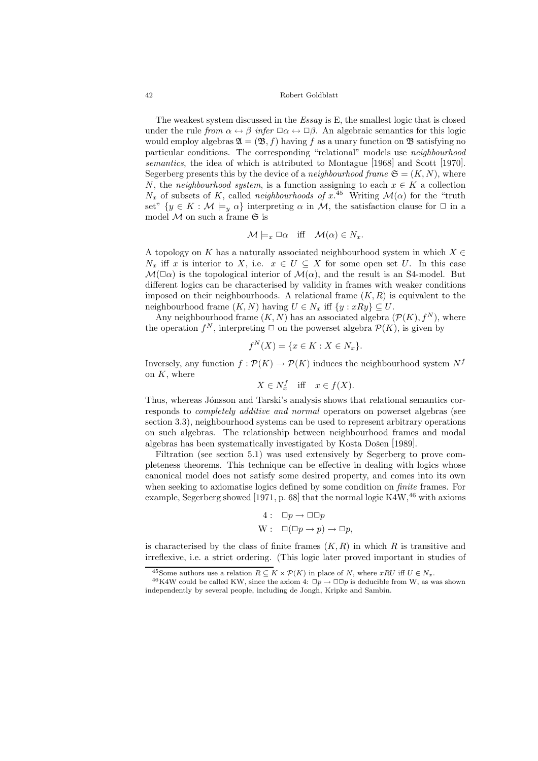The weakest system discussed in the *Essay* is E, the smallest logic that is closed under the rule *from* $\alpha \leftrightarrow \beta$ *infer* $\Box\alpha \leftrightarrow \Box\beta$. An algebraic semantics for this logic would employ algebras $\mathfrak{A} = (\mathfrak{B}, f)$ having $f$ as a unary function on $\mathfrak{B}$ satisfying no particular conditions. The corresponding "relational" models use *neighbourhood semantics*, the idea of which is attributed to Montague [1968] and Scott [1970]. Segerberg presents this by the device of a *neighbourhood frame* $\mathfrak{S} = (K, N)$, where $N$, the *neighbourhood system*, is a function assigning to each $x \in K$ a collection $N_x$ of subsets of $K$, called *neighbourhoods of* $x$.[45] Writing $\mathcal{M}(\alpha)$ for the "truth set" $\{y \in K : \mathcal{M} \models_y \alpha\}$ interpreting $\alpha$ in $\mathcal{M}$, the satisfaction clause for $\Box$ in a model $\mathcal{M}$ on such a frame $\mathfrak{S}$ is

$$\mathcal{M} \models_x \Box\alpha \quad \text{iff} \quad \mathcal{M}(\alpha) \in N_x.$$

A topology on $K$ has a naturally associated neighbourhood system in which $X \in N_x$ iff $x$ is interior to $X$, i.e. $x \in U \subseteq X$ for some open set $U$. In this case $\mathcal{M}(\Box\alpha)$ is the topological interior of $\mathcal{M}(\alpha)$, and the result is an S4-model. But different logics can be characterised by validity in frames with weaker conditions imposed on their neighbourhoods. A relational frame $(K, R)$ is equivalent to the neighbourhood frame $(K, N)$ having $U \in N_x$ iff $\{y : xRy\} \subseteq U$.

Any neighbourhood frame $(K, N)$ has an associated algebra $(\mathcal{P}(K), f^N)$, where the operation $f^N$, interpreting $\Box$ on the powerset algebra $\mathcal{P}(K)$, is given by

$$f^N(X) = \{x \in K : X \in N_x\}.$$

Inversely, any function $f : \mathcal{P}(K) \to \mathcal{P}(K)$ induces the neighbourhood system $N^f$ on $K$, where

$$X \in N^f_x \quad \text{iff} \quad x \in f(X).$$

Thus, whereas Jónsson and Tarski's analysis shows that relational semantics corresponds to *completely additive and normal* operators on powerset algebras (see section 3.3), neighbourhood systems can be used to represent arbitrary operations on such algebras. The relationship between neighbourhood frames and modal algebras has been systematically investigated by Kosta Došen [1989].

Filtration (see section 5.1) was used extensively by Segerberg to prove completeness theorems. This technique can be effective in dealing with logics whose canonical model does not satisfy some desired property, and comes into its own when seeking to axiomatise logics defined by some condition on *finite* frames. For example, Segerberg showed [1971, p. 68] that the normal logic K4W,[46] with axioms

$$\begin{aligned} 4: &\quad \Box p \to \Box\Box p \\ \mathrm{W}: &\quad \Box(\Box p \to p) \to \Box p, \end{aligned}$$

is characterised by the class of finite frames $(K, R)$ in which $R$ is transitive and irreflexive, i.e. a strict ordering. (This logic later proved important in studies of

[45] Some authors use a relation $R \subseteq K \times \mathcal{P}(K)$ in place of $N$, where $xRU$ iff $U \in N_x$.

[46] K4W could be called KW, since the axiom 4: $\Box p \to \Box\Box p$ is deducible from W, as was shown independently by several people, including de Jongh, Kripke and Sambin.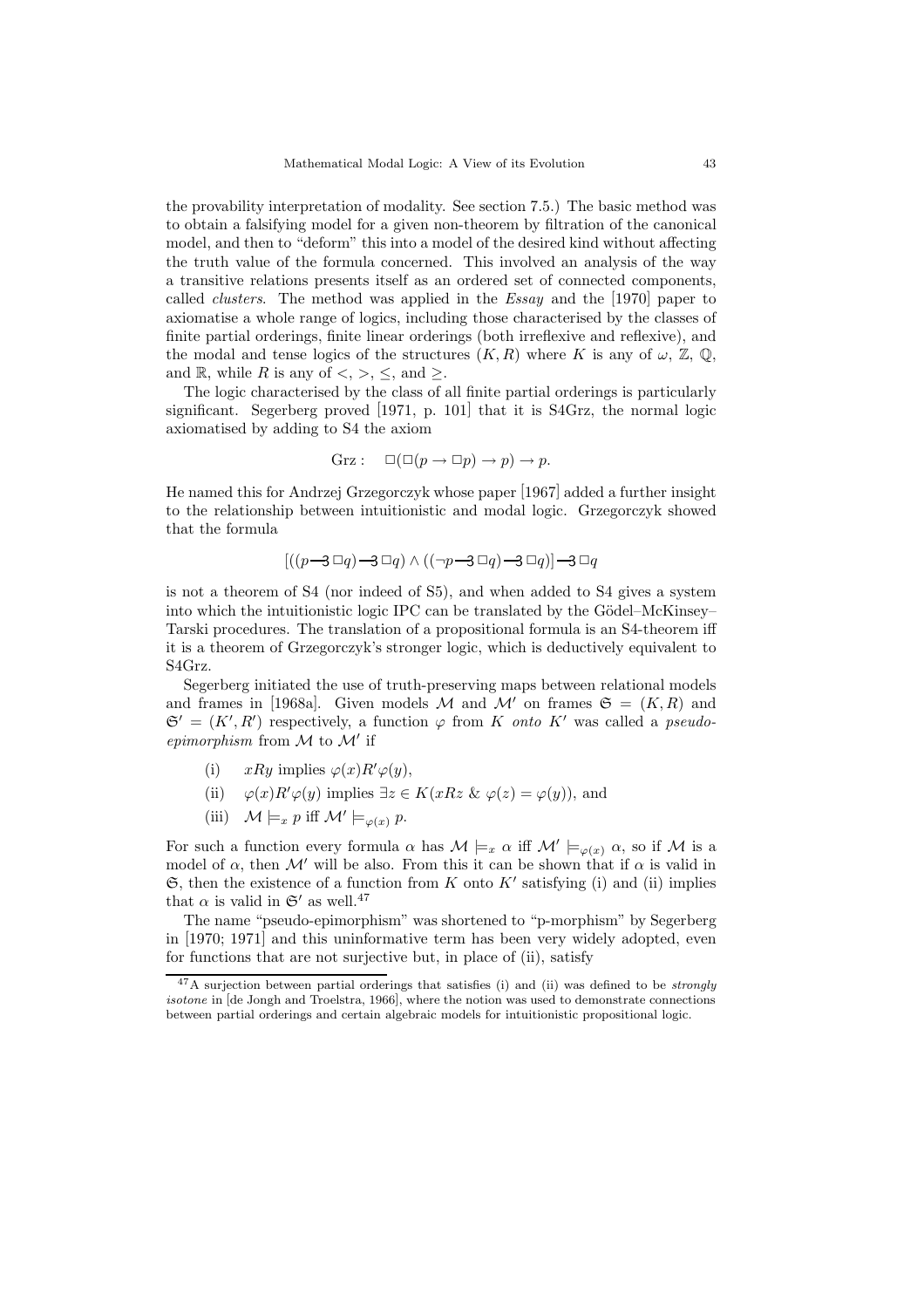the provability interpretation of modality. See section 7.5.) The basic method was to obtain a falsifying model for a given non-theorem by filtration of the canonical model, and then to "deform" this into a model of the desired kind without affecting the truth value of the formula concerned. This involved an analysis of the way a transitive relations presents itself as an ordered set of connected components, called *clusters*. The method was applied in the *Essay* and the [1970] paper to axiomatise a whole range of logics, including those characterised by the classes of finite partial orderings, finite linear orderings (both irreflexive and reflexive), and the modal and tense logics of the structures $(K, R)$ where $K$ is any of $\omega$, $\mathbb{Z}$, $\mathbb{Q}$, and $\mathbb{R}$, while $R$ is any of $<$, $>$, $\leq$, and $\geq$.

The logic characterised by the class of all finite partial orderings is particularly significant. Segerberg proved [1971, p. 101] that it is S4Grz, the normal logic axiomatised by adding to S4 the axiom

$$\text{Grz}: \quad \Box(\Box(p \to \Box p) \to p) \to p.$$

He named this for Andrzej Grzegorczyk whose paper [1967] added a further insight to the relationship between intuitionistic and modal logic. Grzegorczyk showed that the formula

$$[((p \multimap \Box q) \multimap \Box q) \wedge ((\neg p \multimap \Box q) \multimap \Box q)] \multimap \Box q$$

is not a theorem of S4 (nor indeed of S5), and when added to S4 gives a system into which the intuitionistic logic IPC can be translated by the Gödel–McKinsey–Tarski procedures. The translation of a propositional formula is an S4-theorem iff it is a theorem of Grzegorczyk's stronger logic, which is deductively equivalent to S4Grz.

Segerberg initiated the use of truth-preserving maps between relational models and frames in [1968a]. Given models $\mathcal{M}$ and $\mathcal{M}'$ on frames $\mathfrak{S} = (K, R)$ and $\mathfrak{S}' = (K', R')$ respectively, a function $\varphi$ from $K$ *onto* $K'$ was called a *pseudo-epimorphism* from $\mathcal{M}$ to $\mathcal{M}'$ if

(i) $xRy$ implies $\varphi(x)R'\varphi(y)$,

(ii) $\varphi(x)R'\varphi(y)$ implies $\exists z \in K(xRz \;\&\; \varphi(z) = \varphi(y))$, and

(iii) $\mathcal{M} \models_x p$ iff $\mathcal{M}' \models_{\varphi(x)} p$.

For such a function every formula $\alpha$ has $\mathcal{M} \models_x \alpha$ iff $\mathcal{M}' \models_{\varphi(x)} \alpha$, so if $\mathcal{M}$ is a model of $\alpha$, then $\mathcal{M}'$ will be also. From this it can be shown that if $\alpha$ is valid in $\mathfrak{S}$, then the existence of a function from $K$ onto $K'$ satisfying (i) and (ii) implies that $\alpha$ is valid in $\mathfrak{S}'$ as well.[47]

The name "pseudo-epimorphism" was shortened to "p-morphism" by Segerberg in [1970; 1971] and this uninformative term has been very widely adopted, even for functions that are not surjective but, in place of (ii), satisfy

[47] A surjection between partial orderings that satisfies (i) and (ii) was defined to be *strongly isotone* in [de Jongh and Troelstra, 1966], where the notion was used to demonstrate connections between partial orderings and certain algebraic models for intuitionistic propositional logic.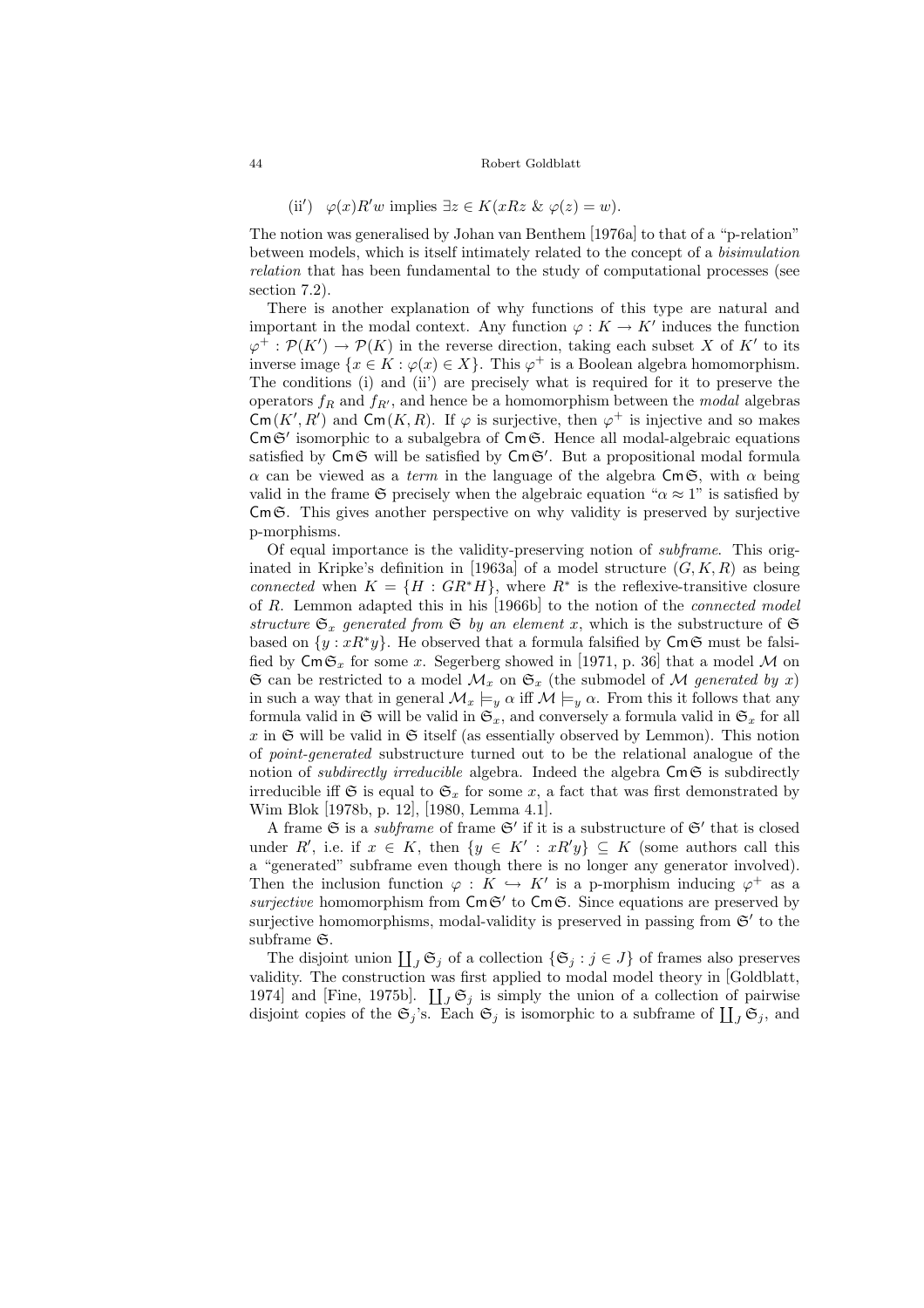(ii′) $\varphi(x)R'w$ implies $\exists z \in K(xRz \ \& \ \varphi(z) = w)$.

The notion was generalised by Johan van Benthem [1976a] to that of a "p-relation" between models, which is itself intimately related to the concept of a *bisimulation relation* that has been fundamental to the study of computational processes (see section 7.2).

There is another explanation of why functions of this type are natural and important in the modal context. Any function $\varphi : K \to K'$ induces the function $\varphi^+ : \mathcal{P}(K') \to \mathcal{P}(K)$ in the reverse direction, taking each subset $X$ of $K'$ to its inverse image $\{x \in K : \varphi(x) \in X\}$. This $\varphi^+$ is a Boolean algebra homomorphism. The conditions (i) and (ii′) are precisely what is required for it to preserve the operators $f_R$ and $f_{R'}$, and hence be a homomorphism between the *modal* algebras $\mathsf{Cm}(K', R')$ and $\mathsf{Cm}(K, R)$. If $\varphi$ is surjective, then $\varphi^+$ is injective and so makes $\mathsf{Cm}\,\mathfrak{S}'$ isomorphic to a subalgebra of $\mathsf{Cm}\,\mathfrak{S}$. Hence all modal-algebraic equations satisfied by $\mathsf{Cm}\,\mathfrak{S}$ will be satisfied by $\mathsf{Cm}\,\mathfrak{S}'$. But a propositional modal formula $\alpha$ can be viewed as a *term* in the language of the algebra $\mathsf{Cm}\,\mathfrak{S}$, with $\alpha$ being valid in the frame $\mathfrak{S}$ precisely when the algebraic equation "$\alpha \approx 1$" is satisfied by $\mathsf{Cm}\,\mathfrak{S}$. This gives another perspective on why validity is preserved by surjective p-morphisms.

Of equal importance is the validity-preserving notion of *subframe*. This originated in Kripke's definition in [1963a] of a model structure $(G, K, R)$ as being *connected* when $K = \{H : GR^*H\}$, where $R^*$ is the reflexive-transitive closure of $R$. Lemmon adapted this in his [1966b] to the notion of the *connected model structure* $\mathfrak{S}_x$ *generated from* $\mathfrak{S}$ *by an element* $x$, which is the substructure of $\mathfrak{S}$ based on $\{y : xR^*y\}$. He observed that a formula falsified by $\mathsf{Cm}\,\mathfrak{S}$ must be falsified by $\mathsf{Cm}\,\mathfrak{S}_x$ for some $x$. Segerberg showed in [1971, p. 36] that a model $\mathcal{M}$ on $\mathfrak{S}$ can be restricted to a model $\mathcal{M}_x$ on $\mathfrak{S}_x$ (the submodel of $\mathcal{M}$ *generated by* $x$) in such a way that in general $\mathcal{M}_x \models_y \alpha$ iff $\mathcal{M} \models_y \alpha$. From this it follows that any formula valid in $\mathfrak{S}$ will be valid in $\mathfrak{S}_x$, and conversely a formula valid in $\mathfrak{S}_x$ for all $x$ in $\mathfrak{S}$ will be valid in $\mathfrak{S}$ itself (as essentially observed by Lemmon). This notion of *point-generated* substructure turned out to be the relational analogue of the notion of *subdirectly irreducible* algebra. Indeed the algebra $\mathsf{Cm}\,\mathfrak{S}$ is subdirectly irreducible iff $\mathfrak{S}$ is equal to $\mathfrak{S}_x$ for some $x$, a fact that was first demonstrated by Wim Blok [1978b, p. 12], [1980, Lemma 4.1].

A frame $\mathfrak{S}$ is a *subframe* of frame $\mathfrak{S}'$ if it is a substructure of $\mathfrak{S}'$ that is closed under $R'$, i.e. if $x \in K$, then $\{y \in K' : xR'y\} \subseteq K$ (some authors call this a "generated" subframe even though there is no longer any generator involved). Then the inclusion function $\varphi : K \hookrightarrow K'$ is a p-morphism inducing $\varphi^+$ as a *surjective* homomorphism from $\mathsf{Cm}\,\mathfrak{S}'$ to $\mathsf{Cm}\,\mathfrak{S}$. Since equations are preserved by surjective homomorphisms, modal-validity is preserved in passing from $\mathfrak{S}'$ to the subframe $\mathfrak{S}$.

The disjoint union $\coprod_J \mathfrak{S}_j$ of a collection $\{\mathfrak{S}_j : j \in J\}$ of frames also preserves validity. The construction was first applied to modal model theory in [Goldblatt, 1974] and [Fine, 1975b]. $\coprod_J \mathfrak{S}_j$ is simply the union of a collection of pairwise disjoint copies of the $\mathfrak{S}_j$'s. Each $\mathfrak{S}_j$ is isomorphic to a subframe of $\coprod_J \mathfrak{S}_j$, and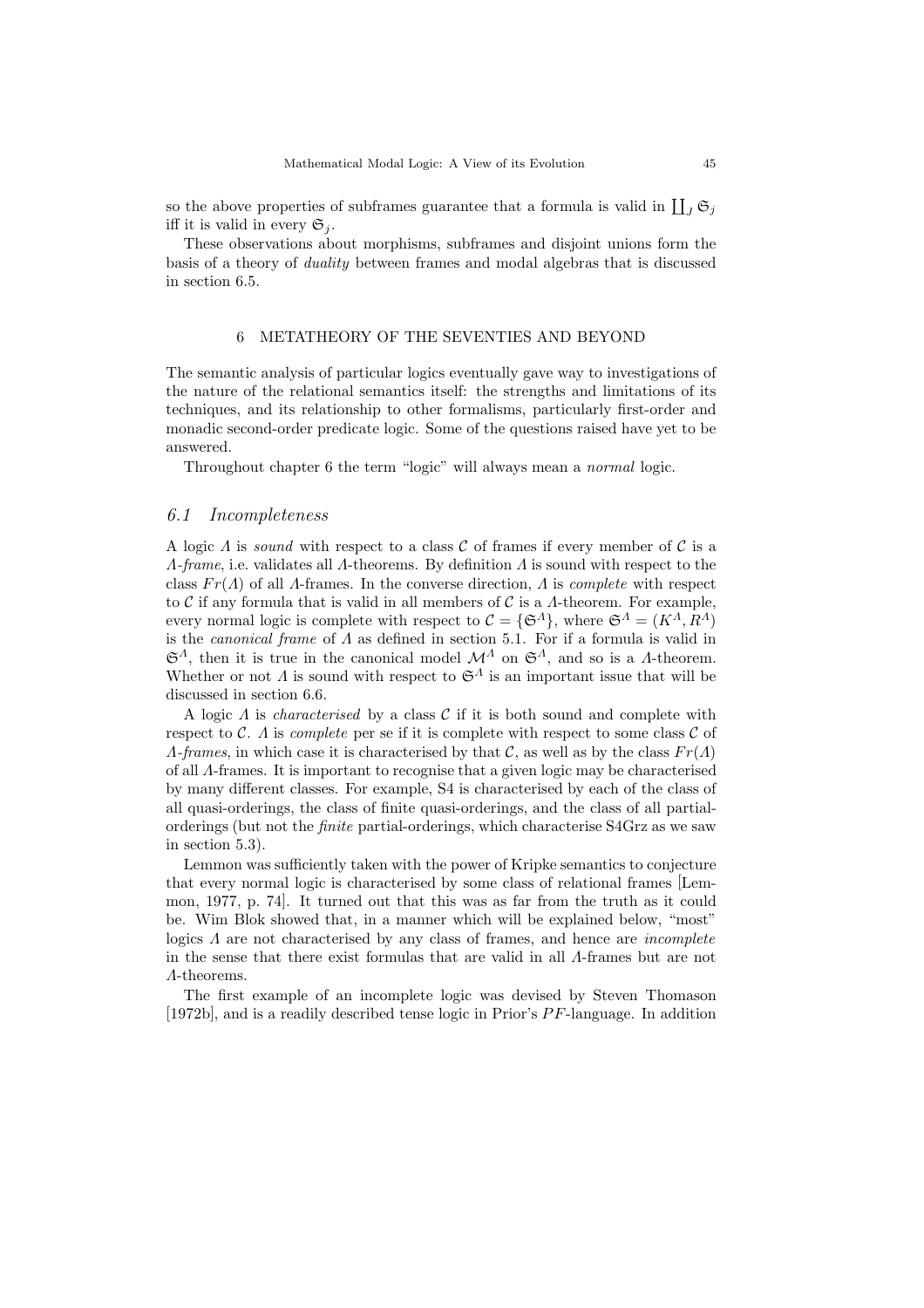so the above properties of subframes guarantee that a formula is valid in $\coprod_J \mathfrak{S}_j$ iff it is valid in every $\mathfrak{S}_j$.

These observations about morphisms, subframes and disjoint unions form the basis of a theory of *duality* between frames and modal algebras that is discussed in section 6.5.

## 6 METATHEORY OF THE SEVENTIES AND BEYOND

The semantic analysis of particular logics eventually gave way to investigations of the nature of the relational semantics itself: the strengths and limitations of its techniques, and its relationship to other formalisms, particularly first-order and monadic second-order predicate logic. Some of the questions raised have yet to be answered.

Throughout chapter 6 the term "logic" will always mean a *normal* logic.

### *6.1 Incompleteness*

A logic $\Lambda$ is *sound* with respect to a class $\mathcal{C}$ of frames if every member of $\mathcal{C}$ is a $\Lambda$*-frame*, i.e. validates all $\Lambda$-theorems. By definition $\Lambda$ is sound with respect to the class $Fr(\Lambda)$ of all $\Lambda$-frames. In the converse direction, $\Lambda$ is *complete* with respect to $\mathcal{C}$ if any formula that is valid in all members of $\mathcal{C}$ is a $\Lambda$-theorem. For example, every normal logic is complete with respect to $\mathcal{C} = \{\mathfrak{S}^\Lambda\}$, where $\mathfrak{S}^\Lambda = (K^\Lambda, R^\Lambda)$ is the *canonical frame* of $\Lambda$ as defined in section 5.1. For if a formula is valid in $\mathfrak{S}^\Lambda$, then it is true in the canonical model $\mathcal{M}^\Lambda$ on $\mathfrak{S}^\Lambda$, and so is a $\Lambda$-theorem. Whether or not $\Lambda$ is sound with respect to $\mathfrak{S}^\Lambda$ is an important issue that will be discussed in section 6.6.

A logic $\Lambda$ is *characterised* by a class $\mathcal{C}$ if it is both sound and complete with respect to $\mathcal{C}$. $\Lambda$ is *complete* per se if it is complete with respect to some class $\mathcal{C}$ of $\Lambda$*-frames*, in which case it is characterised by that $\mathcal{C}$, as well as by the class $Fr(\Lambda)$ of all $\Lambda$-frames. It is important to recognise that a given logic may be characterised by many different classes. For example, S4 is characterised by each of the class of all quasi-orderings, the class of finite quasi-orderings, and the class of all partial-orderings (but not the *finite* partial-orderings, which characterise S4Grz as we saw in section 5.3).

Lemmon was sufficiently taken with the power of Kripke semantics to conjecture that every normal logic is characterised by some class of relational frames [Lemmon, 1977, p. 74]. It turned out that this was as far from the truth as it could be. Wim Blok showed that, in a manner which will be explained below, "most" logics $\Lambda$ are not characterised by any class of frames, and hence are *incomplete* in the sense that there exist formulas that are valid in all $\Lambda$-frames but are not $\Lambda$-theorems.

The first example of an incomplete logic was devised by Steven Thomason [1972b], and is a readily described tense logic in Prior's $PF$-language. In addition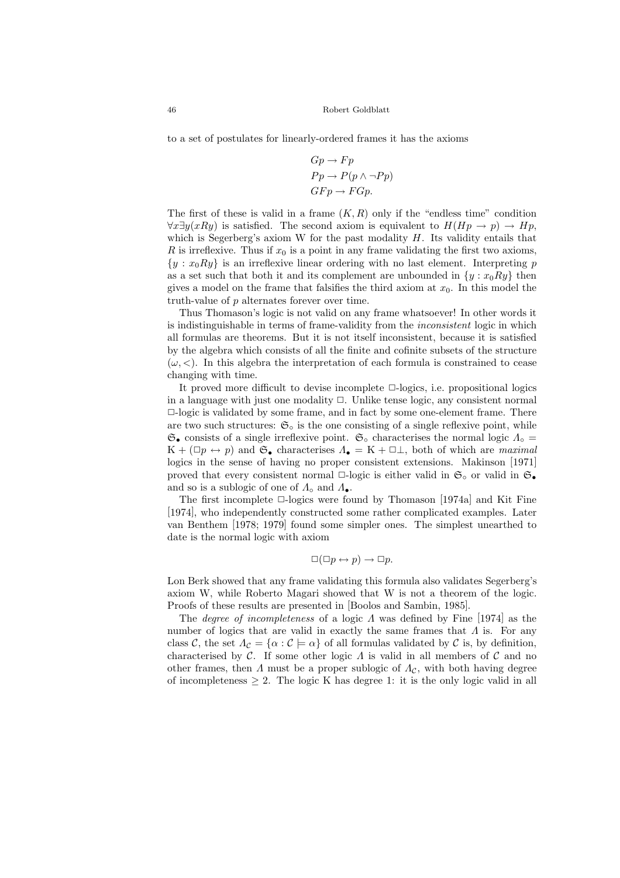to a set of postulates for linearly-ordered frames it has the axioms

$$Gp \to Fp$$
$$Pp \to P(p \wedge \neg Pp)$$
$$GFp \to FGp.$$

The first of these is valid in a frame $(K, R)$ only if the "endless time" condition $\forall x \exists y(xRy)$ is satisfied. The second axiom is equivalent to $H(Hp \to p) \to Hp$, which is Segerberg's axiom W for the past modality $H$. Its validity entails that $R$ is irreflexive. Thus if $x_0$ is a point in any frame validating the first two axioms, $\{y : x_0Ry\}$ is an irreflexive linear ordering with no last element. Interpreting $p$ as a set such that both it and its complement are unbounded in $\{y : x_0Ry\}$ then gives a model on the frame that falsifies the third axiom at $x_0$. In this model the truth-value of $p$ alternates forever over time.

Thus Thomason's logic is not valid on any frame whatsoever! In other words it is indistinguishable in terms of frame-validity from the *inconsistent* logic in which all formulas are theorems. But it is not itself inconsistent, because it is satisfied by the algebra which consists of all the finite and cofinite subsets of the structure $(\omega, <)$. In this algebra the interpretation of each formula is constrained to cease changing with time.

It proved more difficult to devise incomplete $\Box$-logics, i.e. propositional logics in a language with just one modality $\Box$. Unlike tense logic, any consistent normal $\Box$-logic is validated by some frame, and in fact by some one-element frame. There are two such structures: $\mathfrak{S}_\circ$ is the one consisting of a single reflexive point, while $\mathfrak{S}_\bullet$ consists of a single irreflexive point. $\mathfrak{S}_\circ$ characterises the normal logic $\Lambda_\circ = \mathrm{K} + (\Box p \leftrightarrow p)$ and $\mathfrak{S}_\bullet$ characterises $\Lambda_\bullet = \mathrm{K} + \Box\bot$, both of which are *maximal* logics in the sense of having no proper consistent extensions. Makinson [1971] proved that every consistent normal $\Box$-logic is either valid in $\mathfrak{S}_\circ$ or valid in $\mathfrak{S}_\bullet$ and so is a sublogic of one of $\Lambda_\circ$ and $\Lambda_\bullet$.

The first incomplete $\Box$-logics were found by Thomason [1974a] and Kit Fine [1974], who independently constructed some rather complicated examples. Later van Benthem [1978; 1979] found some simpler ones. The simplest unearthed to date is the normal logic with axiom

$$\Box(\Box p \leftrightarrow p) \to \Box p.$$

Lon Berk showed that any frame validating this formula also validates Segerberg's axiom W, while Roberto Magari showed that W is not a theorem of the logic. Proofs of these results are presented in [Boolos and Sambin, 1985].

The *degree of incompleteness* of a logic $\Lambda$ was defined by Fine [1974] as the number of logics that are valid in exactly the same frames that $\Lambda$ is. For any class $\mathcal{C}$, the set $\Lambda_{\mathcal{C}} = \{\alpha : \mathcal{C} \models \alpha\}$ of all formulas validated by $\mathcal{C}$ is, by definition, characterised by $\mathcal{C}$. If some other logic $\Lambda$ is valid in all members of $\mathcal{C}$ and no other frames, then $\Lambda$ must be a proper sublogic of $\Lambda_{\mathcal{C}}$, with both having degree of incompleteness $\geq 2$. The logic K has degree 1: it is the only logic valid in all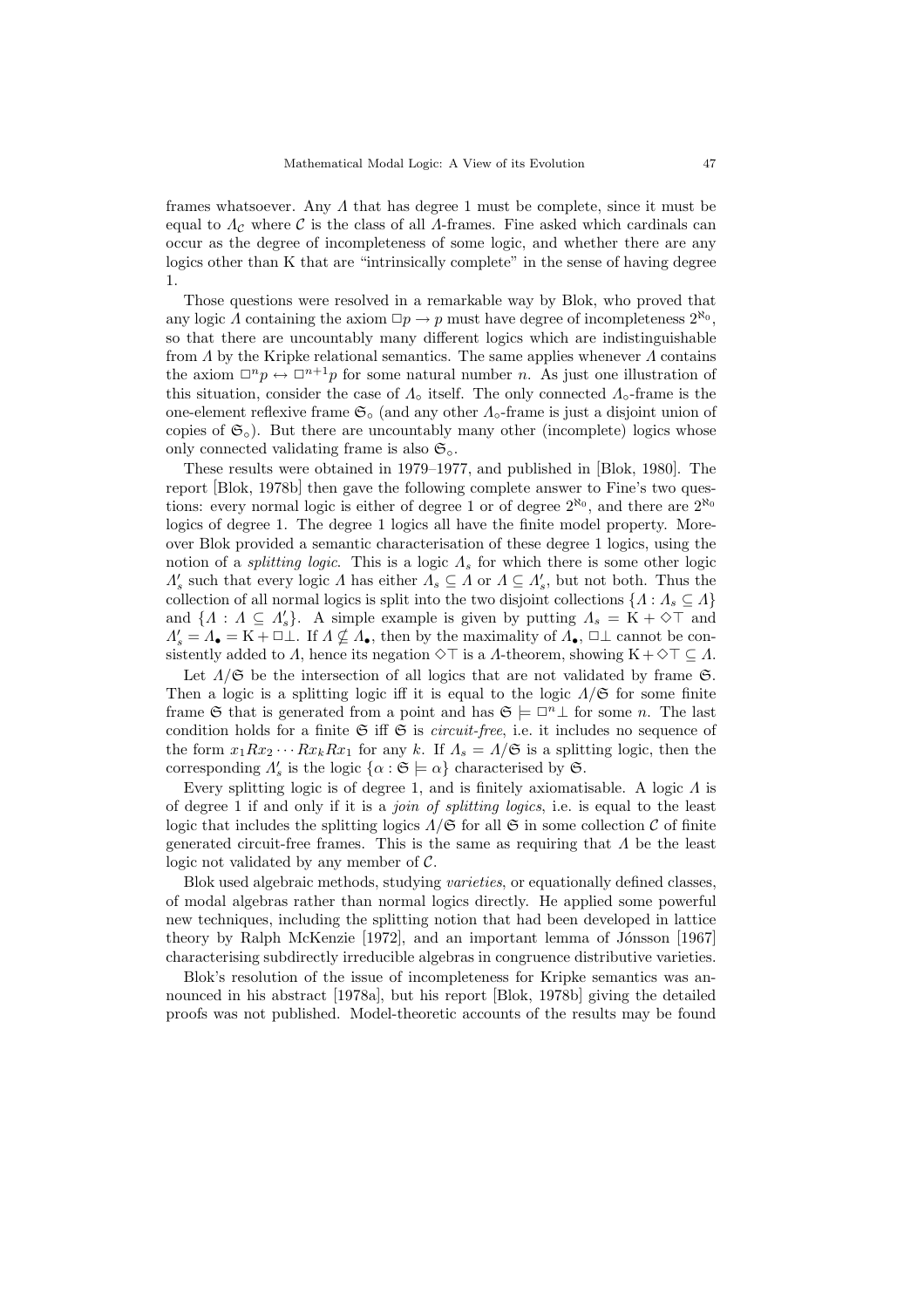frames whatsoever. Any $\Lambda$ that has degree 1 must be complete, since it must be equal to $\Lambda_{\mathcal{C}}$ where $\mathcal{C}$ is the class of all $\Lambda$-frames. Fine asked which cardinals can occur as the degree of incompleteness of some logic, and whether there are any logics other than K that are "intrinsically complete" in the sense of having degree 1.

Those questions were resolved in a remarkable way by Blok, who proved that any logic $\Lambda$ containing the axiom $\Box p \to p$ must have degree of incompleteness $2^{\aleph_0}$, so that there are uncountably many different logics which are indistinguishable from $\Lambda$ by the Kripke relational semantics. The same applies whenever $\Lambda$ contains the axiom $\Box^n p \leftrightarrow \Box^{n+1} p$ for some natural number $n$. As just one illustration of this situation, consider the case of $\Lambda_\circ$ itself. The only connected $\Lambda_\circ$-frame is the one-element reflexive frame $\mathfrak{S}_\circ$ (and any other $\Lambda_\circ$-frame is just a disjoint union of copies of $\mathfrak{S}_\circ$). But there are uncountably many other (incomplete) logics whose only connected validating frame is also $\mathfrak{S}_\circ$.

These results were obtained in 1979–1977, and published in [Blok, 1980]. The report [Blok, 1978b] then gave the following complete answer to Fine's two questions: every normal logic is either of degree 1 or of degree $2^{\aleph_0}$, and there are $2^{\aleph_0}$ logics of degree 1. The degree 1 logics all have the finite model property. Moreover Blok provided a semantic characterisation of these degree 1 logics, using the notion of a *splitting logic*. This is a logic $\Lambda_s$ for which there is some other logic $\Lambda_s'$ such that every logic $\Lambda$ has either $\Lambda_s \subseteq \Lambda$ or $\Lambda \subseteq \Lambda_s'$, but not both. Thus the collection of all normal logics is split into the two disjoint collections $\{\Lambda : \Lambda_s \subseteq \Lambda\}$ and $\{\Lambda : \Lambda \subseteq \Lambda_s'\}$. A simple example is given by putting $\Lambda_s = \mathrm{K} + \Diamond\top$ and $\Lambda_s' = \Lambda_\bullet = \mathrm{K} + \Box\bot$. If $\Lambda \nsubseteq \Lambda_\bullet$, then by the maximality of $\Lambda_\bullet$, $\Box\bot$ cannot be consistently added to $\Lambda$, hence its negation $\Diamond\top$ is a $\Lambda$-theorem, showing $\mathrm{K} + \Diamond\top \subseteq \Lambda$.

Let $\Lambda/\mathfrak{S}$ be the intersection of all logics that are not validated by frame $\mathfrak{S}$. Then a logic is a splitting logic iff it is equal to the logic $\Lambda/\mathfrak{S}$ for some finite frame $\mathfrak{S}$ that is generated from a point and has $\mathfrak{S} \models \Box^n\bot$ for some $n$. The last condition holds for a finite $\mathfrak{S}$ iff $\mathfrak{S}$ is *circuit-free*, i.e. it includes no sequence of the form $x_1 R x_2 \cdots R x_k R x_1$ for any $k$. If $\Lambda_s = \Lambda/\mathfrak{S}$ is a splitting logic, then the corresponding $\Lambda_s'$ is the logic $\{\alpha : \mathfrak{S} \models \alpha\}$ characterised by $\mathfrak{S}$.

Every splitting logic is of degree 1, and is finitely axiomatisable. A logic $\Lambda$ is of degree 1 if and only if it is a *join of splitting logics*, i.e. is equal to the least logic that includes the splitting logics $\Lambda/\mathfrak{S}$ for all $\mathfrak{S}$ in some collection $\mathcal{C}$ of finite generated circuit-free frames. This is the same as requiring that $\Lambda$ be the least logic not validated by any member of $\mathcal{C}$.

Blok used algebraic methods, studying *varieties*, or equationally defined classes, of modal algebras rather than normal logics directly. He applied some powerful new techniques, including the splitting notion that had been developed in lattice theory by Ralph McKenzie [1972], and an important lemma of Jónsson [1967] characterising subdirectly irreducible algebras in congruence distributive varieties.

Blok's resolution of the issue of incompleteness for Kripke semantics was announced in his abstract [1978a], but his report [Blok, 1978b] giving the detailed proofs was not published. Model-theoretic accounts of the results may be found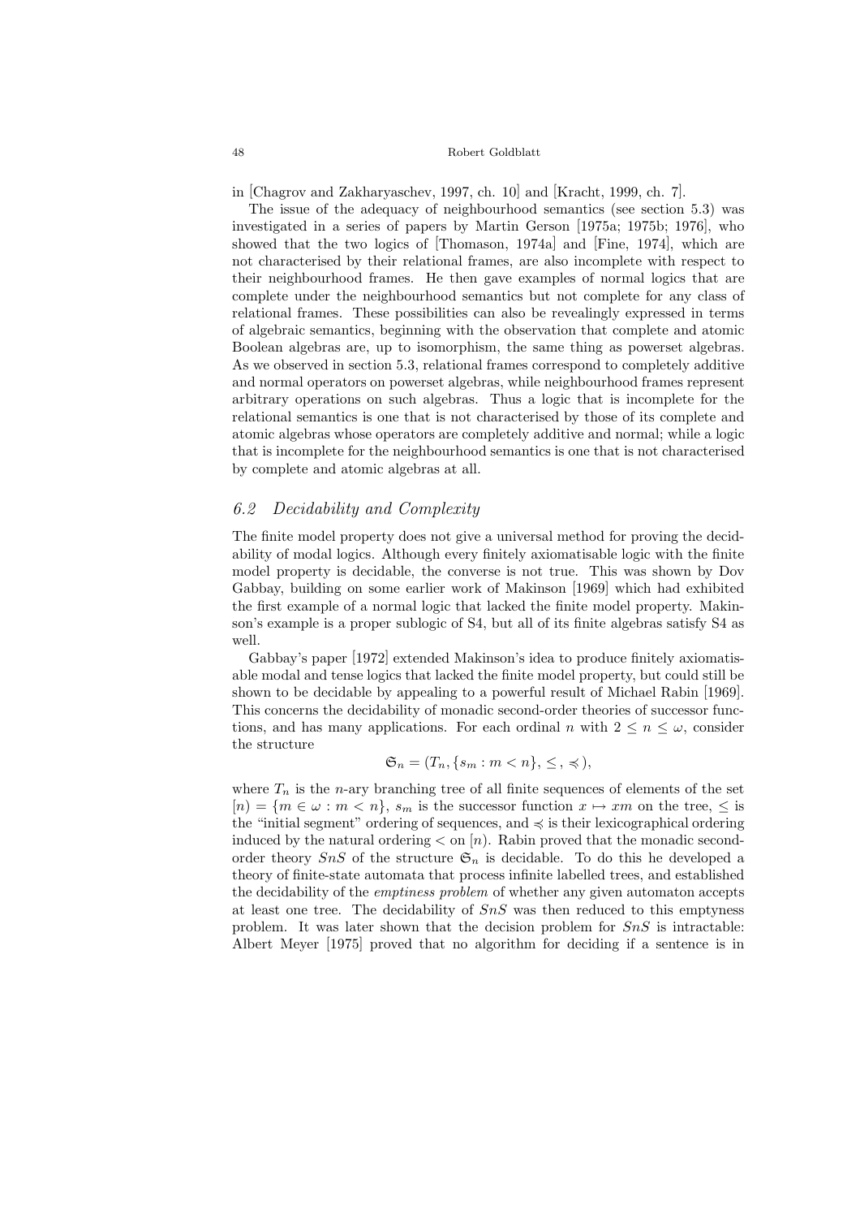in [Chagrov and Zakharyaschev, 1997, ch. 10] and [Kracht, 1999, ch. 7].

The issue of the adequacy of neighbourhood semantics (see section 5.3) was investigated in a series of papers by Martin Gerson [1975a; 1975b; 1976], who showed that the two logics of [Thomason, 1974a] and [Fine, 1974], which are not characterised by their relational frames, are also incomplete with respect to their neighbourhood frames. He then gave examples of normal logics that are complete under the neighbourhood semantics but not complete for any class of relational frames. These possibilities can also be revealingly expressed in terms of algebraic semantics, beginning with the observation that complete and atomic Boolean algebras are, up to isomorphism, the same thing as powerset algebras. As we observed in section 5.3, relational frames correspond to completely additive and normal operators on powerset algebras, while neighbourhood frames represent arbitrary operations on such algebras. Thus a logic that is incomplete for the relational semantics is one that is not characterised by those of its complete and atomic algebras whose operators are completely additive and normal; while a logic that is incomplete for the neighbourhood semantics is one that is not characterised by complete and atomic algebras at all.

## *6.2 Decidability and Complexity*

The finite model property does not give a universal method for proving the decidability of modal logics. Although every finitely axiomatisable logic with the finite model property is decidable, the converse is not true. This was shown by Dov Gabbay, building on some earlier work of Makinson [1969] which had exhibited the first example of a normal logic that lacked the finite model property. Makinson's example is a proper sublogic of S4, but all of its finite algebras satisfy S4 as well.

Gabbay's paper [1972] extended Makinson's idea to produce finitely axiomatisable modal and tense logics that lacked the finite model property, but could still be shown to be decidable by appealing to a powerful result of Michael Rabin [1969]. This concerns the decidability of monadic second-order theories of successor functions, and has many applications. For each ordinal $n$ with $2 \leq n \leq \omega$, consider the structure

$$\mathfrak{S}_n = (T_n, \{s_m : m < n\}, \leq, \preccurlyeq),$$

where $T_n$ is the $n$-ary branching tree of all finite sequences of elements of the set $[n) = \{m \in \omega : m < n\}$, $s_m$ is the successor function $x \mapsto xm$ on the tree, $\leq$ is the "initial segment" ordering of sequences, and $\preccurlyeq$ is their lexicographical ordering induced by the natural ordering $<$ on $[n)$. Rabin proved that the monadic second-order theory $SnS$ of the structure $\mathfrak{S}_n$ is decidable. To do this he developed a theory of finite-state automata that process infinite labelled trees, and established the decidability of the *emptiness problem* of whether any given automaton accepts at least one tree. The decidability of $SnS$ was then reduced to this emptyness problem. It was later shown that the decision problem for $SnS$ is intractable: Albert Meyer [1975] proved that no algorithm for deciding if a sentence is in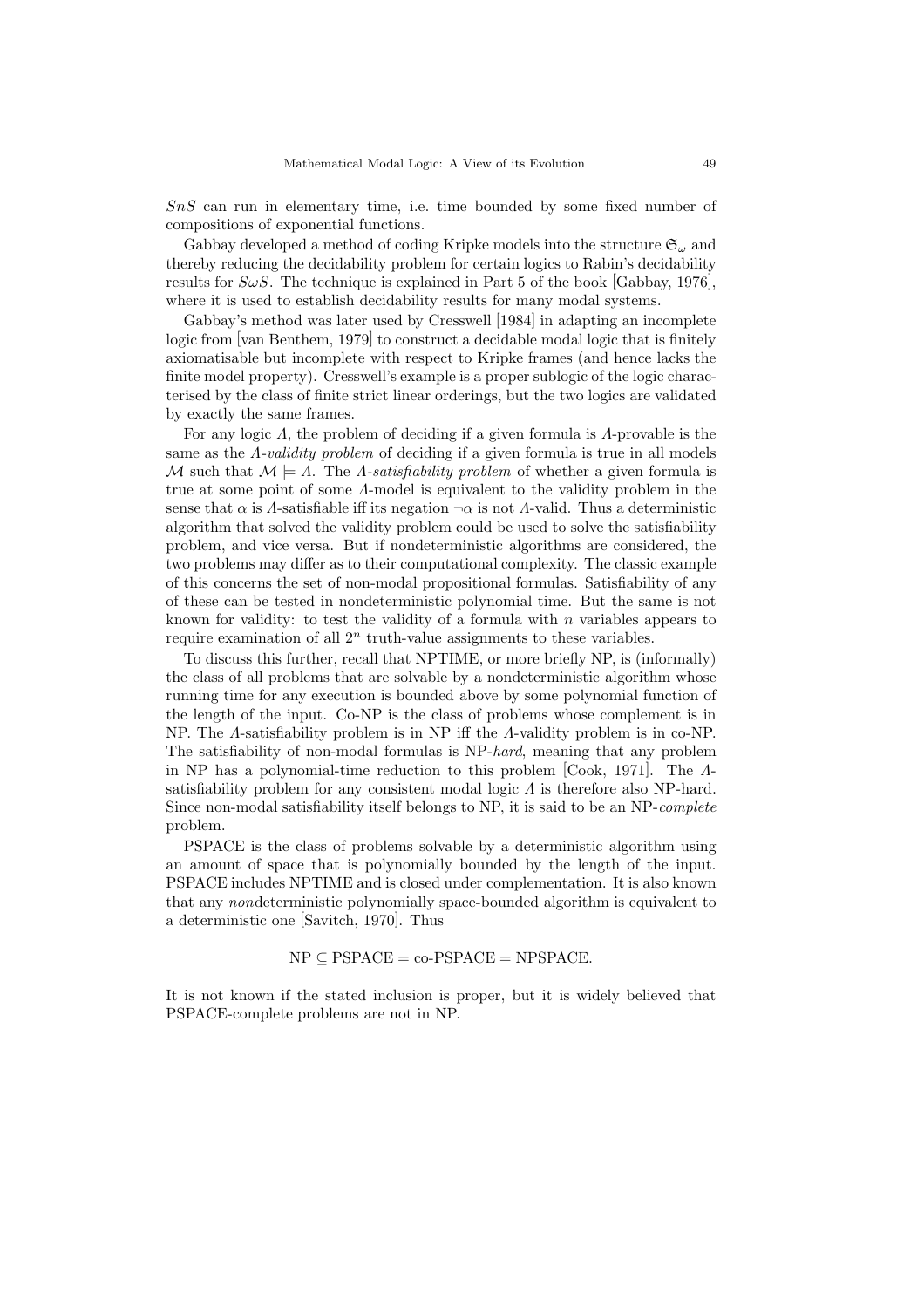$SnS$ can run in elementary time, i.e. time bounded by some fixed number of compositions of exponential functions.

Gabbay developed a method of coding Kripke models into the structure $\mathfrak{S}_\omega$ and thereby reducing the decidability problem for certain logics to Rabin's decidability results for $S\omega S$. The technique is explained in Part 5 of the book [Gabbay, 1976], where it is used to establish decidability results for many modal systems.

Gabbay's method was later used by Cresswell [1984] in adapting an incomplete logic from [van Benthem, 1979] to construct a decidable modal logic that is finitely axiomatisable but incomplete with respect to Kripke frames (and hence lacks the finite model property). Cresswell's example is a proper sublogic of the logic characterised by the class of finite strict linear orderings, but the two logics are validated by exactly the same frames.

For any logic $\Lambda$, the problem of deciding if a given formula is $\Lambda$-provable is the same as the *$\Lambda$-validity problem* of deciding if a given formula is true in all models $\mathcal{M}$ such that $\mathcal{M} \models \Lambda$. The *$\Lambda$-satisfiability problem* of whether a given formula is true at some point of some $\Lambda$-model is equivalent to the validity problem in the sense that $\alpha$ is $\Lambda$-satisfiable iff its negation $\neg\alpha$ is not $\Lambda$-valid. Thus a deterministic algorithm that solved the validity problem could be used to solve the satisfiability problem, and vice versa. But if nondeterministic algorithms are considered, the two problems may differ as to their computational complexity. The classic example of this concerns the set of non-modal propositional formulas. Satisfiability of any of these can be tested in nondeterministic polynomial time. But the same is not known for validity: to test the validity of a formula with $n$ variables appears to require examination of all $2^n$ truth-value assignments to these variables.

To discuss this further, recall that NPTIME, or more briefly NP, is (informally) the class of all problems that are solvable by a nondeterministic algorithm whose running time for any execution is bounded above by some polynomial function of the length of the input. Co-NP is the class of problems whose complement is in NP. The $\Lambda$-satisfiability problem is in NP iff the $\Lambda$-validity problem is in co-NP. The satisfiability of non-modal formulas is NP-*hard*, meaning that any problem in NP has a polynomial-time reduction to this problem [Cook, 1971]. The $\Lambda$-satisfiability problem for any consistent modal logic $\Lambda$ is therefore also NP-hard. Since non-modal satisfiability itself belongs to NP, it is said to be an NP-*complete* problem.

PSPACE is the class of problems solvable by a deterministic algorithm using an amount of space that is polynomially bounded by the length of the input. PSPACE includes NPTIME and is closed under complementation. It is also known that any *non*deterministic polynomially space-bounded algorithm is equivalent to a deterministic one [Savitch, 1970]. Thus

$$\text{NP} \subseteq \text{PSPACE} = \text{co-PSPACE} = \text{NPSPACE}.$$

It is not known if the stated inclusion is proper, but it is widely believed that PSPACE-complete problems are not in NP.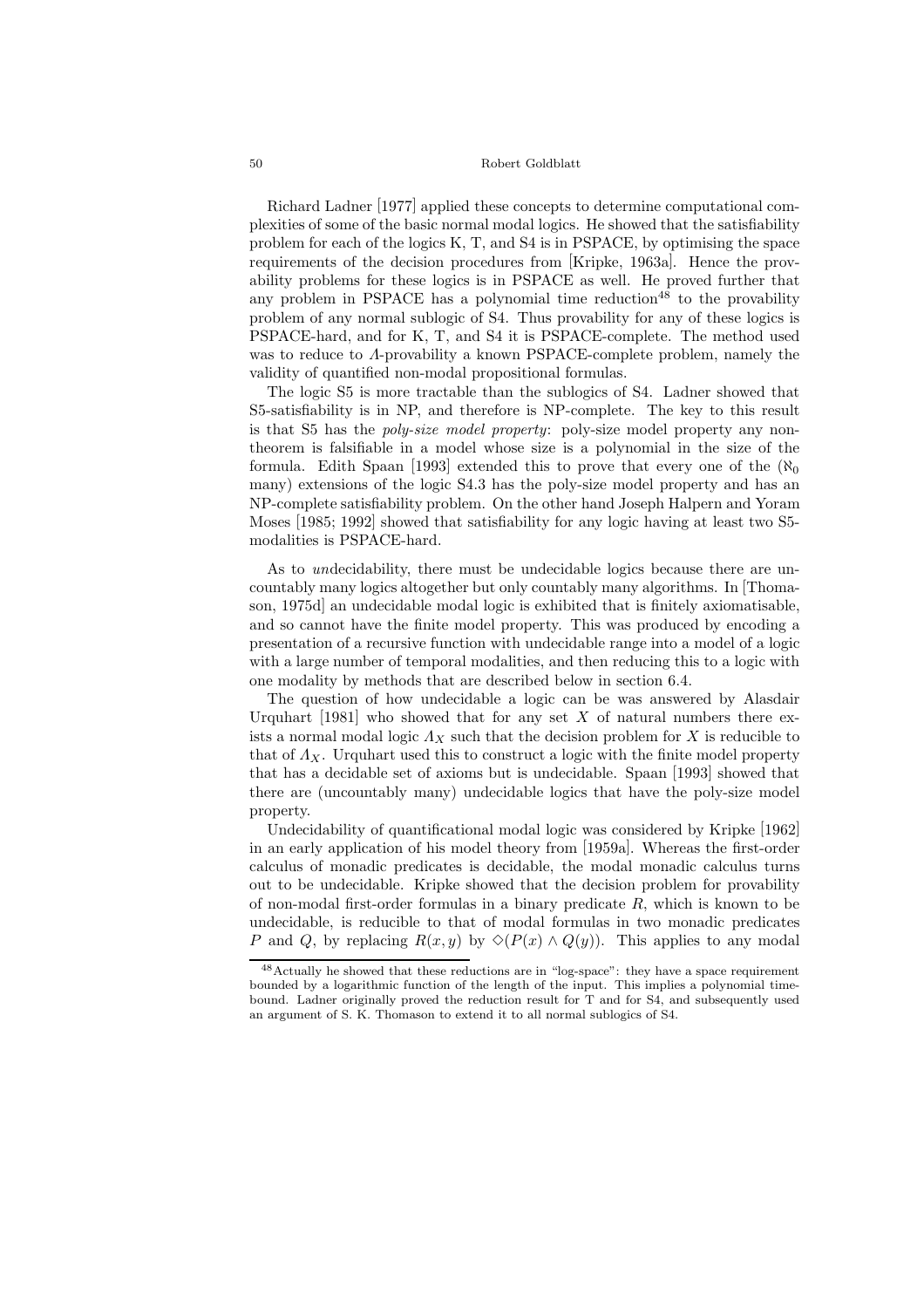Richard Ladner [1977] applied these concepts to determine computational complexities of some of the basic normal modal logics. He showed that the satisfiability problem for each of the logics K, T, and S4 is in PSPACE, by optimising the space requirements of the decision procedures from [Kripke, 1963a]. Hence the provability problems for these logics is in PSPACE as well. He proved further that any problem in PSPACE has a polynomial time reduction[48] to the provability problem of any normal sublogic of S4. Thus provability for any of these logics is PSPACE-hard, and for K, T, and S4 it is PSPACE-complete. The method used was to reduce to $\Lambda$-provability a known PSPACE-complete problem, namely the validity of quantified non-modal propositional formulas.

The logic S5 is more tractable than the sublogics of S4. Ladner showed that S5-satisfiability is in NP, and therefore is NP-complete. The key to this result is that S5 has the *poly-size model property*: poly-size model property any non-theorem is falsifiable in a model whose size is a polynomial in the size of the formula. Edith Spaan [1993] extended this to prove that every one of the ($\aleph_0$ many) extensions of the logic S4.3 has the poly-size model property and has an NP-complete satisfiability problem. On the other hand Joseph Halpern and Yoram Moses [1985; 1992] showed that satisfiability for any logic having at least two S5-modalities is PSPACE-hard.

As to *un*decidability, there must be undecidable logics because there are uncountably many logics altogether but only countably many algorithms. In [Thomason, 1975d] an undecidable modal logic is exhibited that is finitely axiomatisable, and so cannot have the finite model property. This was produced by encoding a presentation of a recursive function with undecidable range into a model of a logic with a large number of temporal modalities, and then reducing this to a logic with one modality by methods that are described below in section 6.4.

The question of how undecidable a logic can be was answered by Alasdair Urquhart [1981] who showed that for any set $X$ of natural numbers there exists a normal modal logic $\Lambda_X$ such that the decision problem for $X$ is reducible to that of $\Lambda_X$. Urquhart used this to construct a logic with the finite model property that has a decidable set of axioms but is undecidable. Spaan [1993] showed that there are (uncountably many) undecidable logics that have the poly-size model property.

Undecidability of quantificational modal logic was considered by Kripke [1962] in an early application of his model theory from [1959a]. Whereas the first-order calculus of monadic predicates is decidable, the modal monadic calculus turns out to be undecidable. Kripke showed that the decision problem for provability of non-modal first-order formulas in a binary predicate $R$, which is known to be undecidable, is reducible to that of modal formulas in two monadic predicates $P$ and $Q$, by replacing $R(x,y)$ by $\Diamond(P(x) \wedge Q(y))$. This applies to any modal

[48] Actually he showed that these reductions are in "log-space": they have a space requirement bounded by a logarithmic function of the length of the input. This implies a polynomial time-bound. Ladner originally proved the reduction result for T and for S4, and subsequently used an argument of S. K. Thomason to extend it to all normal sublogics of S4.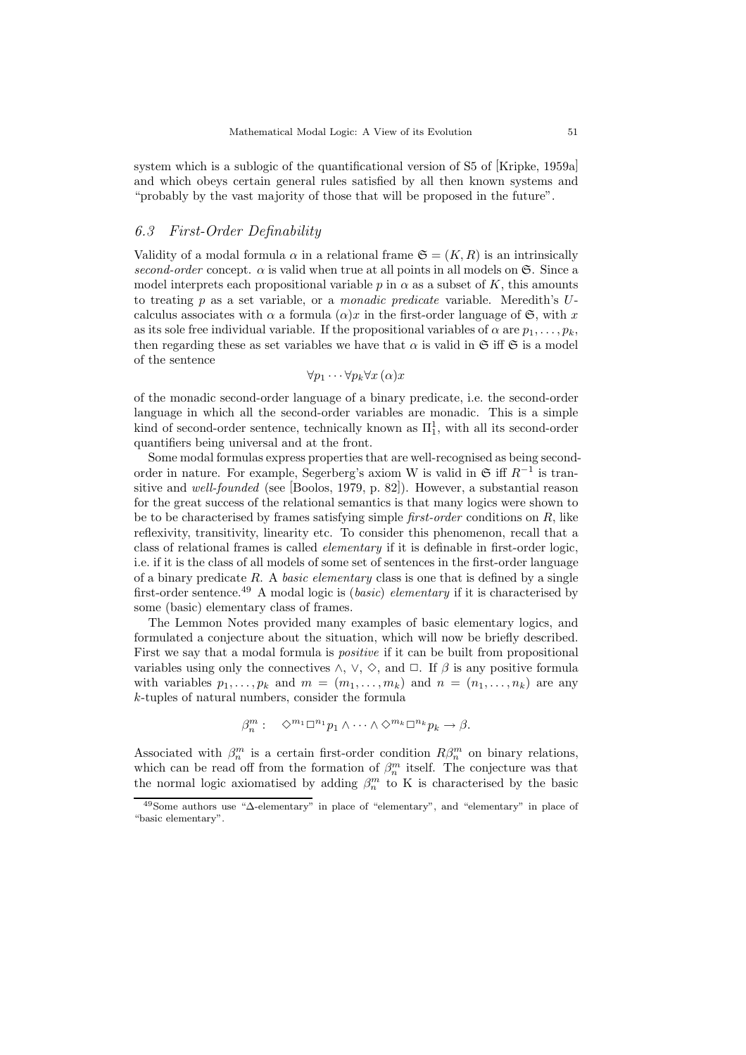system which is a sublogic of the quantificational version of S5 of [Kripke, 1959a] and which obeys certain general rules satisfied by all then known systems and "probably by the vast majority of those that will be proposed in the future".

### 6.3 First-Order Definability

Validity of a modal formula $\alpha$ in a relational frame $\mathfrak{S} = (K, R)$ is an intrinsically *second-order* concept. $\alpha$ is valid when true at all points in all models on $\mathfrak{S}$. Since a model interprets each propositional variable $p$ in $\alpha$ as a subset of $K$, this amounts to treating $p$ as a set variable, or a *monadic predicate* variable. Meredith's $U$-calculus associates with $\alpha$ a formula $(\alpha)x$ in the first-order language of $\mathfrak{S}$, with $x$ as its sole free individual variable. If the propositional variables of $\alpha$ are $p_1, \ldots, p_k$, then regarding these as set variables we have that $\alpha$ is valid in $\mathfrak{S}$ iff $\mathfrak{S}$ is a model of the sentence

$$\forall p_1 \cdots \forall p_k \forall x\, (\alpha)x$$

of the monadic second-order language of a binary predicate, i.e. the second-order language in which all the second-order variables are monadic. This is a simple kind of second-order sentence, technically known as $\Pi^1_1$, with all its second-order quantifiers being universal and at the front.

Some modal formulas express properties that are well-recognised as being second-order in nature. For example, Segerberg's axiom W is valid in $\mathfrak{S}$ iff $R^{-1}$ is transitive and *well-founded* (see [Boolos, 1979, p. 82]). However, a substantial reason for the great success of the relational semantics is that many logics were shown to be to be characterised by frames satisfying simple *first-order* conditions on $R$, like reflexivity, transitivity, linearity etc. To consider this phenomenon, recall that a class of relational frames is called *elementary* if it is definable in first-order logic, i.e. if it is the class of all models of some set of sentences in the first-order language of a binary predicate $R$. A *basic elementary* class is one that is defined by a single first-order sentence.[49] A modal logic is (*basic*) *elementary* if it is characterised by some (basic) elementary class of frames.

The Lemmon Notes provided many examples of basic elementary logics, and formulated a conjecture about the situation, which will now be briefly described. First we say that a modal formula is *positive* if it can be built from propositional variables using only the connectives $\wedge$, $\vee$, $\Diamond$, and $\Box$. If $\beta$ is any positive formula with variables $p_1, \ldots, p_k$ and $m = (m_1, \ldots, m_k)$ and $n = (n_1, \ldots, n_k)$ are any $k$-tuples of natural numbers, consider the formula

$$\beta^m_n : \quad \Diamond^{m_1}\Box^{n_1} p_1 \wedge \cdots \wedge \Diamond^{m_k}\Box^{n_k} p_k \to \beta.$$

Associated with $\beta^m_n$ is a certain first-order condition $R\beta^m_n$ on binary relations, which can be read off from the formation of $\beta^m_n$ itself. The conjecture was that the normal logic axiomatised by adding $\beta^m_n$ to K is characterised by the basic

[49] Some authors use "$\Delta$-elementary" in place of "elementary", and "elementary" in place of "basic elementary".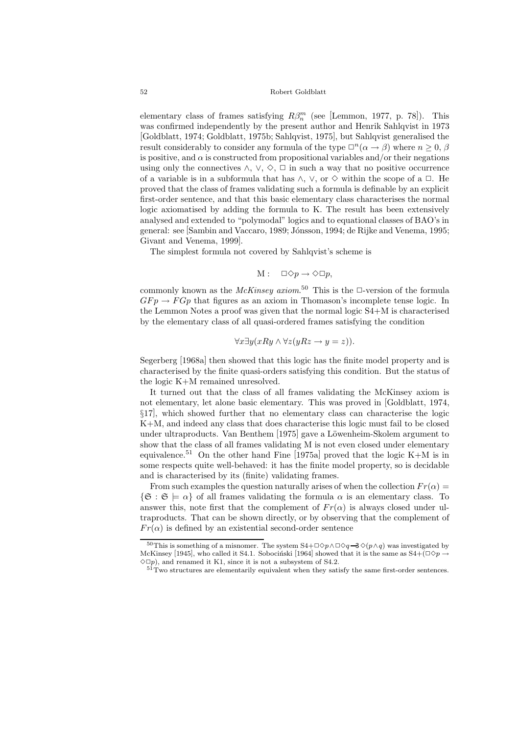elementary class of frames satisfying $R\beta^m_n$ (see [Lemmon, 1977, p. 78]). This was confirmed independently by the present author and Henrik Sahlqvist in 1973 [Goldblatt, 1974; Goldblatt, 1975b; Sahlqvist, 1975], but Sahlqvist generalised the result considerably to consider any formula of the type $\Box^n(\alpha \to \beta)$ where $n \geq 0$, $\beta$ is positive, and $\alpha$ is constructed from propositional variables and/or their negations using only the connectives $\wedge$, $\vee$, $\Diamond$, $\Box$ in such a way that no positive occurrence of a variable is in a subformula that has $\wedge$, $\vee$, or $\Diamond$ within the scope of a $\Box$. He proved that the class of frames validating such a formula is definable by an explicit first-order sentence, and that this basic elementary class characterises the normal logic axiomatised by adding the formula to K. The result has been extensively analysed and extended to "polymodal" logics and to equational classes of BAO's in general: see [Sambin and Vaccaro, 1989; Jónsson, 1994; de Rijke and Venema, 1995; Givant and Venema, 1999].

The simplest formula not covered by Sahlqvist's scheme is

$$\text{M}: \quad \Box\Diamond p \to \Diamond\Box p,$$

commonly known as the *McKinsey axiom*.[50] This is the $\Box$-version of the formula $GFp \to FGp$ that figures as an axiom in Thomason's incomplete tense logic. In the Lemmon Notes a proof was given that the normal logic S4+M is characterised by the elementary class of all quasi-ordered frames satisfying the condition

$$\forall x \exists y (xRy \wedge \forall z(yRz \to y = z)).$$

Segerberg [1968a] then showed that this logic has the finite model property and is characterised by the finite quasi-orders satisfying this condition. But the status of the logic K+M remained unresolved.

It turned out that the class of all frames validating the McKinsey axiom is not elementary, let alone basic elementary. This was proved in [Goldblatt, 1974, §17], which showed further that no elementary class can characterise the logic K+M, and indeed any class that does characterise this logic must fail to be closed under ultraproducts. Van Benthem [1975] gave a Löwenheim-Skolem argument to show that the class of all frames validating M is not even closed under elementary equivalence.[51] On the other hand Fine [1975a] proved that the logic K+M is in some respects quite well-behaved: it has the finite model property, so is decidable and is characterised by its (finite) validating frames.

From such examples the question naturally arises of when the collection $Fr(\alpha) = \{\mathfrak{S} : \mathfrak{S} \models \alpha\}$ of all frames validating the formula $\alpha$ is an elementary class. To answer this, note first that the complement of $Fr(\alpha)$ is always closed under ultraproducts. That can be shown directly, or by observing that the complement of $Fr(\alpha)$ is defined by an existential second-order sentence

---

[50] This is something of a misnomer. The system S4+$\Box\Diamond p \wedge \Box\Diamond q \to\!\!\!\!\!\!-3\, \Diamond(p \wedge q)$ was investigated by McKinsey [1945], who called it S4.1. Sobociński [1964] showed that it is the same as S4+$(\Box\Diamond p \to \Diamond\Box p)$, and renamed it K1, since it is not a subsystem of S4.2.

[51] Two structures are elementarily equivalent when they satisfy the same first-order sentences.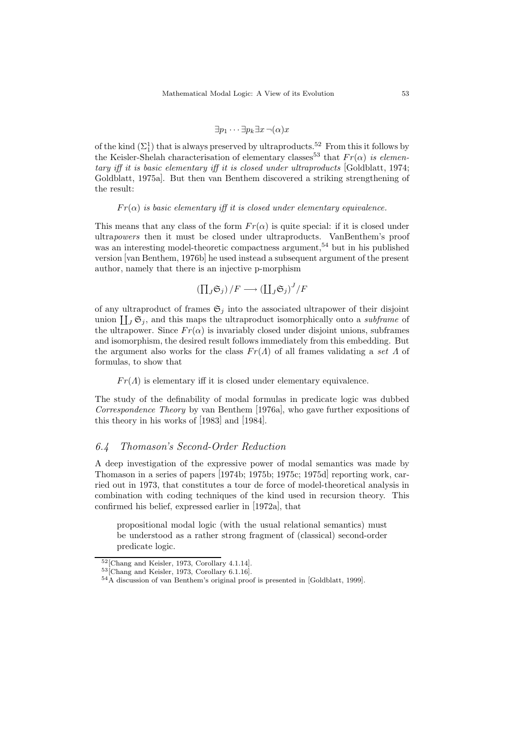$$\exists p_1 \cdots \exists p_k \exists x \, \neg(\alpha)x$$

of the kind $(\Sigma^1_1)$ that is always preserved by ultraproducts.[52] From this it follows by the Keisler-Shelah characterisation of elementary classes[53] that $Fr(\alpha)$ *is elementary iff it is basic elementary iff it is closed under ultraproducts* [Goldblatt, 1974; Goldblatt, 1975a]. But then van Benthem discovered a striking strengthening of the result:

> $Fr(\alpha)$ *is basic elementary iff it is closed under elementary equivalence.*

This means that any class of the form $Fr(\alpha)$ is quite special: if it is closed under ultra*powers* then it must be closed under ultraproducts. VanBenthem's proof was an interesting model-theoretic compactness argument,[54] but in his published version [van Benthem, 1976b] he used instead a subsequent argument of the present author, namely that there is an injective p-morphism

$$\left(\prod_J \mathfrak{S}_j\right)/F \longrightarrow \left(\coprod_J \mathfrak{S}_j\right)^J/F$$

of any ultraproduct of frames $\mathfrak{S}_j$ into the associated ultrapower of their disjoint union $\coprod_J \mathfrak{S}_j$, and this maps the ultraproduct isomorphically onto a *subframe* of the ultrapower. Since $Fr(\alpha)$ is invariably closed under disjoint unions, subframes and isomorphism, the desired result follows immediately from this embedding. But the argument also works for the class $Fr(\Lambda)$ of all frames validating a *set* $\Lambda$ of formulas, to show that

> $Fr(\Lambda)$ is elementary iff it is closed under elementary equivalence.

The study of the definability of modal formulas in predicate logic was dubbed *Correspondence Theory* by van Benthem [1976a], who gave further expositions of this theory in his works of [1983] and [1984].

### 6.4 Thomason's Second-Order Reduction

A deep investigation of the expressive power of modal semantics was made by Thomason in a series of papers [1974b; 1975b; 1975c; 1975d] reporting work, carried out in 1973, that constitutes a tour de force of model-theoretical analysis in combination with coding techniques of the kind used in recursion theory. This confirmed his belief, expressed earlier in [1972a], that

> propositional modal logic (with the usual relational semantics) must be understood as a rather strong fragment of (classical) second-order predicate logic.

---

[52] [Chang and Keisler, 1973, Corollary 4.1.14].

[53] [Chang and Keisler, 1973, Corollary 6.1.16].

[54] A discussion of van Benthem's original proof is presented in [Goldblatt, 1999].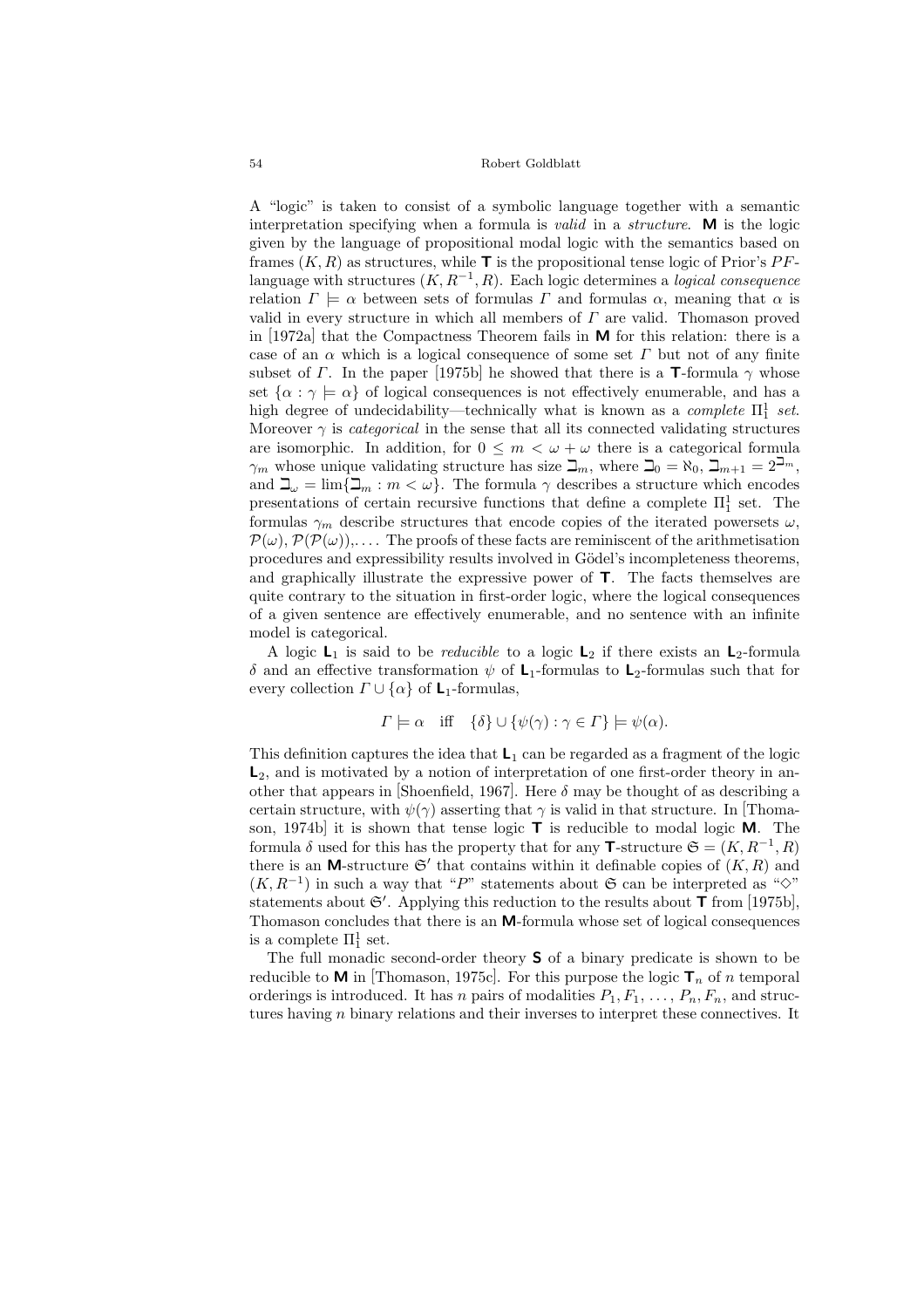A "logic" is taken to consist of a symbolic language together with a semantic interpretation specifying when a formula is *valid* in a *structure*. **M** is the logic given by the language of propositional modal logic with the semantics based on frames $(K, R)$ as structures, while **T** is the propositional tense logic of Prior's $PF$-language with structures $(K, R^{-1}, R)$. Each logic determines a *logical consequence* relation $\Gamma \models \alpha$ between sets of formulas $\Gamma$ and formulas $\alpha$, meaning that $\alpha$ is valid in every structure in which all members of $\Gamma$ are valid. Thomason proved in [1972a] that the Compactness Theorem fails in **M** for this relation: there is a case of an $\alpha$ which is a logical consequence of some set $\Gamma$ but not of any finite subset of $\Gamma$. In the paper [1975b] he showed that there is a **T**-formula $\gamma$ whose set $\{\alpha : \gamma \models \alpha\}$ of logical consequences is not effectively enumerable, and has a high degree of undecidability—technically what is known as a *complete* $\Pi^1_1$ *set*. Moreover $\gamma$ is *categorical* in the sense that all its connected validating structures are isomorphic. In addition, for $0 \leq m < \omega + \omega$ there is a categorical formula $\gamma_m$ whose unique validating structure has size $\beth_m$, where $\beth_0 = \aleph_0$, $\beth_{m+1} = 2^{\beth_m}$, and $\beth_\omega = \lim\{\beth_m : m < \omega\}$. The formula $\gamma$ describes a structure which encodes presentations of certain recursive functions that define a complete $\Pi^1_1$ set. The formulas $\gamma_m$ describe structures that encode copies of the iterated powersets $\omega$, $\mathcal{P}(\omega)$, $\mathcal{P}(\mathcal{P}(\omega))$,.... The proofs of these facts are reminiscent of the arithmetisation procedures and expressibility results involved in Gödel's incompleteness theorems, and graphically illustrate the expressive power of **T**. The facts themselves are quite contrary to the situation in first-order logic, where the logical consequences of a given sentence are effectively enumerable, and no sentence with an infinite model is categorical.

A logic $\mathbf{L}_1$ is said to be *reducible* to a logic $\mathbf{L}_2$ if there exists an $\mathbf{L}_2$-formula $\delta$ and an effective transformation $\psi$ of $\mathbf{L}_1$-formulas to $\mathbf{L}_2$-formulas such that for every collection $\Gamma \cup \{\alpha\}$ of $\mathbf{L}_1$-formulas,

$$\Gamma \models \alpha \quad \text{iff} \quad \{\delta\} \cup \{\psi(\gamma) : \gamma \in \Gamma\} \models \psi(\alpha).$$

This definition captures the idea that $\mathbf{L}_1$ can be regarded as a fragment of the logic $\mathbf{L}_2$, and is motivated by a notion of interpretation of one first-order theory in another that appears in [Shoenfield, 1967]. Here $\delta$ may be thought of as describing a certain structure, with $\psi(\gamma)$ asserting that $\gamma$ is valid in that structure. In [Thomason, 1974b] it is shown that tense logic **T** is reducible to modal logic **M**. The formula $\delta$ used for this has the property that for any **T**-structure $\mathfrak{S} = (K, R^{-1}, R)$ there is an **M**-structure $\mathfrak{S}'$ that contains within it definable copies of $(K, R)$ and $(K, R^{-1})$ in such a way that "$P$" statements about $\mathfrak{S}$ can be interpreted as "$\Diamond$" statements about $\mathfrak{S}'$. Applying this reduction to the results about **T** from [1975b], Thomason concludes that there is an **M**-formula whose set of logical consequences is a complete $\Pi^1_1$ set.

The full monadic second-order theory **S** of a binary predicate is shown to be reducible to **M** in [Thomason, 1975c]. For this purpose the logic $\mathbf{T}_n$ of $n$ temporal orderings is introduced. It has $n$ pairs of modalities $P_1, F_1, \ldots, P_n, F_n$, and structures having $n$ binary relations and their inverses to interpret these connectives. It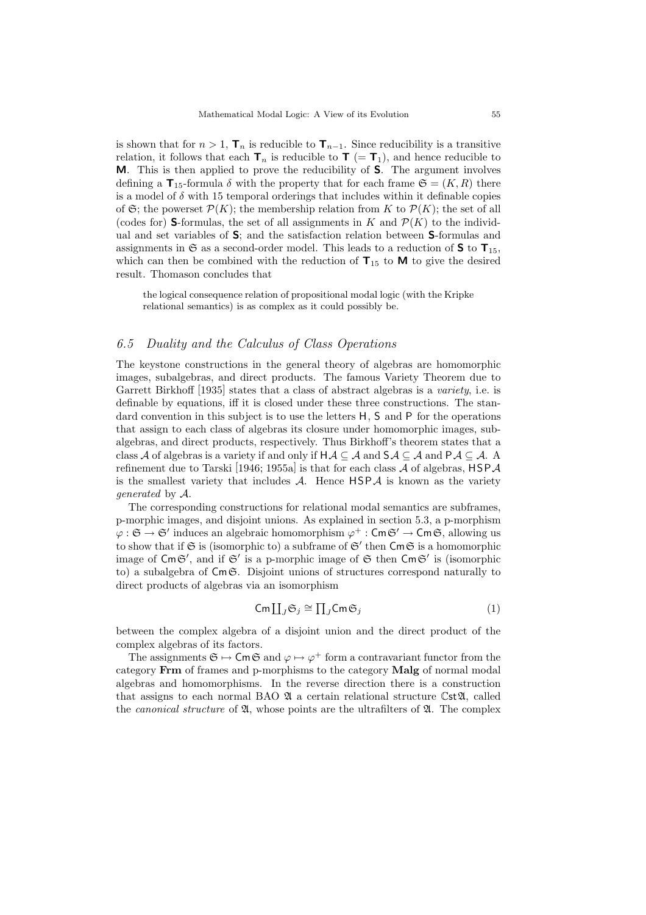is shown that for $n > 1$, $\mathsf{T}_n$ is reducible to $\mathsf{T}_{n-1}$. Since reducibility is a transitive relation, it follows that each $\mathsf{T}_n$ is reducible to $\mathsf{T}$ ($= \mathsf{T}_1$), and hence reducible to $\mathsf{M}$. This is then applied to prove the reducibility of $\mathsf{S}$. The argument involves defining a $\mathsf{T}_{15}$-formula $\delta$ with the property that for each frame $\mathfrak{S} = (K, R)$ there is a model of $\delta$ with 15 temporal orderings that includes within it definable copies of $\mathfrak{S}$; the powerset $\mathcal{P}(K)$; the membership relation from $K$ to $\mathcal{P}(K)$; the set of all (codes for) $\mathsf{S}$-formulas, the set of all assignments in $K$ and $\mathcal{P}(K)$ to the individual and set variables of $\mathsf{S}$; and the satisfaction relation between $\mathsf{S}$-formulas and assignments in $\mathfrak{S}$ as a second-order model. This leads to a reduction of $\mathsf{S}$ to $\mathsf{T}_{15}$, which can then be combined with the reduction of $\mathsf{T}_{15}$ to $\mathsf{M}$ to give the desired result. Thomason concludes that

> the logical consequence relation of propositional modal logic (with the Kripke relational semantics) is as complex as it could possibly be.

### *6.5 Duality and the Calculus of Class Operations*

The keystone constructions in the general theory of algebras are homomorphic images, subalgebras, and direct products. The famous Variety Theorem due to Garrett Birkhoff [1935] states that a class of abstract algebras is a *variety*, i.e. is definable by equations, iff it is closed under these three constructions. The standard convention in this subject is to use the letters $\mathsf{H}$, $\mathsf{S}$ and $\mathsf{P}$ for the operations that assign to each class of algebras its closure under homomorphic images, subalgebras, and direct products, respectively. Thus Birkhoff's theorem states that a class $\mathcal{A}$ of algebras is a variety if and only if $\mathsf{H}\mathcal{A} \subseteq \mathcal{A}$ and $\mathsf{S}\mathcal{A} \subseteq \mathcal{A}$ and $\mathsf{P}\mathcal{A} \subseteq \mathcal{A}$. A refinement due to Tarski [1946; 1955a] is that for each class $\mathcal{A}$ of algebras, $\mathsf{HSP}\mathcal{A}$ is the smallest variety that includes $\mathcal{A}$. Hence $\mathsf{HSP}\mathcal{A}$ is known as the variety *generated* by $\mathcal{A}$.

The corresponding constructions for relational modal semantics are subframes, p-morphic images, and disjoint unions. As explained in section 5.3, a p-morphism $\varphi : \mathfrak{S} \to \mathfrak{S}'$ induces an algebraic homomorphism $\varphi^+ : \mathsf{Cm}\,\mathfrak{S}' \to \mathsf{Cm}\,\mathfrak{S}$, allowing us to show that if $\mathfrak{S}$ is (isomorphic to) a subframe of $\mathfrak{S}'$ then $\mathsf{Cm}\,\mathfrak{S}$ is a homomorphic image of $\mathsf{Cm}\,\mathfrak{S}'$, and if $\mathfrak{S}'$ is a p-morphic image of $\mathfrak{S}$ then $\mathsf{Cm}\,\mathfrak{S}'$ is (isomorphic to) a subalgebra of $\mathsf{Cm}\,\mathfrak{S}$. Disjoint unions of structures correspond naturally to direct products of algebras via an isomorphism

$$\mathsf{Cm}\textstyle\coprod_J \mathfrak{S}_j \cong \prod_J \mathsf{Cm}\,\mathfrak{S}_j \tag{1}$$

between the complex algebra of a disjoint union and the direct product of the complex algebras of its factors.

The assignments $\mathfrak{S} \mapsto \mathsf{Cm}\,\mathfrak{S}$ and $\varphi \mapsto \varphi^+$ form a contravariant functor from the category **Frm** of frames and p-morphisms to the category **Malg** of normal modal algebras and homomorphisms. In the reverse direction there is a construction that assigns to each normal BAO $\mathfrak{A}$ a certain relational structure $\mathbb{C}\mathsf{st}\,\mathfrak{A}$, called the *canonical structure* of $\mathfrak{A}$, whose points are the ultrafilters of $\mathfrak{A}$. The complex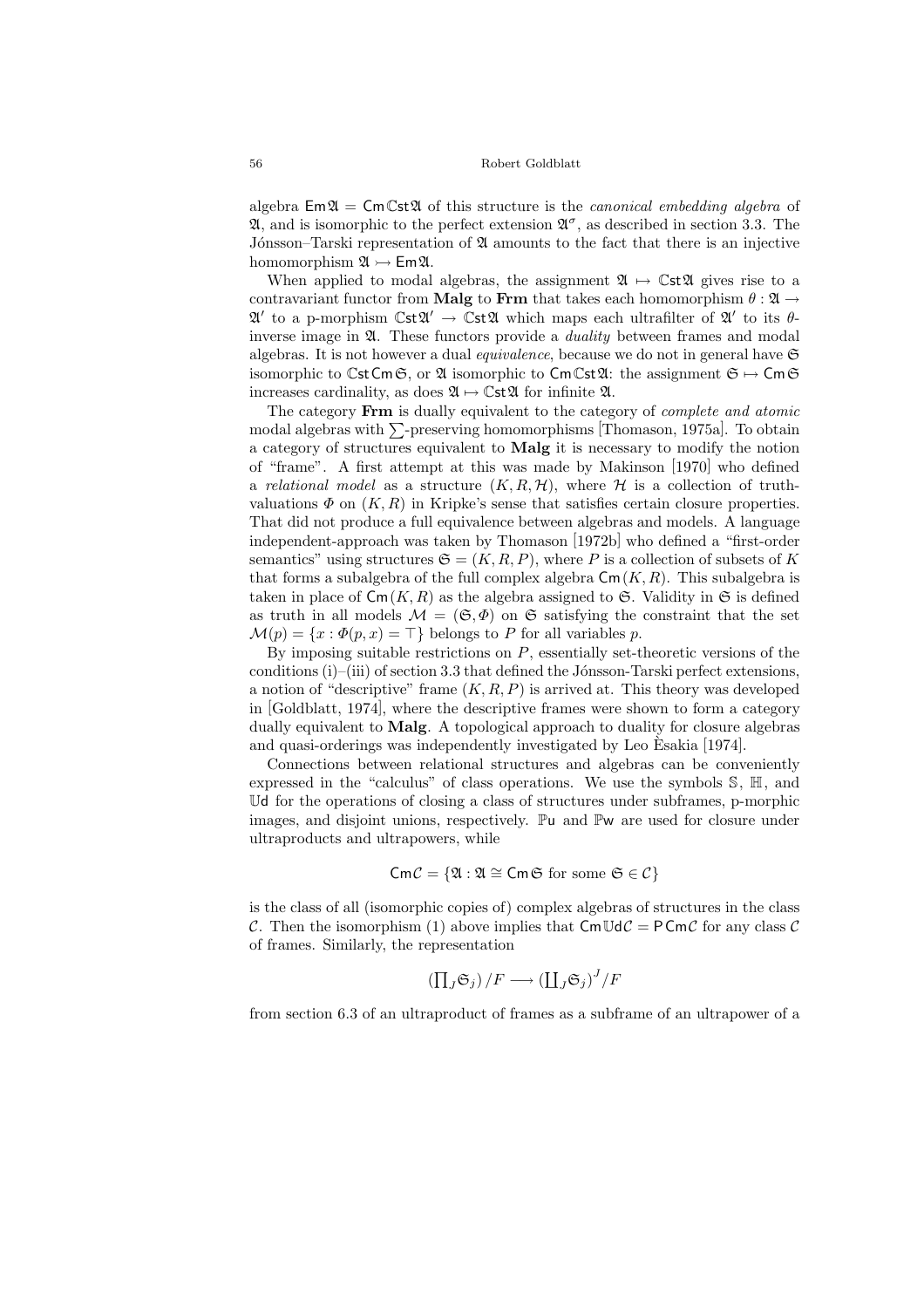algebra $\mathsf{Em}\,\mathfrak{A} = \mathsf{Cm}\,\mathbb{C}\mathsf{st}\,\mathfrak{A}$ of this structure is the *canonical embedding algebra* of $\mathfrak{A}$, and is isomorphic to the perfect extension $\mathfrak{A}^\sigma$, as described in section 3.3. The Jónsson–Tarski representation of $\mathfrak{A}$ amounts to the fact that there is an injective homomorphism $\mathfrak{A} \rightarrowtail \mathsf{Em}\,\mathfrak{A}$.

When applied to modal algebras, the assignment $\mathfrak{A} \mapsto \mathbb{C}\mathsf{st}\,\mathfrak{A}$ gives rise to a contravariant functor from **Malg** to **Frm** that takes each homomorphism $\theta : \mathfrak{A} \to \mathfrak{A}'$ to a p-morphism $\mathbb{C}\mathsf{st}\,\mathfrak{A}' \to \mathbb{C}\mathsf{st}\,\mathfrak{A}$ which maps each ultrafilter of $\mathfrak{A}'$ to its $\theta$-inverse image in $\mathfrak{A}$. These functors provide a *duality* between frames and modal algebras. It is not however a dual *equivalence*, because we do not in general have $\mathfrak{S}$ isomorphic to $\mathbb{C}\mathsf{st}\,\mathsf{Cm}\,\mathfrak{S}$, or $\mathfrak{A}$ isomorphic to $\mathsf{Cm}\,\mathbb{C}\mathsf{st}\,\mathfrak{A}$: the assignment $\mathfrak{S} \mapsto \mathsf{Cm}\,\mathfrak{S}$ increases cardinality, as does $\mathfrak{A} \mapsto \mathbb{C}\mathsf{st}\,\mathfrak{A}$ for infinite $\mathfrak{A}$.

The category **Frm** is dually equivalent to the category of *complete and atomic* modal algebras with $\sum$-preserving homomorphisms [Thomason, 1975a]. To obtain a category of structures equivalent to **Malg** it is necessary to modify the notion of "frame". A first attempt at this was made by Makinson [1970] who defined a *relational model* as a structure $(K, R, \mathcal{H})$, where $\mathcal{H}$ is a collection of truth-valuations $\Phi$ on $(K, R)$ in Kripke's sense that satisfies certain closure properties. That did not produce a full equivalence between algebras and models. A language independent-approach was taken by Thomason [1972b] who defined a "first-order semantics" using structures $\mathfrak{S} = (K, R, P)$, where $P$ is a collection of subsets of $K$ that forms a subalgebra of the full complex algebra $\mathsf{Cm}(K, R)$. This subalgebra is taken in place of $\mathsf{Cm}(K, R)$ as the algebra assigned to $\mathfrak{S}$. Validity in $\mathfrak{S}$ is defined as truth in all models $\mathcal{M} = (\mathfrak{S}, \Phi)$ on $\mathfrak{S}$ satisfying the constraint that the set $\mathcal{M}(p) = \{x : \Phi(p, x) = \top\}$ belongs to $P$ for all variables $p$.

By imposing suitable restrictions on $P$, essentially set-theoretic versions of the conditions (i)–(iii) of section 3.3 that defined the Jónsson-Tarski perfect extensions, a notion of "descriptive" frame $(K, R, P)$ is arrived at. This theory was developed in [Goldblatt, 1974], where the descriptive frames were shown to form a category dually equivalent to **Malg**. A topological approach to duality for closure algebras and quasi-orderings was independently investigated by Leo Èsakia [1974].

Connections between relational structures and algebras can be conveniently expressed in the "calculus" of class operations. We use the symbols $\mathbb{S}$, $\mathbb{H}$, and $\mathbb{U}\mathsf{d}$ for the operations of closing a class of structures under subframes, p-morphic images, and disjoint unions, respectively. $\mathbb{P}\mathsf{u}$ and $\mathbb{P}\mathsf{w}$ are used for closure under ultraproducts and ultrapowers, while

$$\mathsf{Cm}\,\mathcal{C} = \{\mathfrak{A} : \mathfrak{A} \cong \mathsf{Cm}\,\mathfrak{S} \text{ for some } \mathfrak{S} \in \mathcal{C}\}$$

is the class of all (isomorphic copies of) complex algebras of structures in the class $\mathcal{C}$. Then the isomorphism (1) above implies that $\mathsf{Cm}\,\mathbb{U}\mathsf{d}\,\mathcal{C} = \mathsf{P}\,\mathsf{Cm}\,\mathcal{C}$ for any class $\mathcal{C}$ of frames. Similarly, the representation

$$\left(\textstyle\prod_J \mathfrak{S}_j\right)/F \longrightarrow \left(\textstyle\coprod_J \mathfrak{S}_j\right)^J/F$$

from section 6.3 of an ultraproduct of frames as a subframe of an ultrapower of a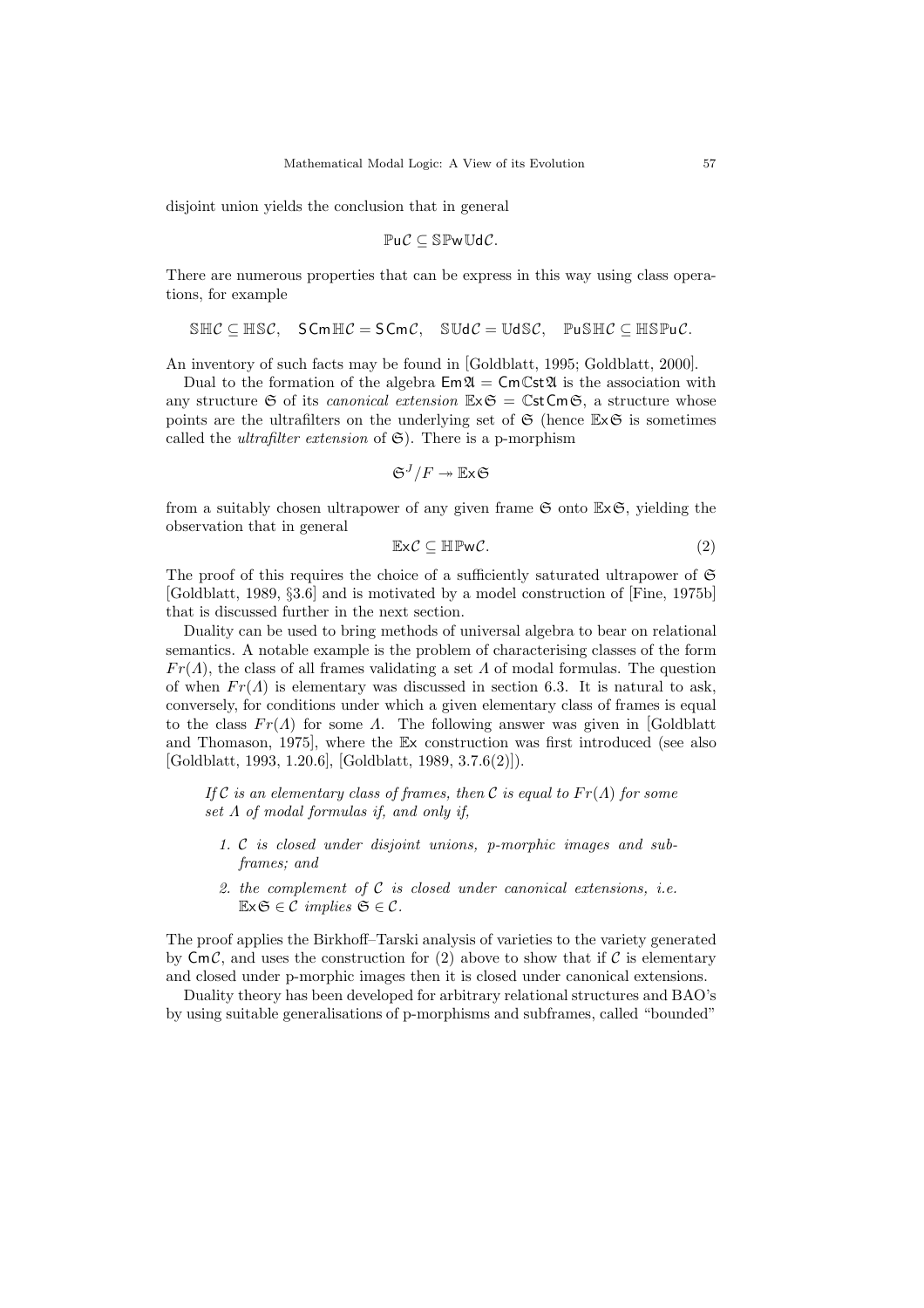disjoint union yields the conclusion that in general

$$\mathbb{P}\mathsf{u}\mathcal{C} \subseteq \mathbb{S}\mathbb{P}\mathsf{w}\mathbb{U}\mathsf{d}\mathcal{C}.$$

There are numerous properties that can be express in this way using class operations, for example

$$\mathbb{S}\mathbb{H}\mathcal{C} \subseteq \mathbb{H}\mathbb{S}\mathcal{C}, \quad \mathsf{S}\,\mathsf{Cm}\,\mathbb{H}\mathcal{C} = \mathsf{S}\,\mathsf{Cm}\mathcal{C}, \quad \mathbb{S}\mathbb{U}\mathsf{d}\mathcal{C} = \mathbb{U}\mathsf{d}\mathbb{S}\mathcal{C}, \quad \mathbb{P}\mathsf{u}\mathbb{S}\mathbb{H}\mathcal{C} \subseteq \mathbb{H}\mathbb{S}\mathbb{P}\mathsf{u}\mathcal{C}.$$

An inventory of such facts may be found in [Goldblatt, 1995; Goldblatt, 2000].

Dual to the formation of the algebra $\mathsf{Em}\mathfrak{A} = \mathsf{Cm}\mathbb{C}\mathsf{st}\mathfrak{A}$ is the association with any structure $\mathfrak{S}$ of its *canonical extension* $\mathbb{E}\mathsf{x}\mathfrak{S} = \mathbb{C}\mathsf{st}\,\mathsf{Cm}\mathfrak{S}$, a structure whose points are the ultrafilters on the underlying set of $\mathfrak{S}$ (hence $\mathbb{E}\mathsf{x}\mathfrak{S}$ is sometimes called the *ultrafilter extension* of $\mathfrak{S}$). There is a p-morphism

$$\mathfrak{S}^J/F \twoheadrightarrow \mathbb{E}\mathsf{x}\mathfrak{S}$$

from a suitably chosen ultrapower of any given frame $\mathfrak{S}$ onto $\mathbb{E}\mathsf{x}\mathfrak{S}$, yielding the observation that in general

$$\mathbb{E}\mathsf{x}\mathcal{C} \subseteq \mathbb{H}\mathbb{P}\mathsf{w}\mathcal{C}. \tag{2}$$

The proof of this requires the choice of a sufficiently saturated ultrapower of $\mathfrak{S}$ [Goldblatt, 1989, §3.6] and is motivated by a model construction of [Fine, 1975b] that is discussed further in the next section.

Duality can be used to bring methods of universal algebra to bear on relational semantics. A notable example is the problem of characterising classes of the form $Fr(\Lambda)$, the class of all frames validating a set $\Lambda$ of modal formulas. The question of when $Fr(\Lambda)$ is elementary was discussed in section 6.3. It is natural to ask, conversely, for conditions under which a given elementary class of frames is equal to the class $Fr(\Lambda)$ for some $\Lambda$. The following answer was given in [Goldblatt and Thomason, 1975], where the $\mathbb{E}\mathsf{x}$ construction was first introduced (see also [Goldblatt, 1993, 1.20.6], [Goldblatt, 1989, 3.7.6(2)]).

*If $\mathcal{C}$ is an elementary class of frames, then $\mathcal{C}$ is equal to $Fr(\Lambda)$ for some set $\Lambda$ of modal formulas if, and only if,*

1. *$\mathcal{C}$ is closed under disjoint unions, p-morphic images and subframes; and*
2. *the complement of $\mathcal{C}$ is closed under canonical extensions, i.e. $\mathbb{E}\mathsf{x}\mathfrak{S} \in \mathcal{C}$ implies $\mathfrak{S} \in \mathcal{C}$.*

The proof applies the Birkhoff–Tarski analysis of varieties to the variety generated by $\mathsf{Cm}\mathcal{C}$, and uses the construction for (2) above to show that if $\mathcal{C}$ is elementary and closed under p-morphic images then it is closed under canonical extensions.

Duality theory has been developed for arbitrary relational structures and BAO's by using suitable generalisations of p-morphisms and subframes, called "bounded"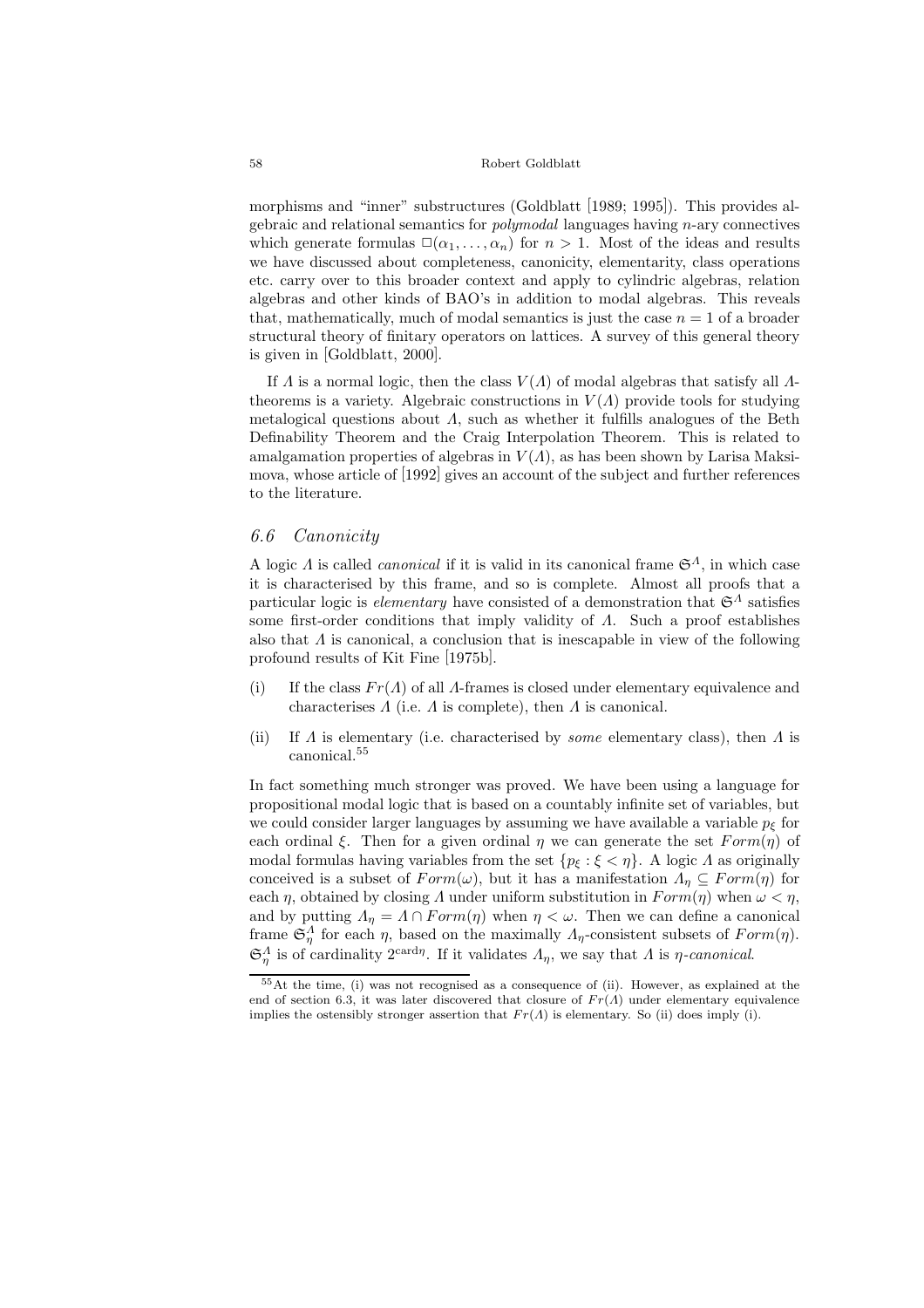morphisms and "inner" substructures (Goldblatt [1989; 1995]). This provides algebraic and relational semantics for *polymodal* languages having $n$-ary connectives which generate formulas $\Box(\alpha_1, \ldots, \alpha_n)$ for $n > 1$. Most of the ideas and results we have discussed about completeness, canonicity, elementarity, class operations etc. carry over to this broader context and apply to cylindric algebras, relation algebras and other kinds of BAO's in addition to modal algebras. This reveals that, mathematically, much of modal semantics is just the case $n = 1$ of a broader structural theory of finitary operators on lattices. A survey of this general theory is given in [Goldblatt, 2000].

If $\Lambda$ is a normal logic, then the class $V(\Lambda)$ of modal algebras that satisfy all $\Lambda$-theorems is a variety. Algebraic constructions in $V(\Lambda)$ provide tools for studying metalogical questions about $\Lambda$, such as whether it fulfills analogues of the Beth Definability Theorem and the Craig Interpolation Theorem. This is related to amalgamation properties of algebras in $V(\Lambda)$, as has been shown by Larisa Maksimova, whose article of [1992] gives an account of the subject and further references to the literature.

### 6.6 Canonicity

A logic $\Lambda$ is called *canonical* if it is valid in its canonical frame $\mathfrak{S}^\Lambda$, in which case it is characterised by this frame, and so is complete. Almost all proofs that a particular logic is *elementary* have consisted of a demonstration that $\mathfrak{S}^\Lambda$ satisfies some first-order conditions that imply validity of $\Lambda$. Such a proof establishes also that $\Lambda$ is canonical, a conclusion that is inescapable in view of the following profound results of Kit Fine [1975b].

(i) If the class $Fr(\Lambda)$ of all $\Lambda$-frames is closed under elementary equivalence and characterises $\Lambda$ (i.e. $\Lambda$ is complete), then $\Lambda$ is canonical.

(ii) If $\Lambda$ is elementary (i.e. characterised by *some* elementary class), then $\Lambda$ is canonical.[55]

In fact something much stronger was proved. We have been using a language for propositional modal logic that is based on a countably infinite set of variables, but we could consider larger languages by assuming we have available a variable $p_\xi$ for each ordinal $\xi$. Then for a given ordinal $\eta$ we can generate the set $Form(\eta)$ of modal formulas having variables from the set $\{p_\xi : \xi < \eta\}$. A logic $\Lambda$ as originally conceived is a subset of $Form(\omega)$, but it has a manifestation $\Lambda_\eta \subseteq Form(\eta)$ for each $\eta$, obtained by closing $\Lambda$ under uniform substitution in $Form(\eta)$ when $\omega < \eta$, and by putting $\Lambda_\eta = \Lambda \cap Form(\eta)$ when $\eta < \omega$. Then we can define a canonical frame $\mathfrak{S}^\Lambda_\eta$ for each $\eta$, based on the maximally $\Lambda_\eta$-consistent subsets of $Form(\eta)$. $\mathfrak{S}^\Lambda_\eta$ is of cardinality $2^{\text{card}\eta}$. If it validates $\Lambda_\eta$, we say that $\Lambda$ is *$\eta$-canonical*.

[55] At the time, (i) was not recognised as a consequence of (ii). However, as explained at the end of section 6.3, it was later discovered that closure of $Fr(\Lambda)$ under elementary equivalence implies the ostensibly stronger assertion that $Fr(\Lambda)$ is elementary. So (ii) does imply (i).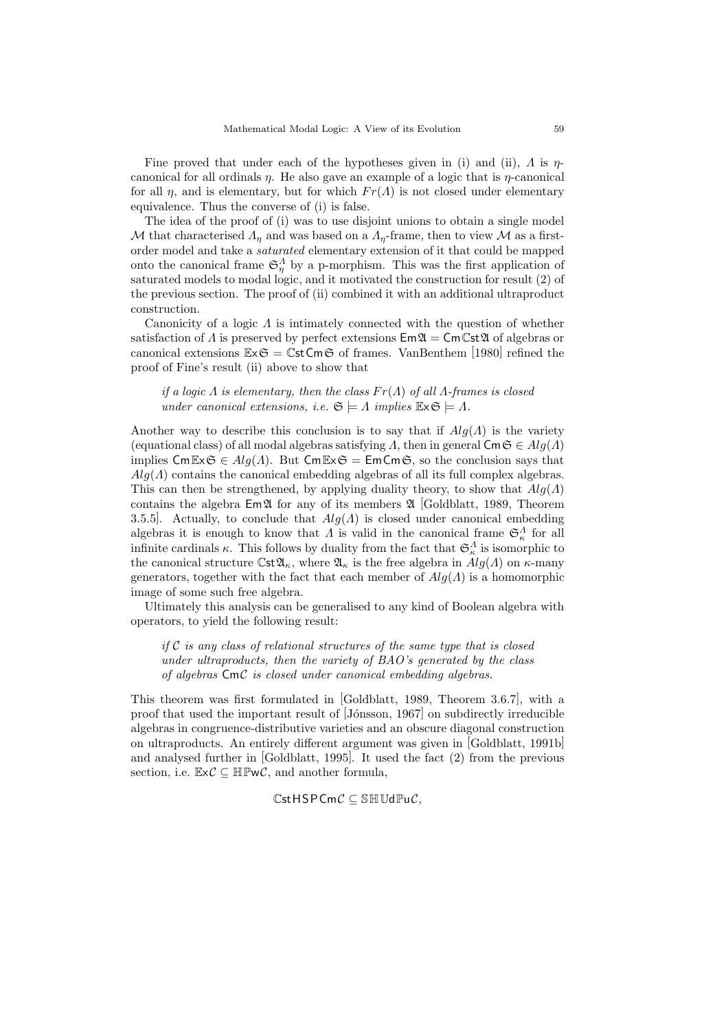Fine proved that under each of the hypotheses given in (i) and (ii), $\Lambda$ is $\eta$-canonical for all ordinals $\eta$. He also gave an example of a logic that is $\eta$-canonical for all $\eta$, and is elementary, but for which $Fr(\Lambda)$ is not closed under elementary equivalence. Thus the converse of (i) is false.

The idea of the proof of (i) was to use disjoint unions to obtain a single model $\mathcal{M}$ that characterised $\Lambda_\eta$ and was based on a $\Lambda_\eta$-frame, then to view $\mathcal{M}$ as a first-order model and take a *saturated* elementary extension of it that could be mapped onto the canonical frame $\mathfrak{S}^{\Lambda}_{\eta}$ by a p-morphism. This was the first application of saturated models to modal logic, and it motivated the construction for result (2) of the previous section. The proof of (ii) combined it with an additional ultraproduct construction.

Canonicity of a logic $\Lambda$ is intimately connected with the question of whether satisfaction of $\Lambda$ is preserved by perfect extensions $\mathsf{Em}\mathfrak{A} = \mathsf{Cm}\mathbb{C}\mathsf{st}\mathfrak{A}$ of algebras or canonical extensions $\mathbb{E}\mathsf{x}\mathfrak{S} = \mathbb{C}\mathsf{st}\,\mathsf{Cm}\mathfrak{S}$ of frames. VanBenthem [1980] refined the proof of Fine's result (ii) above to show that

> *if a logic $\Lambda$ is elementary, then the class $Fr(\Lambda)$ of all $\Lambda$-frames is closed under canonical extensions, i.e. $\mathfrak{S} \models \Lambda$ implies $\mathbb{E}\mathsf{x}\mathfrak{S} \models \Lambda$.*

Another way to describe this conclusion is to say that if $Alg(\Lambda)$ is the variety (equational class) of all modal algebras satisfying $\Lambda$, then in general $\mathsf{Cm}\mathfrak{S} \in Alg(\Lambda)$ implies $\mathsf{Cm}\mathbb{E}\mathsf{x}\mathfrak{S} \in Alg(\Lambda)$. But $\mathsf{Cm}\mathbb{E}\mathsf{x}\mathfrak{S} = \mathsf{Em}\mathsf{Cm}\mathfrak{S}$, so the conclusion says that $Alg(\Lambda)$ contains the canonical embedding algebras of all its full complex algebras. This can then be strengthened, by applying duality theory, to show that $Alg(\Lambda)$ contains the algebra $\mathsf{Em}\mathfrak{A}$ for any of its members $\mathfrak{A}$ [Goldblatt, 1989, Theorem 3.5.5]. Actually, to conclude that $Alg(\Lambda)$ is closed under canonical embedding algebras it is enough to know that $\Lambda$ is valid in the canonical frame $\mathfrak{S}^{\Lambda}_{\kappa}$ for all infinite cardinals $\kappa$. This follows by duality from the fact that $\mathfrak{S}^{\Lambda}_{\kappa}$ is isomorphic to the canonical structure $\mathbb{C}\mathsf{st}\mathfrak{A}_\kappa$, where $\mathfrak{A}_\kappa$ is the free algebra in $Alg(\Lambda)$ on $\kappa$-many generators, together with the fact that each member of $Alg(\Lambda)$ is a homomorphic image of some such free algebra.

Ultimately this analysis can be generalised to any kind of Boolean algebra with operators, to yield the following result:

> *if $\mathcal{C}$ is any class of relational structures of the same type that is closed under ultraproducts, then the variety of BAO's generated by the class of algebras $\mathsf{Cm}\mathcal{C}$ is closed under canonical embedding algebras.*

This theorem was first formulated in [Goldblatt, 1989, Theorem 3.6.7], with a proof that used the important result of [Jónsson, 1967] on subdirectly irreducible algebras in congruence-distributive varieties and an obscure diagonal construction on ultraproducts. An entirely different argument was given in [Goldblatt, 1991b] and analysed further in [Goldblatt, 1995]. It used the fact (2) from the previous section, i.e. $\mathbb{E}\mathsf{x}\mathcal{C} \subseteq \mathbb{H}\mathbb{P}\mathsf{w}\mathcal{C}$, and another formula,

$$\mathbb{C}\mathsf{st}\,\mathsf{HSP}\,\mathsf{Cm}\mathcal{C} \subseteq \mathbb{S}\mathbb{H}\mathbb{U}\mathsf{d}\mathbb{P}\mathsf{u}\mathcal{C},$$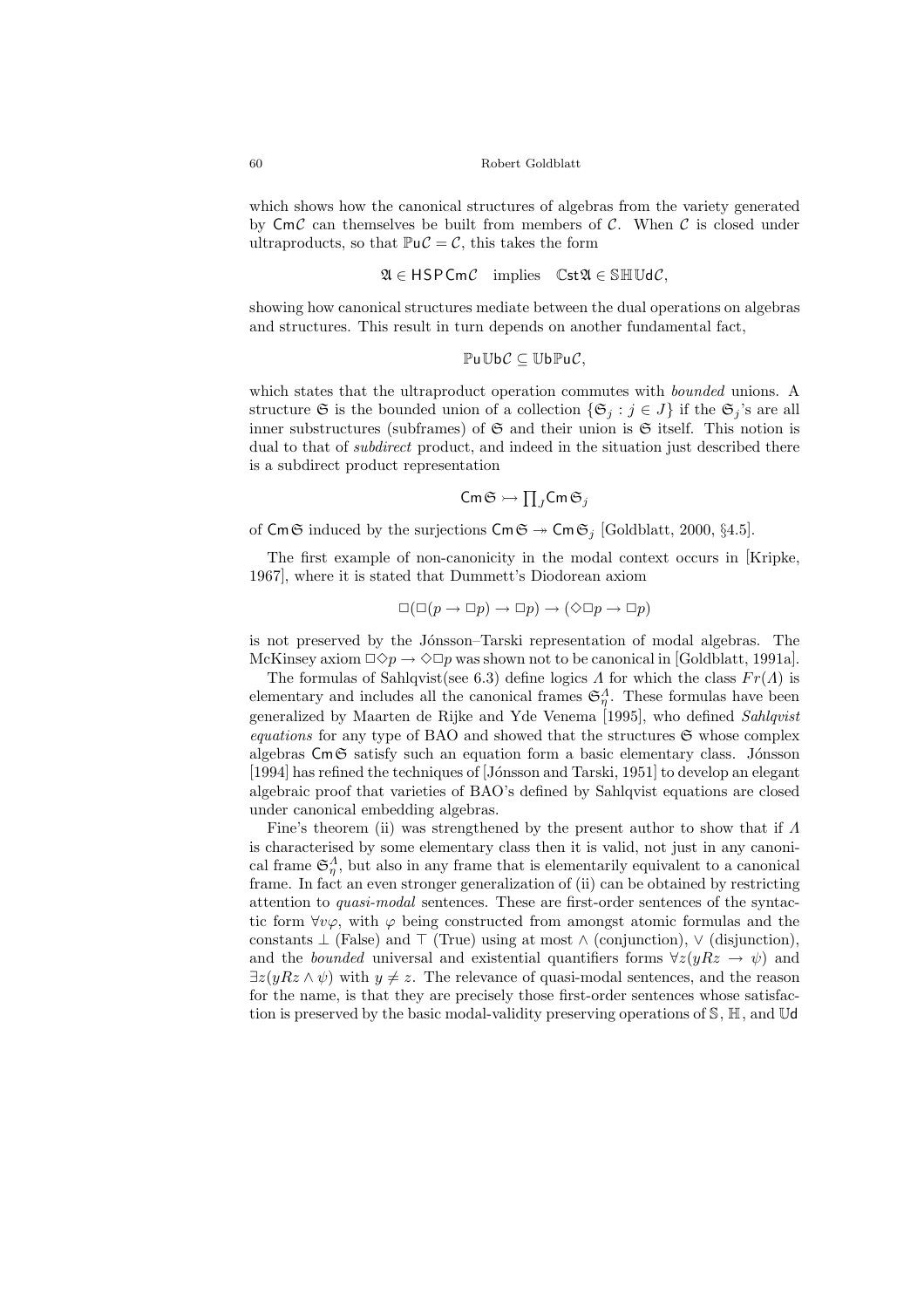which shows how the canonical structures of algebras from the variety generated by $\mathsf{Cm}\mathcal{C}$ can themselves be built from members of $\mathcal{C}$. When $\mathcal{C}$ is closed under ultraproducts, so that $\mathbb{P}\mathsf{u}\mathcal{C} = \mathcal{C}$, this takes the form

$$\mathfrak{A} \in \mathsf{HSP}\,\mathsf{Cm}\mathcal{C} \quad \text{implies} \quad \mathbb{C}\mathsf{st}\mathfrak{A} \in \mathbb{SH}\mathbb{U}\mathsf{d}\mathcal{C},$$

showing how canonical structures mediate between the dual operations on algebras and structures. This result in turn depends on another fundamental fact,

$$\mathbb{P}\mathsf{u}\,\mathbb{U}\mathsf{b}\mathcal{C} \subseteq \mathbb{U}\mathsf{b}\mathbb{P}\mathsf{u}\mathcal{C},$$

which states that the ultraproduct operation commutes with *bounded* unions. A structure $\mathfrak{S}$ is the bounded union of a collection $\{\mathfrak{S}_j : j \in J\}$ if the $\mathfrak{S}_j$'s are all inner substructures (subframes) of $\mathfrak{S}$ and their union is $\mathfrak{S}$ itself. This notion is dual to that of *subdirect* product, and indeed in the situation just described there is a subdirect product representation

$$\mathsf{Cm}\,\mathfrak{S} \rightarrowtail \textstyle\prod_J \mathsf{Cm}\,\mathfrak{S}_j$$

of $\mathsf{Cm}\,\mathfrak{S}$ induced by the surjections $\mathsf{Cm}\,\mathfrak{S} \twoheadrightarrow \mathsf{Cm}\,\mathfrak{S}_j$ [Goldblatt, 2000, §4.5].

The first example of non-canonicity in the modal context occurs in [Kripke, 1967], where it is stated that Dummett's Diodorean axiom

$$\Box(\Box(p \to \Box p) \to \Box p) \to (\Diamond\Box p \to \Box p)$$

is not preserved by the Jónsson–Tarski representation of modal algebras. The McKinsey axiom $\Box\Diamond p \to \Diamond\Box p$ was shown not to be canonical in [Goldblatt, 1991a].

The formulas of Sahlqvist(see 6.3) define logics $\Lambda$ for which the class $Fr(\Lambda)$ is elementary and includes all the canonical frames $\mathfrak{S}^{\Lambda}_{\eta}$. These formulas have been generalized by Maarten de Rijke and Yde Venema [1995], who defined *Sahlqvist equations* for any type of BAO and showed that the structures $\mathfrak{S}$ whose complex algebras $\mathsf{Cm}\,\mathfrak{S}$ satisfy such an equation form a basic elementary class. Jónsson [1994] has refined the techniques of [Jónsson and Tarski, 1951] to develop an elegant algebraic proof that varieties of BAO's defined by Sahlqvist equations are closed under canonical embedding algebras.

Fine's theorem (ii) was strengthened by the present author to show that if $\Lambda$ is characterised by some elementary class then it is valid, not just in any canonical frame $\mathfrak{S}^{\Lambda}_{\eta}$, but also in any frame that is elementarily equivalent to a canonical frame. In fact an even stronger generalization of (ii) can be obtained by restricting attention to *quasi-modal* sentences. These are first-order sentences of the syntactic form $\forall v\varphi$, with $\varphi$ being constructed from amongst atomic formulas and the constants $\bot$ (False) and $\top$ (True) using at most $\wedge$ (conjunction), $\vee$ (disjunction), and the *bounded* universal and existential quantifiers forms $\forall z(yRz \to \psi)$ and $\exists z(yRz \wedge \psi)$ with $y \neq z$. The relevance of quasi-modal sentences, and the reason for the name, is that they are precisely those first-order sentences whose satisfaction is preserved by the basic modal-validity preserving operations of $\mathbb{S}$, $\mathbb{H}$, and $\mathbb{U}\mathsf{d}$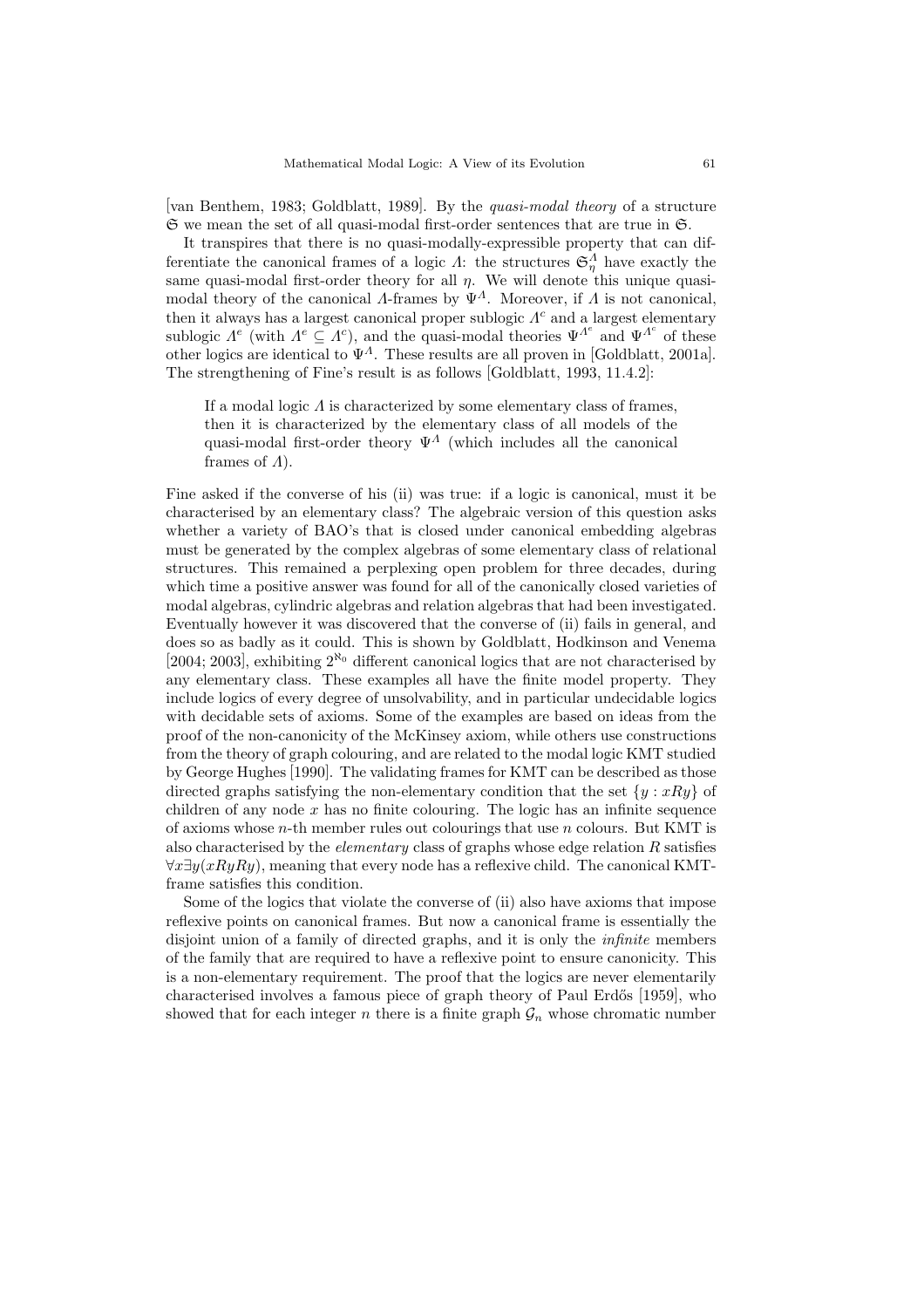[van Benthem, 1983; Goldblatt, 1989]. By the *quasi-modal theory* of a structure $\mathfrak{S}$ we mean the set of all quasi-modal first-order sentences that are true in $\mathfrak{S}$.

It transpires that there is no quasi-modally-expressible property that can differentiate the canonical frames of a logic $\Lambda$: the structures $\mathfrak{S}^{\Lambda}_{\eta}$ have exactly the same quasi-modal first-order theory for all $\eta$. We will denote this unique quasi-modal theory of the canonical $\Lambda$-frames by $\Psi^{\Lambda}$. Moreover, if $\Lambda$ is not canonical, then it always has a largest canonical proper sublogic $\Lambda^c$ and a largest elementary sublogic $\Lambda^e$ (with $\Lambda^e \subseteq \Lambda^c$), and the quasi-modal theories $\Psi^{\Lambda^e}$ and $\Psi^{\Lambda^c}$ of these other logics are identical to $\Psi^{\Lambda}$. These results are all proven in [Goldblatt, 2001a]. The strengthening of Fine's result is as follows [Goldblatt, 1993, 11.4.2]:

> If a modal logic $\Lambda$ is characterized by some elementary class of frames, then it is characterized by the elementary class of all models of the quasi-modal first-order theory $\Psi^{\Lambda}$ (which includes all the canonical frames of $\Lambda$).

Fine asked if the converse of his (ii) was true: if a logic is canonical, must it be characterised by an elementary class? The algebraic version of this question asks whether a variety of BAO's that is closed under canonical embedding algebras must be generated by the complex algebras of some elementary class of relational structures. This remained a perplexing open problem for three decades, during which time a positive answer was found for all of the canonically closed varieties of modal algebras, cylindric algebras and relation algebras that had been investigated. Eventually however it was discovered that the converse of (ii) fails in general, and does so as badly as it could. This is shown by Goldblatt, Hodkinson and Venema [2004; 2003], exhibiting $2^{\aleph_0}$ different canonical logics that are not characterised by any elementary class. These examples all have the finite model property. They include logics of every degree of unsolvability, and in particular undecidable logics with decidable sets of axioms. Some of the examples are based on ideas from the proof of the non-canonicity of the McKinsey axiom, while others use constructions from the theory of graph colouring, and are related to the modal logic KMT studied by George Hughes [1990]. The validating frames for KMT can be described as those directed graphs satisfying the non-elementary condition that the set $\{y : xRy\}$ of children of any node $x$ has no finite colouring. The logic has an infinite sequence of axioms whose $n$-th member rules out colourings that use $n$ colours. But KMT is also characterised by the *elementary* class of graphs whose edge relation $R$ satisfies $\forall x \exists y(xRyRy)$, meaning that every node has a reflexive child. The canonical KMT-frame satisfies this condition.

Some of the logics that violate the converse of (ii) also have axioms that impose reflexive points on canonical frames. But now a canonical frame is essentially the disjoint union of a family of directed graphs, and it is only the *infinite* members of the family that are required to have a reflexive point to ensure canonicity. This is a non-elementary requirement. The proof that the logics are never elementarily characterised involves a famous piece of graph theory of Paul Erdős [1959], who showed that for each integer $n$ there is a finite graph $\mathcal{G}_n$ whose chromatic number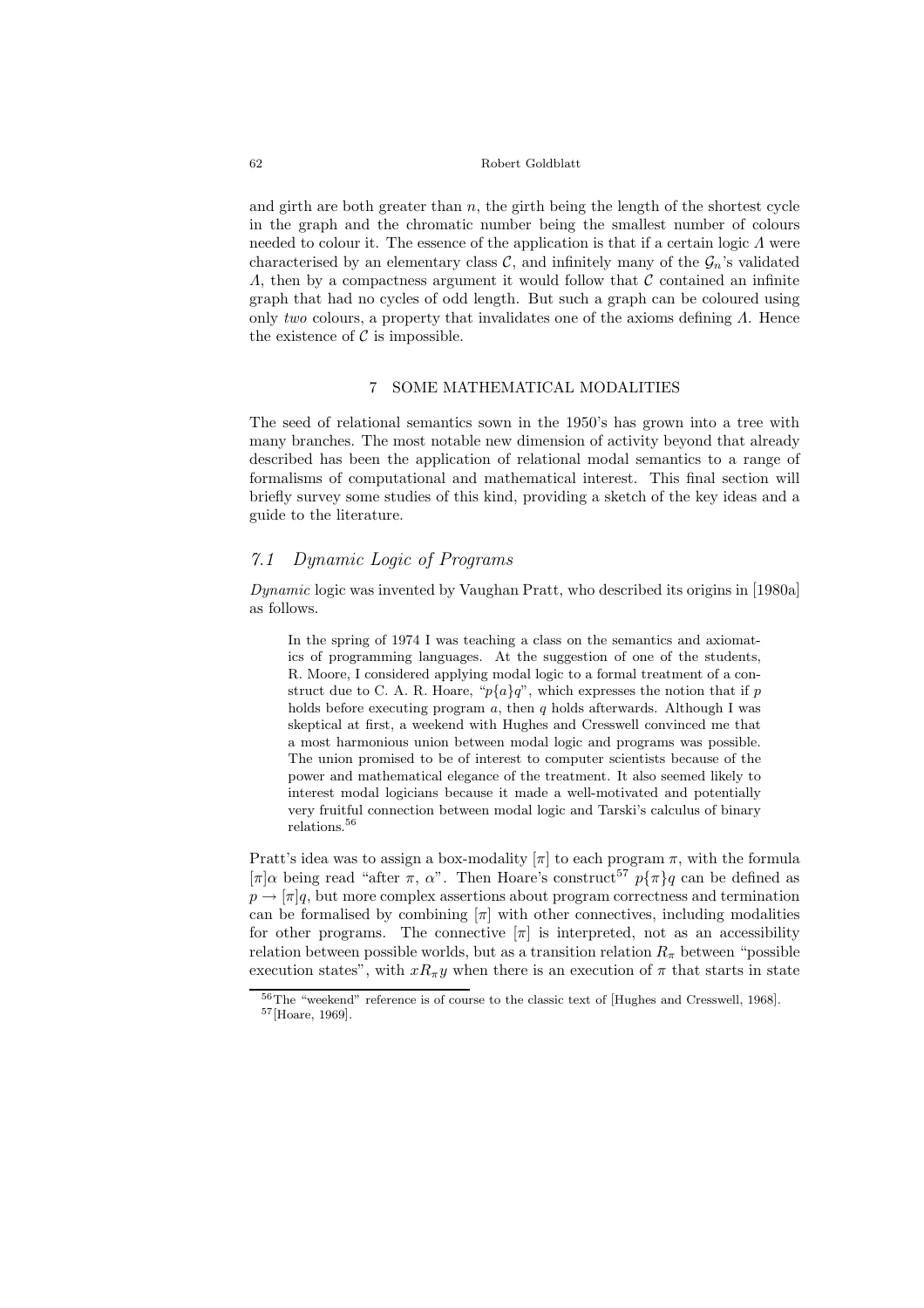and girth are both greater than $n$, the girth being the length of the shortest cycle in the graph and the chromatic number being the smallest number of colours needed to colour it. The essence of the application is that if a certain logic $\Lambda$ were characterised by an elementary class $\mathcal{C}$, and infinitely many of the $\mathcal{G}_n$'s validated $\Lambda$, then by a compactness argument it would follow that $\mathcal{C}$ contained an infinite graph that had no cycles of odd length. But such a graph can be coloured using only *two* colours, a property that invalidates one of the axioms defining $\Lambda$. Hence the existence of $\mathcal{C}$ is impossible.

## 7 SOME MATHEMATICAL MODALITIES

The seed of relational semantics sown in the 1950's has grown into a tree with many branches. The most notable new dimension of activity beyond that already described has been the application of relational modal semantics to a range of formalisms of computational and mathematical interest. This final section will briefly survey some studies of this kind, providing a sketch of the key ideas and a guide to the literature.

### *7.1 Dynamic Logic of Programs*

*Dynamic* logic was invented by Vaughan Pratt, who described its origins in [1980a] as follows.

> In the spring of 1974 I was teaching a class on the semantics and axiomatics of programming languages. At the suggestion of one of the students, R. Moore, I considered applying modal logic to a formal treatment of a construct due to C. A. R. Hoare, "$p\{a\}q$", which expresses the notion that if $p$ holds before executing program $a$, then $q$ holds afterwards. Although I was skeptical at first, a weekend with Hughes and Cresswell convinced me that a most harmonious union between modal logic and programs was possible. The union promised to be of interest to computer scientists because of the power and mathematical elegance of the treatment. It also seemed likely to interest modal logicians because it made a well-motivated and potentially very fruitful connection between modal logic and Tarski's calculus of binary relations.[56]

Pratt's idea was to assign a box-modality $[\pi]$ to each program $\pi$, with the formula $[\pi]\alpha$ being read "after $\pi$, $\alpha$". Then Hoare's construct[57] $p\{\pi\}q$ can be defined as $p \to [\pi]q$, but more complex assertions about program correctness and termination can be formalised by combining $[\pi]$ with other connectives, including modalities for other programs. The connective $[\pi]$ is interpreted, not as an accessibility relation between possible worlds, but as a transition relation $R_\pi$ between "possible execution states", with $xR_\pi y$ when there is an execution of $\pi$ that starts in state

---

[56] The "weekend" reference is of course to the classic text of [Hughes and Cresswell, 1968].

[57] [Hoare, 1969].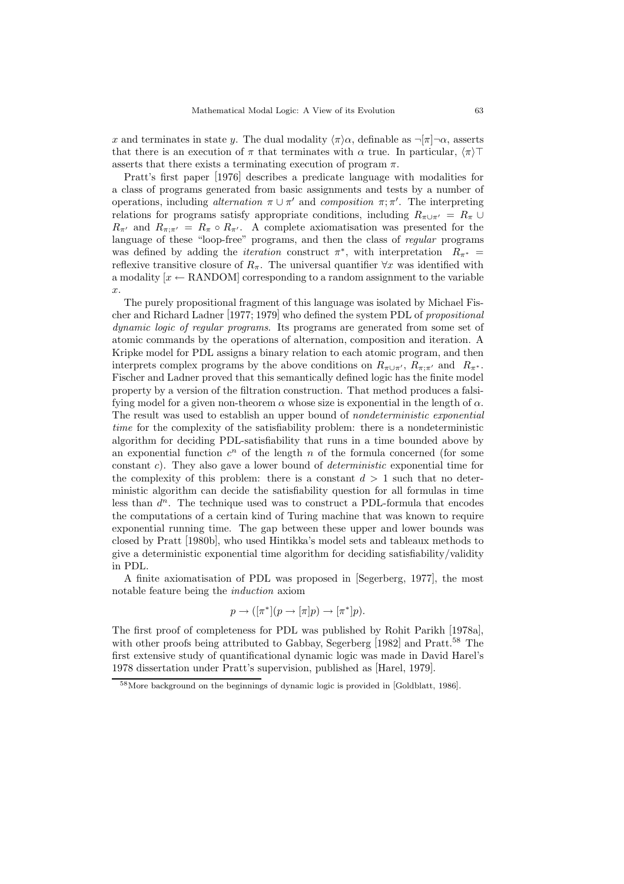$x$ and terminates in state $y$. The dual modality $\langle\pi\rangle\alpha$, definable as $\neg[\pi]\neg\alpha$, asserts that there is an execution of $\pi$ that terminates with $\alpha$ true. In particular, $\langle\pi\rangle\top$ asserts that there exists a terminating execution of program $\pi$.

Pratt's first paper [1976] describes a predicate language with modalities for a class of programs generated from basic assignments and tests by a number of operations, including *alternation* $\pi \cup \pi'$ and *composition* $\pi;\pi'$. The interpreting relations for programs satisfy appropriate conditions, including $R_{\pi\cup\pi'} = R_\pi \cup R_{\pi'}$ and $R_{\pi;\pi'} = R_\pi \circ R_{\pi'}$. A complete axiomatisation was presented for the language of these "loop-free" programs, and then the class of *regular* programs was defined by adding the *iteration* construct $\pi^*$, with interpretation $R_{\pi^*}$ = reflexive transitive closure of $R_\pi$. The universal quantifier $\forall x$ was identified with a modality $[x \leftarrow \text{RANDOM}]$ corresponding to a random assignment to the variable $x$.

The purely propositional fragment of this language was isolated by Michael Fischer and Richard Ladner [1977; 1979] who defined the system PDL of *propositional dynamic logic of regular programs*. Its programs are generated from some set of atomic commands by the operations of alternation, composition and iteration. A Kripke model for PDL assigns a binary relation to each atomic program, and then interprets complex programs by the above conditions on $R_{\pi\cup\pi'}$, $R_{\pi;\pi'}$ and $R_{\pi^*}$. Fischer and Ladner proved that this semantically defined logic has the finite model property by a version of the filtration construction. That method produces a falsifying model for a given non-theorem $\alpha$ whose size is exponential in the length of $\alpha$. The result was used to establish an upper bound of *nondeterministic exponential time* for the complexity of the satisfiability problem: there is a nondeterministic algorithm for deciding PDL-satisfiability that runs in a time bounded above by an exponential function $c^n$ of the length $n$ of the formula concerned (for some constant $c$). They also gave a lower bound of *deterministic* exponential time for the complexity of this problem: there is a constant $d > 1$ such that no deterministic algorithm can decide the satisfiability question for all formulas in time less than $d^n$. The technique used was to construct a PDL-formula that encodes the computations of a certain kind of Turing machine that was known to require exponential running time. The gap between these upper and lower bounds was closed by Pratt [1980b], who used Hintikka's model sets and tableaux methods to give a deterministic exponential time algorithm for deciding satisfiability/validity in PDL.

A finite axiomatisation of PDL was proposed in [Segerberg, 1977], the most notable feature being the *induction* axiom

$$p \to ([\pi^*](p \to [\pi]p) \to [\pi^*]p).$$

The first proof of completeness for PDL was published by Rohit Parikh [1978a], with other proofs being attributed to Gabbay, Segerberg [1982] and Pratt.[58] The first extensive study of quantificational dynamic logic was made in David Harel's 1978 dissertation under Pratt's supervision, published as [Harel, 1979].

[58] More background on the beginnings of dynamic logic is provided in [Goldblatt, 1986].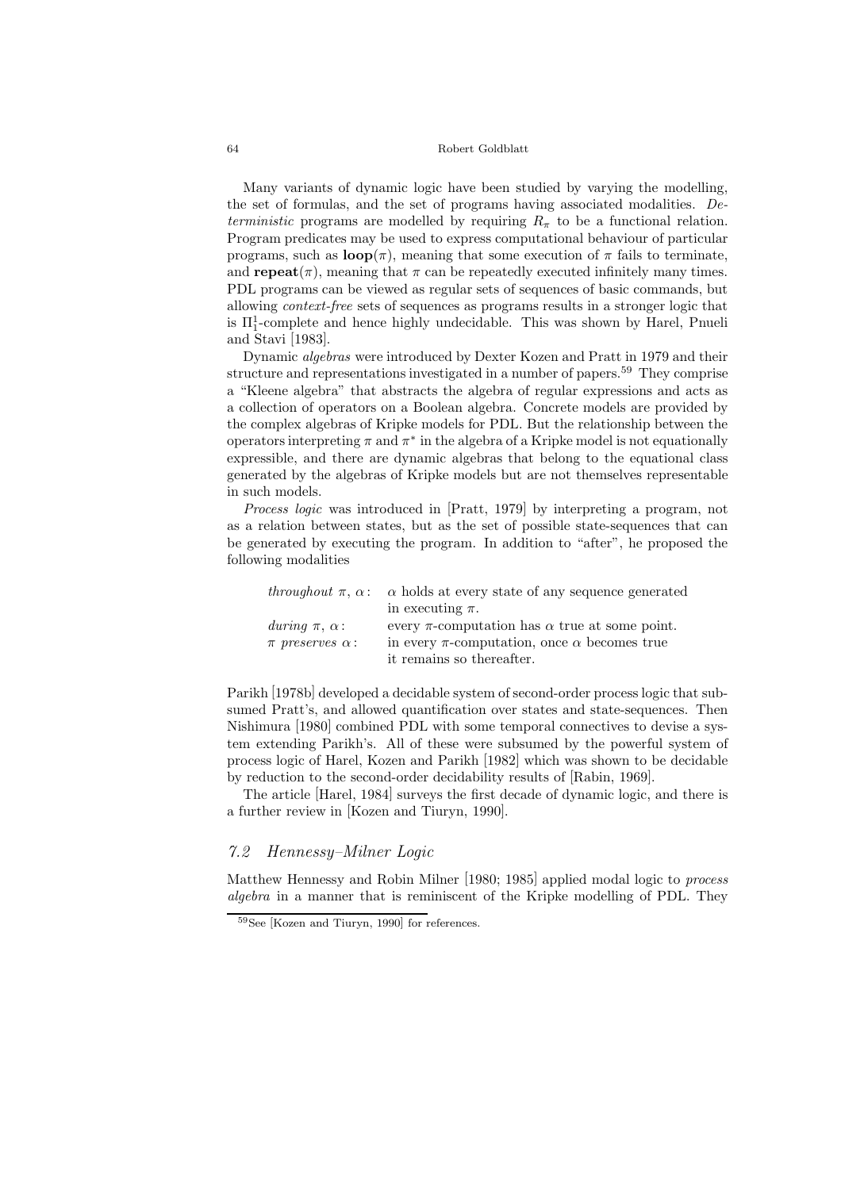Many variants of dynamic logic have been studied by varying the modelling, the set of formulas, and the set of programs having associated modalities. *Deterministic* programs are modelled by requiring $R_\pi$ to be a functional relation. Program predicates may be used to express computational behaviour of particular programs, such as $\mathbf{loop}(\pi)$, meaning that some execution of $\pi$ fails to terminate, and $\mathbf{repeat}(\pi)$, meaning that $\pi$ can be repeatedly executed infinitely many times. PDL programs can be viewed as regular sets of sequences of basic commands, but allowing *context-free* sets of sequences as programs results in a stronger logic that is $\Pi^1_1$-complete and hence highly undecidable. This was shown by Harel, Pnueli and Stavi [1983].

Dynamic *algebras* were introduced by Dexter Kozen and Pratt in 1979 and their structure and representations investigated in a number of papers.[59] They comprise a "Kleene algebra" that abstracts the algebra of regular expressions and acts as a collection of operators on a Boolean algebra. Concrete models are provided by the complex algebras of Kripke models for PDL. But the relationship between the operators interpreting $\pi$ and $\pi^*$ in the algebra of a Kripke model is not equationally expressible, and there are dynamic algebras that belong to the equational class generated by the algebras of Kripke models but are not themselves representable in such models.

*Process logic* was introduced in [Pratt, 1979] by interpreting a program, not as a relation between states, but as the set of possible state-sequences that can be generated by executing the program. In addition to "after", he proposed the following modalities

| | |
|---|---|
| *throughout* $\pi$, $\alpha$: | $\alpha$ holds at every state of any sequence generated in executing $\pi$. |
| *during* $\pi$, $\alpha$: | every $\pi$-computation has $\alpha$ true at some point. |
| $\pi$ *preserves* $\alpha$: | in every $\pi$-computation, once $\alpha$ becomes true it remains so thereafter. |

Parikh [1978b] developed a decidable system of second-order process logic that subsumed Pratt's, and allowed quantification over states and state-sequences. Then Nishimura [1980] combined PDL with some temporal connectives to devise a system extending Parikh's. All of these were subsumed by the powerful system of process logic of Harel, Kozen and Parikh [1982] which was shown to be decidable by reduction to the second-order decidability results of [Rabin, 1969].

The article [Harel, 1984] surveys the first decade of dynamic logic, and there is a further review in [Kozen and Tiuryn, 1990].

## 7.2 Hennessy–Milner Logic

Matthew Hennessy and Robin Milner [1980; 1985] applied modal logic to *process algebra* in a manner that is reminiscent of the Kripke modelling of PDL. They

[59] See [Kozen and Tiuryn, 1990] for references.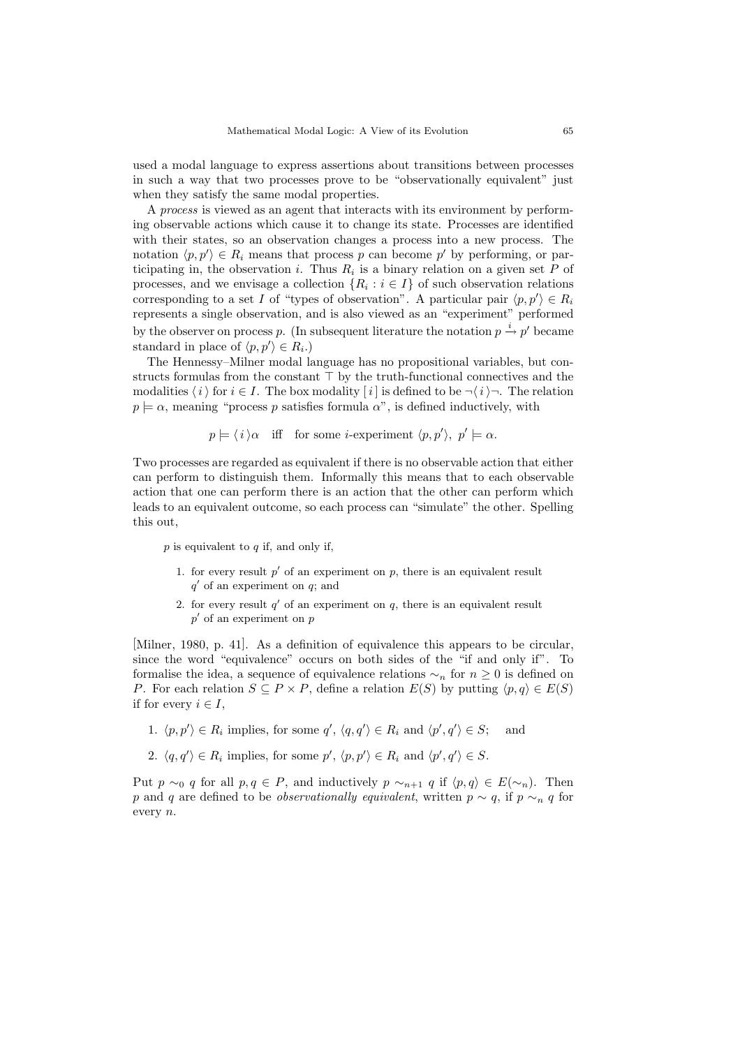used a modal language to express assertions about transitions between processes in such a way that two processes prove to be "observationally equivalent" just when they satisfy the same modal properties.

A *process* is viewed as an agent that interacts with its environment by performing observable actions which cause it to change its state. Processes are identified with their states, so an observation changes a process into a new process. The notation $\langle p, p' \rangle \in R_i$ means that process $p$ can become $p'$ by performing, or participating in, the observation $i$. Thus $R_i$ is a binary relation on a given set $P$ of processes, and we envisage a collection $\{R_i : i \in I\}$ of such observation relations corresponding to a set $I$ of "types of observation". A particular pair $\langle p, p' \rangle \in R_i$ represents a single observation, and is also viewed as an "experiment" performed by the observer on process $p$. (In subsequent literature the notation $p \xrightarrow{i} p'$ became standard in place of $\langle p, p' \rangle \in R_i$.)

The Hennessy–Milner modal language has no propositional variables, but constructs formulas from the constant $\top$ by the truth-functional connectives and the modalities $\langle i \rangle$ for $i \in I$. The box modality $[\, i\,]$ is defined to be $\neg\langle i \rangle\neg$. The relation $p \models \alpha$, meaning "process $p$ satisfies formula $\alpha$", is defined inductively, with

$$p \models \langle i \rangle \alpha \quad \text{iff} \quad \text{for some } i\text{-experiment } \langle p, p' \rangle,\ p' \models \alpha.$$

Two processes are regarded as equivalent if there is no observable action that either can perform to distinguish them. Informally this means that to each observable action that one can perform there is an action that the other can perform which leads to an equivalent outcome, so each process can "simulate" the other. Spelling this out,

> $p$ is equivalent to $q$ if, and only if,
>
> 1. for every result $p'$ of an experiment on $p$, there is an equivalent result $q'$ of an experiment on $q$; and
> 2. for every result $q'$ of an experiment on $q$, there is an equivalent result $p'$ of an experiment on $p$

[Milner, 1980, p. 41]. As a definition of equivalence this appears to be circular, since the word "equivalence" occurs on both sides of the "if and only if". To formalise the idea, a sequence of equivalence relations $\sim_n$ for $n \geq 0$ is defined on $P$. For each relation $S \subseteq P \times P$, define a relation $E(S)$ by putting $\langle p, q \rangle \in E(S)$ if for every $i \in I$,

1. $\langle p, p' \rangle \in R_i$ implies, for some $q'$, $\langle q, q' \rangle \in R_i$ and $\langle p', q' \rangle \in S$; and
2. $\langle q, q' \rangle \in R_i$ implies, for some $p'$, $\langle p, p' \rangle \in R_i$ and $\langle p', q' \rangle \in S$.

Put $p \sim_0 q$ for all $p, q \in P$, and inductively $p \sim_{n+1} q$ if $\langle p, q \rangle \in E(\sim_n)$. Then $p$ and $q$ are defined to be *observationally equivalent*, written $p \sim q$, if $p \sim_n q$ for every $n$.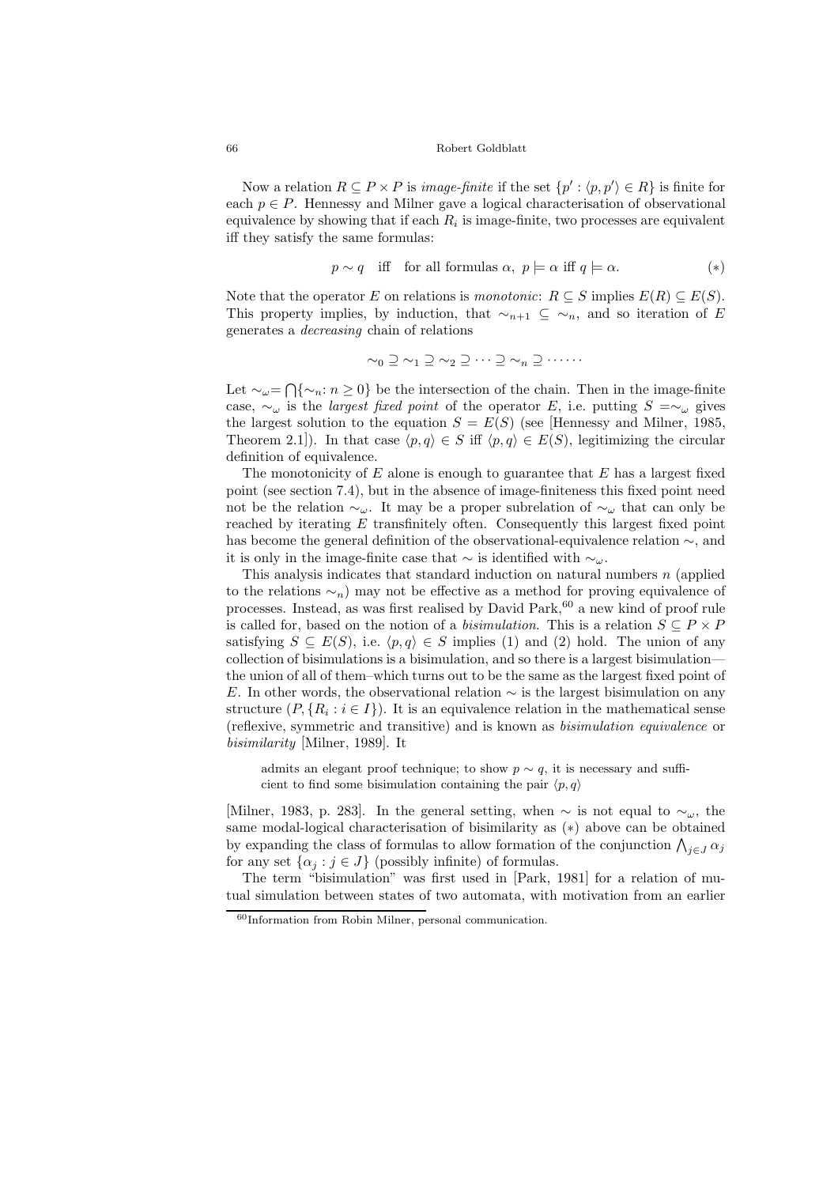Now a relation $R \subseteq P \times P$ is *image-finite* if the set $\{p' : \langle p, p' \rangle \in R\}$ is finite for each $p \in P$. Hennessy and Milner gave a logical characterisation of observational equivalence by showing that if each $R_i$ is image-finite, two processes are equivalent iff they satisfy the same formulas:

$$p \sim q \quad \text{iff} \quad \text{for all formulas } \alpha,\ p \models \alpha \text{ iff } q \models \alpha. \qquad (*)$$

Note that the operator $E$ on relations is *monotonic*: $R \subseteq S$ implies $E(R) \subseteq E(S)$. This property implies, by induction, that $\sim_{n+1} \subseteq \sim_n$, and so iteration of $E$ generates a *decreasing* chain of relations

$$\sim_0 \supseteq \sim_1 \supseteq \sim_2 \supseteq \cdots \supseteq \sim_n \supseteq \cdots\cdots$$

Let $\sim_\omega = \bigcap\{\sim_n : n \geq 0\}$ be the intersection of the chain. Then in the image-finite case, $\sim_\omega$ is the *largest fixed point* of the operator $E$, i.e. putting $S = \sim_\omega$ gives the largest solution to the equation $S = E(S)$ (see [Hennessy and Milner, 1985, Theorem 2.1]). In that case $\langle p, q \rangle \in S$ iff $\langle p, q \rangle \in E(S)$, legitimizing the circular definition of equivalence.

The monotonicity of $E$ alone is enough to guarantee that $E$ has a largest fixed point (see section 7.4), but in the absence of image-finiteness this fixed point need not be the relation $\sim_\omega$. It may be a proper subrelation of $\sim_\omega$ that can only be reached by iterating $E$ transfinitely often. Consequently this largest fixed point has become the general definition of the observational-equivalence relation $\sim$, and it is only in the image-finite case that $\sim$ is identified with $\sim_\omega$.

This analysis indicates that standard induction on natural numbers $n$ (applied to the relations $\sim_n$) may not be effective as a method for proving equivalence of processes. Instead, as was first realised by David Park,[60] a new kind of proof rule is called for, based on the notion of a *bisimulation*. This is a relation $S \subseteq P \times P$ satisfying $S \subseteq E(S)$, i.e. $\langle p, q \rangle \in S$ implies (1) and (2) hold. The union of any collection of bisimulations is a bisimulation, and so there is a largest bisimulation—the union of all of them–which turns out to be the same as the largest fixed point of $E$. In other words, the observational relation $\sim$ is the largest bisimulation on any structure $(P, \{R_i : i \in I\})$. It is an equivalence relation in the mathematical sense (reflexive, symmetric and transitive) and is known as *bisimulation equivalence* or *bisimilarity* [Milner, 1989]. It

> admits an elegant proof technique; to show $p \sim q$, it is necessary and sufficient to find some bisimulation containing the pair $\langle p, q \rangle$

[Milner, 1983, p. 283]. In the general setting, when $\sim$ is not equal to $\sim_\omega$, the same modal-logical characterisation of bisimilarity as $(*)$ above can be obtained by expanding the class of formulas to allow formation of the conjunction $\bigwedge_{j \in J} \alpha_j$ for any set $\{\alpha_j : j \in J\}$ (possibly infinite) of formulas.

The term "bisimulation" was first used in [Park, 1981] for a relation of mutual simulation between states of two automata, with motivation from an earlier

---

[60] Information from Robin Milner, personal communication.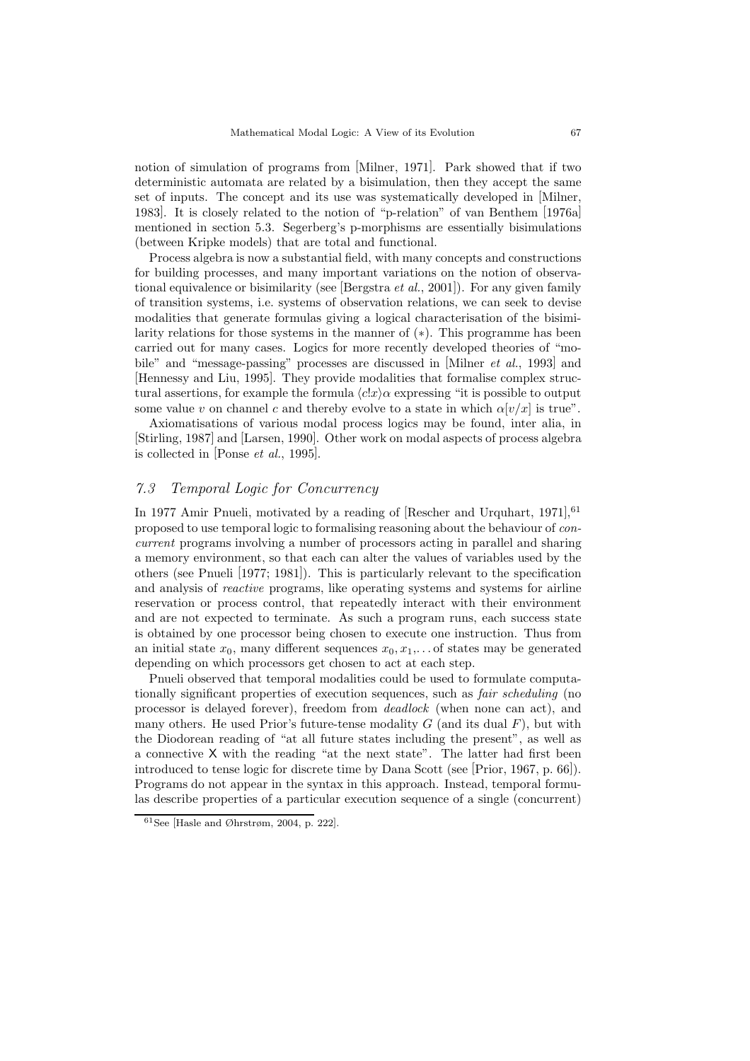notion of simulation of programs from [Milner, 1971]. Park showed that if two deterministic automata are related by a bisimulation, then they accept the same set of inputs. The concept and its use was systematically developed in [Milner, 1983]. It is closely related to the notion of "p-relation" of van Benthem [1976a] mentioned in section 5.3. Segerberg's p-morphisms are essentially bisimulations (between Kripke models) that are total and functional.

Process algebra is now a substantial field, with many concepts and constructions for building processes, and many important variations on the notion of observational equivalence or bisimilarity (see [Bergstra *et al.*, 2001]). For any given family of transition systems, i.e. systems of observation relations, we can seek to devise modalities that generate formulas giving a logical characterisation of the bisimilarity relations for those systems in the manner of (∗). This programme has been carried out for many cases. Logics for more recently developed theories of "mobile" and "message-passing" processes are discussed in [Milner *et al.*, 1993] and [Hennessy and Liu, 1995]. They provide modalities that formalise complex structural assertions, for example the formula $\langle c!x \rangle \alpha$ expressing "it is possible to output some value $v$ on channel $c$ and thereby evolve to a state in which $\alpha[v/x]$ is true".

Axiomatisations of various modal process logics may be found, inter alia, in [Stirling, 1987] and [Larsen, 1990]. Other work on modal aspects of process algebra is collected in [Ponse *et al.*, 1995].

### *7.3 Temporal Logic for Concurrency*

In 1977 Amir Pnueli, motivated by a reading of [Rescher and Urquhart, 1971],[61] proposed to use temporal logic to formalising reasoning about the behaviour of *concurrent* programs involving a number of processors acting in parallel and sharing a memory environment, so that each can alter the values of variables used by the others (see Pnueli [1977; 1981]). This is particularly relevant to the specification and analysis of *reactive* programs, like operating systems and systems for airline reservation or process control, that repeatedly interact with their environment and are not expected to terminate. As such a program runs, each success state is obtained by one processor being chosen to execute one instruction. Thus from an initial state $x_0$, many different sequences $x_0, x_1, \ldots$ of states may be generated depending on which processors get chosen to act at each step.

Pnueli observed that temporal modalities could be used to formulate computationally significant properties of execution sequences, such as *fair scheduling* (no processor is delayed forever), freedom from *deadlock* (when none can act), and many others. He used Prior's future-tense modality $G$ (and its dual $F$), but with the Diodorean reading of "at all future states including the present", as well as a connective $\mathsf{X}$ with the reading "at the next state". The latter had first been introduced to tense logic for discrete time by Dana Scott (see [Prior, 1967, p. 66]). Programs do not appear in the syntax in this approach. Instead, temporal formulas describe properties of a particular execution sequence of a single (concurrent)

[61] See [Hasle and Øhrstrøm, 2004, p. 222].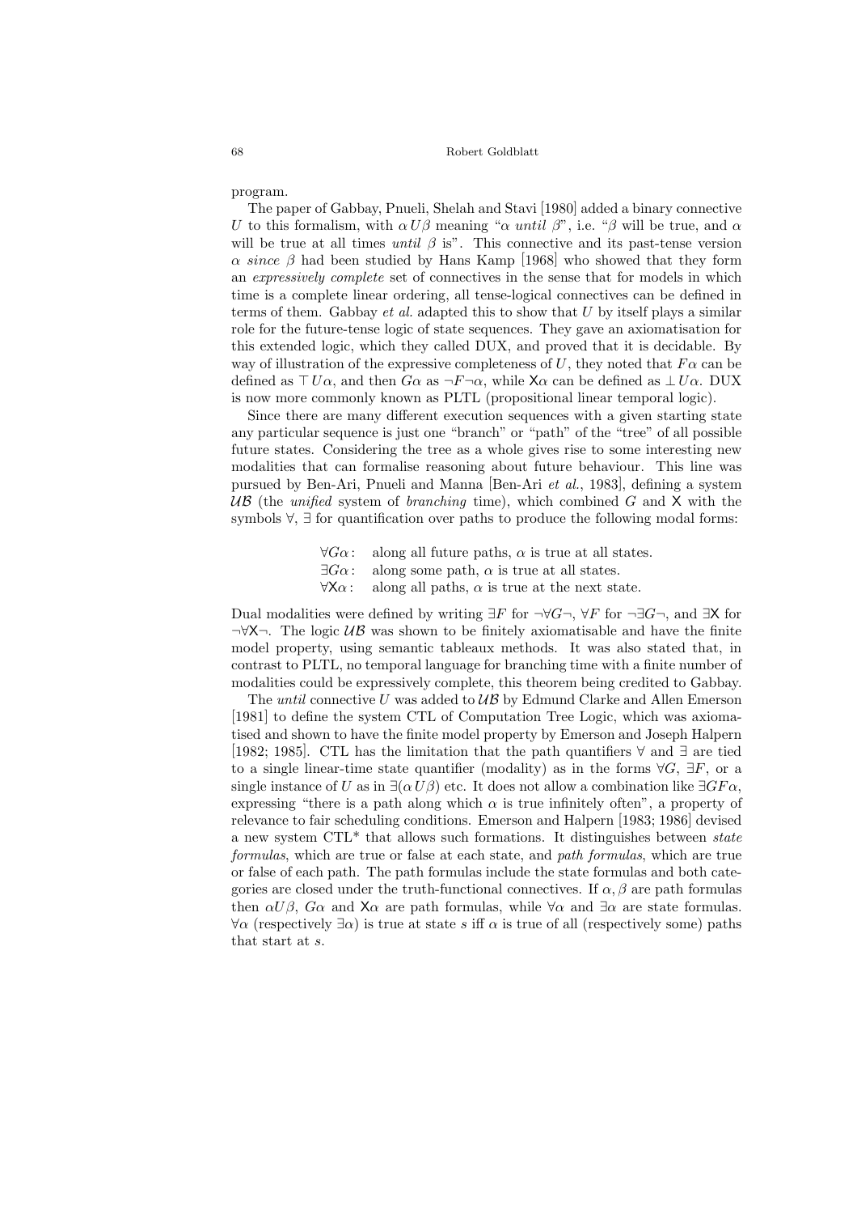program.

The paper of Gabbay, Pnueli, Shelah and Stavi [1980] added a binary connective $U$ to this formalism, with $\alpha\, U \beta$ meaning "$\alpha$ *until* $\beta$", i.e. "$\beta$ will be true, and $\alpha$ will be true at all times *until* $\beta$ is". This connective and its past-tense version $\alpha$ *since* $\beta$ had been studied by Hans Kamp [1968] who showed that they form an *expressively complete* set of connectives in the sense that for models in which time is a complete linear ordering, all tense-logical connectives can be defined in terms of them. Gabbay *et al.* adapted this to show that $U$ by itself plays a similar role for the future-tense logic of state sequences. They gave an axiomatisation for this extended logic, which they called DUX, and proved that it is decidable. By way of illustration of the expressive completeness of $U$, they noted that $F\alpha$ can be defined as $\top\, U\alpha$, and then $G\alpha$ as $\neg F \neg \alpha$, while $\mathsf{X}\alpha$ can be defined as $\bot\, U\alpha$. DUX is now more commonly known as PLTL (propositional linear temporal logic).

Since there are many different execution sequences with a given starting state any particular sequence is just one "branch" or "path" of the "tree" of all possible future states. Considering the tree as a whole gives rise to some interesting new modalities that can formalise reasoning about future behaviour. This line was pursued by Ben-Ari, Pnueli and Manna [Ben-Ari *et al.*, 1983], defining a system $\mathcal{UB}$ (the *unified* system of *branching* time), which combined $G$ and $\mathsf{X}$ with the symbols $\forall$, $\exists$ for quantification over paths to produce the following modal forms:

- $\forall G\alpha$: along all future paths, $\alpha$ is true at all states.
- $\exists G\alpha$: along some path, $\alpha$ is true at all states.
- $\forall \mathsf{X}\alpha$: along all paths, $\alpha$ is true at the next state.

Dual modalities were defined by writing $\exists F$ for $\neg\forall G\neg$, $\forall F$ for $\neg\exists G\neg$, and $\exists\mathsf{X}$ for $\neg\forall\mathsf{X}\neg$. The logic $\mathcal{UB}$ was shown to be finitely axiomatisable and have the finite model property, using semantic tableaux methods. It was also stated that, in contrast to PLTL, no temporal language for branching time with a finite number of modalities could be expressively complete, this theorem being credited to Gabbay.

The *until* connective $U$ was added to $\mathcal{UB}$ by Edmund Clarke and Allen Emerson [1981] to define the system CTL of Computation Tree Logic, which was axiomatised and shown to have the finite model property by Emerson and Joseph Halpern [1982; 1985]. CTL has the limitation that the path quantifiers $\forall$ and $\exists$ are tied to a single linear-time state quantifier (modality) as in the forms $\forall G$, $\exists F$, or a single instance of $U$ as in $\exists(\alpha\, U\beta)$ etc. It does not allow a combination like $\exists GF\alpha$, expressing "there is a path along which $\alpha$ is true infinitely often", a property of relevance to fair scheduling conditions. Emerson and Halpern [1983; 1986] devised a new system CTL* that allows such formations. It distinguishes between *state formulas*, which are true or false at each state, and *path formulas*, which are true or false of each path. The path formulas include the state formulas and both categories are closed under the truth-functional connectives. If $\alpha, \beta$ are path formulas then $\alpha U\beta$, $G\alpha$ and $\mathsf{X}\alpha$ are path formulas, while $\forall\alpha$ and $\exists\alpha$ are state formulas. $\forall\alpha$ (respectively $\exists\alpha$) is true at state $s$ iff $\alpha$ is true of all (respectively some) paths that start at $s$.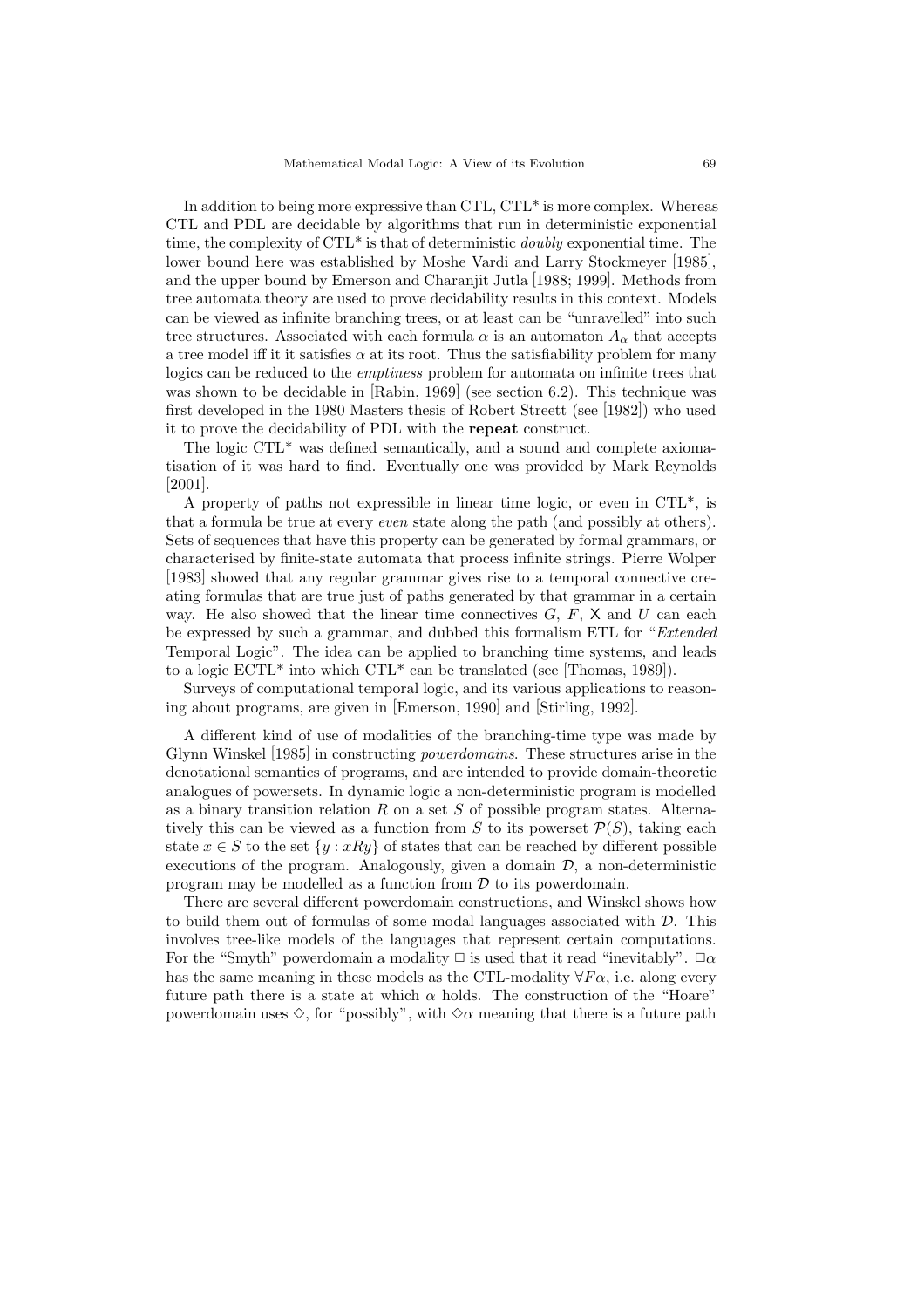In addition to being more expressive than CTL, CTL* is more complex. Whereas CTL and PDL are decidable by algorithms that run in deterministic exponential time, the complexity of CTL* is that of deterministic *doubly* exponential time. The lower bound here was established by Moshe Vardi and Larry Stockmeyer [1985], and the upper bound by Emerson and Charanjit Jutla [1988; 1999]. Methods from tree automata theory are used to prove decidability results in this context. Models can be viewed as infinite branching trees, or at least can be "unravelled" into such tree structures. Associated with each formula $\alpha$ is an automaton $A_\alpha$ that accepts a tree model iff it it satisfies $\alpha$ at its root. Thus the satisfiability problem for many logics can be reduced to the *emptiness* problem for automata on infinite trees that was shown to be decidable in [Rabin, 1969] (see section 6.2). This technique was first developed in the 1980 Masters thesis of Robert Streett (see [1982]) who used it to prove the decidability of PDL with the **repeat** construct.

The logic CTL* was defined semantically, and a sound and complete axiomatisation of it was hard to find. Eventually one was provided by Mark Reynolds [2001].

A property of paths not expressible in linear time logic, or even in CTL*, is that a formula be true at every *even* state along the path (and possibly at others). Sets of sequences that have this property can be generated by formal grammars, or characterised by finite-state automata that process infinite strings. Pierre Wolper [1983] showed that any regular grammar gives rise to a temporal connective creating formulas that are true just of paths generated by that grammar in a certain way. He also showed that the linear time connectives $G$, $F$, $\mathsf{X}$ and $U$ can each be expressed by such a grammar, and dubbed this formalism ETL for "*Extended* Temporal Logic". The idea can be applied to branching time systems, and leads to a logic ECTL* into which CTL* can be translated (see [Thomas, 1989]).

Surveys of computational temporal logic, and its various applications to reasoning about programs, are given in [Emerson, 1990] and [Stirling, 1992].

A different kind of use of modalities of the branching-time type was made by Glynn Winskel [1985] in constructing *powerdomains*. These structures arise in the denotational semantics of programs, and are intended to provide domain-theoretic analogues of powersets. In dynamic logic a non-deterministic program is modelled as a binary transition relation $R$ on a set $S$ of possible program states. Alternatively this can be viewed as a function from $S$ to its powerset $\mathcal{P}(S)$, taking each state $x \in S$ to the set $\{y : xRy\}$ of states that can be reached by different possible executions of the program. Analogously, given a domain $\mathcal{D}$, a non-deterministic program may be modelled as a function from $\mathcal{D}$ to its powerdomain.

There are several different powerdomain constructions, and Winskel shows how to build them out of formulas of some modal languages associated with $\mathcal{D}$. This involves tree-like models of the languages that represent certain computations. For the "Smyth" powerdomain a modality $\Box$ is used that it read "inevitably". $\Box\alpha$ has the same meaning in these models as the CTL-modality $\forall F\alpha$, i.e. along every future path there is a state at which $\alpha$ holds. The construction of the "Hoare" powerdomain uses $\Diamond$, for "possibly", with $\Diamond\alpha$ meaning that there is a future path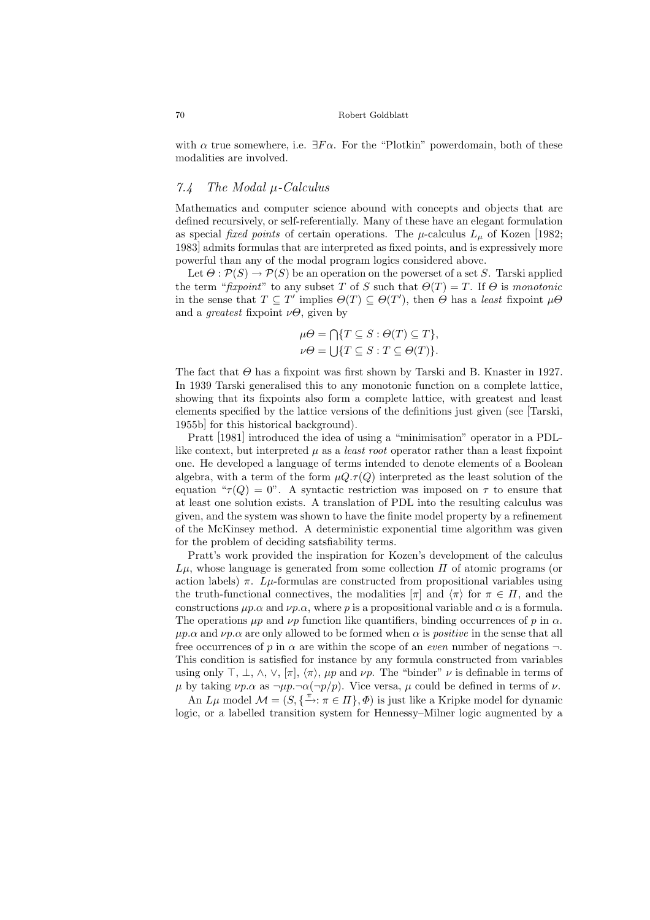with $\alpha$ true somewhere, i.e. $\exists F\alpha$. For the "Plotkin" powerdomain, both of these modalities are involved.

### 7.4 The Modal $\mu$-Calculus

Mathematics and computer science abound with concepts and objects that are defined recursively, or self-referentially. Many of these have an elegant formulation as special *fixed points* of certain operations. The $\mu$-calculus $L_\mu$ of Kozen [1982; 1983] admits formulas that are interpreted as fixed points, and is expressively more powerful than any of the modal program logics considered above.

Let $\Theta : \mathcal{P}(S) \to \mathcal{P}(S)$ be an operation on the powerset of a set $S$. Tarski applied the term "*fixpoint*" to any subset $T$ of $S$ such that $\Theta(T) = T$. If $\Theta$ is *monotonic* in the sense that $T \subseteq T'$ implies $\Theta(T) \subseteq \Theta(T')$, then $\Theta$ has a *least* fixpoint $\mu\Theta$ and a *greatest* fixpoint $\nu\Theta$, given by

$$\mu\Theta = \bigcap\{T \subseteq S : \Theta(T) \subseteq T\},$$
$$\nu\Theta = \bigcup\{T \subseteq S : T \subseteq \Theta(T)\}.$$

The fact that $\Theta$ has a fixpoint was first shown by Tarski and B. Knaster in 1927. In 1939 Tarski generalised this to any monotonic function on a complete lattice, showing that its fixpoints also form a complete lattice, with greatest and least elements specified by the lattice versions of the definitions just given (see [Tarski, 1955b] for this historical background).

Pratt [1981] introduced the idea of using a "minimisation" operator in a PDL-like context, but interpreted $\mu$ as a *least root* operator rather than a least fixpoint one. He developed a language of terms intended to denote elements of a Boolean algebra, with a term of the form $\mu Q.\tau(Q)$ interpreted as the least solution of the equation "$\tau(Q) = 0$". A syntactic restriction was imposed on $\tau$ to ensure that at least one solution exists. A translation of PDL into the resulting calculus was given, and the system was shown to have the finite model property by a refinement of the McKinsey method. A deterministic exponential time algorithm was given for the problem of deciding satsfiability terms.

Pratt's work provided the inspiration for Kozen's development of the calculus $L\mu$, whose language is generated from some collection $\Pi$ of atomic programs (or action labels) $\pi$. $L\mu$-formulas are constructed from propositional variables using the truth-functional connectives, the modalities $[\pi]$ and $\langle\pi\rangle$ for $\pi \in \Pi$, and the constructions $\mu p.\alpha$ and $\nu p.\alpha$, where $p$ is a propositional variable and $\alpha$ is a formula. The operations $\mu p$ and $\nu p$ function like quantifiers, binding occurrences of $p$ in $\alpha$. $\mu p.\alpha$ and $\nu p.\alpha$ are only allowed to be formed when $\alpha$ is *positive* in the sense that all free occurrences of $p$ in $\alpha$ are within the scope of an *even* number of negations $\neg$. This condition is satisfied for instance by any formula constructed from variables using only $\top$, $\bot$, $\wedge$, $\vee$, $[\pi]$, $\langle\pi\rangle$, $\mu p$ and $\nu p$. The "binder" $\nu$ is definable in terms of $\mu$ by taking $\nu p.\alpha$ as $\neg\mu p.\neg\alpha(\neg p/p)$. Vice versa, $\mu$ could be defined in terms of $\nu$.

An $L\mu$ model $\mathcal{M} = (S, \{\xrightarrow{\pi} : \pi \in \Pi\}, \Phi)$ is just like a Kripke model for dynamic logic, or a labelled transition system for Hennessy–Milner logic augmented by a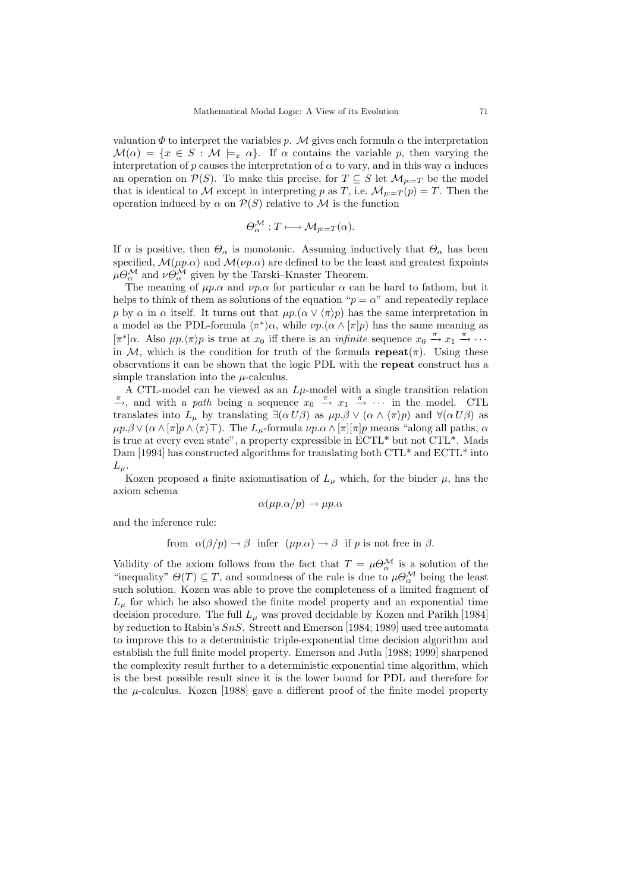valuation $\Phi$ to interpret the variables $p$. $\mathcal{M}$ gives each formula $\alpha$ the interpretation $\mathcal{M}(\alpha) = \{x \in S : \mathcal{M} \models_x \alpha\}$. If $\alpha$ contains the variable $p$, then varying the interpretation of $p$ causes the interpretation of $\alpha$ to vary, and in this way $\alpha$ induces an operation on $\mathcal{P}(S)$. To make this precise, for $T \subseteq S$ let $\mathcal{M}_{p:=T}$ be the model that is identical to $\mathcal{M}$ except in interpreting $p$ as $T$, i.e. $\mathcal{M}_{p:=T}(p) = T$. Then the operation induced by $\alpha$ on $\mathcal{P}(S)$ relative to $\mathcal{M}$ is the function

$$\Theta_\alpha^{\mathcal{M}} : T \longmapsto \mathcal{M}_{p:=T}(\alpha).$$

If $\alpha$ is positive, then $\Theta_\alpha$ is monotonic. Assuming inductively that $\Theta_\alpha$ has been specified, $\mathcal{M}(\mu p.\alpha)$ and $\mathcal{M}(\nu p.\alpha)$ are defined to be the least and greatest fixpoints $\mu\Theta_\alpha^{\mathcal{M}}$ and $\nu\Theta_\alpha^{\mathcal{M}}$ given by the Tarski–Knaster Theorem.

The meaning of $\mu p.\alpha$ and $\nu p.\alpha$ for particular $\alpha$ can be hard to fathom, but it helps to think of them as solutions of the equation "$p = \alpha$" and repeatedly replace $p$ by $\alpha$ in $\alpha$ itself. It turns out that $\mu p.(\alpha \vee \langle\pi\rangle p)$ has the same interpretation in a model as the PDL-formula $\langle\pi^*\rangle\alpha$, while $\nu p.(\alpha \wedge [\pi]p)$ has the same meaning as $[\pi^*]\alpha$. Also $\mu p.\langle\pi\rangle p$ is true at $x_0$ iff there is an *infinite* sequence $x_0 \xrightarrow{\pi} x_1 \xrightarrow{\pi} \cdots$ in $\mathcal{M}$, which is the condition for truth of the formula $\mathbf{repeat}(\pi)$. Using these observations it can be shown that the logic PDL with the **repeat** construct has a simple translation into the $\mu$-calculus.

A CTL-model can be viewed as an $L\mu$-model with a single transition relation $\xrightarrow{\pi}$, and with a *path* being a sequence $x_0 \xrightarrow{\pi} x_1 \xrightarrow{\pi} \cdots$ in the model. CTL translates into $L_\mu$ by translating $\exists(\alpha\, U \beta)$ as $\mu p.\beta \vee (\alpha \wedge \langle\pi\rangle p)$ and $\forall(\alpha\, U \beta)$ as $\mu p.\beta \vee (\alpha \wedge [\pi]p \wedge \langle\pi\rangle\top)$. The $L_\mu$-formula $\nu p.\alpha \wedge [\pi][\pi]p$ means "along all paths, $\alpha$ is true at every even state", a property expressible in ECTL* but not CTL*. Mads Dam [1994] has constructed algorithms for translating both CTL* and ECTL* into $L_\mu$.

Kozen proposed a finite axiomatisation of $L_\mu$ which, for the binder $\mu$, has the axiom schema

$$\alpha(\mu p.\alpha/p) \to \mu p.\alpha$$

and the inference rule:

$$\text{from} \quad \alpha(\beta/p) \to \beta \quad \text{infer} \quad (\mu p.\alpha) \to \beta \quad \text{if } p \text{ is not free in } \beta.$$

Validity of the axiom follows from the fact that $T = \mu\Theta_\alpha^{\mathcal{M}}$ is a solution of the "inequality" $\Theta(T) \subseteq T$, and soundness of the rule is due to $\mu\Theta_\alpha^{\mathcal{M}}$ being the least such solution. Kozen was able to prove the completeness of a limited fragment of $L_\mu$ for which he also showed the finite model property and an exponential time decision procedure. The full $L_\mu$ was proved decidable by Kozen and Parikh [1984] by reduction to Rabin's $SnS$. Streett and Emerson [1984; 1989] used tree automata to improve this to a deterministic triple-exponential time decision algorithm and establish the full finite model property. Emerson and Jutla [1988; 1999] sharpened the complexity result further to a deterministic exponential time algorithm, which is the best possible result since it is the lower bound for PDL and therefore for the $\mu$-calculus. Kozen [1988] gave a different proof of the finite model property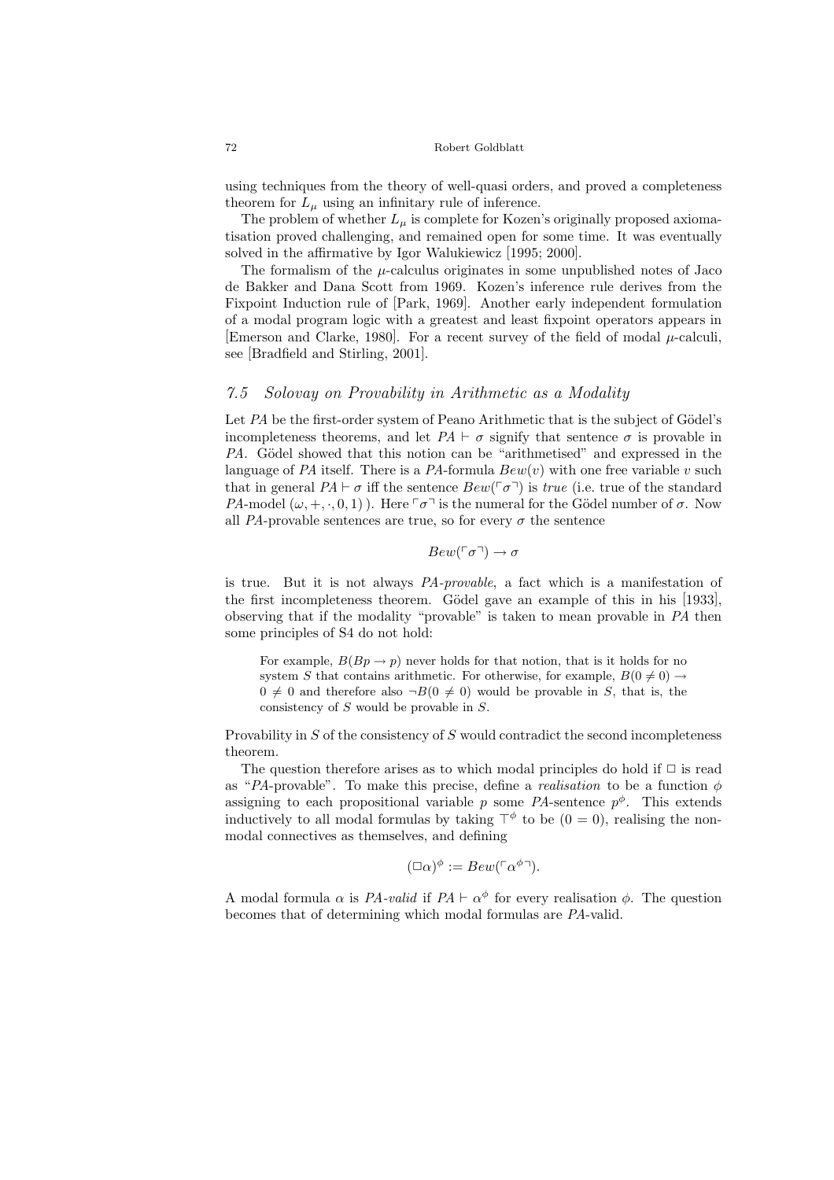using techniques from the theory of well-quasi orders, and proved a completeness theorem for $L_\mu$ using an infinitary rule of inference.

The problem of whether $L_\mu$ is complete for Kozen's originally proposed axiomatisation proved challenging, and remained open for some time. It was eventually solved in the affirmative by Igor Walukiewicz [1995; 2000].

The formalism of the $\mu$-calculus originates in some unpublished notes of Jaco de Bakker and Dana Scott from 1969. Kozen's inference rule derives from the Fixpoint Induction rule of [Park, 1969]. Another early independent formulation of a modal program logic with a greatest and least fixpoint operators appears in [Emerson and Clarke, 1980]. For a recent survey of the field of modal $\mu$-calculi, see [Bradfield and Stirling, 2001].

### *7.5 Solovay on Provability in Arithmetic as a Modality*

Let *PA* be the first-order system of Peano Arithmetic that is the subject of Gödel's incompleteness theorems, and let $PA \vdash \sigma$ signify that sentence $\sigma$ is provable in *PA*. Gödel showed that this notion can be "arithmetised" and expressed in the language of *PA* itself. There is a *PA*-formula $Bew(v)$ with one free variable $v$ such that in general $PA \vdash \sigma$ iff the sentence $Bew(\ulcorner\sigma\urcorner)$ is *true* (i.e. true of the standard *PA*-model $(\omega, +, \cdot, 0, 1)$ ). Here $\ulcorner\sigma\urcorner$ is the numeral for the Gödel number of $\sigma$. Now all *PA*-provable sentences are true, so for every $\sigma$ the sentence

$$Bew(\ulcorner\sigma\urcorner) \to \sigma$$

is true. But it is not always *PA-provable*, a fact which is a manifestation of the first incompleteness theorem. Gödel gave an example of this in his [1933], observing that if the modality "provable" is taken to mean provable in *PA* then some principles of S4 do not hold:

> For example, $B(Bp \to p)$ never holds for that notion, that is it holds for no system $S$ that contains arithmetic. For otherwise, for example, $B(0 \neq 0) \to 0 \neq 0$ and therefore also $\neg B(0 \neq 0)$ would be provable in $S$, that is, the consistency of $S$ would be provable in $S$.

Provability in $S$ of the consistency of $S$ would contradict the second incompleteness theorem.

The question therefore arises as to which modal principles do hold if $\Box$ is read as "*PA*-provable". To make this precise, define a *realisation* to be a function $\phi$ assigning to each propositional variable $p$ some *PA*-sentence $p^\phi$. This extends inductively to all modal formulas by taking $\top^\phi$ to be $(0 = 0)$, realising the non-modal connectives as themselves, and defining

$$(\Box\alpha)^\phi := Bew(\ulcorner\alpha^\phi\urcorner).$$

A modal formula $\alpha$ is *PA-valid* if $PA \vdash \alpha^\phi$ for every realisation $\phi$. The question becomes that of determining which modal formulas are *PA*-valid.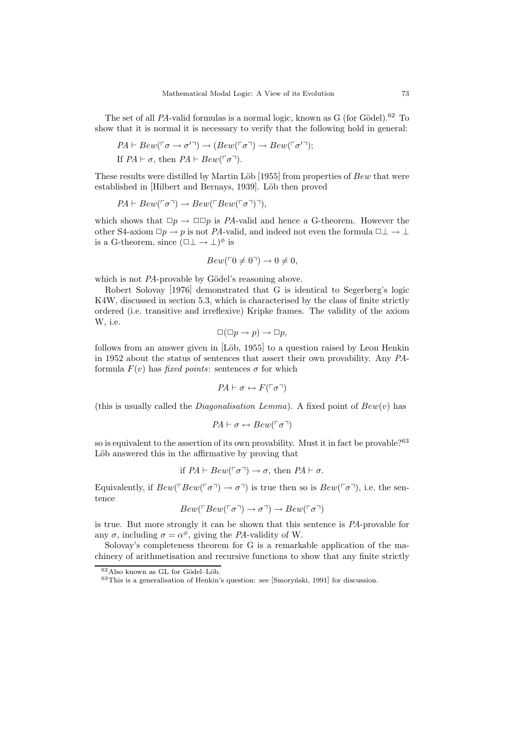The set of all *PA*-valid formulas is a normal logic, known as G (for Gödel).[62] To show that it is normal it is necessary to verify that the following hold in general:

$PA \vdash Bew(\ulcorner \sigma \to \sigma' \urcorner) \to (Bew(\ulcorner \sigma \urcorner) \to Bew(\ulcorner \sigma' \urcorner)$;

If $PA \vdash \sigma$, then $PA \vdash Bew(\ulcorner \sigma \urcorner)$.

These results were distilled by Martin Löb [1955] from properties of *Bew* that were established in [Hilbert and Bernays, 1939]. Löb then proved

$PA \vdash Bew(\ulcorner \sigma \urcorner) \to Bew(\ulcorner Bew(\ulcorner \sigma \urcorner) \urcorner)$,

which shows that $\Box p \to \Box\Box p$ is *PA*-valid and hence a G-theorem. However the other S4-axiom $\Box p \to p$ is not *PA*-valid, and indeed not even the formula $\Box\bot \to \bot$ is a G-theorem, since $(\Box\bot \to \bot)^\phi$ is

$$Bew(\ulcorner 0 \neq 0 \urcorner) \to 0 \neq 0,$$

which is not *PA*-provable by Gödel's reasoning above.

Robert Solovay [1976] demonstrated that G is identical to Segerberg's logic K4W, discussed in section 5.3, which is characterised by the class of finite strictly ordered (i.e. transitive and irreflexive) Kripke frames. The validity of the axiom W, i.e.

$$\Box(\Box p \to p) \to \Box p,$$

follows from an answer given in [Löb, 1955] to a question raised by Leon Henkin in 1952 about the status of sentences that assert their own provability. Any *PA*-formula $F(v)$ has *fixed points*: sentences $\sigma$ for which

$$PA \vdash \sigma \leftrightarrow F(\ulcorner \sigma \urcorner)$$

(this is usually called the *Diagonalisation Lemma*). A fixed point of $Bew(v)$ has

$$PA \vdash \sigma \leftrightarrow Bew(\ulcorner \sigma \urcorner)$$

so is equivalent to the assertion of its own provability. Must it in fact be provable?[63] Löb answered this in the affirmative by proving that

$$\text{if } PA \vdash Bew(\ulcorner \sigma \urcorner) \to \sigma, \text{ then } PA \vdash \sigma.$$

Equivalently, if $Bew(\ulcorner Bew(\ulcorner \sigma \urcorner) \to \sigma \urcorner)$ is true then so is $Bew(\ulcorner \sigma \urcorner)$, i.e. the sentence

$$Bew(\ulcorner Bew(\ulcorner \sigma \urcorner) \to \sigma \urcorner) \to Bew(\ulcorner \sigma \urcorner)$$

is true. But more strongly it can be shown that this sentence is *PA*-provable for any $\sigma$, including $\sigma = \alpha^\phi$, giving the *PA*-validity of W.

Solovay's completeness theorem for G is a remarkable application of the machinery of arithmetisation and recursive functions to show that any finite strictly

[62] Also known as GL for Gödel–Löb.

[63] This is a generalisation of Henkin's question: see [Smoryński, 1991] for discussion.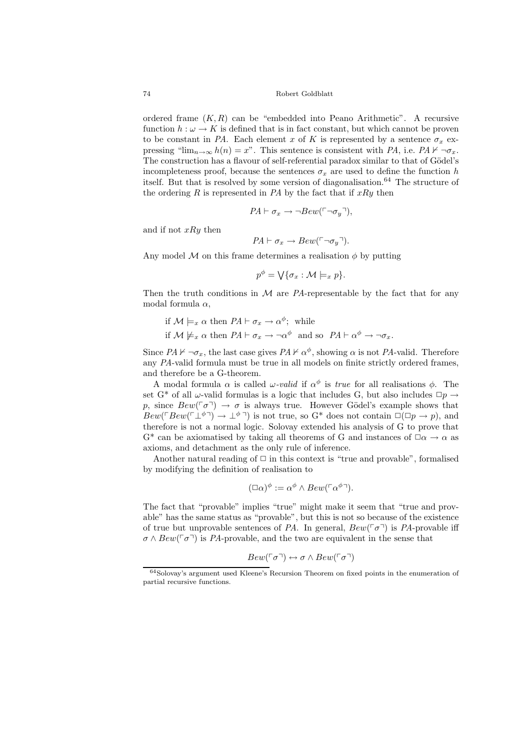ordered frame $(K, R)$ can be "embedded into Peano Arithmetic". A recursive function $h : \omega \to K$ is defined that is in fact constant, but which cannot be proven to be constant in $PA$. Each element $x$ of $K$ is represented by a sentence $\sigma_x$ expressing "$\lim_{n\to\infty} h(n) = x$". This sentence is consistent with $PA$, i.e. $PA \nvdash \neg\sigma_x$. The construction has a flavour of self-referential paradox similar to that of Gödel's incompleteness proof, because the sentences $\sigma_x$ are used to define the function $h$ itself. But that is resolved by some version of diagonalisation.[64] The structure of the ordering $R$ is represented in $PA$ by the fact that if $xRy$ then

$$PA \vdash \sigma_x \to \neg Bew(\ulcorner \neg\sigma_y \urcorner),$$

and if not $xRy$ then

$$PA \vdash \sigma_x \to Bew(\ulcorner \neg\sigma_y \urcorner).$$

Any model $\mathcal{M}$ on this frame determines a realisation $\phi$ by putting

$$p^\phi = \bigvee\{\sigma_x : \mathcal{M} \models_x p\}.$$

Then the truth conditions in $\mathcal{M}$ are $PA$-representable by the fact that for any modal formula $\alpha$,

if $\mathcal{M} \models_x \alpha$ then $PA \vdash \sigma_x \to \alpha^\phi$; while

if $\mathcal{M} \not\models_x \alpha$ then $PA \vdash \sigma_x \to \neg\alpha^\phi$ and so $PA \vdash \alpha^\phi \to \neg\sigma_x$.

Since $PA \nvdash \neg\sigma_x$, the last case gives $PA \nvdash \alpha^\phi$, showing $\alpha$ is not $PA$-valid. Therefore any $PA$-valid formula must be true in all models on finite strictly ordered frames, and therefore be a G-theorem.

A modal formula $\alpha$ is called *$\omega$-valid* if $\alpha^\phi$ is *true* for all realisations $\phi$. The set $G^*$ of all $\omega$-valid formulas is a logic that includes G, but also includes $\Box p \to p$, since $Bew(\ulcorner\sigma\urcorner) \to \sigma$ is always true. However Gödel's example shows that $Bew(\ulcorner Bew(\ulcorner\bot^\phi\urcorner) \to \bot^\phi\urcorner)$ is not true, so $G^*$ does not contain $\Box(\Box p \to p)$, and therefore is not a normal logic. Solovay extended his analysis of G to prove that $G^*$ can be axiomatised by taking all theorems of G and instances of $\Box\alpha \to \alpha$ as axioms, and detachment as the only rule of inference.

Another natural reading of $\Box$ in this context is "true and provable", formalised by modifying the definition of realisation to

$$(\Box\alpha)^\phi := \alpha^\phi \wedge Bew(\ulcorner\alpha^\phi\urcorner).$$

The fact that "provable" implies "true" might make it seem that "true and provable" has the same status as "provable", but this is not so because of the existence of true but unprovable sentences of $PA$. In general, $Bew(\ulcorner\sigma\urcorner)$ is $PA$-provable iff $\sigma \wedge Bew(\ulcorner\sigma\urcorner)$ is $PA$-provable, and the two are equivalent in the sense that

$$Bew(\ulcorner\sigma\urcorner) \leftrightarrow \sigma \wedge Bew(\ulcorner\sigma\urcorner)$$

[64] Solovay's argument used Kleene's Recursion Theorem on fixed points in the enumeration of partial recursive functions.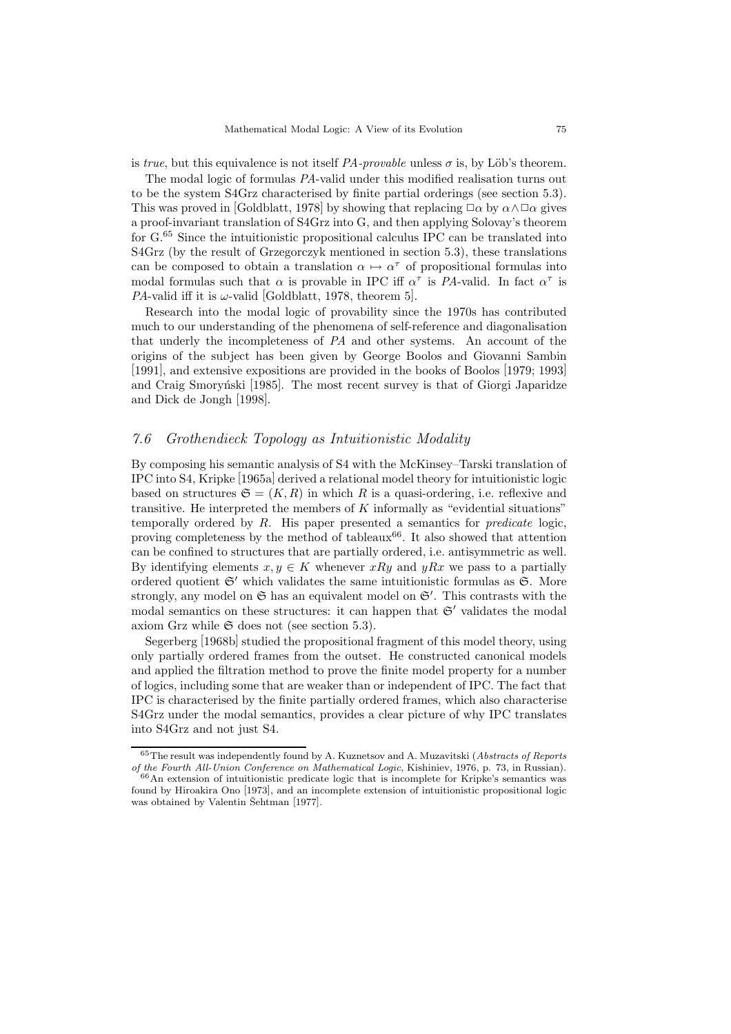is *true*, but this equivalence is not itself *PA-provable* unless $\sigma$ is, by Löb's theorem.

The modal logic of formulas *PA*-valid under this modified realisation turns out to be the system S4Grz characterised by finite partial orderings (see section 5.3). This was proved in [Goldblatt, 1978] by showing that replacing $\Box\alpha$ by $\alpha \wedge \Box\alpha$ gives a proof-invariant translation of S4Grz into G, and then applying Solovay's theorem for G.[65] Since the intuitionistic propositional calculus IPC can be translated into S4Grz (by the result of Grzegorczyk mentioned in section 5.3), these translations can be composed to obtain a translation $\alpha \mapsto \alpha^\tau$ of propositional formulas into modal formulas such that $\alpha$ is provable in IPC iff $\alpha^\tau$ is *PA*-valid. In fact $\alpha^\tau$ is *PA*-valid iff it is $\omega$-valid [Goldblatt, 1978, theorem 5].

Research into the modal logic of provability since the 1970s has contributed much to our understanding of the phenomena of self-reference and diagonalisation that underly the incompleteness of *PA* and other systems. An account of the origins of the subject has been given by George Boolos and Giovanni Sambin [1991], and extensive expositions are provided in the books of Boolos [1979; 1993] and Craig Smoryński [1985]. The most recent survey is that of Giorgi Japaridze and Dick de Jongh [1998].

### *7.6 Grothendieck Topology as Intuitionistic Modality*

By composing his semantic analysis of S4 with the McKinsey–Tarski translation of IPC into S4, Kripke [1965a] derived a relational model theory for intuitionistic logic based on structures $\mathfrak{S} = (K, R)$ in which $R$ is a quasi-ordering, i.e. reflexive and transitive. He interpreted the members of $K$ informally as "evidential situations" temporally ordered by $R$. His paper presented a semantics for *predicate* logic, proving completeness by the method of tableaux[66]. It also showed that attention can be confined to structures that are partially ordered, i.e. antisymmetric as well. By identifying elements $x, y \in K$ whenever $xRy$ and $yRx$ we pass to a partially ordered quotient $\mathfrak{S}'$ which validates the same intuitionistic formulas as $\mathfrak{S}$. More strongly, any model on $\mathfrak{S}$ has an equivalent model on $\mathfrak{S}'$. This contrasts with the modal semantics on these structures: it can happen that $\mathfrak{S}'$ validates the modal axiom Grz while $\mathfrak{S}$ does not (see section 5.3).

Segerberg [1968b] studied the propositional fragment of this model theory, using only partially ordered frames from the outset. He constructed canonical models and applied the filtration method to prove the finite model property for a number of logics, including some that are weaker than or independent of IPC. The fact that IPC is characterised by the finite partially ordered frames, which also characterise S4Grz under the modal semantics, provides a clear picture of why IPC translates into S4Grz and not just S4.

---

[65] The result was independently found by A. Kuznetsov and A. Muzavitski (*Abstracts of Reports of the Fourth All-Union Conference on Mathematical Logic*, Kishiniev, 1976, p. 73, in Russian).

[66] An extension of intuitionistic predicate logic that is incomplete for Kripke's semantics was found by Hiroakira Ono [1973], and an incomplete extension of intuitionistic propositional logic was obtained by Valentin Šehtman [1977].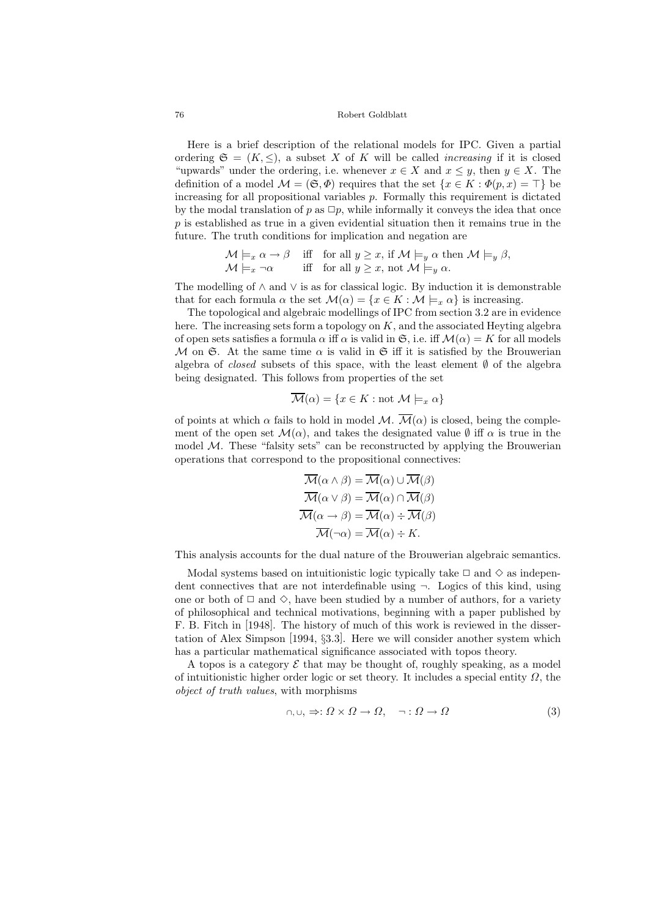Here is a brief description of the relational models for IPC. Given a partial ordering $\mathfrak{S} = (K, \leq)$, a subset $X$ of $K$ will be called *increasing* if it is closed "upwards" under the ordering, i.e. whenever $x \in X$ and $x \leq y$, then $y \in X$. The definition of a model $\mathcal{M} = (\mathfrak{S}, \Phi)$ requires that the set $\{x \in K : \Phi(p, x) = \top\}$ be increasing for all propositional variables $p$. Formally this requirement is dictated by the modal translation of $p$ as $\Box p$, while informally it conveys the idea that once $p$ is established as true in a given evidential situation then it remains true in the future. The truth conditions for implication and negation are

$$\begin{array}{lll} \mathcal{M} \models_x \alpha \to \beta & \text{iff} & \text{for all } y \geq x, \text{ if } \mathcal{M} \models_y \alpha \text{ then } \mathcal{M} \models_y \beta, \\ \mathcal{M} \models_x \neg\alpha & \text{iff} & \text{for all } y \geq x, \text{ not } \mathcal{M} \models_y \alpha. \end{array}$$

The modelling of $\wedge$ and $\vee$ is as for classical logic. By induction it is demonstrable that for each formula $\alpha$ the set $\mathcal{M}(\alpha) = \{x \in K : \mathcal{M} \models_x \alpha\}$ is increasing.

The topological and algebraic modellings of IPC from section 3.2 are in evidence here. The increasing sets form a topology on $K$, and the associated Heyting algebra of open sets satisfies a formula $\alpha$ iff $\alpha$ is valid in $\mathfrak{S}$, i.e. iff $\mathcal{M}(\alpha) = K$ for all models $\mathcal{M}$ on $\mathfrak{S}$. At the same time $\alpha$ is valid in $\mathfrak{S}$ iff it is satisfied by the Brouwerian algebra of *closed* subsets of this space, with the least element $\emptyset$ of the algebra being designated. This follows from properties of the set

$$\overline{\mathcal{M}}(\alpha) = \{x \in K : \text{not } \mathcal{M} \models_x \alpha\}$$

of points at which $\alpha$ fails to hold in model $\mathcal{M}$. $\overline{\mathcal{M}}(\alpha)$ is closed, being the complement of the open set $\mathcal{M}(\alpha)$, and takes the designated value $\emptyset$ iff $\alpha$ is true in the model $\mathcal{M}$. These "falsity sets" can be reconstructed by applying the Brouwerian operations that correspond to the propositional connectives:

$$\begin{aligned} \overline{\mathcal{M}}(\alpha \wedge \beta) &= \overline{\mathcal{M}}(\alpha) \cup \overline{\mathcal{M}}(\beta) \\ \overline{\mathcal{M}}(\alpha \vee \beta) &= \overline{\mathcal{M}}(\alpha) \cap \overline{\mathcal{M}}(\beta) \\ \overline{\mathcal{M}}(\alpha \to \beta) &= \overline{\mathcal{M}}(\alpha) \div \overline{\mathcal{M}}(\beta) \\ \overline{\mathcal{M}}(\neg\alpha) &= \overline{\mathcal{M}}(\alpha) \div K. \end{aligned}$$

This analysis accounts for the dual nature of the Brouwerian algebraic semantics.

Modal systems based on intuitionistic logic typically take $\Box$ and $\Diamond$ as independent connectives that are not interdefinable using $\neg$. Logics of this kind, using one or both of $\Box$ and $\Diamond$, have been studied by a number of authors, for a variety of philosophical and technical motivations, beginning with a paper published by F. B. Fitch in [1948]. The history of much of this work is reviewed in the dissertation of Alex Simpson [1994, §3.3]. Here we will consider another system which has a particular mathematical significance associated with topos theory.

A topos is a category $\mathcal{E}$ that may be thought of, roughly speaking, as a model of intuitionistic higher order logic or set theory. It includes a special entity $\Omega$, the *object of truth values*, with morphisms

$$\cap, \cup, \Rightarrow : \Omega \times \Omega \to \Omega, \quad \neg : \Omega \to \Omega \tag{3}$$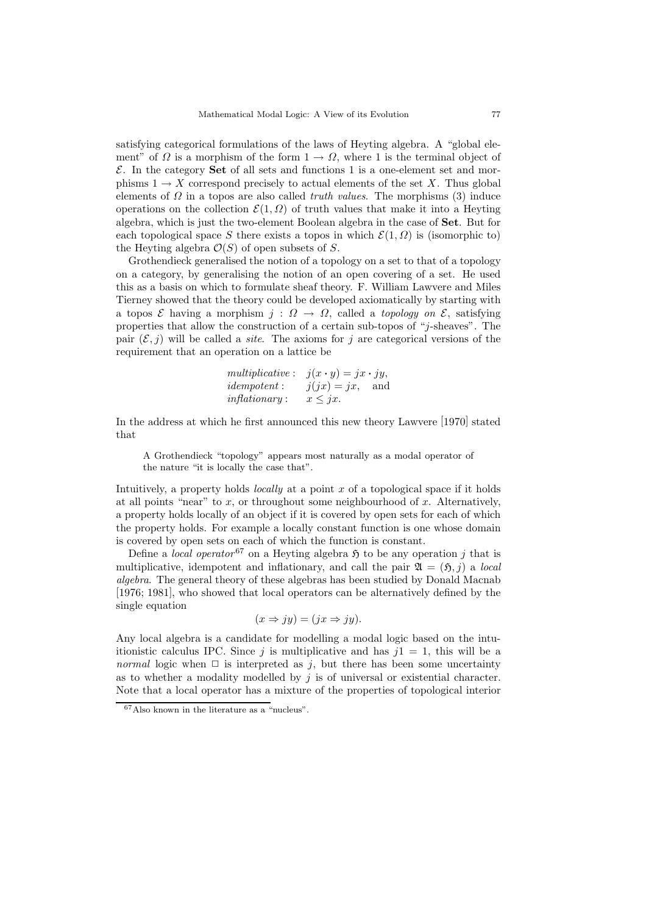satisfying categorical formulations of the laws of Heyting algebra. A "global element" of $\Omega$ is a morphism of the form $1 \to \Omega$, where 1 is the terminal object of $\mathcal{E}$. In the category **Set** of all sets and functions 1 is a one-element set and morphisms $1 \to X$ correspond precisely to actual elements of the set $X$. Thus global elements of $\Omega$ in a topos are also called *truth values*. The morphisms (3) induce operations on the collection $\mathcal{E}(1, \Omega)$ of truth values that make it into a Heyting algebra, which is just the two-element Boolean algebra in the case of **Set**. But for each topological space $S$ there exists a topos in which $\mathcal{E}(1, \Omega)$ is (isomorphic to) the Heyting algebra $\mathcal{O}(S)$ of open subsets of $S$.

Grothendieck generalised the notion of a topology on a set to that of a topology on a category, by generalising the notion of an open covering of a set. He used this as a basis on which to formulate sheaf theory. F. William Lawvere and Miles Tierney showed that the theory could be developed axiomatically by starting with a topos $\mathcal{E}$ having a morphism $j : \Omega \to \Omega$, called a *topology on* $\mathcal{E}$, satisfying properties that allow the construction of a certain sub-topos of "$j$-sheaves". The pair $(\mathcal{E}, j)$ will be called a *site*. The axioms for $j$ are categorical versions of the requirement that an operation on a lattice be

$$\begin{array}{ll} \textit{multiplicative}: & j(x \cdot y) = jx \cdot jy, \\ \textit{idempotent}: & j(jx) = jx, \quad \text{and} \\ \textit{inflationary}: & x \leq jx. \end{array}$$

In the address at which he first announced this new theory Lawvere [1970] stated that

> A Grothendieck "topology" appears most naturally as a modal operator of the nature "it is locally the case that".

Intuitively, a property holds *locally* at a point $x$ of a topological space if it holds at all points "near" to $x$, or throughout some neighbourhood of $x$. Alternatively, a property holds locally of an object if it is covered by open sets for each of which the property holds. For example a locally constant function is one whose domain is covered by open sets on each of which the function is constant.

Define a *local operator*[67] on a Heyting algebra $\mathfrak{H}$ to be any operation $j$ that is multiplicative, idempotent and inflationary, and call the pair $\mathfrak{A} = (\mathfrak{H}, j)$ a *local algebra*. The general theory of these algebras has been studied by Donald Macnab [1976; 1981], who showed that local operators can be alternatively defined by the single equation

$$(x \Rightarrow jy) = (jx \Rightarrow jy).$$

Any local algebra is a candidate for modelling a modal logic based on the intuitionistic calculus IPC. Since $j$ is multiplicative and has $j1 = 1$, this will be a *normal* logic when $\Box$ is interpreted as $j$, but there has been some uncertainty as to whether a modality modelled by $j$ is of universal or existential character. Note that a local operator has a mixture of the properties of topological interior

[67] Also known in the literature as a "nucleus".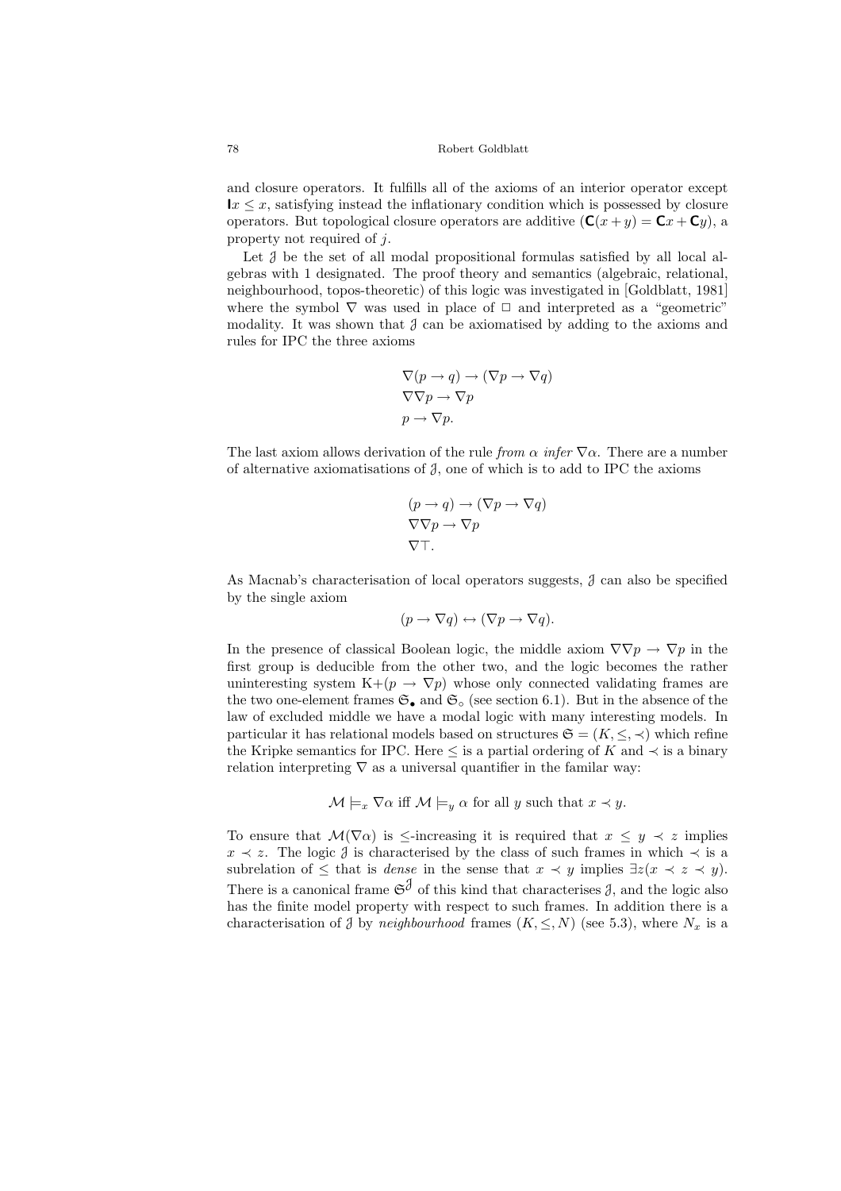and closure operators. It fulfills all of the axioms of an interior operator except $\mathbf{I}x \leq x$, satisfying instead the inflationary condition which is possessed by closure operators. But topological closure operators are additive ($\mathbf{C}(x+y) = \mathbf{C}x + \mathbf{C}y$), a property not required of $j$.

Let $\mathcal{J}$ be the set of all modal propositional formulas satisfied by all local algebras with 1 designated. The proof theory and semantics (algebraic, relational, neighbourhood, topos-theoretic) of this logic was investigated in [Goldblatt, 1981] where the symbol $\nabla$ was used in place of $\Box$ and interpreted as a "geometric" modality. It was shown that $\mathcal{J}$ can be axiomatised by adding to the axioms and rules for IPC the three axioms

$$\nabla(p \to q) \to (\nabla p \to \nabla q)$$
$$\nabla\nabla p \to \nabla p$$
$$p \to \nabla p.$$

The last axiom allows derivation of the rule *from* $\alpha$ *infer* $\nabla\alpha$. There are a number of alternative axiomatisations of $\mathcal{J}$, one of which is to add to IPC the axioms

$$(p \to q) \to (\nabla p \to \nabla q)$$
$$\nabla\nabla p \to \nabla p$$
$$\nabla\top.$$

As Macnab's characterisation of local operators suggests, $\mathcal{J}$ can also be specified by the single axiom

$$(p \to \nabla q) \leftrightarrow (\nabla p \to \nabla q).$$

In the presence of classical Boolean logic, the middle axiom $\nabla\nabla p \to \nabla p$ in the first group is deducible from the other two, and the logic becomes the rather uninteresting system K+$(p \to \nabla p)$ whose only connected validating frames are the two one-element frames $\mathfrak{S}_\bullet$ and $\mathfrak{S}_\circ$ (see section 6.1). But in the absence of the law of excluded middle we have a modal logic with many interesting models. In particular it has relational models based on structures $\mathfrak{S} = (K, \leq, \prec)$ which refine the Kripke semantics for IPC. Here $\leq$ is a partial ordering of $K$ and $\prec$ is a binary relation interpreting $\nabla$ as a universal quantifier in the familar way:

$$\mathcal{M} \models_x \nabla\alpha \text{ iff } \mathcal{M} \models_y \alpha \text{ for all } y \text{ such that } x \prec y.$$

To ensure that $\mathcal{M}(\nabla\alpha)$ is $\leq$-increasing it is required that $x \leq y \prec z$ implies $x \prec z$. The logic $\mathcal{J}$ is characterised by the class of such frames in which $\prec$ is a subrelation of $\leq$ that is *dense* in the sense that $x \prec y$ implies $\exists z(x \prec z \prec y)$. There is a canonical frame $\mathfrak{S}^{\mathcal{J}}$ of this kind that characterises $\mathcal{J}$, and the logic also has the finite model property with respect to such frames. In addition there is a characterisation of $\mathcal{J}$ by *neighbourhood* frames $(K, \leq, N)$ (see 5.3), where $N_x$ is a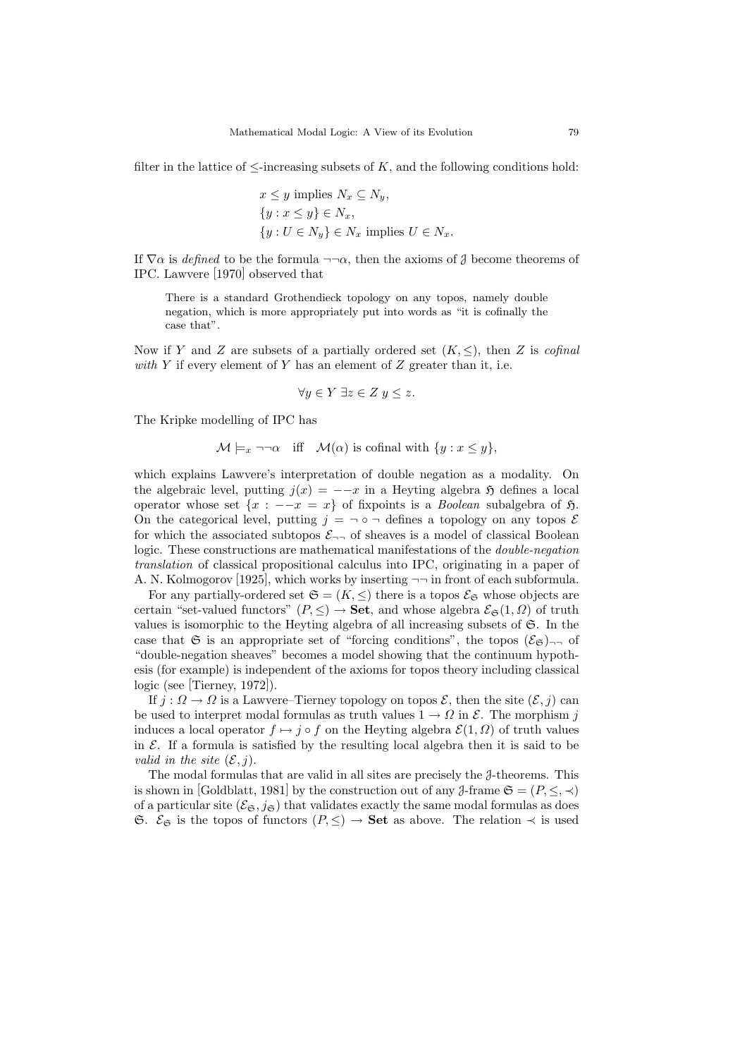filter in the lattice of $\leq$-increasing subsets of $K$, and the following conditions hold:

$$
\begin{aligned}
&x \leq y \text{ implies } N_x \subseteq N_y, \\
&\{y : x \leq y\} \in N_x, \\
&\{y : U \in N_y\} \in N_x \text{ implies } U \in N_x.
\end{aligned}
$$

If $\nabla\alpha$ is *defined* to be the formula $\neg\neg\alpha$, then the axioms of $\mathcal{J}$ become theorems of IPC. Lawvere [1970] observed that

> There is a standard Grothendieck topology on any topos, namely double negation, which is more appropriately put into words as "it is cofinally the case that".

Now if $Y$ and $Z$ are subsets of a partially ordered set $(K, \leq)$, then $Z$ is *cofinal with* $Y$ if every element of $Y$ has an element of $Z$ greater than it, i.e.

$$\forall y \in Y \; \exists z \in Z \; y \leq z.$$

The Kripke modelling of IPC has

$$\mathcal{M} \models_x \neg\neg\alpha \quad \text{iff} \quad \mathcal{M}(\alpha) \text{ is cofinal with } \{y : x \leq y\},$$

which explains Lawvere's interpretation of double negation as a modality. On the algebraic level, putting $j(x) = --x$ in a Heyting algebra $\mathfrak{H}$ defines a local operator whose set $\{x : --x = x\}$ of fixpoints is a *Boolean* subalgebra of $\mathfrak{H}$. On the categorical level, putting $j = \neg \circ \neg$ defines a topology on any topos $\mathcal{E}$ for which the associated subtopos $\mathcal{E}_{\neg\neg}$ of sheaves is a model of classical Boolean logic. These constructions are mathematical manifestations of the *double-negation translation* of classical propositional calculus into IPC, originating in a paper of A. N. Kolmogorov [1925], which works by inserting $\neg\neg$ in front of each subformula.

For any partially-ordered set $\mathfrak{S} = (K, \leq)$ there is a topos $\mathcal{E}_{\mathfrak{S}}$ whose objects are certain "set-valued functors" $(P, \leq) \to \mathbf{Set}$, and whose algebra $\mathcal{E}_{\mathfrak{S}}(1, \Omega)$ of truth values is isomorphic to the Heyting algebra of all increasing subsets of $\mathfrak{S}$. In the case that $\mathfrak{S}$ is an appropriate set of "forcing conditions", the topos $(\mathcal{E}_{\mathfrak{S}})_{\neg\neg}$ of "double-negation sheaves" becomes a model showing that the continuum hypothesis (for example) is independent of the axioms for topos theory including classical logic (see [Tierney, 1972]).

If $j : \Omega \to \Omega$ is a Lawvere–Tierney topology on topos $\mathcal{E}$, then the site $(\mathcal{E}, j)$ can be used to interpret modal formulas as truth values $1 \to \Omega$ in $\mathcal{E}$. The morphism $j$ induces a local operator $f \mapsto j \circ f$ on the Heyting algebra $\mathcal{E}(1, \Omega)$ of truth values in $\mathcal{E}$. If a formula is satisfied by the resulting local algebra then it is said to be *valid in the site* $(\mathcal{E}, j)$.

The modal formulas that are valid in all sites are precisely the $\mathcal{J}$-theorems. This is shown in [Goldblatt, 1981] by the construction out of any $\mathcal{J}$-frame $\mathfrak{S} = (P, \leq, \prec)$ of a particular site $(\mathcal{E}_{\mathfrak{S}}, j_{\mathfrak{S}})$ that validates exactly the same modal formulas as does $\mathfrak{S}$. $\mathcal{E}_{\mathfrak{S}}$ is the topos of functors $(P, \leq) \to \mathbf{Set}$ as above. The relation $\prec$ is used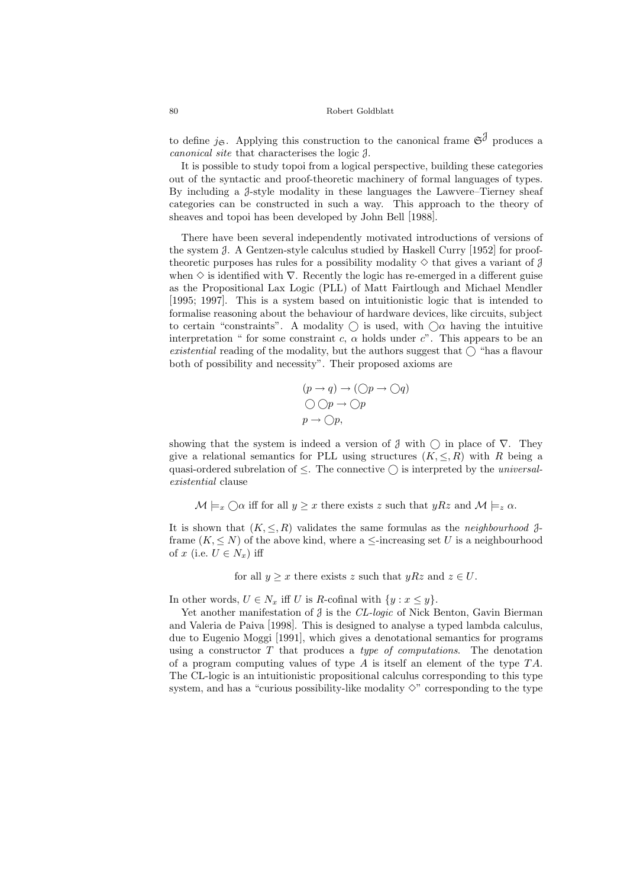to define $j_{\mathfrak{S}}$. Applying this construction to the canonical frame $\mathfrak{S}^{\mathcal{J}}$ produces a *canonical site* that characterises the logic $\mathcal{J}$.

It is possible to study topoi from a logical perspective, building these categories out of the syntactic and proof-theoretic machinery of formal languages of types. By including a $\mathcal{J}$-style modality in these languages the Lawvere–Tierney sheaf categories can be constructed in such a way. This approach to the theory of sheaves and topoi has been developed by John Bell [1988].

There have been several independently motivated introductions of versions of the system $\mathcal{J}$. A Gentzen-style calculus studied by Haskell Curry [1952] for proof-theoretic purposes has rules for a possibility modality $\diamond$ that gives a variant of $\mathcal{J}$ when $\diamond$ is identified with $\nabla$. Recently the logic has re-emerged in a different guise as the Propositional Lax Logic (PLL) of Matt Fairtlough and Michael Mendler [1995; 1997]. This is a system based on intuitionistic logic that is intended to formalise reasoning about the behaviour of hardware devices, like circuits, subject to certain "constraints". A modality $\bigcirc$ is used, with $\bigcirc\alpha$ having the intuitive interpretation " for some constraint $c$, $\alpha$ holds under $c$". This appears to be an *existential* reading of the modality, but the authors suggest that $\bigcirc$ "has a flavour both of possibility and necessity". Their proposed axioms are

$$(p \to q) \to (\bigcirc p \to \bigcirc q)$$
$$\bigcirc \bigcirc p \to \bigcirc p$$
$$p \to \bigcirc p,$$

showing that the system is indeed a version of $\mathcal{J}$ with $\bigcirc$ in place of $\nabla$. They give a relational semantics for PLL using structures $(K, \leq, R)$ with $R$ being a quasi-ordered subrelation of $\leq$. The connective $\bigcirc$ is interpreted by the *universal-existential* clause

$$\mathcal{M} \models_x \bigcirc\alpha \text{ iff for all } y \geq x \text{ there exists } z \text{ such that } yRz \text{ and } \mathcal{M} \models_z \alpha.$$

It is shown that $(K, \leq, R)$ validates the same formulas as the *neighbourhood* $\mathcal{J}$-frame $(K, \leq N)$ of the above kind, where a $\leq$-increasing set $U$ is a neighbourhood of $x$ (i.e. $U \in N_x$) iff

$$\text{for all } y \geq x \text{ there exists } z \text{ such that } yRz \text{ and } z \in U.$$

In other words, $U \in N_x$ iff $U$ is $R$-cofinal with $\{y : x \leq y\}$.

Yet another manifestation of $\mathcal{J}$ is the *CL-logic* of Nick Benton, Gavin Bierman and Valeria de Paiva [1998]. This is designed to analyse a typed lambda calculus, due to Eugenio Moggi [1991], which gives a denotational semantics for programs using a constructor $T$ that produces a *type of computations*. The denotation of a program computing values of type $A$ is itself an element of the type $TA$. The CL-logic is an intuitionistic propositional calculus corresponding to this type system, and has a "curious possibility-like modality $\diamond$" corresponding to the type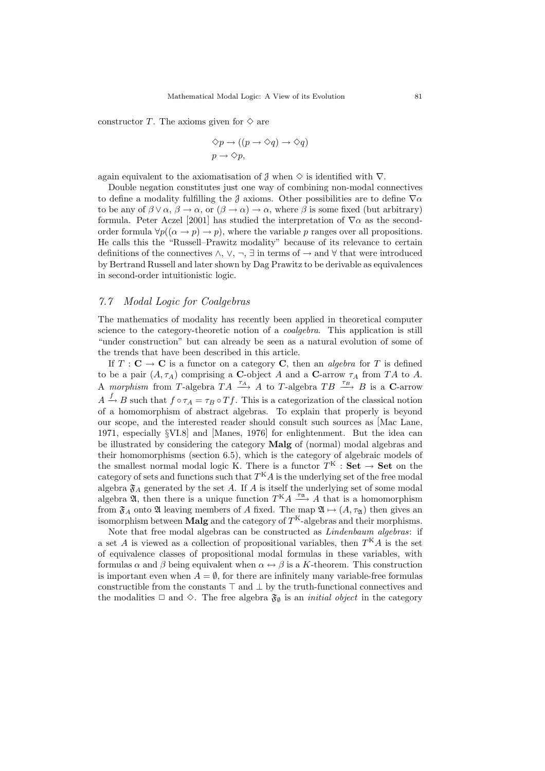constructor $T$. The axioms given for $\Diamond$ are

$$\Diamond p \to ((p \to \Diamond q) \to \Diamond q)$$
$$p \to \Diamond p,$$

again equivalent to the axiomatisation of $\mathcal{J}$ when $\Diamond$ is identified with $\nabla$.

Double negation constitutes just one way of combining non-modal connectives to define a modality fulfilling the $\mathcal{J}$ axioms. Other possibilities are to define $\nabla\alpha$ to be any of $\beta \vee \alpha$, $\beta \to \alpha$, or $(\beta \to \alpha) \to \alpha$, where $\beta$ is some fixed (but arbitrary) formula. Peter Aczel [2001] has studied the interpretation of $\nabla\alpha$ as the second-order formula $\forall p((\alpha \to p) \to p)$, where the variable $p$ ranges over all propositions. He calls this the "Russell–Prawitz modality" because of its relevance to certain definitions of the connectives $\wedge$, $\vee$, $\neg$, $\exists$ in terms of $\to$ and $\forall$ that were introduced by Bertrand Russell and later shown by Dag Prawitz to be derivable as equivalences in second-order intuitionistic logic.

### 7.7 Modal Logic for Coalgebras

The mathematics of modality has recently been applied in theoretical computer science to the category-theoretic notion of a *coalgebra*. This application is still "under construction" but can already be seen as a natural evolution of some of the trends that have been described in this article.

If $T : \mathbf{C} \to \mathbf{C}$ is a functor on a category $\mathbf{C}$, then an *algebra* for $T$ is defined to be a pair $(A, \tau_A)$ comprising a $\mathbf{C}$-object $A$ and a $\mathbf{C}$-arrow $\tau_A$ from $TA$ to $A$. A *morphism* from $T$-algebra $TA \xrightarrow{\tau_A} A$ to $T$-algebra $TB \xrightarrow{\tau_B} B$ is a $\mathbf{C}$-arrow $A \xrightarrow{f} B$ such that $f \circ \tau_A = \tau_B \circ Tf$. This is a categorization of the classical notion of a homomorphism of abstract algebras. To explain that properly is beyond our scope, and the interested reader should consult such sources as [Mac Lane, 1971, especially §VI.8] and [Manes, 1976] for enlightenment. But the idea can be illustrated by considering the category **Malg** of (normal) modal algebras and their homomorphisms (section 6.5), which is the category of algebraic models of the smallest normal modal logic K. There is a functor $T^{\mathrm{K}} : \mathbf{Set} \to \mathbf{Set}$ on the category of sets and functions such that $T^{\mathrm{K}}A$ is the underlying set of the free modal algebra $\mathfrak{F}_A$ generated by the set $A$. If $A$ is itself the underlying set of some modal algebra $\mathfrak{A}$, then there is a unique function $T^{\mathrm{K}}A \xrightarrow{\tau_{\mathfrak{A}}} A$ that is a homomorphism from $\mathfrak{F}_A$ onto $\mathfrak{A}$ leaving members of $A$ fixed. The map $\mathfrak{A} \mapsto (A, \tau_{\mathfrak{A}})$ then gives an isomorphism between **Malg** and the category of $T^{\mathrm{K}}$-algebras and their morphisms.

Note that free modal algebras can be constructed as *Lindenbaum algebras*: if a set $A$ is viewed as a collection of propositional variables, then $T^{\mathrm{K}}A$ is the set of equivalence classes of propositional modal formulas in these variables, with formulas $\alpha$ and $\beta$ being equivalent when $\alpha \leftrightarrow \beta$ is a $K$-theorem. This construction is important even when $A = \emptyset$, for there are infinitely many variable-free formulas constructible from the constants $\top$ and $\bot$ by the truth-functional connectives and the modalities $\Box$ and $\Diamond$. The free algebra $\mathfrak{F}_\emptyset$ is an *initial object* in the category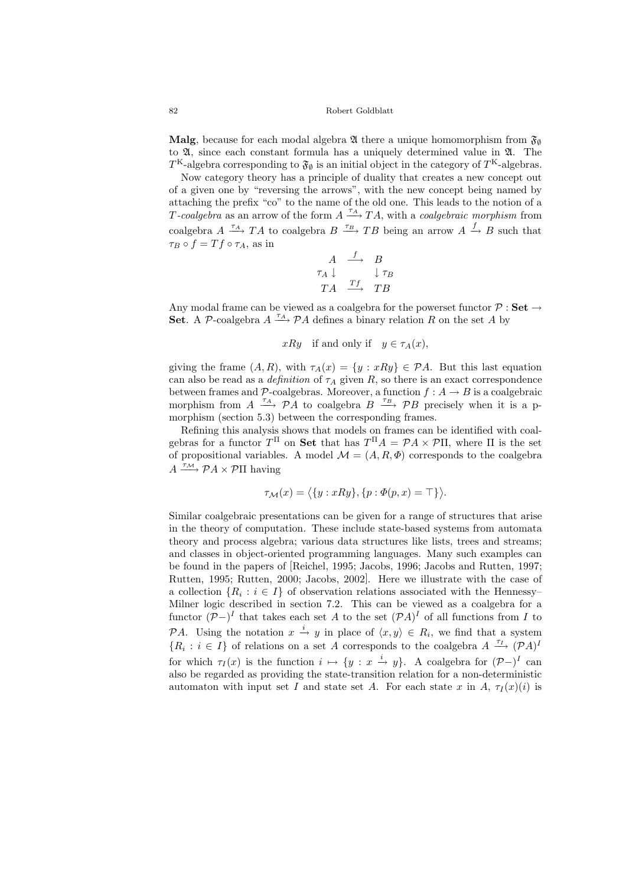**Malg**, because for each modal algebra $\mathfrak{A}$ there a unique homomorphism from $\mathfrak{F}_\emptyset$ to $\mathfrak{A}$, since each constant formula has a uniquely determined value in $\mathfrak{A}$. The $T^{\mathrm{K}}$-algebra corresponding to $\mathfrak{F}_\emptyset$ is an initial object in the category of $T^{\mathrm{K}}$-algebras.

Now category theory has a principle of duality that creates a new concept out of a given one by "reversing the arrows", with the new concept being named by attaching the prefix "co" to the name of the old one. This leads to the notion of a *$T$-coalgebra* as an arrow of the form $A \xrightarrow{\tau_A} TA$, with a *coalgebraic morphism* from coalgebra $A \xrightarrow{\tau_A} TA$ to coalgebra $B \xrightarrow{\tau_B} TB$ being an arrow $A \xrightarrow{f} B$ such that $\tau_B \circ f = Tf \circ \tau_A$, as in

$$
\begin{array}{ccc}
A & \xrightarrow{f} & B \\
\tau_A \downarrow & & \downarrow \tau_B \\
TA & \xrightarrow{Tf} & TB
\end{array}
$$

Any modal frame can be viewed as a coalgebra for the powerset functor $\mathcal{P} : \mathbf{Set} \to \mathbf{Set}$. A $\mathcal{P}$-coalgebra $A \xrightarrow{\tau_A} \mathcal{P}A$ defines a binary relation $R$ on the set $A$ by

$$
xRy \quad \text{if and only if} \quad y \in \tau_A(x),
$$

giving the frame $(A, R)$, with $\tau_A(x) = \{y : xRy\} \in \mathcal{P}A$. But this last equation can also be read as a *definition* of $\tau_A$ given $R$, so there is an exact correspondence between frames and $\mathcal{P}$-coalgebras. Moreover, a function $f : A \to B$ is a coalgebraic morphism from $A \xrightarrow{\tau_A} \mathcal{P}A$ to coalgebra $B \xrightarrow{\tau_B} \mathcal{P}B$ precisely when it is a p-morphism (section 5.3) between the corresponding frames.

Refining this analysis shows that models on frames can be identified with coalgebras for a functor $T^\Pi$ on **Set** that has $T^\Pi A = \mathcal{P}A \times \mathcal{P}\Pi$, where $\Pi$ is the set of propositional variables. A model $\mathcal{M} = (A, R, \Phi)$ corresponds to the coalgebra $A \xrightarrow{\tau_{\mathcal{M}}} \mathcal{P}A \times \mathcal{P}\Pi$ having

$$
\tau_{\mathcal{M}}(x) = \big\langle \{y : xRy\}, \{p : \Phi(p, x) = \top\} \big\rangle.
$$

Similar coalgebraic presentations can be given for a range of structures that arise in the theory of computation. These include state-based systems from automata theory and process algebra; various data structures like lists, trees and streams; and classes in object-oriented programming languages. Many such examples can be found in the papers of [Reichel, 1995; Jacobs, 1996; Jacobs and Rutten, 1997; Rutten, 1995; Rutten, 2000; Jacobs, 2002]. Here we illustrate with the case of a collection $\{R_i : i \in I\}$ of observation relations associated with the Hennessy–Milner logic described in section 7.2. This can be viewed as a coalgebra for a functor $(\mathcal{P}-)^I$ that takes each set $A$ to the set $(\mathcal{P}A)^I$ of all functions from $I$ to $\mathcal{P}A$. Using the notation $x \xrightarrow{i} y$ in place of $\langle x, y\rangle \in R_i$, we find that a system $\{R_i : i \in I\}$ of relations on a set $A$ corresponds to the coalgebra $A \xrightarrow{\tau_I} (\mathcal{P}A)^I$ for which $\tau_I(x)$ is the function $i \mapsto \{y : x \xrightarrow{i} y\}$. A coalgebra for $(\mathcal{P}-)^I$ can also be regarded as providing the state-transition relation for a non-deterministic automaton with input set $I$ and state set $A$. For each state $x$ in $A$, $\tau_I(x)(i)$ is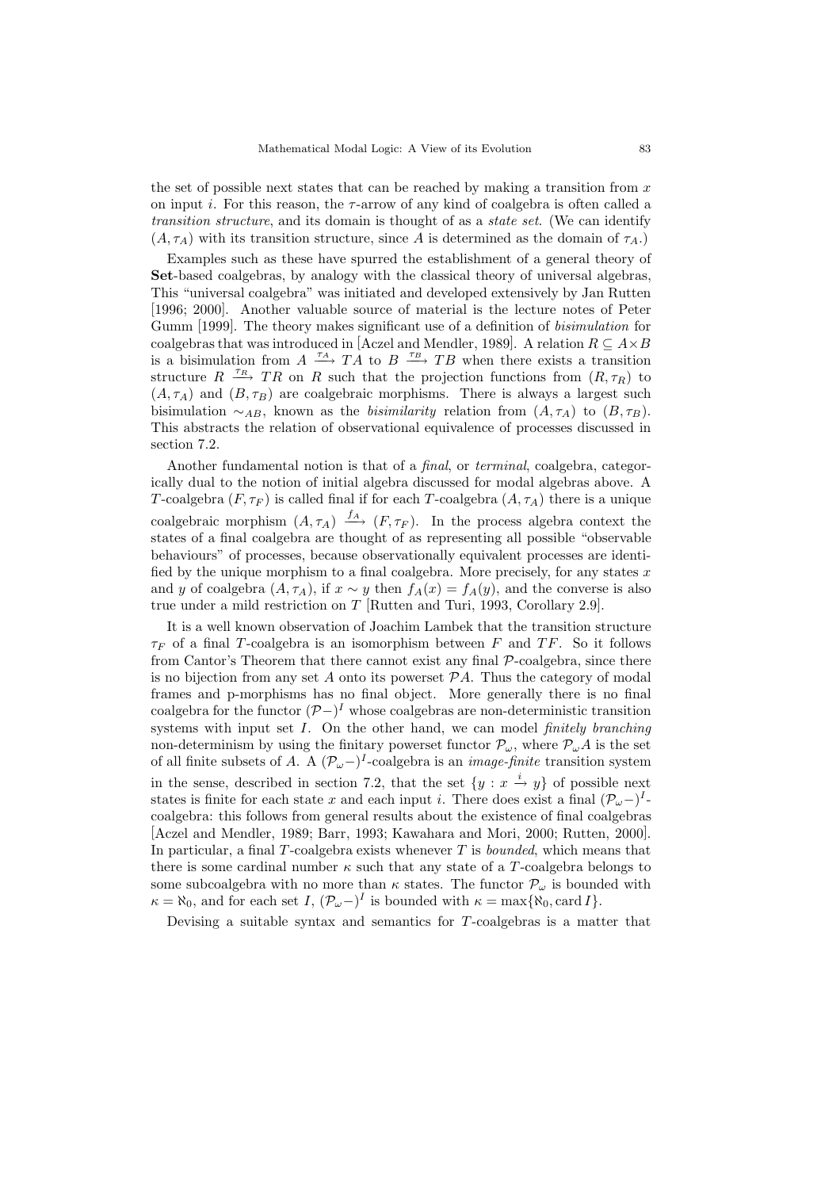the set of possible next states that can be reached by making a transition from $x$ on input $i$. For this reason, the $\tau$-arrow of any kind of coalgebra is often called a *transition structure*, and its domain is thought of as a *state set*. (We can identify $(A, \tau_A)$ with its transition structure, since $A$ is determined as the domain of $\tau_A$.)

Examples such as these have spurred the establishment of a general theory of **Set**-based coalgebras, by analogy with the classical theory of universal algebras, This "universal coalgebra" was initiated and developed extensively by Jan Rutten [1996; 2000]. Another valuable source of material is the lecture notes of Peter Gumm [1999]. The theory makes significant use of a definition of *bisimulation* for coalgebras that was introduced in [Aczel and Mendler, 1989]. A relation $R \subseteq A \times B$ is a bisimulation from $A \xrightarrow{\tau_A} TA$ to $B \xrightarrow{\tau_B} TB$ when there exists a transition structure $R \xrightarrow{\tau_R} TR$ on $R$ such that the projection functions from $(R, \tau_R)$ to $(A, \tau_A)$ and $(B, \tau_B)$ are coalgebraic morphisms. There is always a largest such bisimulation $\sim_{AB}$, known as the *bisimilarity* relation from $(A, \tau_A)$ to $(B, \tau_B)$. This abstracts the relation of observational equivalence of processes discussed in section 7.2.

Another fundamental notion is that of a *final*, or *terminal*, coalgebra, categorically dual to the notion of initial algebra discussed for modal algebras above. A $T$-coalgebra $(F, \tau_F)$ is called final if for each $T$-coalgebra $(A, \tau_A)$ there is a unique coalgebraic morphism $(A, \tau_A) \xrightarrow{f_A} (F, \tau_F)$. In the process algebra context the states of a final coalgebra are thought of as representing all possible "observable behaviours" of processes, because observationally equivalent processes are identified by the unique morphism to a final coalgebra. More precisely, for any states $x$ and $y$ of coalgebra $(A, \tau_A)$, if $x \sim y$ then $f_A(x) = f_A(y)$, and the converse is also true under a mild restriction on $T$ [Rutten and Turi, 1993, Corollary 2.9].

It is a well known observation of Joachim Lambek that the transition structure $\tau_F$ of a final $T$-coalgebra is an isomorphism between $F$ and $TF$. So it follows from Cantor's Theorem that there cannot exist any final $\mathcal{P}$-coalgebra, since there is no bijection from any set $A$ onto its powerset $\mathcal{P}A$. Thus the category of modal frames and p-morphisms has no final object. More generally there is no final coalgebra for the functor $(\mathcal{P}-)^I$ whose coalgebras are non-deterministic transition systems with input set $I$. On the other hand, we can model *finitely branching* non-determinism by using the finitary powerset functor $\mathcal{P}_\omega$, where $\mathcal{P}_\omega A$ is the set of all finite subsets of $A$. A $(\mathcal{P}_\omega-)^I$-coalgebra is an *image-finite* transition system in the sense, described in section 7.2, that the set $\{y : x \xrightarrow{i} y\}$ of possible next states is finite for each state $x$ and each input $i$. There does exist a final $(\mathcal{P}_\omega-)^I$-coalgebra: this follows from general results about the existence of final coalgebras [Aczel and Mendler, 1989; Barr, 1993; Kawahara and Mori, 2000; Rutten, 2000]. In particular, a final $T$-coalgebra exists whenever $T$ is *bounded*, which means that there is some cardinal number $\kappa$ such that any state of a $T$-coalgebra belongs to some subcoalgebra with no more than $\kappa$ states. The functor $\mathcal{P}_\omega$ is bounded with $\kappa = \aleph_0$, and for each set $I$, $(\mathcal{P}_\omega-)^I$ is bounded with $\kappa = \max\{\aleph_0, \operatorname{card} I\}$.

Devising a suitable syntax and semantics for $T$-coalgebras is a matter that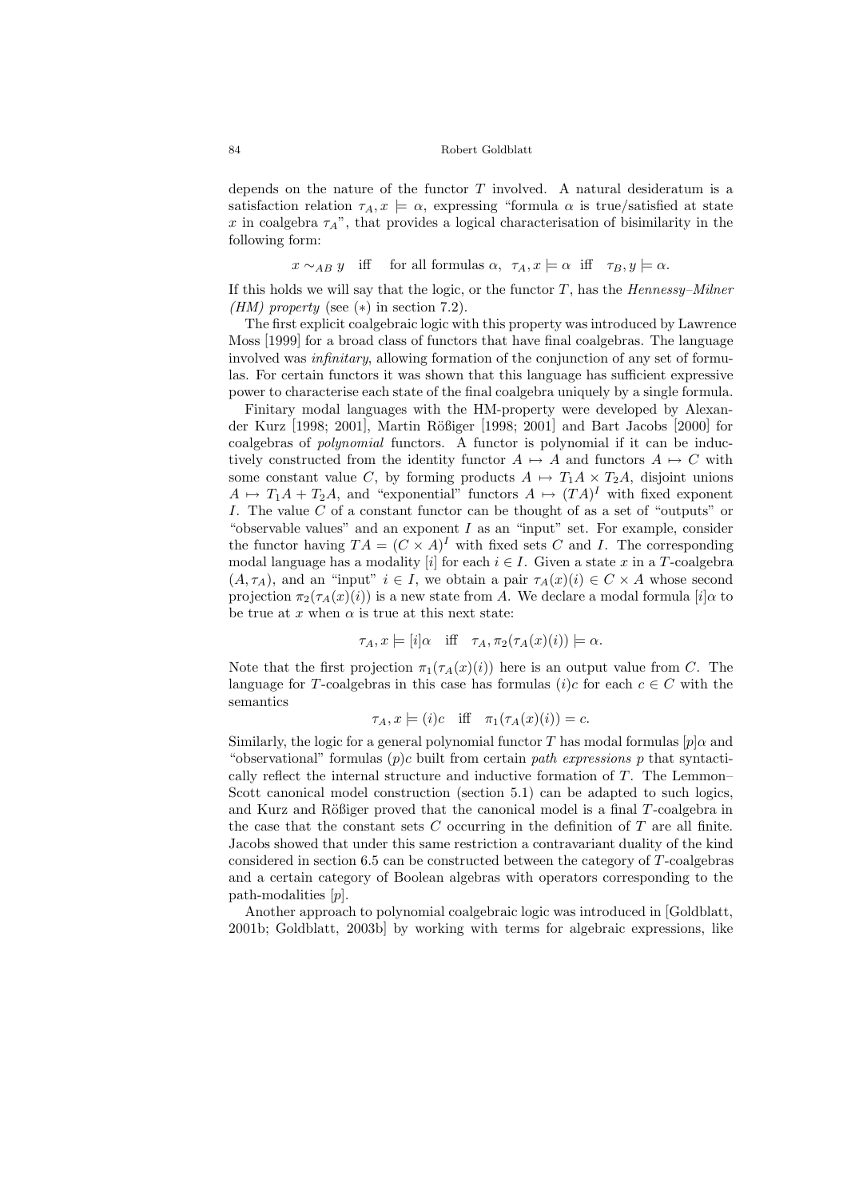depends on the nature of the functor $T$ involved. A natural desideratum is a satisfaction relation $\tau_A, x \models \alpha$, expressing "formula $\alpha$ is true/satisfied at state $x$ in coalgebra $\tau_A$", that provides a logical characterisation of bisimilarity in the following form:

$$x \sim_{AB} y \quad \text{iff} \quad \text{for all formulas } \alpha,\ \tau_A, x \models \alpha \ \text{ iff } \ \tau_B, y \models \alpha.$$

If this holds we will say that the logic, or the functor $T$, has the *Hennessy–Milner (HM) property* (see $(*)$ in section 7.2).

The first explicit coalgebraic logic with this property was introduced by Lawrence Moss [1999] for a broad class of functors that have final coalgebras. The language involved was *infinitary*, allowing formation of the conjunction of any set of formulas. For certain functors it was shown that this language has sufficient expressive power to characterise each state of the final coalgebra uniquely by a single formula.

Finitary modal languages with the HM-property were developed by Alexander Kurz [1998; 2001], Martin Rößiger [1998; 2001] and Bart Jacobs [2000] for coalgebras of *polynomial* functors. A functor is polynomial if it can be inductively constructed from the identity functor $A \mapsto A$ and functors $A \mapsto C$ with some constant value $C$, by forming products $A \mapsto T_1A \times T_2A$, disjoint unions $A \mapsto T_1A + T_2A$, and "exponential" functors $A \mapsto (TA)^I$ with fixed exponent $I$. The value $C$ of a constant functor can be thought of as a set of "outputs" or "observable values" and an exponent $I$ as an "input" set. For example, consider the functor having $TA = (C \times A)^I$ with fixed sets $C$ and $I$. The corresponding modal language has a modality $[i]$ for each $i \in I$. Given a state $x$ in a $T$-coalgebra $(A, \tau_A)$, and an "input" $i \in I$, we obtain a pair $\tau_A(x)(i) \in C \times A$ whose second projection $\pi_2(\tau_A(x)(i))$ is a new state from $A$. We declare a modal formula $[i]\alpha$ to be true at $x$ when $\alpha$ is true at this next state:

$$\tau_A, x \models [i]\alpha \quad \text{iff} \quad \tau_A, \pi_2(\tau_A(x)(i)) \models \alpha.$$

Note that the first projection $\pi_1(\tau_A(x)(i))$ here is an output value from $C$. The language for $T$-coalgebras in this case has formulas $(i)c$ for each $c \in C$ with the semantics

$$\tau_A, x \models (i)c \quad \text{iff} \quad \pi_1(\tau_A(x)(i)) = c.$$

Similarly, the logic for a general polynomial functor $T$ has modal formulas $[p]\alpha$ and "observational" formulas $(p)c$ built from certain *path expressions* $p$ that syntactically reflect the internal structure and inductive formation of $T$. The Lemmon–Scott canonical model construction (section 5.1) can be adapted to such logics, and Kurz and Rößiger proved that the canonical model is a final $T$-coalgebra in the case that the constant sets $C$ occurring in the definition of $T$ are all finite. Jacobs showed that under this same restriction a contravariant duality of the kind considered in section 6.5 can be constructed between the category of $T$-coalgebras and a certain category of Boolean algebras with operators corresponding to the path-modalities $[p]$.

Another approach to polynomial coalgebraic logic was introduced in [Goldblatt, 2001b; Goldblatt, 2003b] by working with terms for algebraic expressions, like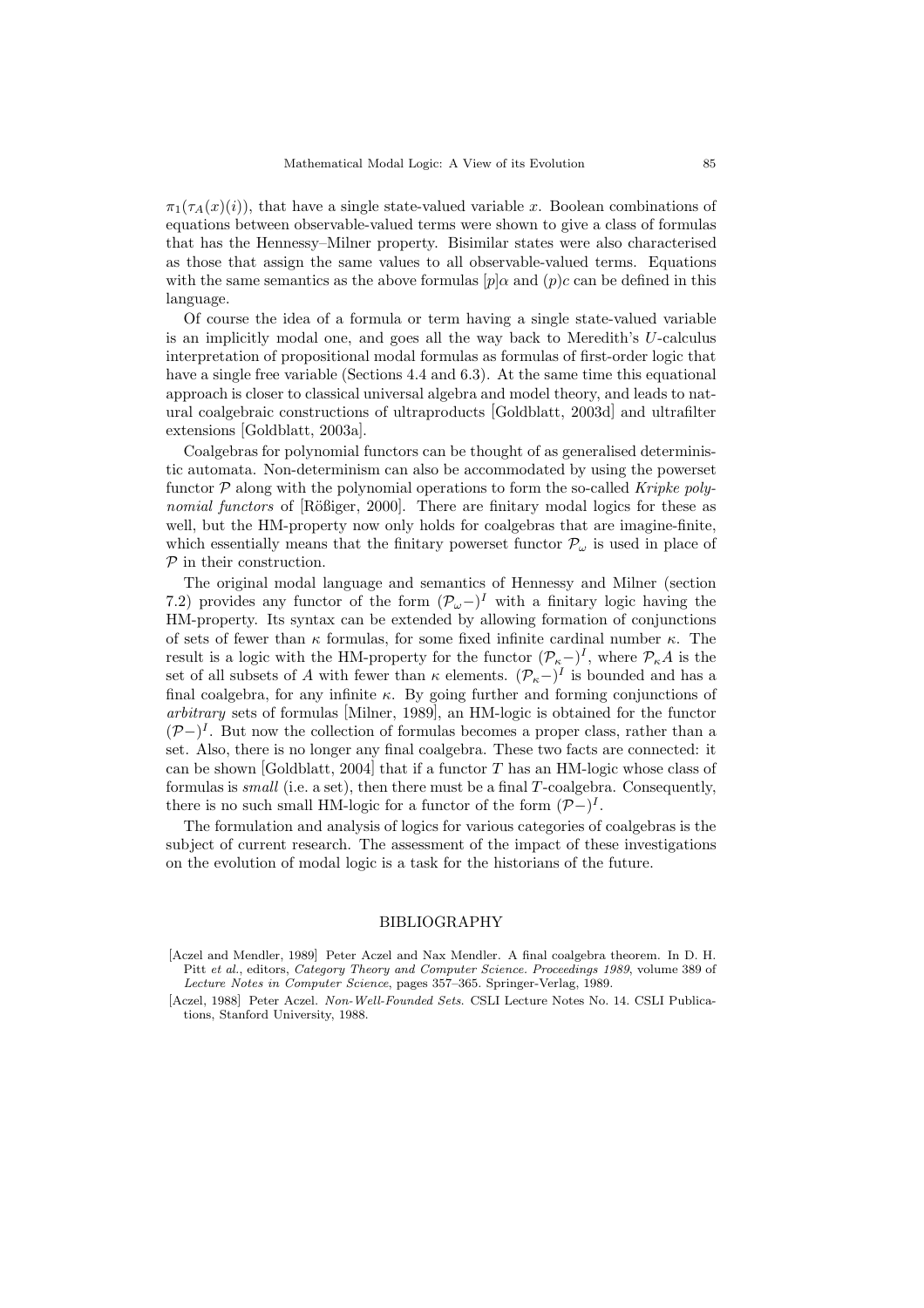$\pi_1(\tau_A(x)(i))$, that have a single state-valued variable $x$. Boolean combinations of equations between observable-valued terms were shown to give a class of formulas that has the Hennessy–Milner property. Bisimilar states were also characterised as those that assign the same values to all observable-valued terms. Equations with the same semantics as the above formulas $[p]\alpha$ and $(p)c$ can be defined in this language.

Of course the idea of a formula or term having a single state-valued variable is an implicitly modal one, and goes all the way back to Meredith's $U$-calculus interpretation of propositional modal formulas as formulas of first-order logic that have a single free variable (Sections 4.4 and 6.3). At the same time this equational approach is closer to classical universal algebra and model theory, and leads to natural coalgebraic constructions of ultraproducts [Goldblatt, 2003d] and ultrafilter extensions [Goldblatt, 2003a].

Coalgebras for polynomial functors can be thought of as generalised deterministic automata. Non-determinism can also be accommodated by using the powerset functor $\mathcal{P}$ along with the polynomial operations to form the so-called *Kripke polynomial functors* of [Rößiger, 2000]. There are finitary modal logics for these as well, but the HM-property now only holds for coalgebras that are imagine-finite, which essentially means that the finitary powerset functor $\mathcal{P}_\omega$ is used in place of $\mathcal{P}$ in their construction.

The original modal language and semantics of Hennessy and Milner (section 7.2) provides any functor of the form $(\mathcal{P}_\omega -)^I$ with a finitary logic having the HM-property. Its syntax can be extended by allowing formation of conjunctions of sets of fewer than $\kappa$ formulas, for some fixed infinite cardinal number $\kappa$. The result is a logic with the HM-property for the functor $(\mathcal{P}_\kappa -)^I$, where $\mathcal{P}_\kappa A$ is the set of all subsets of $A$ with fewer than $\kappa$ elements. $(\mathcal{P}_\kappa -)^I$ is bounded and has a final coalgebra, for any infinite $\kappa$. By going further and forming conjunctions of *arbitrary* sets of formulas [Milner, 1989], an HM-logic is obtained for the functor $(\mathcal{P}-)^I$. But now the collection of formulas becomes a proper class, rather than a set. Also, there is no longer any final coalgebra. These two facts are connected: it can be shown [Goldblatt, 2004] that if a functor $T$ has an HM-logic whose class of formulas is *small* (i.e. a set), then there must be a final $T$-coalgebra. Consequently, there is no such small HM-logic for a functor of the form $(\mathcal{P}-)^I$.

The formulation and analysis of logics for various categories of coalgebras is the subject of current research. The assessment of the impact of these investigations on the evolution of modal logic is a task for the historians of the future.

## BIBLIOGRAPHY

[Aczel and Mendler, 1989] Peter Aczel and Nax Mendler. A final coalgebra theorem. In D. H. Pitt *et al.*, editors, *Category Theory and Computer Science. Proceedings 1989*, volume 389 of *Lecture Notes in Computer Science*, pages 357–365. Springer-Verlag, 1989.

[Aczel, 1988] Peter Aczel. *Non-Well-Founded Sets*. CSLI Lecture Notes No. 14. CSLI Publications, Stanford University, 1988.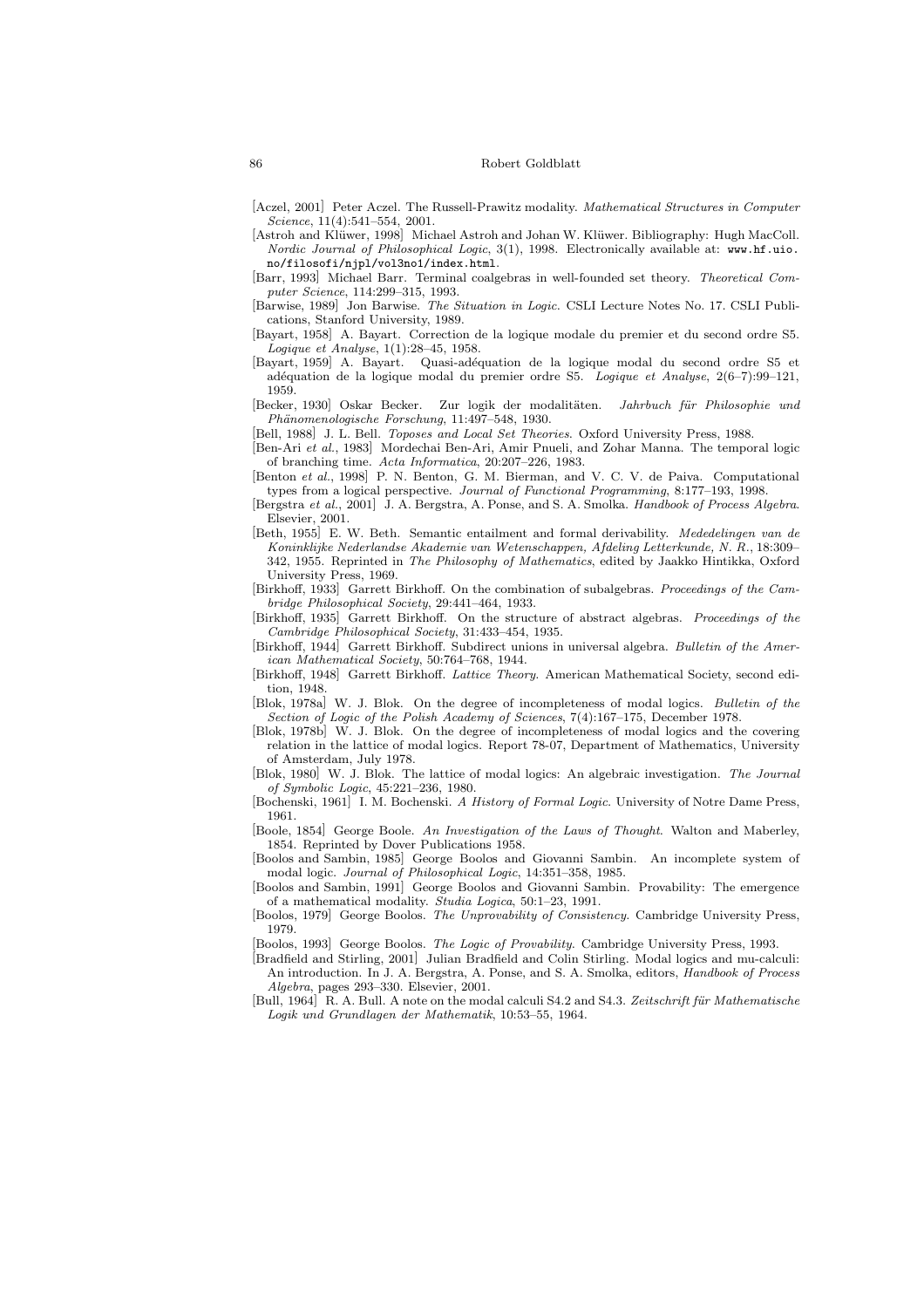[Aczel, 2001] Peter Aczel. The Russell-Prawitz modality. *Mathematical Structures in Computer Science*, 11(4):541–554, 2001.

[Astroh and Klüwer, 1998] Michael Astroh and Johan W. Klüwer. Bibliography: Hugh MacColl. *Nordic Journal of Philosophical Logic*, 3(1), 1998. Electronically available at: `www.hf.uio.no/filosofi/njpl/vol3no1/index.html`.

[Barr, 1993] Michael Barr. Terminal coalgebras in well-founded set theory. *Theoretical Computer Science*, 114:299–315, 1993.

[Barwise, 1989] Jon Barwise. *The Situation in Logic*. CSLI Lecture Notes No. 17. CSLI Publications, Stanford University, 1989.

[Bayart, 1958] A. Bayart. Correction de la logique modale du premier et du second ordre S5. *Logique et Analyse*, 1(1):28–45, 1958.

[Bayart, 1959] A. Bayart. Quasi-adéquation de la logique modal du second ordre S5 et adéquation de la logique modal du premier ordre S5. *Logique et Analyse*, 2(6–7):99–121, 1959.

[Becker, 1930] Oskar Becker. Zur logik der modalitäten. *Jahrbuch für Philosophie und Phänomenologische Forschung*, 11:497–548, 1930.

[Bell, 1988] J. L. Bell. *Toposes and Local Set Theories*. Oxford University Press, 1988.

[Ben-Ari *et al.*, 1983] Mordechai Ben-Ari, Amir Pnueli, and Zohar Manna. The temporal logic of branching time. *Acta Informatica*, 20:207–226, 1983.

[Benton *et al.*, 1998] P. N. Benton, G. M. Bierman, and V. C. V. de Paiva. Computational types from a logical perspective. *Journal of Functional Programming*, 8:177–193, 1998.

[Bergstra *et al.*, 2001] J. A. Bergstra, A. Ponse, and S. A. Smolka. *Handbook of Process Algebra*. Elsevier, 2001.

[Beth, 1955] E. W. Beth. Semantic entailment and formal derivability. *Mededelingen van de Koninklijke Nederlandse Akademie van Wetenschappen, Afdeling Letterkunde, N. R.*, 18:309–342, 1955. Reprinted in *The Philosophy of Mathematics*, edited by Jaakko Hintikka, Oxford University Press, 1969.

[Birkhoff, 1933] Garrett Birkhoff. On the combination of subalgebras. *Proceedings of the Cambridge Philosophical Society*, 29:441–464, 1933.

[Birkhoff, 1935] Garrett Birkhoff. On the structure of abstract algebras. *Proceedings of the Cambridge Philosophical Society*, 31:433–454, 1935.

[Birkhoff, 1944] Garrett Birkhoff. Subdirect unions in universal algebra. *Bulletin of the American Mathematical Society*, 50:764–768, 1944.

[Birkhoff, 1948] Garrett Birkhoff. *Lattice Theory*. American Mathematical Society, second edition, 1948.

[Blok, 1978a] W. J. Blok. On the degree of incompleteness of modal logics. *Bulletin of the Section of Logic of the Polish Academy of Sciences*, 7(4):167–175, December 1978.

[Blok, 1978b] W. J. Blok. On the degree of incompleteness of modal logics and the covering relation in the lattice of modal logics. Report 78-07, Department of Mathematics, University of Amsterdam, July 1978.

[Blok, 1980] W. J. Blok. The lattice of modal logics: An algebraic investigation. *The Journal of Symbolic Logic*, 45:221–236, 1980.

[Bochenski, 1961] I. M. Bochenski. *A History of Formal Logic*. University of Notre Dame Press, 1961.

[Boole, 1854] George Boole. *An Investigation of the Laws of Thought*. Walton and Maberley, 1854. Reprinted by Dover Publications 1958.

[Boolos and Sambin, 1985] George Boolos and Giovanni Sambin. An incomplete system of modal logic. *Journal of Philosophical Logic*, 14:351–358, 1985.

[Boolos and Sambin, 1991] George Boolos and Giovanni Sambin. Provability: The emergence of a mathematical modality. *Studia Logica*, 50:1–23, 1991.

[Boolos, 1979] George Boolos. *The Unprovability of Consistency*. Cambridge University Press, 1979.

[Boolos, 1993] George Boolos. *The Logic of Provability*. Cambridge University Press, 1993.

[Bradfield and Stirling, 2001] Julian Bradfield and Colin Stirling. Modal logics and mu-calculi: An introduction. In J. A. Bergstra, A. Ponse, and S. A. Smolka, editors, *Handbook of Process Algebra*, pages 293–330. Elsevier, 2001.

[Bull, 1964] R. A. Bull. A note on the modal calculi S4.2 and S4.3. *Zeitschrift für Mathematische Logik und Grundlagen der Mathematik*, 10:53–55, 1964.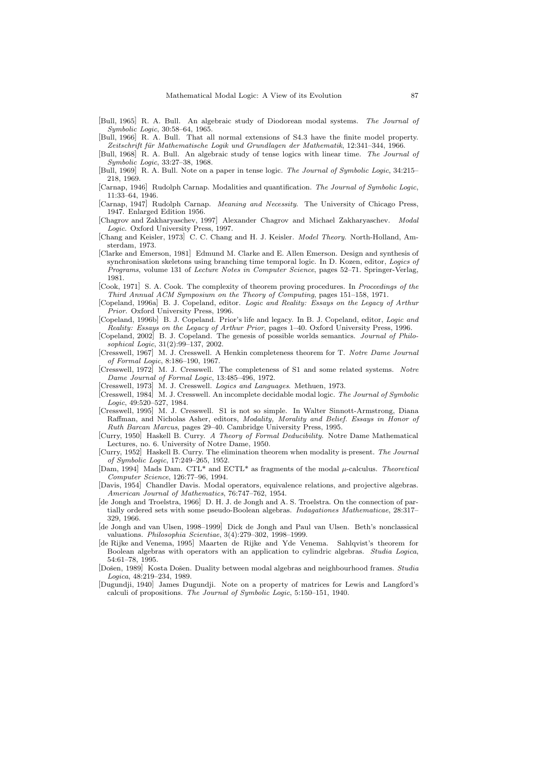[Bull, 1965] R. A. Bull. An algebraic study of Diodorean modal systems. *The Journal of Symbolic Logic*, 30:58–64, 1965.

[Bull, 1966] R. A. Bull. That all normal extensions of S4.3 have the finite model property. *Zeitschrift für Mathematische Logik und Grundlagen der Mathematik*, 12:341–344, 1966.

[Bull, 1968] R. A. Bull. An algebraic study of tense logics with linear time. *The Journal of Symbolic Logic*, 33:27–38, 1968.

[Bull, 1969] R. A. Bull. Note on a paper in tense logic. *The Journal of Symbolic Logic*, 34:215–218, 1969.

[Carnap, 1946] Rudolph Carnap. Modalities and quantification. *The Journal of Symbolic Logic*, 11:33–64, 1946.

[Carnap, 1947] Rudolph Carnap. *Meaning and Necessity*. The University of Chicago Press, 1947. Enlarged Edition 1956.

[Chagrov and Zakharyaschev, 1997] Alexander Chagrov and Michael Zakharyaschev. *Modal Logic*. Oxford University Press, 1997.

[Chang and Keisler, 1973] C. C. Chang and H. J. Keisler. *Model Theory*. North-Holland, Amsterdam, 1973.

[Clarke and Emerson, 1981] Edmund M. Clarke and E. Allen Emerson. Design and synthesis of synchronisation skeletons using branching time temporal logic. In D. Kozen, editor, *Logics of Programs*, volume 131 of *Lecture Notes in Computer Science*, pages 52–71. Springer-Verlag, 1981.

[Cook, 1971] S. A. Cook. The complexity of theorem proving procedures. In *Proceedings of the Third Annual ACM Symposium on the Theory of Computing*, pages 151–158, 1971.

[Copeland, 1996a] B. J. Copeland, editor. *Logic and Reality: Essays on the Legacy of Arthur Prior*. Oxford University Press, 1996.

[Copeland, 1996b] B. J. Copeland. Prior's life and legacy. In B. J. Copeland, editor, *Logic and Reality: Essays on the Legacy of Arthur Prior*, pages 1–40. Oxford University Press, 1996.

[Copeland, 2002] B. J. Copeland. The genesis of possible worlds semantics. *Journal of Philosophical Logic*, 31(2):99–137, 2002.

[Cresswell, 1967] M. J. Cresswell. A Henkin completeness theorem for T. *Notre Dame Journal of Formal Logic*, 8:186–190, 1967.

[Cresswell, 1972] M. J. Cresswell. The completeness of S1 and some related systems. *Notre Dame Journal of Formal Logic*, 13:485–496, 1972.

[Cresswell, 1973] M. J. Cresswell. *Logics and Languages*. Methuen, 1973.

[Cresswell, 1984] M. J. Cresswell. An incomplete decidable modal logic. *The Journal of Symbolic Logic*, 49:520–527, 1984.

[Cresswell, 1995] M. J. Cresswell. S1 is not so simple. In Walter Sinnott-Armstrong, Diana Raffman, and Nicholas Asher, editors, *Modality, Morality and Belief. Essays in Honor of Ruth Barcan Marcus*, pages 29–40. Cambridge University Press, 1995.

[Curry, 1950] Haskell B. Curry. *A Theory of Formal Deducibility*. Notre Dame Mathematical Lectures, no. 6. University of Notre Dame, 1950.

[Curry, 1952] Haskell B. Curry. The elimination theorem when modality is present. *The Journal of Symbolic Logic*, 17:249–265, 1952.

[Dam, 1994] Mads Dam. CTL* and ECTL* as fragments of the modal $\mu$-calculus. *Theoretical Computer Science*, 126:77–96, 1994.

[Davis, 1954] Chandler Davis. Modal operators, equivalence relations, and projective algebras. *American Journal of Mathematics*, 76:747–762, 1954.

[de Jongh and Troelstra, 1966] D. H. J. de Jongh and A. S. Troelstra. On the connection of partially ordered sets with some pseudo-Boolean algebras. *Indagationes Mathematicae*, 28:317–329, 1966.

[de Jongh and van Ulsen, 1998–1999] Dick de Jongh and Paul van Ulsen. Beth's nonclassical valuations. *Philosophia Scientiae*, 3(4):279–302, 1998–1999.

[de Rijke and Venema, 1995] Maarten de Rijke and Yde Venema. Sahlqvist's theorem for Boolean algebras with operators with an application to cylindric algebras. *Studia Logica*, 54:61–78, 1995.

[Došen, 1989] Kosta Došen. Duality between modal algebras and neighbourhood frames. *Studia Logica*, 48:219–234, 1989.

[Dugundji, 1940] James Dugundji. Note on a property of matrices for Lewis and Langford's calculi of propositions. *The Journal of Symbolic Logic*, 5:150–151, 1940.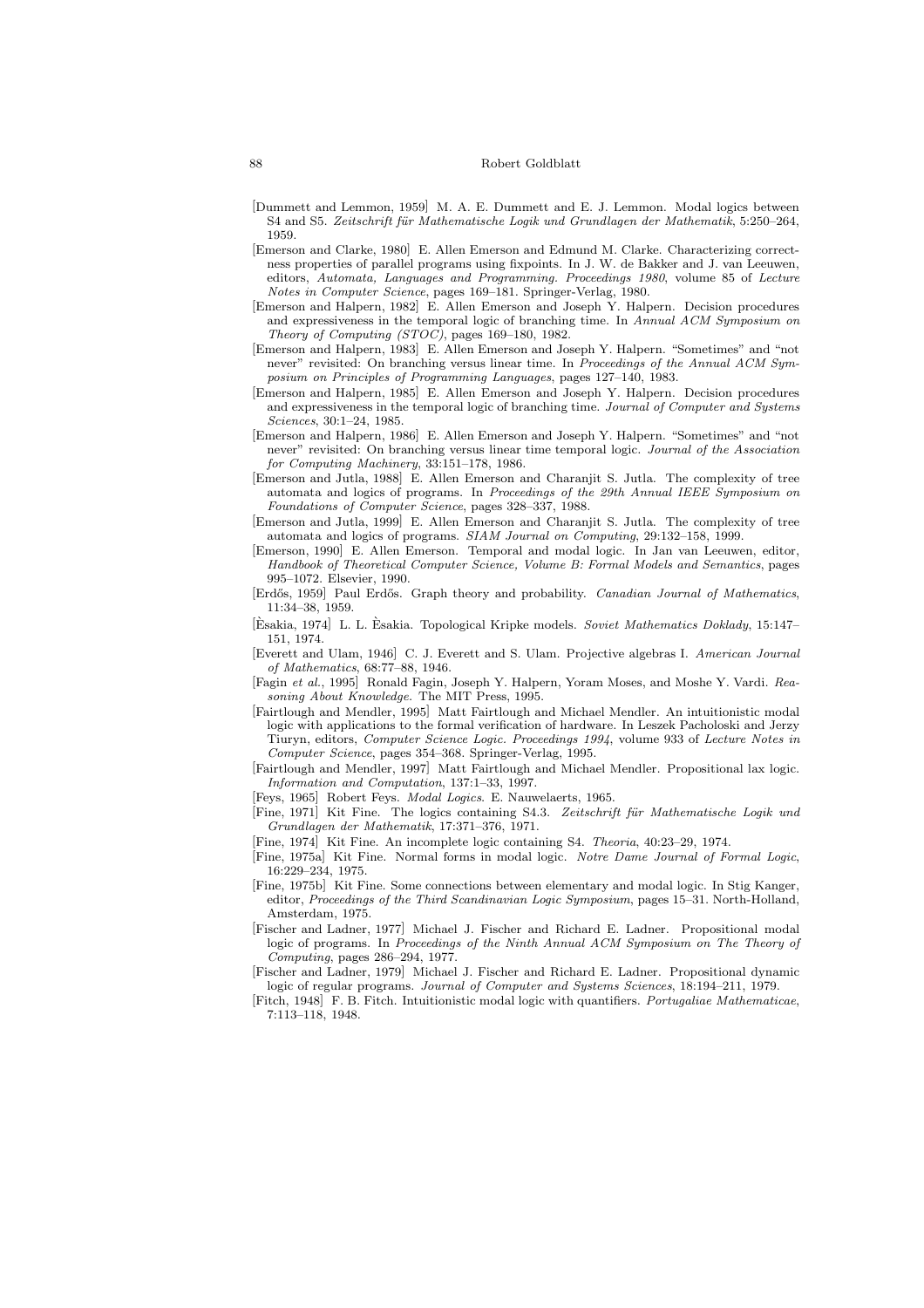[Dummett and Lemmon, 1959] M. A. E. Dummett and E. J. Lemmon. Modal logics between S4 and S5. *Zeitschrift für Mathematische Logik und Grundlagen der Mathematik*, 5:250–264, 1959.

[Emerson and Clarke, 1980] E. Allen Emerson and Edmund M. Clarke. Characterizing correctness properties of parallel programs using fixpoints. In J. W. de Bakker and J. van Leeuwen, editors, *Automata, Languages and Programming. Proceedings 1980*, volume 85 of *Lecture Notes in Computer Science*, pages 169–181. Springer-Verlag, 1980.

[Emerson and Halpern, 1982] E. Allen Emerson and Joseph Y. Halpern. Decision procedures and expressiveness in the temporal logic of branching time. In *Annual ACM Symposium on Theory of Computing (STOC)*, pages 169–180, 1982.

[Emerson and Halpern, 1983] E. Allen Emerson and Joseph Y. Halpern. "Sometimes" and "not never" revisited: On branching versus linear time. In *Proceedings of the Annual ACM Symposium on Principles of Programming Languages*, pages 127–140, 1983.

[Emerson and Halpern, 1985] E. Allen Emerson and Joseph Y. Halpern. Decision procedures and expressiveness in the temporal logic of branching time. *Journal of Computer and Systems Sciences*, 30:1–24, 1985.

[Emerson and Halpern, 1986] E. Allen Emerson and Joseph Y. Halpern. "Sometimes" and "not never" revisited: On branching versus linear time temporal logic. *Journal of the Association for Computing Machinery*, 33:151–178, 1986.

[Emerson and Jutla, 1988] E. Allen Emerson and Charanjit S. Jutla. The complexity of tree automata and logics of programs. In *Proceedings of the 29th Annual IEEE Symposium on Foundations of Computer Science*, pages 328–337, 1988.

[Emerson and Jutla, 1999] E. Allen Emerson and Charanjit S. Jutla. The complexity of tree automata and logics of programs. *SIAM Journal on Computing*, 29:132–158, 1999.

[Emerson, 1990] E. Allen Emerson. Temporal and modal logic. In Jan van Leeuwen, editor, *Handbook of Theoretical Computer Science, Volume B: Formal Models and Semantics*, pages 995–1072. Elsevier, 1990.

[Erdős, 1959] Paul Erdős. Graph theory and probability. *Canadian Journal of Mathematics*, 11:34–38, 1959.

[Èsakia, 1974] L. L. Èsakia. Topological Kripke models. *Soviet Mathematics Doklady*, 15:147–151, 1974.

[Everett and Ulam, 1946] C. J. Everett and S. Ulam. Projective algebras I. *American Journal of Mathematics*, 68:77–88, 1946.

[Fagin *et al.*, 1995] Ronald Fagin, Joseph Y. Halpern, Yoram Moses, and Moshe Y. Vardi. *Reasoning About Knowledge*. The MIT Press, 1995.

[Fairtlough and Mendler, 1995] Matt Fairtlough and Michael Mendler. An intuitionistic modal logic with applications to the formal verification of hardware. In Leszek Pacholoski and Jerzy Tiuryn, editors, *Computer Science Logic. Proceedings 1994*, volume 933 of *Lecture Notes in Computer Science*, pages 354–368. Springer-Verlag, 1995.

[Fairtlough and Mendler, 1997] Matt Fairtlough and Michael Mendler. Propositional lax logic. *Information and Computation*, 137:1–33, 1997.

[Feys, 1965] Robert Feys. *Modal Logics*. E. Nauwelaerts, 1965.

[Fine, 1971] Kit Fine. The logics containing S4.3. *Zeitschrift für Mathematische Logik und Grundlagen der Mathematik*, 17:371–376, 1971.

[Fine, 1974] Kit Fine. An incomplete logic containing S4. *Theoria*, 40:23–29, 1974.

[Fine, 1975a] Kit Fine. Normal forms in modal logic. *Notre Dame Journal of Formal Logic*, 16:229–234, 1975.

[Fine, 1975b] Kit Fine. Some connections between elementary and modal logic. In Stig Kanger, editor, *Proceedings of the Third Scandinavian Logic Symposium*, pages 15–31. North-Holland, Amsterdam, 1975.

[Fischer and Ladner, 1977] Michael J. Fischer and Richard E. Ladner. Propositional modal logic of programs. In *Proceedings of the Ninth Annual ACM Symposium on The Theory of Computing*, pages 286–294, 1977.

[Fischer and Ladner, 1979] Michael J. Fischer and Richard E. Ladner. Propositional dynamic logic of regular programs. *Journal of Computer and Systems Sciences*, 18:194–211, 1979.

[Fitch, 1948] F. B. Fitch. Intuitionistic modal logic with quantifiers. *Portugaliae Mathematicae*, 7:113–118, 1948.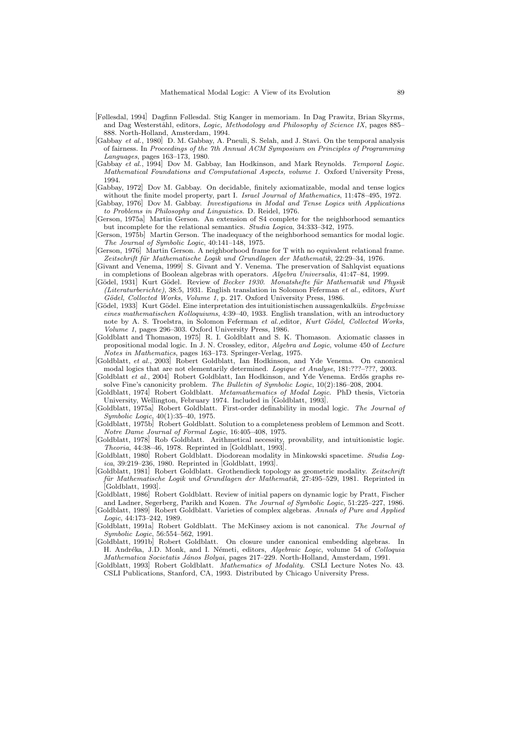[Føllesdal, 1994] Dagfinn Føllesdal. Stig Kanger in memoriam. In Dag Prawitz, Brian Skyrms, and Dag Westerståhl, editors, *Logic, Methodology and Philosophy of Science IX*, pages 885–888. North-Holland, Amsterdam, 1994.

[Gabbay *et al.*, 1980] D. M. Gabbay, A. Pneuli, S. Selah, and J. Stavi. On the temporal analysis of fairness. In *Proceedings of the 7th Annual ACM Symposium on Principles of Programming Languages*, pages 163–173, 1980.

[Gabbay *et al.*, 1994] Dov M. Gabbay, Ian Hodkinson, and Mark Reynolds. *Temporal Logic. Mathematical Foundations and Computational Aspects, volume 1.* Oxford University Press, 1994.

[Gabbay, 1972] Dov M. Gabbay. On decidable, finitely axiomatizable, modal and tense logics without the finite model property, part I. *Israel Journal of Mathematics*, 11:478–495, 1972.

[Gabbay, 1976] Dov M. Gabbay. *Investigations in Modal and Tense Logics with Applications to Problems in Philosophy and Linguistics*. D. Reidel, 1976.

[Gerson, 1975a] Martin Gerson. An extension of S4 complete for the neighborhood semantics but incomplete for the relational semantics. *Studia Logica*, 34:333–342, 1975.

[Gerson, 1975b] Martin Gerson. The inadequacy of the neighborhood semantics for modal logic. *The Journal of Symbolic Logic*, 40:141–148, 1975.

[Gerson, 1976] Martin Gerson. A neighborhood frame for T with no equivalent relational frame. *Zeitschrift für Mathematische Logik und Grundlagen der Mathematik*, 22:29–34, 1976.

[Givant and Venema, 1999] S. Givant and Y. Venema. The preservation of Sahlqvist equations in completions of Boolean algebras with operators. *Algebra Universalis*, 41:47–84, 1999.

[Gödel, 1931] Kurt Gödel. Review of *Becker 1930*. *Monatshefte für Mathematik und Physik (Literaturberichte)*, 38:5, 1931. English translation in Solomon Feferman *et al.*, editors, *Kurt Gödel, Collected Works, Volume 1*, p. 217. Oxford University Press, 1986.

[Gödel, 1933] Kurt Gödel. Eine interpretation des intuitionistischen aussagenkalküls. *Ergebnisse eines mathematischen Kolloquiums*, 4:39–40, 1933. English translation, with an introductory note by A. S. Troelstra, in Solomon Feferman *et al.*,editor, *Kurt Gödel, Collected Works, Volume 1*, pages 296–303. Oxford University Press, 1986.

[Goldblatt and Thomason, 1975] R. I. Goldblatt and S. K. Thomason. Axiomatic classes in propositional modal logic. In J. N. Crossley, editor, *Algebra and Logic*, volume 450 of *Lecture Notes in Mathematics*, pages 163–173. Springer-Verlag, 1975.

[Goldblatt, *et al.*, 2003] Robert Goldblatt, Ian Hodkinson, and Yde Venema. On canonical modal logics that are not elementarily determined. *Logique et Analyse*, 181:???–???, 2003.

[Goldblatt *et al.*, 2004] Robert Goldblatt, Ian Hodkinson, and Yde Venema. Erdős graphs resolve Fine's canonicity problem. *The Bulletin of Symbolic Logic*, 10(2):186–208, 2004.

[Goldblatt, 1974] Robert Goldblatt. *Metamathematics of Modal Logic*. PhD thesis, Victoria University, Wellington, February 1974. Included in [Goldblatt, 1993].

[Goldblatt, 1975a] Robert Goldblatt. First-order definability in modal logic. *The Journal of Symbolic Logic*, 40(1):35–40, 1975.

[Goldblatt, 1975b] Robert Goldblatt. Solution to a completeness problem of Lemmon and Scott. *Notre Dame Journal of Formal Logic*, 16:405–408, 1975.

[Goldblatt, 1978] Rob Goldblatt. Arithmetical necessity, provability, and intuitionistic logic. *Theoria*, 44:38–46, 1978. Reprinted in [Goldblatt, 1993].

[Goldblatt, 1980] Robert Goldblatt. Diodorean modality in Minkowski spacetime. *Studia Logica*, 39:219–236, 1980. Reprinted in [Goldblatt, 1993].

[Goldblatt, 1981] Robert Goldblatt. Grothendieck topology as geometric modality. *Zeitschrift für Mathematische Logik und Grundlagen der Mathematik*, 27:495–529, 1981. Reprinted in [Goldblatt, 1993].

[Goldblatt, 1986] Robert Goldblatt. Review of initial papers on dynamic logic by Pratt, Fischer and Ladner, Segerberg, Parikh and Kozen. *The Journal of Symbolic Logic*, 51:225–227, 1986.

[Goldblatt, 1989] Robert Goldblatt. Varieties of complex algebras. *Annals of Pure and Applied Logic*, 44:173–242, 1989.

[Goldblatt, 1991a] Robert Goldblatt. The McKinsey axiom is not canonical. *The Journal of Symbolic Logic*, 56:554–562, 1991.

[Goldblatt, 1991b] Robert Goldblatt. On closure under canonical embedding algebras. In H. Andréka, J.D. Monk, and I. Németi, editors, *Algebraic Logic*, volume 54 of *Colloquia Mathematica Societatis János Bolyai*, pages 217–229. North-Holland, Amsterdam, 1991.

[Goldblatt, 1993] Robert Goldblatt. *Mathematics of Modality*. CSLI Lecture Notes No. 43. CSLI Publications, Stanford, CA, 1993. Distributed by Chicago University Press.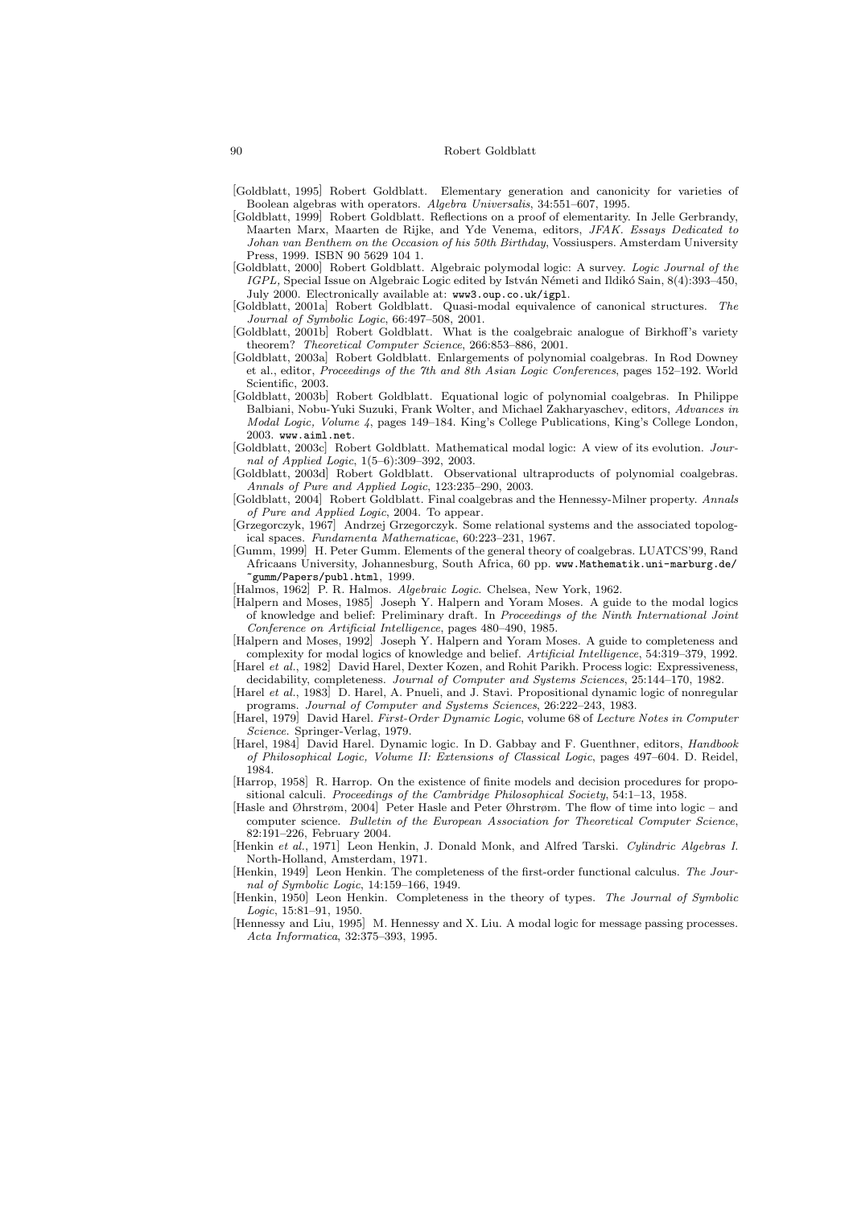[Goldblatt, 1995] Robert Goldblatt. Elementary generation and canonicity for varieties of Boolean algebras with operators. *Algebra Universalis*, 34:551–607, 1995.

[Goldblatt, 1999] Robert Goldblatt. Reflections on a proof of elementarity. In Jelle Gerbrandy, Maarten Marx, Maarten de Rijke, and Yde Venema, editors, *JFAK. Essays Dedicated to Johan van Benthem on the Occasion of his 50th Birthday*, Vossiuspers. Amsterdam University Press, 1999. ISBN 90 5629 104 1.

[Goldblatt, 2000] Robert Goldblatt. Algebraic polymodal logic: A survey. *Logic Journal of the IGPL*, Special Issue on Algebraic Logic edited by István Németi and Ildikó Sain, 8(4):393–450, July 2000. Electronically available at: www3.oup.co.uk/igpl.

[Goldblatt, 2001a] Robert Goldblatt. Quasi-modal equivalence of canonical structures. *The Journal of Symbolic Logic*, 66:497–508, 2001.

[Goldblatt, 2001b] Robert Goldblatt. What is the coalgebraic analogue of Birkhoff's variety theorem? *Theoretical Computer Science*, 266:853–886, 2001.

[Goldblatt, 2003a] Robert Goldblatt. Enlargements of polynomial coalgebras. In Rod Downey et al., editor, *Proceedings of the 7th and 8th Asian Logic Conferences*, pages 152–192. World Scientific, 2003.

[Goldblatt, 2003b] Robert Goldblatt. Equational logic of polynomial coalgebras. In Philippe Balbiani, Nobu-Yuki Suzuki, Frank Wolter, and Michael Zakharyaschev, editors, *Advances in Modal Logic, Volume 4*, pages 149–184. King's College Publications, King's College London, 2003. www.aiml.net.

[Goldblatt, 2003c] Robert Goldblatt. Mathematical modal logic: A view of its evolution. *Journal of Applied Logic*, 1(5–6):309–392, 2003.

[Goldblatt, 2003d] Robert Goldblatt. Observational ultraproducts of polynomial coalgebras. *Annals of Pure and Applied Logic*, 123:235–290, 2003.

[Goldblatt, 2004] Robert Goldblatt. Final coalgebras and the Hennessy-Milner property. *Annals of Pure and Applied Logic*, 2004. To appear.

[Grzegorczyk, 1967] Andrzej Grzegorczyk. Some relational systems and the associated topological spaces. *Fundamenta Mathematicae*, 60:223–231, 1967.

[Gumm, 1999] H. Peter Gumm. Elements of the general theory of coalgebras. LUATCS'99, Rand Africaans University, Johannesburg, South Africa, 60 pp. www.Mathematik.uni-marburg.de/~gumm/Papers/publ.html, 1999.

[Halmos, 1962] P. R. Halmos. *Algebraic Logic*. Chelsea, New York, 1962.

[Halpern and Moses, 1985] Joseph Y. Halpern and Yoram Moses. A guide to the modal logics of knowledge and belief: Preliminary draft. In *Proceedings of the Ninth International Joint Conference on Artificial Intelligence*, pages 480–490, 1985.

[Halpern and Moses, 1992] Joseph Y. Halpern and Yoram Moses. A guide to completeness and complexity for modal logics of knowledge and belief. *Artificial Intelligence*, 54:319–379, 1992.

[Harel *et al.*, 1982] David Harel, Dexter Kozen, and Rohit Parikh. Process logic: Expressiveness, decidability, completeness. *Journal of Computer and Systems Sciences*, 25:144–170, 1982.

[Harel *et al.*, 1983] D. Harel, A. Pnueli, and J. Stavi. Propositional dynamic logic of nonregular programs. *Journal of Computer and Systems Sciences*, 26:222–243, 1983.

[Harel, 1979] David Harel. *First-Order Dynamic Logic*, volume 68 of *Lecture Notes in Computer Science*. Springer-Verlag, 1979.

[Harel, 1984] David Harel. Dynamic logic. In D. Gabbay and F. Guenthner, editors, *Handbook of Philosophical Logic, Volume II: Extensions of Classical Logic*, pages 497–604. D. Reidel, 1984.

[Harrop, 1958] R. Harrop. On the existence of finite models and decision procedures for propositional calculi. *Proceedings of the Cambridge Philosophical Society*, 54:1–13, 1958.

[Hasle and Øhrstrøm, 2004] Peter Hasle and Peter Øhrstrøm. The flow of time into logic – and computer science. *Bulletin of the European Association for Theoretical Computer Science*, 82:191–226, February 2004.

[Henkin *et al.*, 1971] Leon Henkin, J. Donald Monk, and Alfred Tarski. *Cylindric Algebras I*. North-Holland, Amsterdam, 1971.

[Henkin, 1949] Leon Henkin. The completeness of the first-order functional calculus. *The Journal of Symbolic Logic*, 14:159–166, 1949.

[Henkin, 1950] Leon Henkin. Completeness in the theory of types. *The Journal of Symbolic Logic*, 15:81–91, 1950.

[Hennessy and Liu, 1995] M. Hennessy and X. Liu. A modal logic for message passing processes. *Acta Informatica*, 32:375–393, 1995.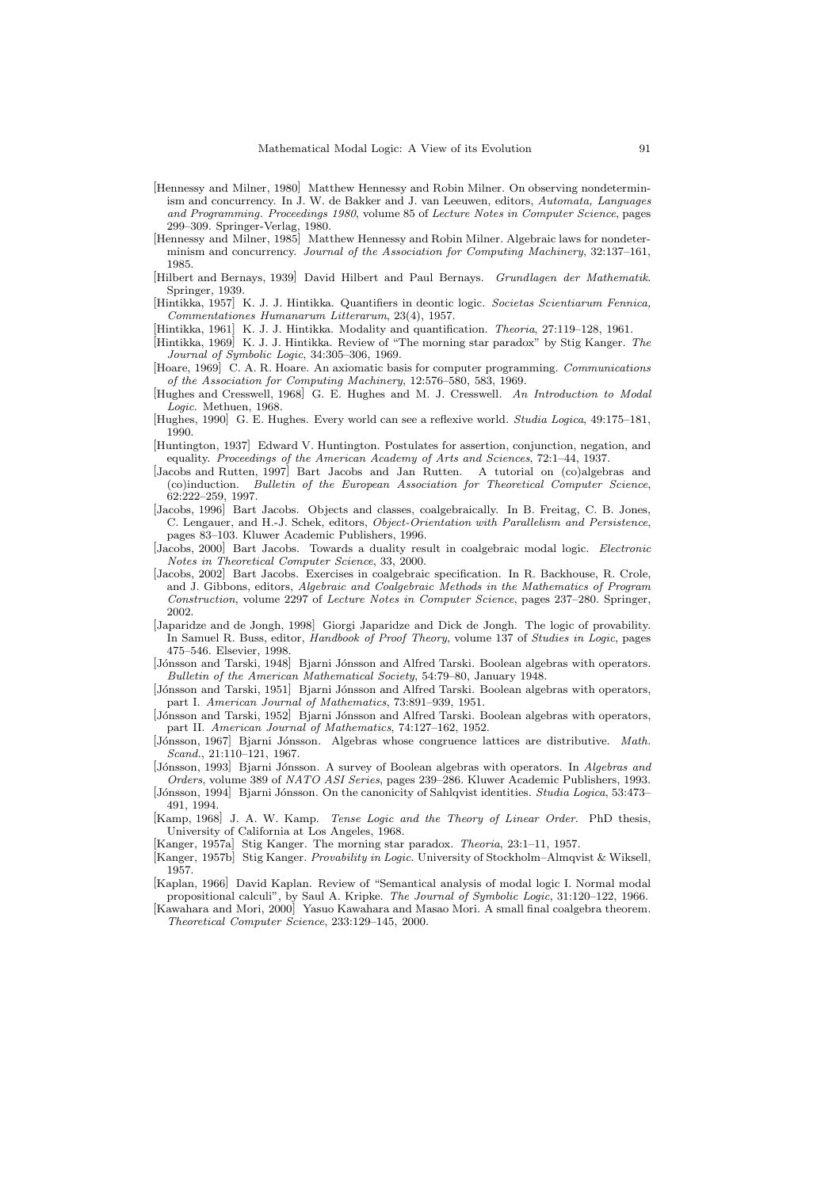[Hennessy and Milner, 1980] Matthew Hennessy and Robin Milner. On observing nondeterminism and concurrency. In J. W. de Bakker and J. van Leeuwen, editors, *Automata, Languages and Programming. Proceedings 1980*, volume 85 of *Lecture Notes in Computer Science*, pages 299–309. Springer-Verlag, 1980.

[Hennessy and Milner, 1985] Matthew Hennessy and Robin Milner. Algebraic laws for nondeterminism and concurrency. *Journal of the Association for Computing Machinery*, 32:137–161, 1985.

[Hilbert and Bernays, 1939] David Hilbert and Paul Bernays. *Grundlagen der Mathematik*. Springer, 1939.

[Hintikka, 1957] K. J. J. Hintikka. Quantifiers in deontic logic. *Societas Scientiarum Fennica, Commentationes Humanarum Litterarum*, 23(4), 1957.

[Hintikka, 1961] K. J. J. Hintikka. Modality and quantification. *Theoria*, 27:119–128, 1961.

[Hintikka, 1969] K. J. J. Hintikka. Review of "The morning star paradox" by Stig Kanger. *The Journal of Symbolic Logic*, 34:305–306, 1969.

[Hoare, 1969] C. A. R. Hoare. An axiomatic basis for computer programming. *Communications of the Association for Computing Machinery*, 12:576–580, 583, 1969.

[Hughes and Cresswell, 1968] G. E. Hughes and M. J. Cresswell. *An Introduction to Modal Logic*. Methuen, 1968.

[Hughes, 1990] G. E. Hughes. Every world can see a reflexive world. *Studia Logica*, 49:175–181, 1990.

[Huntington, 1937] Edward V. Huntington. Postulates for assertion, conjunction, negation, and equality. *Proceedings of the American Academy of Arts and Sciences*, 72:1–44, 1937.

[Jacobs and Rutten, 1997] Bart Jacobs and Jan Rutten. A tutorial on (co)algebras and (co)induction. *Bulletin of the European Association for Theoretical Computer Science*, 62:222–259, 1997.

[Jacobs, 1996] Bart Jacobs. Objects and classes, coalgebraically. In B. Freitag, C. B. Jones, C. Lengauer, and H.-J. Schek, editors, *Object-Orientation with Parallelism and Persistence*, pages 83–103. Kluwer Academic Publishers, 1996.

[Jacobs, 2000] Bart Jacobs. Towards a duality result in coalgebraic modal logic. *Electronic Notes in Theoretical Computer Science*, 33, 2000.

[Jacobs, 2002] Bart Jacobs. Exercises in coalgebraic specification. In R. Backhouse, R. Crole, and J. Gibbons, editors, *Algebraic and Coalgebraic Methods in the Mathematics of Program Construction*, volume 2297 of *Lecture Notes in Computer Science*, pages 237–280. Springer, 2002.

[Japaridze and de Jongh, 1998] Giorgi Japaridze and Dick de Jongh. The logic of provability. In Samuel R. Buss, editor, *Handbook of Proof Theory*, volume 137 of *Studies in Logic*, pages 475–546. Elsevier, 1998.

[Jónsson and Tarski, 1948] Bjarni Jónsson and Alfred Tarski. Boolean algebras with operators. *Bulletin of the American Mathematical Society*, 54:79–80, January 1948.

[Jónsson and Tarski, 1951] Bjarni Jónsson and Alfred Tarski. Boolean algebras with operators, part I. *American Journal of Mathematics*, 73:891–939, 1951.

[Jónsson and Tarski, 1952] Bjarni Jónsson and Alfred Tarski. Boolean algebras with operators, part II. *American Journal of Mathematics*, 74:127–162, 1952.

[Jónsson, 1967] Bjarni Jónsson. Algebras whose congruence lattices are distributive. *Math. Scand.*, 21:110–121, 1967.

[Jónsson, 1993] Bjarni Jónsson. A survey of Boolean algebras with operators. In *Algebras and Orders*, volume 389 of *NATO ASI Series*, pages 239–286. Kluwer Academic Publishers, 1993.

[Jónsson, 1994] Bjarni Jónsson. On the canonicity of Sahlqvist identities. *Studia Logica*, 53:473–491, 1994.

[Kamp, 1968] J. A. W. Kamp. *Tense Logic and the Theory of Linear Order*. PhD thesis, University of California at Los Angeles, 1968.

[Kanger, 1957a] Stig Kanger. The morning star paradox. *Theoria*, 23:1–11, 1957.

[Kanger, 1957b] Stig Kanger. *Provability in Logic*. University of Stockholm–Almqvist & Wiksell, 1957.

[Kaplan, 1966] David Kaplan. Review of "Semantical analysis of modal logic I. Normal modal propositional calculi", by Saul A. Kripke. *The Journal of Symbolic Logic*, 31:120–122, 1966.

[Kawahara and Mori, 2000] Yasuo Kawahara and Masao Mori. A small final coalgebra theorem. *Theoretical Computer Science*, 233:129–145, 2000.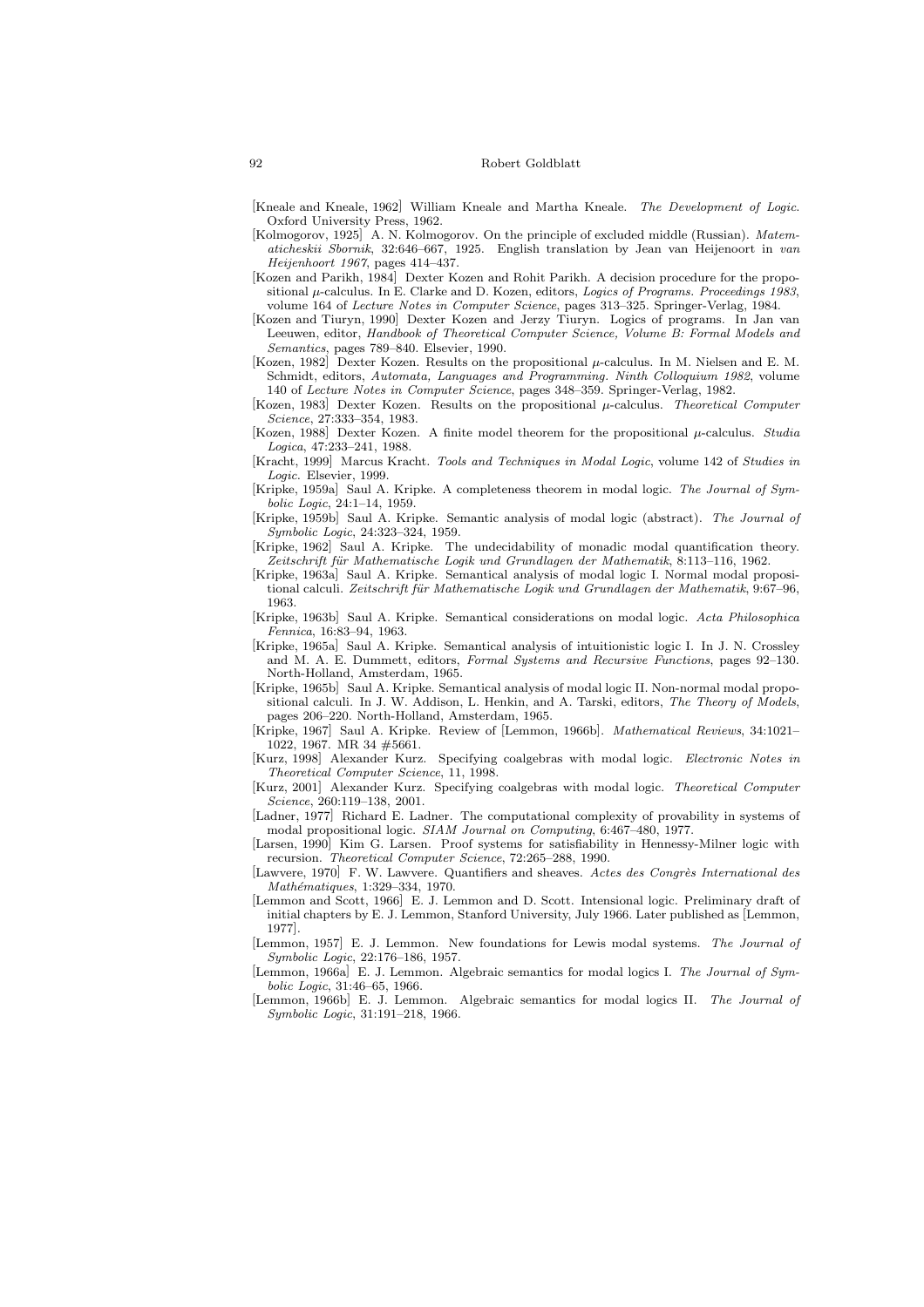[Kneale and Kneale, 1962] William Kneale and Martha Kneale. *The Development of Logic*. Oxford University Press, 1962.

[Kolmogorov, 1925] A. N. Kolmogorov. On the principle of excluded middle (Russian). *Matematicheskii Sbornik*, 32:646–667, 1925. English translation by Jean van Heijenoort in *van Heijenhoort 1967*, pages 414–437.

[Kozen and Parikh, 1984] Dexter Kozen and Rohit Parikh. A decision procedure for the propositional $\mu$-calculus. In E. Clarke and D. Kozen, editors, *Logics of Programs. Proceedings 1983*, volume 164 of *Lecture Notes in Computer Science*, pages 313–325. Springer-Verlag, 1984.

[Kozen and Tiuryn, 1990] Dexter Kozen and Jerzy Tiuryn. Logics of programs. In Jan van Leeuwen, editor, *Handbook of Theoretical Computer Science, Volume B: Formal Models and Semantics*, pages 789–840. Elsevier, 1990.

[Kozen, 1982] Dexter Kozen. Results on the propositional $\mu$-calculus. In M. Nielsen and E. M. Schmidt, editors, *Automata, Languages and Programming. Ninth Colloquium 1982*, volume 140 of *Lecture Notes in Computer Science*, pages 348–359. Springer-Verlag, 1982.

[Kozen, 1983] Dexter Kozen. Results on the propositional $\mu$-calculus. *Theoretical Computer Science*, 27:333–354, 1983.

[Kozen, 1988] Dexter Kozen. A finite model theorem for the propositional $\mu$-calculus. *Studia Logica*, 47:233–241, 1988.

[Kracht, 1999] Marcus Kracht. *Tools and Techniques in Modal Logic*, volume 142 of *Studies in Logic*. Elsevier, 1999.

[Kripke, 1959a] Saul A. Kripke. A completeness theorem in modal logic. *The Journal of Symbolic Logic*, 24:1–14, 1959.

[Kripke, 1959b] Saul A. Kripke. Semantic analysis of modal logic (abstract). *The Journal of Symbolic Logic*, 24:323–324, 1959.

[Kripke, 1962] Saul A. Kripke. The undecidability of monadic modal quantification theory. *Zeitschrift für Mathematische Logik und Grundlagen der Mathematik*, 8:113–116, 1962.

[Kripke, 1963a] Saul A. Kripke. Semantical analysis of modal logic I. Normal modal propositional calculi. *Zeitschrift für Mathematische Logik und Grundlagen der Mathematik*, 9:67–96, 1963.

[Kripke, 1963b] Saul A. Kripke. Semantical considerations on modal logic. *Acta Philosophica Fennica*, 16:83–94, 1963.

[Kripke, 1965a] Saul A. Kripke. Semantical analysis of intuitionistic logic I. In J. N. Crossley and M. A. E. Dummett, editors, *Formal Systems and Recursive Functions*, pages 92–130. North-Holland, Amsterdam, 1965.

[Kripke, 1965b] Saul A. Kripke. Semantical analysis of modal logic II. Non-normal modal propositional calculi. In J. W. Addison, L. Henkin, and A. Tarski, editors, *The Theory of Models*, pages 206–220. North-Holland, Amsterdam, 1965.

[Kripke, 1967] Saul A. Kripke. Review of [Lemmon, 1966b]. *Mathematical Reviews*, 34:1021–1022, 1967. MR 34 #5661.

[Kurz, 1998] Alexander Kurz. Specifying coalgebras with modal logic. *Electronic Notes in Theoretical Computer Science*, 11, 1998.

[Kurz, 2001] Alexander Kurz. Specifying coalgebras with modal logic. *Theoretical Computer Science*, 260:119–138, 2001.

[Ladner, 1977] Richard E. Ladner. The computational complexity of provability in systems of modal propositional logic. *SIAM Journal on Computing*, 6:467–480, 1977.

[Larsen, 1990] Kim G. Larsen. Proof systems for satisfiability in Hennessy-Milner logic with recursion. *Theoretical Computer Science*, 72:265–288, 1990.

[Lawvere, 1970] F. W. Lawvere. Quantifiers and sheaves. *Actes des Congrès International des Mathématiques*, 1:329–334, 1970.

[Lemmon and Scott, 1966] E. J. Lemmon and D. Scott. Intensional logic. Preliminary draft of initial chapters by E. J. Lemmon, Stanford University, July 1966. Later published as [Lemmon, 1977].

[Lemmon, 1957] E. J. Lemmon. New foundations for Lewis modal systems. *The Journal of Symbolic Logic*, 22:176–186, 1957.

[Lemmon, 1966a] E. J. Lemmon. Algebraic semantics for modal logics I. *The Journal of Symbolic Logic*, 31:46–65, 1966.

[Lemmon, 1966b] E. J. Lemmon. Algebraic semantics for modal logics II. *The Journal of Symbolic Logic*, 31:191–218, 1966.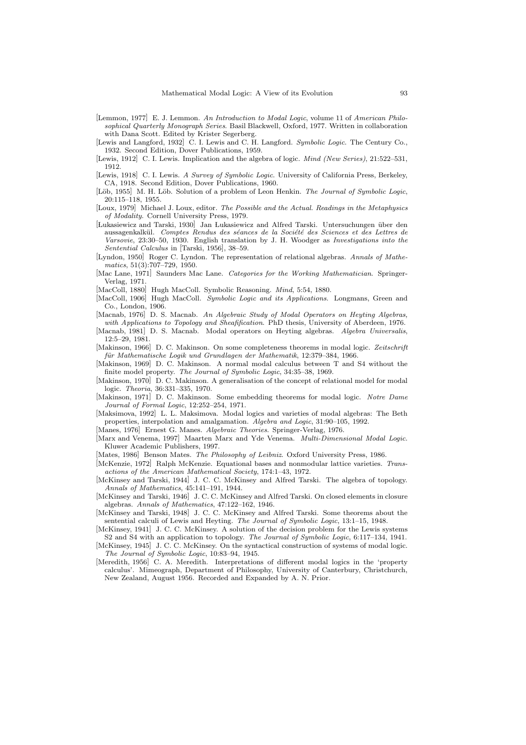[Lemmon, 1977] E. J. Lemmon. *An Introduction to Modal Logic*, volume 11 of *American Philosophical Quarterly Monograph Series*. Basil Blackwell, Oxford, 1977. Written in collaboration with Dana Scott. Edited by Krister Segerberg.

[Lewis and Langford, 1932] C. I. Lewis and C. H. Langford. *Symbolic Logic*. The Century Co., 1932. Second Edition, Dover Publications, 1959.

[Lewis, 1912] C. I. Lewis. Implication and the algebra of logic. *Mind (New Series)*, 21:522–531, 1912.

[Lewis, 1918] C. I. Lewis. *A Survey of Symbolic Logic*. University of California Press, Berkeley, CA, 1918. Second Edition, Dover Publications, 1960.

[Löb, 1955] M. H. Löb. Solution of a problem of Leon Henkin. *The Journal of Symbolic Logic*, 20:115–118, 1955.

[Loux, 1979] Michael J. Loux, editor. *The Possible and the Actual. Readings in the Metaphysics of Modality*. Cornell University Press, 1979.

[Łukasiewicz and Tarski, 1930] Jan Łukasiewicz and Alfred Tarski. Untersuchungen über den aussagenkalkül. *Comptes Rendus des séances de la Société des Sciences et des Lettres de Varsovie*, 23:30–50, 1930. English translation by J. H. Woodger as *Investigations into the Sentential Calculus* in [Tarski, 1956], 38–59.

[Lyndon, 1950] Roger C. Lyndon. The representation of relational algebras. *Annals of Mathematics*, 51(3):707–729, 1950.

[Mac Lane, 1971] Saunders Mac Lane. *Categories for the Working Mathematician*. Springer-Verlag, 1971.

[MacColl, 1880] Hugh MacColl. Symbolic Reasoning. *Mind*, 5:54, 1880.

[MacColl, 1906] Hugh MacColl. *Symbolic Logic and its Applications*. Longmans, Green and Co., London, 1906.

[Macnab, 1976] D. S. Macnab. *An Algebraic Study of Modal Operators on Heyting Algebras, with Applications to Topology and Sheafification*. PhD thesis, University of Aberdeen, 1976.

[Macnab, 1981] D. S. Macnab. Modal operators on Heyting algebras. *Algebra Universalis*, 12:5–29, 1981.

[Makinson, 1966] D. C. Makinson. On some completeness theorems in modal logic. *Zeitschrift für Mathematische Logik und Grundlagen der Mathematik*, 12:379–384, 1966.

[Makinson, 1969] D. C. Makinson. A normal modal calculus between T and S4 without the finite model property. *The Journal of Symbolic Logic*, 34:35–38, 1969.

[Makinson, 1970] D. C. Makinson. A generalisation of the concept of relational model for modal logic. *Theoria*, 36:331–335, 1970.

[Makinson, 1971] D. C. Makinson. Some embedding theorems for modal logic. *Notre Dame Journal of Formal Logic*, 12:252–254, 1971.

[Maksimova, 1992] L. L. Maksimova. Modal logics and varieties of modal algebras: The Beth properties, interpolation and amalgamation. *Algebra and Logic*, 31:90–105, 1992.

[Manes, 1976] Ernest G. Manes. *Algebraic Theories*. Springer-Verlag, 1976.

[Marx and Venema, 1997] Maarten Marx and Yde Venema. *Multi-Dimensional Modal Logic*. Kluwer Academic Publishers, 1997.

[Mates, 1986] Benson Mates. *The Philosophy of Leibniz*. Oxford University Press, 1986.

[McKenzie, 1972] Ralph McKenzie. Equational bases and nonmodular lattice varieties. *Transactions of the American Mathematical Society*, 174:1–43, 1972.

[McKinsey and Tarski, 1944] J. C. C. McKinsey and Alfred Tarski. The algebra of topology. *Annals of Mathematics*, 45:141–191, 1944.

[McKinsey and Tarski, 1946] J. C. C. McKinsey and Alfred Tarski. On closed elements in closure algebras. *Annals of Mathematics*, 47:122–162, 1946.

[McKinsey and Tarski, 1948] J. C. C. McKinsey and Alfred Tarski. Some theorems about the sentential calculi of Lewis and Heyting. *The Journal of Symbolic Logic*, 13:1–15, 1948.

[McKinsey, 1941] J. C. C. McKinsey. A solution of the decision problem for the Lewis systems S2 and S4 with an application to topology. *The Journal of Symbolic Logic*, 6:117–134, 1941.

[McKinsey, 1945] J. C. C. McKinsey. On the syntactical construction of systems of modal logic. *The Journal of Symbolic Logic*, 10:83–94, 1945.

[Meredith, 1956] C. A. Meredith. Interpretations of different modal logics in the 'property calculus'. Mimeograph, Department of Philosophy, University of Canterbury, Christchurch, New Zealand, August 1956. Recorded and Expanded by A. N. Prior.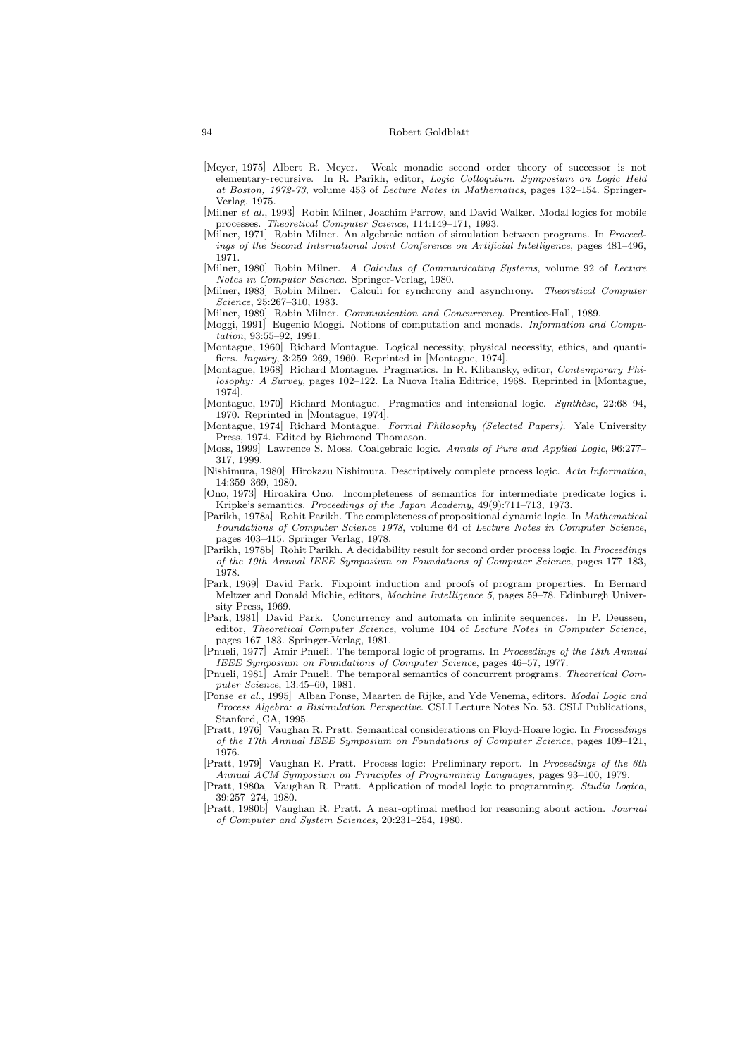[Meyer, 1975] Albert R. Meyer. Weak monadic second order theory of successor is not elementary-recursive. In R. Parikh, editor, *Logic Colloquium. Symposium on Logic Held at Boston, 1972-73*, volume 453 of *Lecture Notes in Mathematics*, pages 132–154. Springer-Verlag, 1975.

[Milner *et al.*, 1993] Robin Milner, Joachim Parrow, and David Walker. Modal logics for mobile processes. *Theoretical Computer Science*, 114:149–171, 1993.

[Milner, 1971] Robin Milner. An algebraic notion of simulation between programs. In *Proceedings of the Second International Joint Conference on Artificial Intelligence*, pages 481–496, 1971.

[Milner, 1980] Robin Milner. *A Calculus of Communicating Systems*, volume 92 of *Lecture Notes in Computer Science*. Springer-Verlag, 1980.

[Milner, 1983] Robin Milner. Calculi for synchrony and asynchrony. *Theoretical Computer Science*, 25:267–310, 1983.

[Milner, 1989] Robin Milner. *Communication and Concurrency*. Prentice-Hall, 1989.

[Moggi, 1991] Eugenio Moggi. Notions of computation and monads. *Information and Computation*, 93:55–92, 1991.

[Montague, 1960] Richard Montague. Logical necessity, physical necessity, ethics, and quantifiers. *Inquiry*, 3:259–269, 1960. Reprinted in [Montague, 1974].

[Montague, 1968] Richard Montague. Pragmatics. In R. Klibansky, editor, *Contemporary Philosophy: A Survey*, pages 102–122. La Nuova Italia Editrice, 1968. Reprinted in [Montague, 1974].

[Montague, 1970] Richard Montague. Pragmatics and intensional logic. *Synthèse*, 22:68–94, 1970. Reprinted in [Montague, 1974].

[Montague, 1974] Richard Montague. *Formal Philosophy (Selected Papers)*. Yale University Press, 1974. Edited by Richmond Thomason.

[Moss, 1999] Lawrence S. Moss. Coalgebraic logic. *Annals of Pure and Applied Logic*, 96:277–317, 1999.

[Nishimura, 1980] Hirokazu Nishimura. Descriptively complete process logic. *Acta Informatica*, 14:359–369, 1980.

[Ono, 1973] Hiroakira Ono. Incompleteness of semantics for intermediate predicate logics i. Kripke's semantics. *Proceedings of the Japan Academy*, 49(9):711–713, 1973.

[Parikh, 1978a] Rohit Parikh. The completeness of propositional dynamic logic. In *Mathematical Foundations of Computer Science 1978*, volume 64 of *Lecture Notes in Computer Science*, pages 403–415. Springer Verlag, 1978.

[Parikh, 1978b] Rohit Parikh. A decidability result for second order process logic. In *Proceedings of the 19th Annual IEEE Symposium on Foundations of Computer Science*, pages 177–183, 1978.

[Park, 1969] David Park. Fixpoint induction and proofs of program properties. In Bernard Meltzer and Donald Michie, editors, *Machine Intelligence 5*, pages 59–78. Edinburgh University Press, 1969.

[Park, 1981] David Park. Concurrency and automata on infinite sequences. In P. Deussen, editor, *Theoretical Computer Science*, volume 104 of *Lecture Notes in Computer Science*, pages 167–183. Springer-Verlag, 1981.

[Pnueli, 1977] Amir Pnueli. The temporal logic of programs. In *Proceedings of the 18th Annual IEEE Symposium on Foundations of Computer Science*, pages 46–57, 1977.

[Pnueli, 1981] Amir Pnueli. The temporal semantics of concurrent programs. *Theoretical Computer Science*, 13:45–60, 1981.

[Ponse *et al.*, 1995] Alban Ponse, Maarten de Rijke, and Yde Venema, editors. *Modal Logic and Process Algebra: a Bisimulation Perspective.* CSLI Lecture Notes No. 53. CSLI Publications, Stanford, CA, 1995.

[Pratt, 1976] Vaughan R. Pratt. Semantical considerations on Floyd-Hoare logic. In *Proceedings of the 17th Annual IEEE Symposium on Foundations of Computer Science*, pages 109–121, 1976.

[Pratt, 1979] Vaughan R. Pratt. Process logic: Preliminary report. In *Proceedings of the 6th Annual ACM Symposium on Principles of Programming Languages*, pages 93–100, 1979.

[Pratt, 1980a] Vaughan R. Pratt. Application of modal logic to programming. *Studia Logica*, 39:257–274, 1980.

[Pratt, 1980b] Vaughan R. Pratt. A near-optimal method for reasoning about action. *Journal of Computer and System Sciences*, 20:231–254, 1980.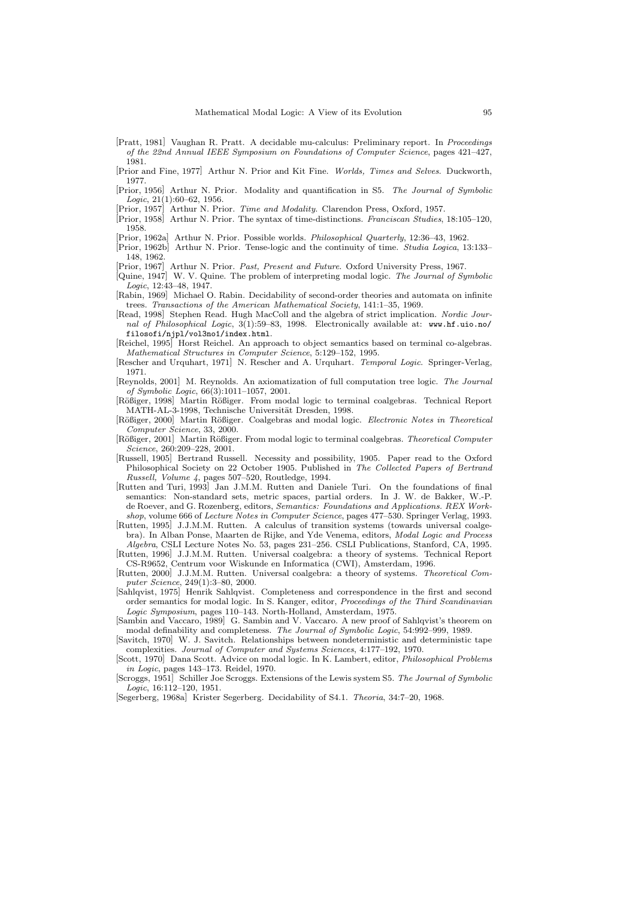[Pratt, 1981] Vaughan R. Pratt. A decidable mu-calculus: Preliminary report. In *Proceedings of the 22nd Annual IEEE Symposium on Foundations of Computer Science*, pages 421–427, 1981.

[Prior and Fine, 1977] Arthur N. Prior and Kit Fine. *Worlds, Times and Selves*. Duckworth, 1977.

[Prior, 1956] Arthur N. Prior. Modality and quantification in S5. *The Journal of Symbolic Logic*, 21(1):60–62, 1956.

[Prior, 1957] Arthur N. Prior. *Time and Modality*. Clarendon Press, Oxford, 1957.

[Prior, 1958] Arthur N. Prior. The syntax of time-distinctions. *Franciscan Studies*, 18:105–120, 1958.

[Prior, 1962a] Arthur N. Prior. Possible worlds. *Philosophical Quarterly*, 12:36–43, 1962.

[Prior, 1962b] Arthur N. Prior. Tense-logic and the continuity of time. *Studia Logica*, 13:133–148, 1962.

[Prior, 1967] Arthur N. Prior. *Past, Present and Future*. Oxford University Press, 1967.

[Quine, 1947] W. V. Quine. The problem of interpreting modal logic. *The Journal of Symbolic Logic*, 12:43–48, 1947.

[Rabin, 1969] Michael O. Rabin. Decidability of second-order theories and automata on infinite trees. *Transactions of the American Mathematical Society*, 141:1–35, 1969.

[Read, 1998] Stephen Read. Hugh MacColl and the algebra of strict implication. *Nordic Journal of Philosophical Logic*, 3(1):59–83, 1998. Electronically available at: `www.hf.uio.no/filosofi/njpl/vol3no1/index.html`.

[Reichel, 1995] Horst Reichel. An approach to object semantics based on terminal co-algebras. *Mathematical Structures in Computer Science*, 5:129–152, 1995.

[Rescher and Urquhart, 1971] N. Rescher and A. Urquhart. *Temporal Logic*. Springer-Verlag, 1971.

[Reynolds, 2001] M. Reynolds. An axiomatization of full computation tree logic. *The Journal of Symbolic Logic*, 66(3):1011–1057, 2001.

[Rößiger, 1998] Martin Rößiger. From modal logic to terminal coalgebras. Technical Report MATH-AL-3-1998, Technische Universität Dresden, 1998.

[Rößiger, 2000] Martin Rößiger. Coalgebras and modal logic. *Electronic Notes in Theoretical Computer Science*, 33, 2000.

[Rößiger, 2001] Martin Rößiger. From modal logic to terminal coalgebras. *Theoretical Computer Science*, 260:209–228, 2001.

[Russell, 1905] Bertrand Russell. Necessity and possibility, 1905. Paper read to the Oxford Philosophical Society on 22 October 1905. Published in *The Collected Papers of Bertrand Russell, Volume 4*, pages 507–520, Routledge, 1994.

[Rutten and Turi, 1993] Jan J.M.M. Rutten and Daniele Turi. On the foundations of final semantics: Non-standard sets, metric spaces, partial orders. In J. W. de Bakker, W.-P. de Roever, and G. Rozenberg, editors, *Semantics: Foundations and Applications. REX Workshop*, volume 666 of *Lecture Notes in Computer Science*, pages 477–530. Springer Verlag, 1993.

[Rutten, 1995] J.J.M.M. Rutten. A calculus of transition systems (towards universal coalgebra). In Alban Ponse, Maarten de Rijke, and Yde Venema, editors, *Modal Logic and Process Algebra*, CSLI Lecture Notes No. 53, pages 231–256. CSLI Publications, Stanford, CA, 1995.

[Rutten, 1996] J.J.M.M. Rutten. Universal coalgebra: a theory of systems. Technical Report CS-R9652, Centrum voor Wiskunde en Informatica (CWI), Amsterdam, 1996.

[Rutten, 2000] J.J.M.M. Rutten. Universal coalgebra: a theory of systems. *Theoretical Computer Science*, 249(1):3–80, 2000.

[Sahlqvist, 1975] Henrik Sahlqvist. Completeness and correspondence in the first and second order semantics for modal logic. In S. Kanger, editor, *Proceedings of the Third Scandinavian Logic Symposium*, pages 110–143. North-Holland, Amsterdam, 1975.

[Sambin and Vaccaro, 1989] G. Sambin and V. Vaccaro. A new proof of Sahlqvist's theorem on modal definability and completeness. *The Journal of Symbolic Logic*, 54:992–999, 1989.

[Savitch, 1970] W. J. Savitch. Relationships between nondeterministic and deterministic tape complexities. *Journal of Computer and Systems Sciences*, 4:177–192, 1970.

[Scott, 1970] Dana Scott. Advice on modal logic. In K. Lambert, editor, *Philosophical Problems in Logic*, pages 143–173. Reidel, 1970.

[Scroggs, 1951] Schiller Joe Scroggs. Extensions of the Lewis system S5. *The Journal of Symbolic Logic*, 16:112–120, 1951.

[Segerberg, 1968a] Krister Segerberg. Decidability of S4.1. *Theoria*, 34:7–20, 1968.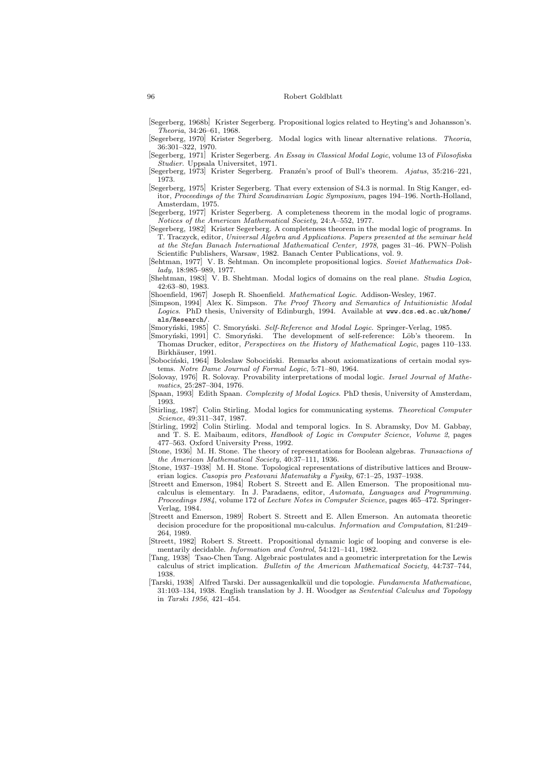[Segerberg, 1968b] Krister Segerberg. Propositional logics related to Heyting's and Johansson's. *Theoria*, 34:26–61, 1968.

[Segerberg, 1970] Krister Segerberg. Modal logics with linear alternative relations. *Theoria*, 36:301–322, 1970.

[Segerberg, 1971] Krister Segerberg. *An Essay in Classical Modal Logic*, volume 13 of *Filosofiska Studier*. Uppsala Universitet, 1971.

[Segerberg, 1973] Krister Segerberg. Franzén's proof of Bull's theorem. *Ajatus*, 35:216–221, 1973.

[Segerberg, 1975] Krister Segerberg. That every extension of S4.3 is normal. In Stig Kanger, editor, *Proceedings of the Third Scandinavian Logic Symposium*, pages 194–196. North-Holland, Amsterdam, 1975.

[Segerberg, 1977] Krister Segerberg. A completeness theorem in the modal logic of programs. *Notices of the American Mathematical Society*, 24:A–552, 1977.

[Segerberg, 1982] Krister Segerberg. A completeness theorem in the modal logic of programs. In T. Traczyck, editor, *Universal Algebra and Applications. Papers presented at the seminar held at the Stefan Banach International Mathematical Center, 1978*, pages 31–46. PWN–Polish Scientific Publishers, Warsaw, 1982. Banach Center Publications, vol. 9.

[Šehtman, 1977] V. B. Šehtman. On incomplete propositional logics. *Soviet Mathematics Doklady*, 18:985–989, 1977.

[Shehtman, 1983] V. B. Shehtman. Modal logics of domains on the real plane. *Studia Logica*, 42:63–80, 1983.

[Shoenfield, 1967] Joseph R. Shoenfield. *Mathematical Logic*. Addison-Wesley, 1967.

[Simpson, 1994] Alex K. Simpson. *The Proof Theory and Semantics of Intuitionistic Modal Logics*. PhD thesis, University of Edinburgh, 1994. Available at www.dcs.ed.ac.uk/home/als/Research/.

[Smoryński, 1985] C. Smoryński. *Self-Reference and Modal Logic*. Springer-Verlag, 1985.

[Smoryński, 1991] C. Smoryński. The development of self-reference: Löb's theorem. In Thomas Drucker, editor, *Perspectives on the History of Mathematical Logic*, pages 110–133. Birkhäuser, 1991.

[Sobociński, 1964] Boleslaw Sobociński. Remarks about axiomatizations of certain modal systems. *Notre Dame Journal of Formal Logic*, 5:71–80, 1964.

[Solovay, 1976] R. Solovay. Provability interpretations of modal logic. *Israel Journal of Mathematics*, 25:287–304, 1976.

[Spaan, 1993] Edith Spaan. *Complexity of Modal Logics*. PhD thesis, University of Amsterdam, 1993.

[Stirling, 1987] Colin Stirling. Modal logics for communicating systems. *Theoretical Computer Science*, 49:311–347, 1987.

[Stirling, 1992] Colin Stirling. Modal and temporal logics. In S. Abramsky, Dov M. Gabbay, and T. S. E. Maibaum, editors, *Handbook of Logic in Computer Science, Volume 2*, pages 477–563. Oxford University Press, 1992.

[Stone, 1936] M. H. Stone. The theory of representations for Boolean algebras. *Transactions of the American Mathematical Society*, 40:37–111, 1936.

[Stone, 1937–1938] M. H. Stone. Topological representations of distributive lattices and Brouwerian logics. *Casopis pro Pestovani Matematiky a Fysiky*, 67:1–25, 1937–1938.

[Streett and Emerson, 1984] Robert S. Streett and E. Allen Emerson. The propositional mu-calculus is elementary. In J. Paradaens, editor, *Automata, Languages and Programming. Proceedings 1984*, volume 172 of *Lecture Notes in Computer Science*, pages 465–472. Springer-Verlag, 1984.

[Streett and Emerson, 1989] Robert S. Streett and E. Allen Emerson. An automata theoretic decision procedure for the propositional mu-calculus. *Information and Computation*, 81:249–264, 1989.

[Streett, 1982] Robert S. Streett. Propositional dynamic logic of looping and converse is elementarily decidable. *Information and Control*, 54:121–141, 1982.

[Tang, 1938] Tsao-Chen Tang. Algebraic postulates and a geometric interpretation for the Lewis calculus of strict implication. *Bulletin of the American Mathematical Society*, 44:737–744, 1938.

[Tarski, 1938] Alfred Tarski. Der aussagenkalkül und die topologie. *Fundamenta Mathematicae*, 31:103–134, 1938. English translation by J. H. Woodger as *Sentential Calculus and Topology* in *Tarski 1956*, 421–454.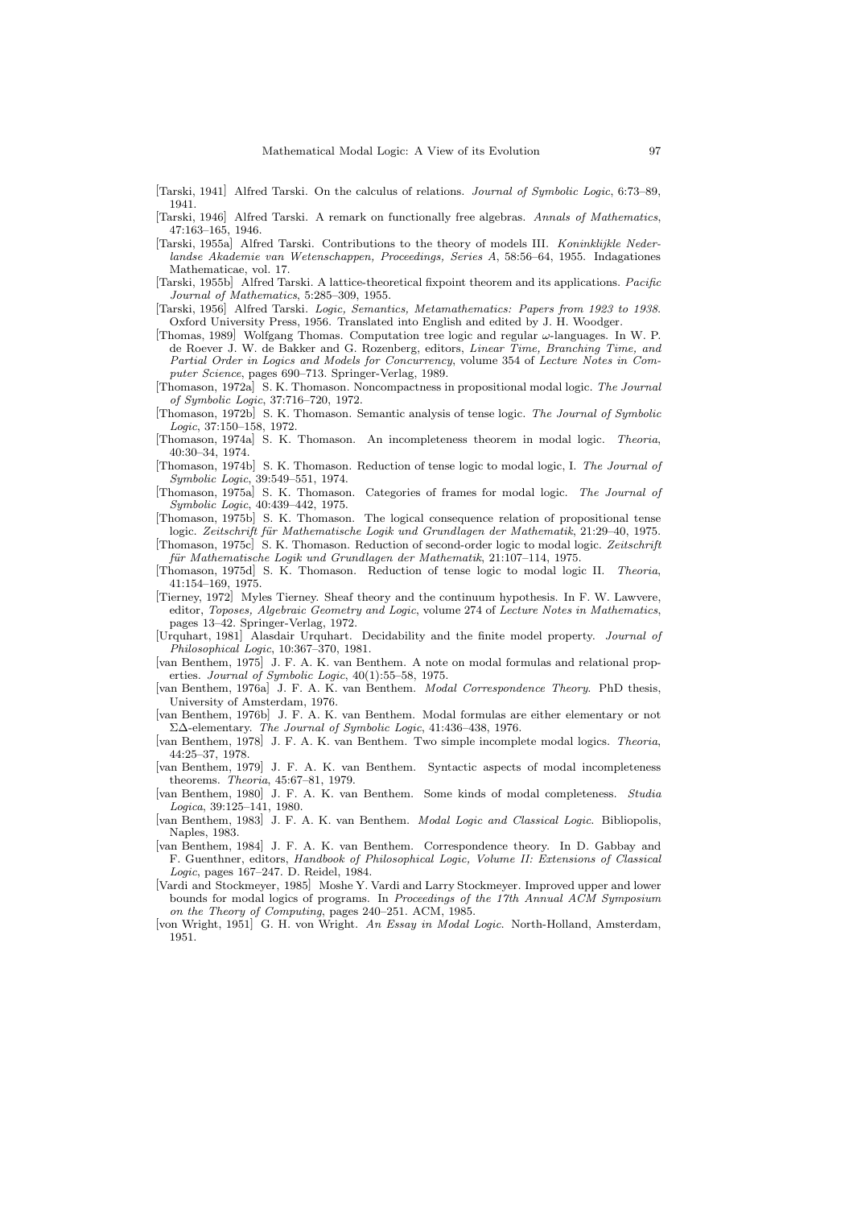[Tarski, 1941] Alfred Tarski. On the calculus of relations. *Journal of Symbolic Logic*, 6:73–89, 1941.

[Tarski, 1946] Alfred Tarski. A remark on functionally free algebras. *Annals of Mathematics*, 47:163–165, 1946.

[Tarski, 1955a] Alfred Tarski. Contributions to the theory of models III. *Koninklijke Nederlandse Akademie van Wetenschappen, Proceedings, Series A*, 58:56–64, 1955. Indagationes Mathematicae, vol. 17.

[Tarski, 1955b] Alfred Tarski. A lattice-theoretical fixpoint theorem and its applications. *Pacific Journal of Mathematics*, 5:285–309, 1955.

[Tarski, 1956] Alfred Tarski. *Logic, Semantics, Metamathematics: Papers from 1923 to 1938*. Oxford University Press, 1956. Translated into English and edited by J. H. Woodger.

[Thomas, 1989] Wolfgang Thomas. Computation tree logic and regular $\omega$-languages. In W. P. de Roever J. W. de Bakker and G. Rozenberg, editors, *Linear Time, Branching Time, and Partial Order in Logics and Models for Concurrency*, volume 354 of *Lecture Notes in Computer Science*, pages 690–713. Springer-Verlag, 1989.

[Thomason, 1972a] S. K. Thomason. Noncompactness in propositional modal logic. *The Journal of Symbolic Logic*, 37:716–720, 1972.

[Thomason, 1972b] S. K. Thomason. Semantic analysis of tense logic. *The Journal of Symbolic Logic*, 37:150–158, 1972.

[Thomason, 1974a] S. K. Thomason. An incompleteness theorem in modal logic. *Theoria*, 40:30–34, 1974.

[Thomason, 1974b] S. K. Thomason. Reduction of tense logic to modal logic, I. *The Journal of Symbolic Logic*, 39:549–551, 1974.

[Thomason, 1975a] S. K. Thomason. Categories of frames for modal logic. *The Journal of Symbolic Logic*, 40:439–442, 1975.

[Thomason, 1975b] S. K. Thomason. The logical consequence relation of propositional tense logic. *Zeitschrift für Mathematische Logik und Grundlagen der Mathematik*, 21:29–40, 1975.

[Thomason, 1975c] S. K. Thomason. Reduction of second-order logic to modal logic. *Zeitschrift für Mathematische Logik und Grundlagen der Mathematik*, 21:107–114, 1975.

[Thomason, 1975d] S. K. Thomason. Reduction of tense logic to modal logic II. *Theoria*, 41:154–169, 1975.

[Tierney, 1972] Myles Tierney. Sheaf theory and the continuum hypothesis. In F. W. Lawvere, editor, *Toposes, Algebraic Geometry and Logic*, volume 274 of *Lecture Notes in Mathematics*, pages 13–42. Springer-Verlag, 1972.

[Urquhart, 1981] Alasdair Urquhart. Decidability and the finite model property. *Journal of Philosophical Logic*, 10:367–370, 1981.

[van Benthem, 1975] J. F. A. K. van Benthem. A note on modal formulas and relational properties. *Journal of Symbolic Logic*, 40(1):55–58, 1975.

[van Benthem, 1976a] J. F. A. K. van Benthem. *Modal Correspondence Theory*. PhD thesis, University of Amsterdam, 1976.

[van Benthem, 1976b] J. F. A. K. van Benthem. Modal formulas are either elementary or not $\Sigma\Delta$-elementary. *The Journal of Symbolic Logic*, 41:436–438, 1976.

[van Benthem, 1978] J. F. A. K. van Benthem. Two simple incomplete modal logics. *Theoria*, 44:25–37, 1978.

[van Benthem, 1979] J. F. A. K. van Benthem. Syntactic aspects of modal incompleteness theorems. *Theoria*, 45:67–81, 1979.

[van Benthem, 1980] J. F. A. K. van Benthem. Some kinds of modal completeness. *Studia Logica*, 39:125–141, 1980.

[van Benthem, 1983] J. F. A. K. van Benthem. *Modal Logic and Classical Logic*. Bibliopolis, Naples, 1983.

[van Benthem, 1984] J. F. A. K. van Benthem. Correspondence theory. In D. Gabbay and F. Guenthner, editors, *Handbook of Philosophical Logic, Volume II: Extensions of Classical Logic*, pages 167–247. D. Reidel, 1984.

[Vardi and Stockmeyer, 1985] Moshe Y. Vardi and Larry Stockmeyer. Improved upper and lower bounds for modal logics of programs. In *Proceedings of the 17th Annual ACM Symposium on the Theory of Computing*, pages 240–251. ACM, 1985.

[von Wright, 1951] G. H. von Wright. *An Essay in Modal Logic*. North-Holland, Amsterdam, 1951.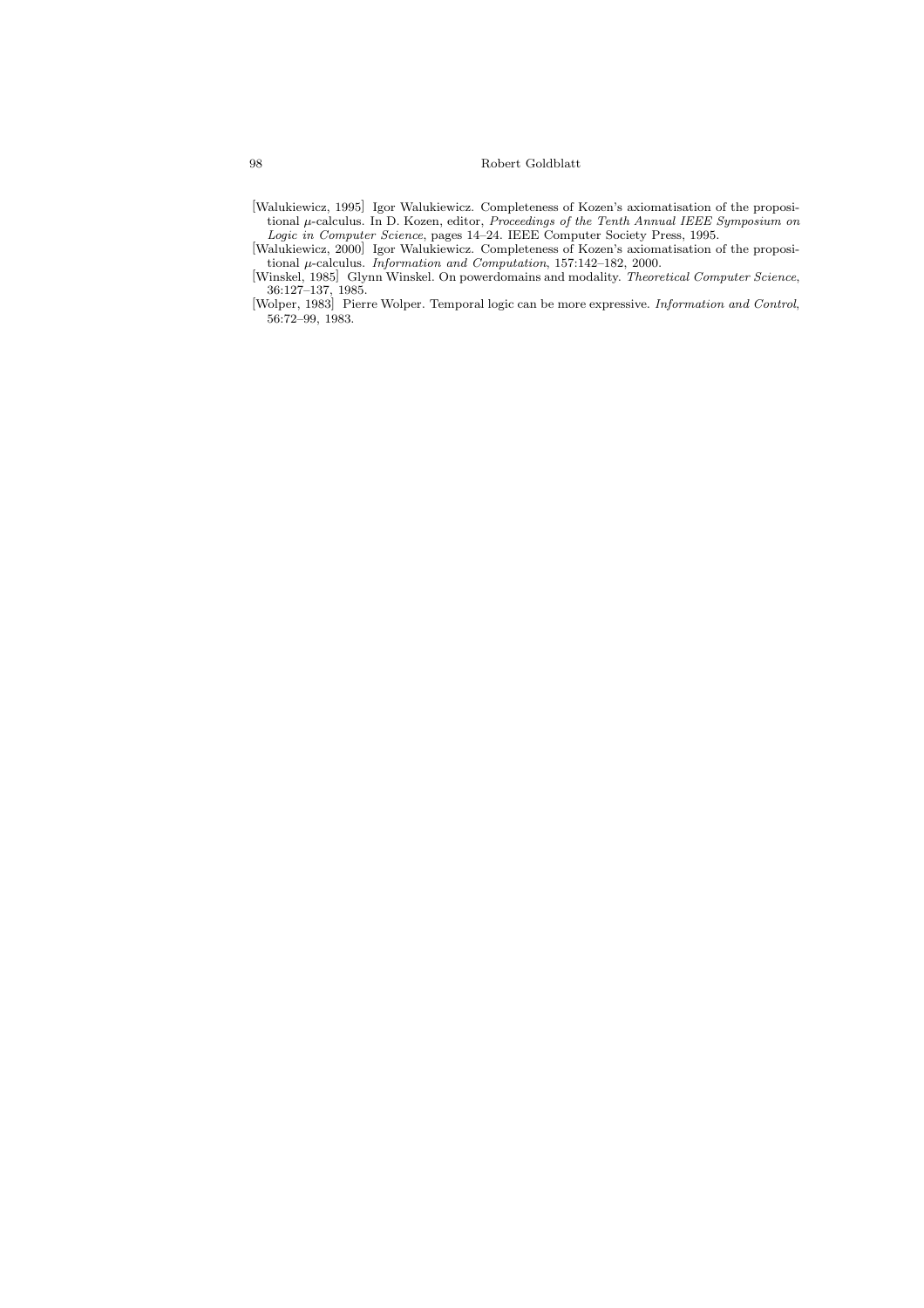[Walukiewicz, 1995] Igor Walukiewicz. Completeness of Kozen's axiomatisation of the propositional $\mu$-calculus. In D. Kozen, editor, *Proceedings of the Tenth Annual IEEE Symposium on Logic in Computer Science*, pages 14–24. IEEE Computer Society Press, 1995.

[Walukiewicz, 2000] Igor Walukiewicz. Completeness of Kozen's axiomatisation of the propositional $\mu$-calculus. *Information and Computation*, 157:142–182, 2000.

[Winskel, 1985] Glynn Winskel. On powerdomains and modality. *Theoretical Computer Science*, 36:127–137, 1985.

[Wolper, 1983] Pierre Wolper. Temporal logic can be more expressive. *Information and Control*, 56:72–99, 1983.